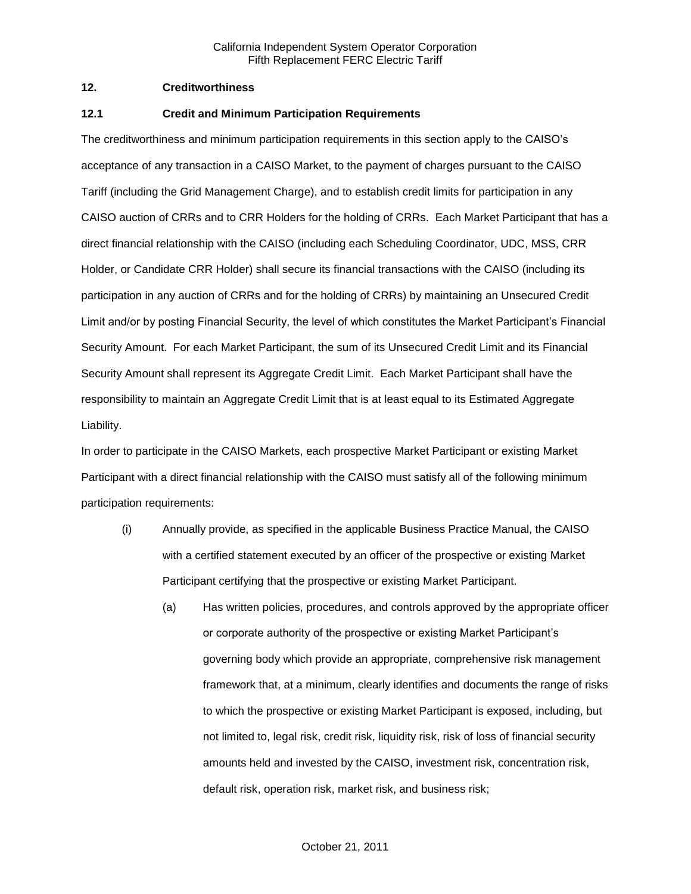## 12. Creditworthiness

### 12.1 Credit and Minimum Participation Requirements

The creditworthiness and minimum participation requirements in this section apply to the CAISO's acceptance of any transaction in a CAISO Market, to the payment of charges pursuant to the CAISO Tariff (including the Grid Management Charge), and to establish credit limits for participation in any CAISO auction of CRRs and to CRR Holders for the holding of CRRs. Each Market Participant that has a direct financial relationship with the CAISO (including each Scheduling Coordinator, UDC, MSS, CRR Holder, or Candidate CRR Holder) shall secure its financial transactions with the CAISO (including its participation in any auction of CRRs and for the holding of CRRs) by maintaining an Unsecured Credit Limit and/or by posting Financial Security, the level of which constitutes the Market Participant's Financial Security Amount. For each Market Participant, the sum of its Unsecured Credit Limit and its Financial Security Amount shall represent its Aggregate Credit Limit. Each Market Participant shall have the responsibility to maintain an Aggregate Credit Limit that is at least equal to its Estimated Aggregate Liability.

In order to participate in the CAISO Markets, each prospective Market Participant or existing Market Participant with a direct financial relationship with the CAISO must satisfy all of the following minimum participation requirements:

(i) Annually provide, as specified in the applicable Business Practice Manual, the CAISO with a certified statement executed by an officer of the prospective or existing Market Participant certifying that the prospective or existing Market Participant.

(a) Has written policies, procedures, and controls approved by the appropriate officer or corporate authority of the prospective or existing Market Participant's governing body which provide an appropriate, comprehensive risk management framework that, at a minimum, clearly identifies and documents the range of risks to which the prospective or existing Market Participant is exposed, including, but not limited to, legal risk, credit risk, liquidity risk, risk of loss of financial security amounts held and invested by the CAISO, investment risk, concentration risk, default risk, operation risk, market risk, and business risk;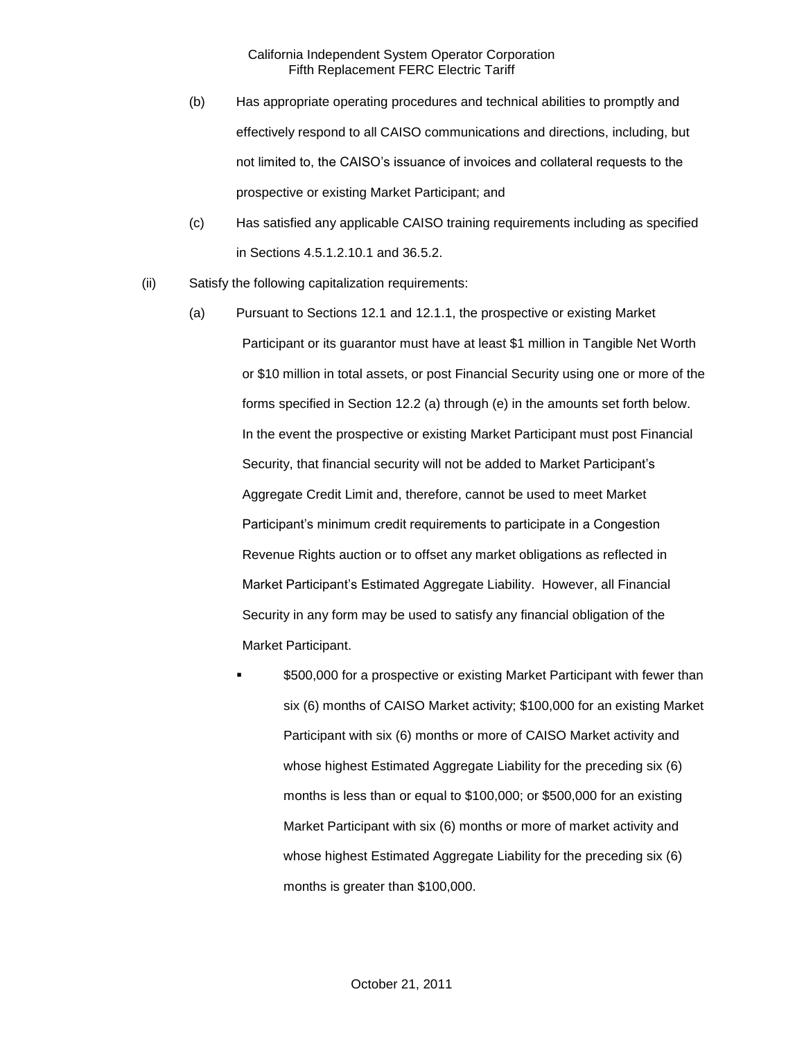(b) Has appropriate operating procedures and technical abilities to promptly and effectively respond to all CAISO communications and directions, including, but not limited to, the CAISO's issuance of invoices and collateral requests to the prospective or existing Market Participant; and

(c) Has satisfied any applicable CAISO training requirements including as specified in Sections 4.5.1.2.10.1 and 36.5.2.

(ii) Satisfy the following capitalization requirements:

(a) Pursuant to Sections 12.1 and 12.1.1, the prospective or existing Market Participant or its guarantor must have at least $1 million in Tangible Net Worth or $10 million in total assets, or post Financial Security using one or more of the forms specified in Section 12.2 (a) through (e) in the amounts set forth below. In the event the prospective or existing Market Participant must post Financial Security, that financial security will not be added to Market Participant's Aggregate Credit Limit and, therefore, cannot be used to meet Market Participant's minimum credit requirements to participate in a Congestion Revenue Rights auction or to offset any market obligations as reflected in Market Participant's Estimated Aggregate Liability. However, all Financial Security in any form may be used to satisfy any financial obligation of the Market Participant.

- $500,000 for a prospective or existing Market Participant with fewer than six (6) months of CAISO Market activity; $100,000 for an existing Market Participant with six (6) months or more of CAISO Market activity and whose highest Estimated Aggregate Liability for the preceding six (6) months is less than or equal to $100,000; or $500,000 for an existing Market Participant with six (6) months or more of market activity and whose highest Estimated Aggregate Liability for the preceding six (6) months is greater than $100,000.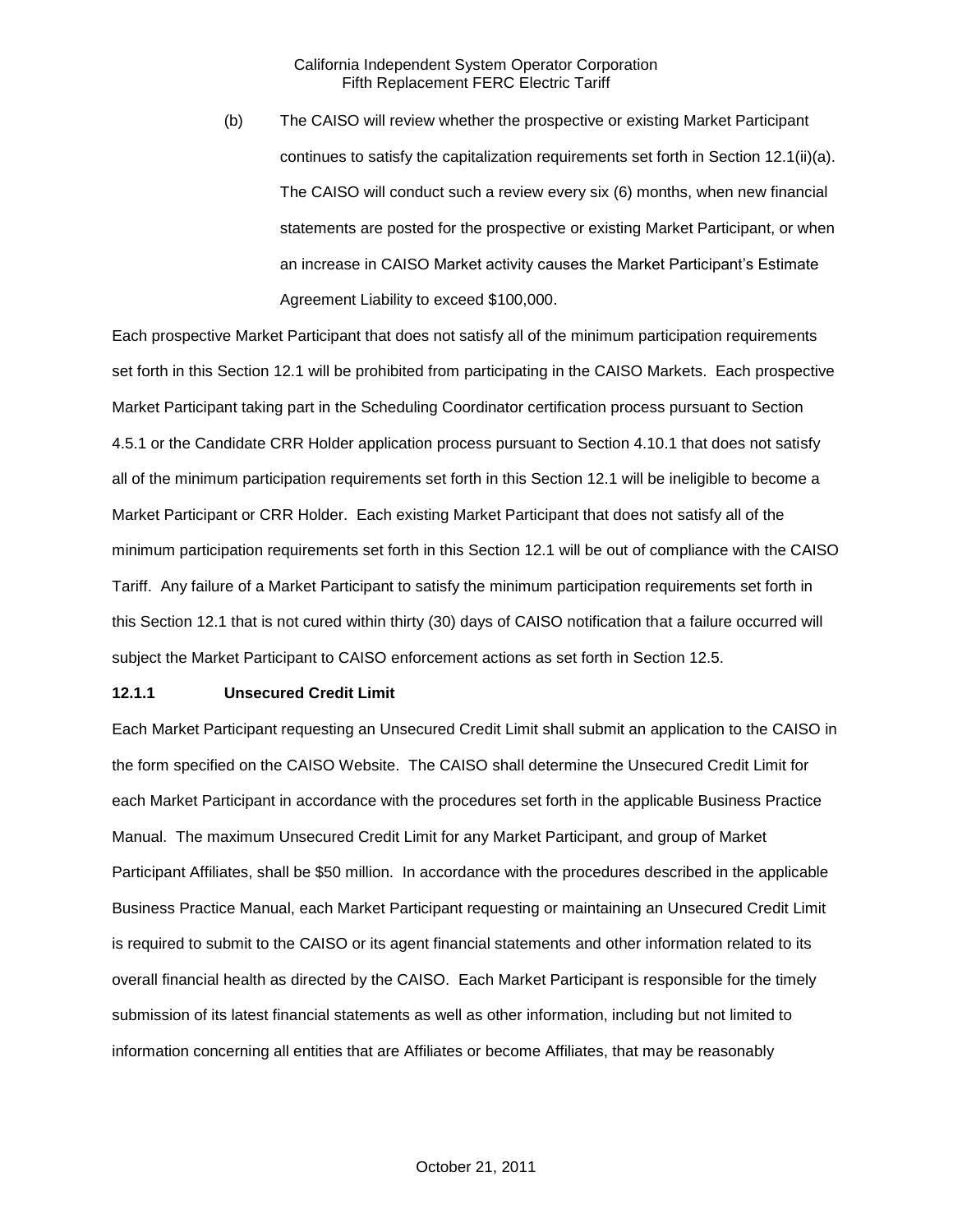(b) The CAISO will review whether the prospective or existing Market Participant continues to satisfy the capitalization requirements set forth in Section 12.1(ii)(a). The CAISO will conduct such a review every six (6) months, when new financial statements are posted for the prospective or existing Market Participant, or when an increase in CAISO Market activity causes the Market Participant's Estimate Agreement Liability to exceed $100,000.

Each prospective Market Participant that does not satisfy all of the minimum participation requirements set forth in this Section 12.1 will be prohibited from participating in the CAISO Markets. Each prospective Market Participant taking part in the Scheduling Coordinator certification process pursuant to Section 4.5.1 or the Candidate CRR Holder application process pursuant to Section 4.10.1 that does not satisfy all of the minimum participation requirements set forth in this Section 12.1 will be ineligible to become a Market Participant or CRR Holder. Each existing Market Participant that does not satisfy all of the minimum participation requirements set forth in this Section 12.1 will be out of compliance with the CAISO Tariff. Any failure of a Market Participant to satisfy the minimum participation requirements set forth in this Section 12.1 that is not cured within thirty (30) days of CAISO notification that a failure occurred will subject the Market Participant to CAISO enforcement actions as set forth in Section 12.5.

**12.1.1 Unsecured Credit Limit**

Each Market Participant requesting an Unsecured Credit Limit shall submit an application to the CAISO in the form specified on the CAISO Website. The CAISO shall determine the Unsecured Credit Limit for each Market Participant in accordance with the procedures set forth in the applicable Business Practice Manual. The maximum Unsecured Credit Limit for any Market Participant, and group of Market Participant Affiliates, shall be $50 million. In accordance with the procedures described in the applicable Business Practice Manual, each Market Participant requesting or maintaining an Unsecured Credit Limit is required to submit to the CAISO or its agent financial statements and other information related to its overall financial health as directed by the CAISO. Each Market Participant is responsible for the timely submission of its latest financial statements as well as other information, including but not limited to information concerning all entities that are Affiliates or become Affiliates, that may be reasonably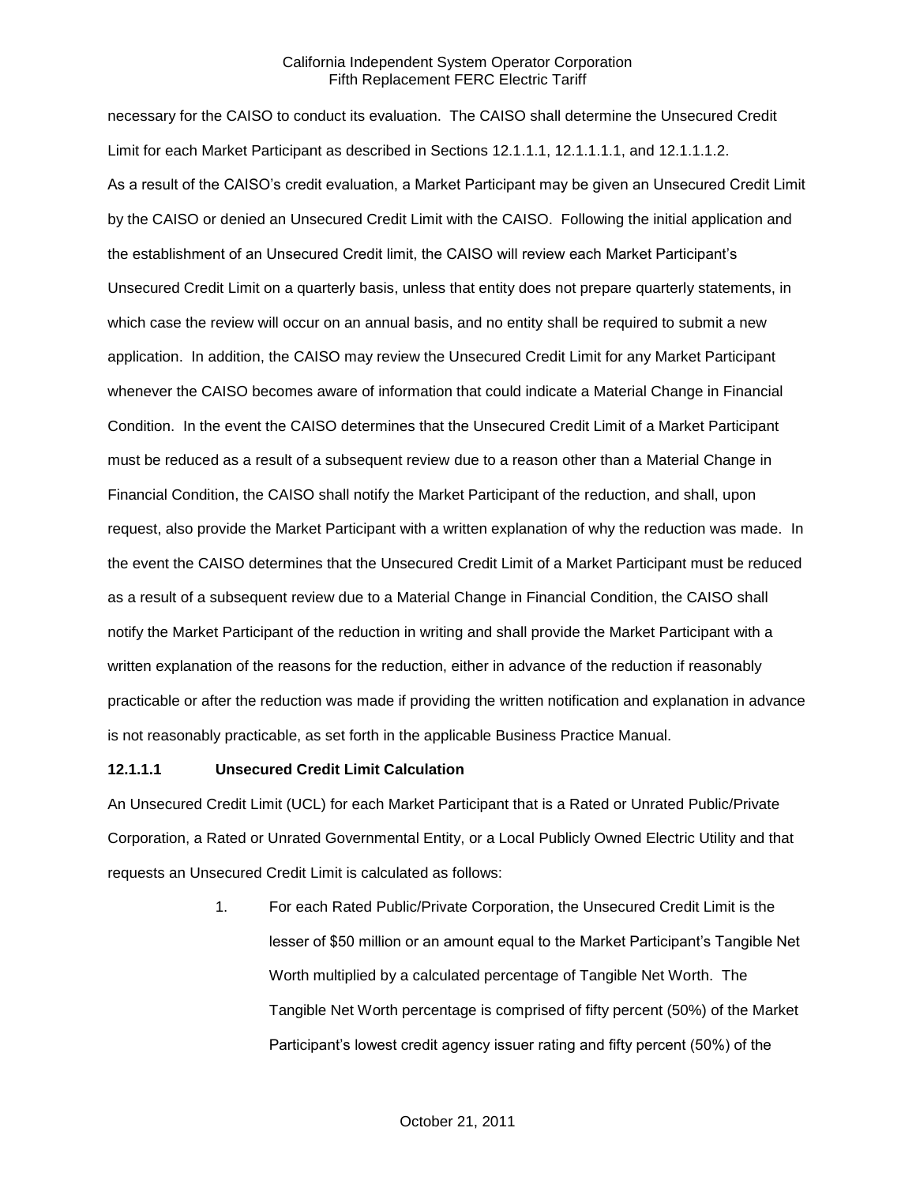necessary for the CAISO to conduct its evaluation. The CAISO shall determine the Unsecured Credit Limit for each Market Participant as described in Sections 12.1.1.1, 12.1.1.1.1, and 12.1.1.1.2.

As a result of the CAISO's credit evaluation, a Market Participant may be given an Unsecured Credit Limit by the CAISO or denied an Unsecured Credit Limit with the CAISO. Following the initial application and the establishment of an Unsecured Credit limit, the CAISO will review each Market Participant's Unsecured Credit Limit on a quarterly basis, unless that entity does not prepare quarterly statements, in which case the review will occur on an annual basis, and no entity shall be required to submit a new application. In addition, the CAISO may review the Unsecured Credit Limit for any Market Participant whenever the CAISO becomes aware of information that could indicate a Material Change in Financial Condition. In the event the CAISO determines that the Unsecured Credit Limit of a Market Participant must be reduced as a result of a subsequent review due to a reason other than a Material Change in Financial Condition, the CAISO shall notify the Market Participant of the reduction, and shall, upon request, also provide the Market Participant with a written explanation of why the reduction was made. In the event the CAISO determines that the Unsecured Credit Limit of a Market Participant must be reduced as a result of a subsequent review due to a Material Change in Financial Condition, the CAISO shall notify the Market Participant of the reduction in writing and shall provide the Market Participant with a written explanation of the reasons for the reduction, either in advance of the reduction if reasonably practicable or after the reduction was made if providing the written notification and explanation in advance is not reasonably practicable, as set forth in the applicable Business Practice Manual.

**12.1.1.1 Unsecured Credit Limit Calculation**

An Unsecured Credit Limit (UCL) for each Market Participant that is a Rated or Unrated Public/Private Corporation, a Rated or Unrated Governmental Entity, or a Local Publicly Owned Electric Utility and that requests an Unsecured Credit Limit is calculated as follows:

1. For each Rated Public/Private Corporation, the Unsecured Credit Limit is the lesser of \$50 million or an amount equal to the Market Participant's Tangible Net Worth multiplied by a calculated percentage of Tangible Net Worth. The Tangible Net Worth percentage is comprised of fifty percent (50%) of the Market Participant's lowest credit agency issuer rating and fifty percent (50%) of the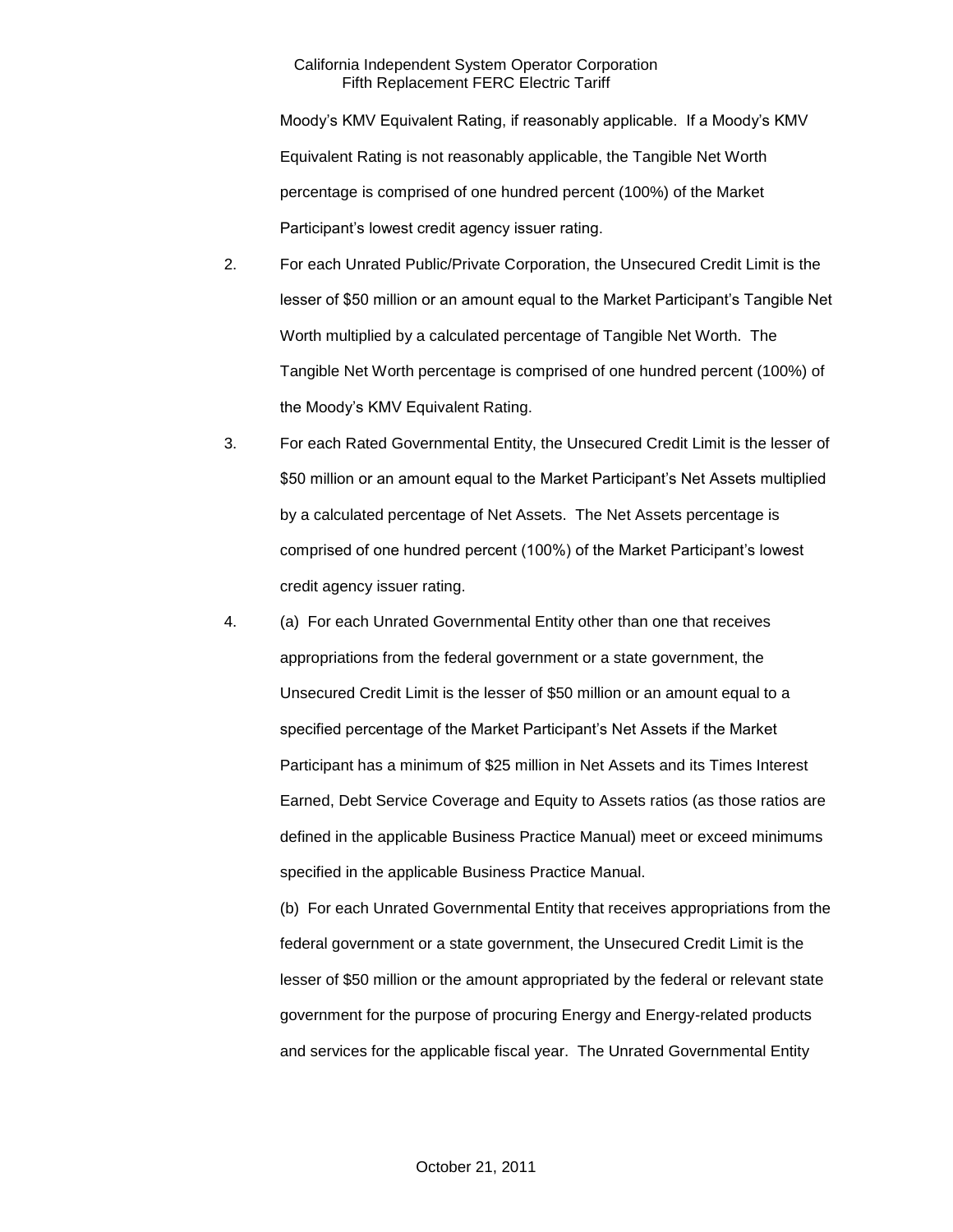Moody's KMV Equivalent Rating, if reasonably applicable. If a Moody's KMV Equivalent Rating is not reasonably applicable, the Tangible Net Worth percentage is comprised of one hundred percent (100%) of the Market Participant's lowest credit agency issuer rating.

2. For each Unrated Public/Private Corporation, the Unsecured Credit Limit is the lesser of $50 million or an amount equal to the Market Participant's Tangible Net Worth multiplied by a calculated percentage of Tangible Net Worth. The Tangible Net Worth percentage is comprised of one hundred percent (100%) of the Moody's KMV Equivalent Rating.

3. For each Rated Governmental Entity, the Unsecured Credit Limit is the lesser of $50 million or an amount equal to the Market Participant's Net Assets multiplied by a calculated percentage of Net Assets. The Net Assets percentage is comprised of one hundred percent (100%) of the Market Participant's lowest credit agency issuer rating.

4. (a) For each Unrated Governmental Entity other than one that receives appropriations from the federal government or a state government, the Unsecured Credit Limit is the lesser of $50 million or an amount equal to a specified percentage of the Market Participant's Net Assets if the Market Participant has a minimum of $25 million in Net Assets and its Times Interest Earned, Debt Service Coverage and Equity to Assets ratios (as those ratios are defined in the applicable Business Practice Manual) meet or exceed minimums specified in the applicable Business Practice Manual.

   (b) For each Unrated Governmental Entity that receives appropriations from the federal government or a state government, the Unsecured Credit Limit is the lesser of $50 million or the amount appropriated by the federal or relevant state government for the purpose of procuring Energy and Energy-related products and services for the applicable fiscal year. The Unrated Governmental Entity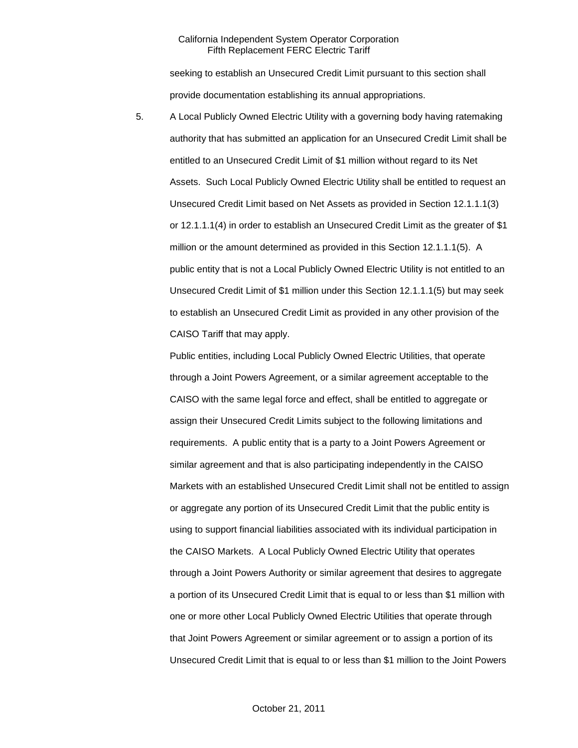seeking to establish an Unsecured Credit Limit pursuant to this section shall provide documentation establishing its annual appropriations.

5. A Local Publicly Owned Electric Utility with a governing body having ratemaking authority that has submitted an application for an Unsecured Credit Limit shall be entitled to an Unsecured Credit Limit of $1 million without regard to its Net Assets. Such Local Publicly Owned Electric Utility shall be entitled to request an Unsecured Credit Limit based on Net Assets as provided in Section 12.1.1.1(3) or 12.1.1.1(4) in order to establish an Unsecured Credit Limit as the greater of $1 million or the amount determined as provided in this Section 12.1.1.1(5). A public entity that is not a Local Publicly Owned Electric Utility is not entitled to an Unsecured Credit Limit of $1 million under this Section 12.1.1.1(5) but may seek to establish an Unsecured Credit Limit as provided in any other provision of the CAISO Tariff that may apply.

   Public entities, including Local Publicly Owned Electric Utilities, that operate through a Joint Powers Agreement, or a similar agreement acceptable to the CAISO with the same legal force and effect, shall be entitled to aggregate or assign their Unsecured Credit Limits subject to the following limitations and requirements. A public entity that is a party to a Joint Powers Agreement or similar agreement and that is also participating independently in the CAISO Markets with an established Unsecured Credit Limit shall not be entitled to assign or aggregate any portion of its Unsecured Credit Limit that the public entity is using to support financial liabilities associated with its individual participation in the CAISO Markets. A Local Publicly Owned Electric Utility that operates through a Joint Powers Authority or similar agreement that desires to aggregate a portion of its Unsecured Credit Limit that is equal to or less than $1 million with one or more other Local Publicly Owned Electric Utilities that operate through that Joint Powers Agreement or similar agreement or to assign a portion of its Unsecured Credit Limit that is equal to or less than $1 million to the Joint Powers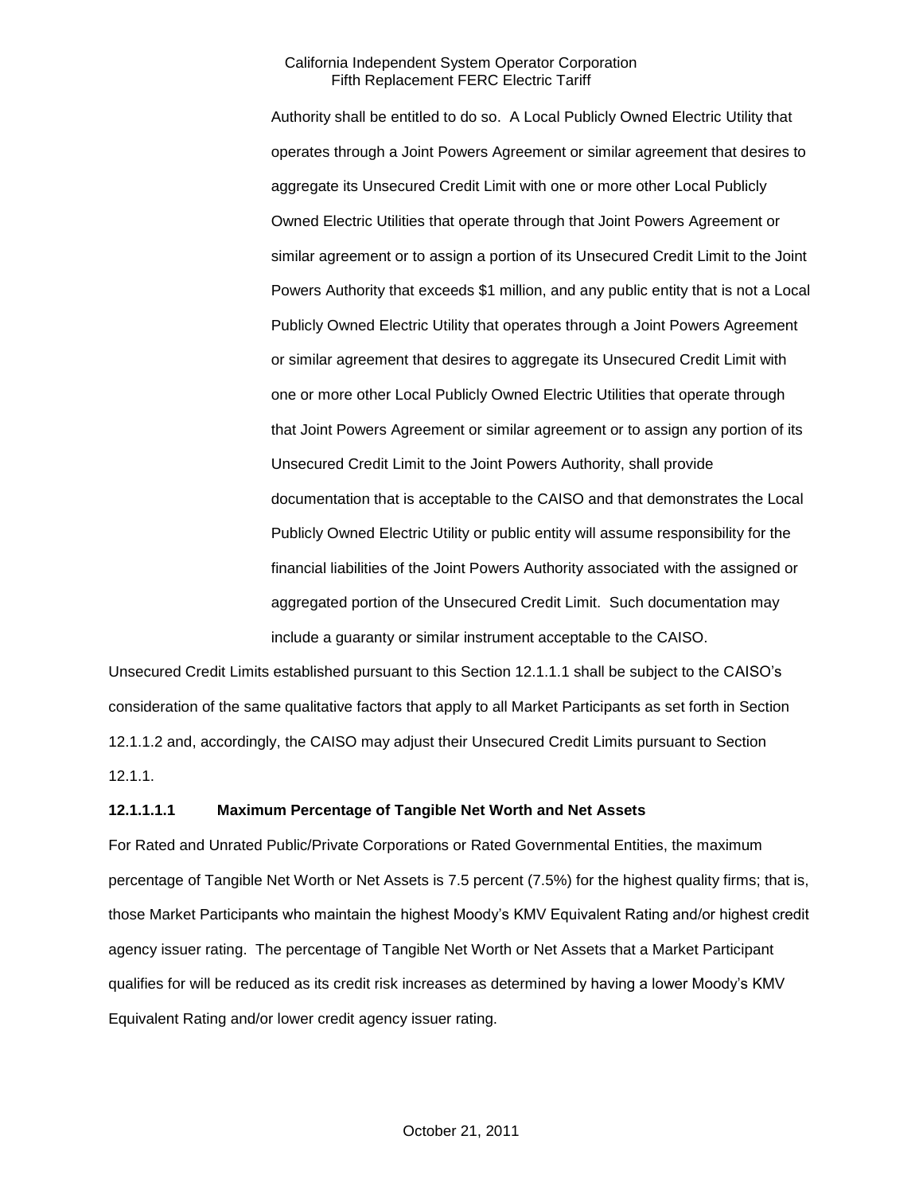Authority shall be entitled to do so. A Local Publicly Owned Electric Utility that operates through a Joint Powers Agreement or similar agreement that desires to aggregate its Unsecured Credit Limit with one or more other Local Publicly Owned Electric Utilities that operate through that Joint Powers Agreement or similar agreement or to assign a portion of its Unsecured Credit Limit to the Joint Powers Authority that exceeds $1 million, and any public entity that is not a Local Publicly Owned Electric Utility that operates through a Joint Powers Agreement or similar agreement that desires to aggregate its Unsecured Credit Limit with one or more other Local Publicly Owned Electric Utilities that operate through that Joint Powers Agreement or similar agreement or to assign any portion of its Unsecured Credit Limit to the Joint Powers Authority, shall provide documentation that is acceptable to the CAISO and that demonstrates the Local Publicly Owned Electric Utility or public entity will assume responsibility for the financial liabilities of the Joint Powers Authority associated with the assigned or aggregated portion of the Unsecured Credit Limit. Such documentation may include a guaranty or similar instrument acceptable to the CAISO.

Unsecured Credit Limits established pursuant to this Section 12.1.1.1 shall be subject to the CAISO's consideration of the same qualitative factors that apply to all Market Participants as set forth in Section 12.1.1.2 and, accordingly, the CAISO may adjust their Unsecured Credit Limits pursuant to Section 12.1.1.

**12.1.1.1.1 Maximum Percentage of Tangible Net Worth and Net Assets**

For Rated and Unrated Public/Private Corporations or Rated Governmental Entities, the maximum percentage of Tangible Net Worth or Net Assets is 7.5 percent (7.5%) for the highest quality firms; that is, those Market Participants who maintain the highest Moody's KMV Equivalent Rating and/or highest credit agency issuer rating. The percentage of Tangible Net Worth or Net Assets that a Market Participant qualifies for will be reduced as its credit risk increases as determined by having a lower Moody's KMV Equivalent Rating and/or lower credit agency issuer rating.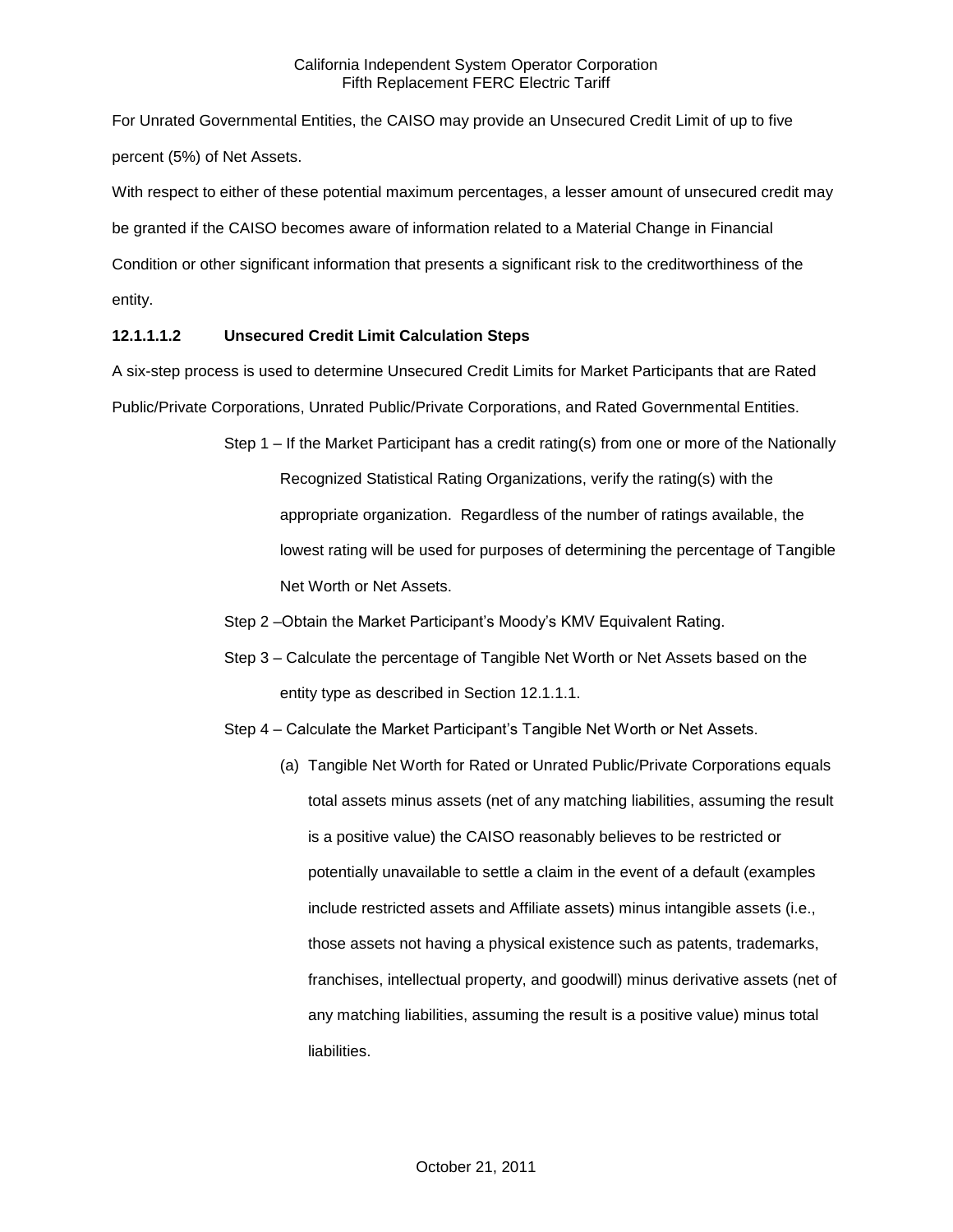For Unrated Governmental Entities, the CAISO may provide an Unsecured Credit Limit of up to five percent (5%) of Net Assets.

With respect to either of these potential maximum percentages, a lesser amount of unsecured credit may be granted if the CAISO becomes aware of information related to a Material Change in Financial Condition or other significant information that presents a significant risk to the creditworthiness of the entity.

**12.1.1.1.2 Unsecured Credit Limit Calculation Steps**

A six-step process is used to determine Unsecured Credit Limits for Market Participants that are Rated Public/Private Corporations, Unrated Public/Private Corporations, and Rated Governmental Entities.

Step 1 – If the Market Participant has a credit rating(s) from one or more of the Nationally Recognized Statistical Rating Organizations, verify the rating(s) with the appropriate organization. Regardless of the number of ratings available, the lowest rating will be used for purposes of determining the percentage of Tangible Net Worth or Net Assets.

Step 2 –Obtain the Market Participant's Moody's KMV Equivalent Rating.

Step 3 – Calculate the percentage of Tangible Net Worth or Net Assets based on the entity type as described in Section 12.1.1.1.

Step 4 – Calculate the Market Participant's Tangible Net Worth or Net Assets.

(a) Tangible Net Worth for Rated or Unrated Public/Private Corporations equals total assets minus assets (net of any matching liabilities, assuming the result is a positive value) the CAISO reasonably believes to be restricted or potentially unavailable to settle a claim in the event of a default (examples include restricted assets and Affiliate assets) minus intangible assets (i.e., those assets not having a physical existence such as patents, trademarks, franchises, intellectual property, and goodwill) minus derivative assets (net of any matching liabilities, assuming the result is a positive value) minus total liabilities.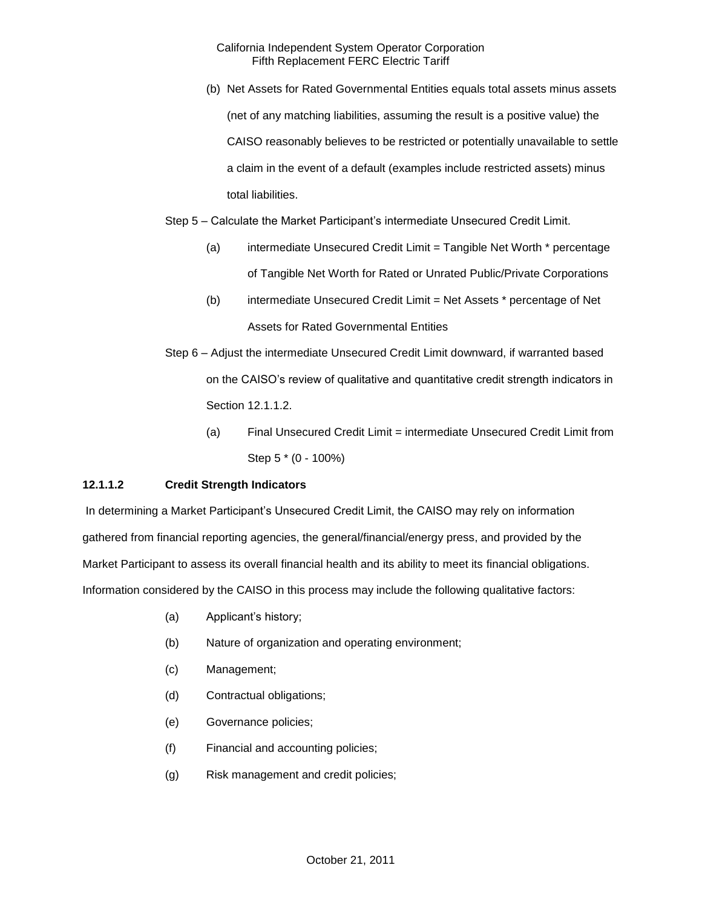(b) Net Assets for Rated Governmental Entities equals total assets minus assets (net of any matching liabilities, assuming the result is a positive value) the CAISO reasonably believes to be restricted or potentially unavailable to settle a claim in the event of a default (examples include restricted assets) minus total liabilities.

Step 5 – Calculate the Market Participant's intermediate Unsecured Credit Limit.

(a) intermediate Unsecured Credit Limit = Tangible Net Worth * percentage of Tangible Net Worth for Rated or Unrated Public/Private Corporations

(b) intermediate Unsecured Credit Limit = Net Assets * percentage of Net Assets for Rated Governmental Entities

Step 6 – Adjust the intermediate Unsecured Credit Limit downward, if warranted based on the CAISO's review of qualitative and quantitative credit strength indicators in Section 12.1.1.2.

(a) Final Unsecured Credit Limit = intermediate Unsecured Credit Limit from Step 5 * (0 - 100%)

**12.1.1.2 Credit Strength Indicators**

In determining a Market Participant's Unsecured Credit Limit, the CAISO may rely on information gathered from financial reporting agencies, the general/financial/energy press, and provided by the Market Participant to assess its overall financial health and its ability to meet its financial obligations. Information considered by the CAISO in this process may include the following qualitative factors:

(a) Applicant's history;

(b) Nature of organization and operating environment;

(c) Management;

(d) Contractual obligations;

(e) Governance policies;

(f) Financial and accounting policies;

(g) Risk management and credit policies;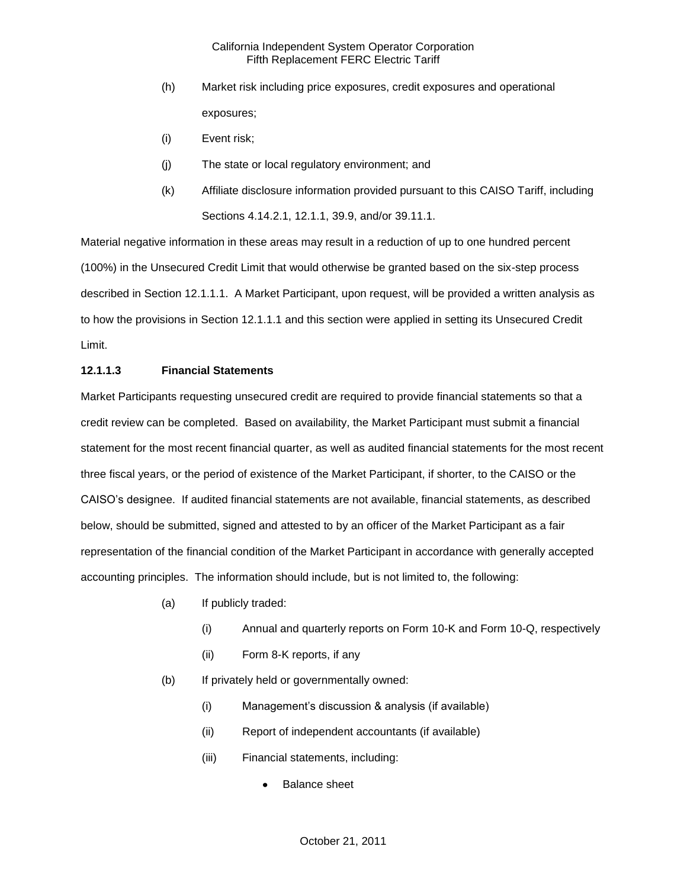(h) Market risk including price exposures, credit exposures and operational exposures;

(i) Event risk;

(j) The state or local regulatory environment; and

(k) Affiliate disclosure information provided pursuant to this CAISO Tariff, including Sections 4.14.2.1, 12.1.1, 39.9, and/or 39.11.1.

Material negative information in these areas may result in a reduction of up to one hundred percent (100%) in the Unsecured Credit Limit that would otherwise be granted based on the six-step process described in Section 12.1.1.1. A Market Participant, upon request, will be provided a written analysis as to how the provisions in Section 12.1.1.1 and this section were applied in setting its Unsecured Credit Limit.

**12.1.1.3 Financial Statements**

Market Participants requesting unsecured credit are required to provide financial statements so that a credit review can be completed. Based on availability, the Market Participant must submit a financial statement for the most recent financial quarter, as well as audited financial statements for the most recent three fiscal years, or the period of existence of the Market Participant, if shorter, to the CAISO or the CAISO's designee. If audited financial statements are not available, financial statements, as described below, should be submitted, signed and attested to by an officer of the Market Participant as a fair representation of the financial condition of the Market Participant in accordance with generally accepted accounting principles. The information should include, but is not limited to, the following:

(a) If publicly traded:

(i) Annual and quarterly reports on Form 10-K and Form 10-Q, respectively

(ii) Form 8-K reports, if any

(b) If privately held or governmentally owned:

(i) Management's discussion & analysis (if available)

(ii) Report of independent accountants (if available)

(iii) Financial statements, including:

- Balance sheet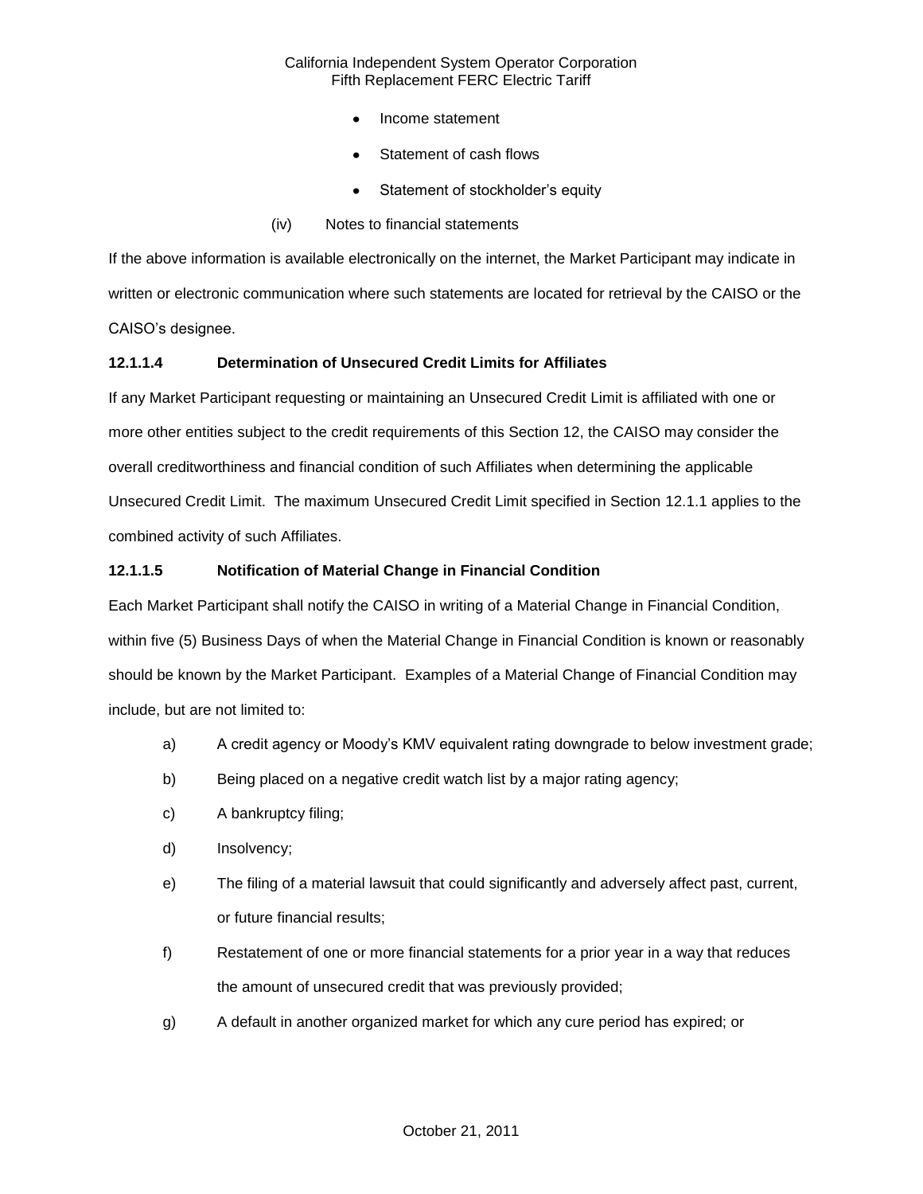- Income statement
- Statement of cash flows
- Statement of stockholder's equity

(iv) Notes to financial statements

If the above information is available electronically on the internet, the Market Participant may indicate in written or electronic communication where such statements are located for retrieval by the CAISO or the CAISO's designee.

**12.1.1.4 Determination of Unsecured Credit Limits for Affiliates**

If any Market Participant requesting or maintaining an Unsecured Credit Limit is affiliated with one or more other entities subject to the credit requirements of this Section 12, the CAISO may consider the overall creditworthiness and financial condition of such Affiliates when determining the applicable Unsecured Credit Limit. The maximum Unsecured Credit Limit specified in Section 12.1.1 applies to the combined activity of such Affiliates.

**12.1.1.5 Notification of Material Change in Financial Condition**

Each Market Participant shall notify the CAISO in writing of a Material Change in Financial Condition, within five (5) Business Days of when the Material Change in Financial Condition is known or reasonably should be known by the Market Participant. Examples of a Material Change of Financial Condition may include, but are not limited to:

a) A credit agency or Moody's KMV equivalent rating downgrade to below investment grade;

b) Being placed on a negative credit watch list by a major rating agency;

c) A bankruptcy filing;

d) Insolvency;

e) The filing of a material lawsuit that could significantly and adversely affect past, current, or future financial results;

f) Restatement of one or more financial statements for a prior year in a way that reduces the amount of unsecured credit that was previously provided;

g) A default in another organized market for which any cure period has expired; or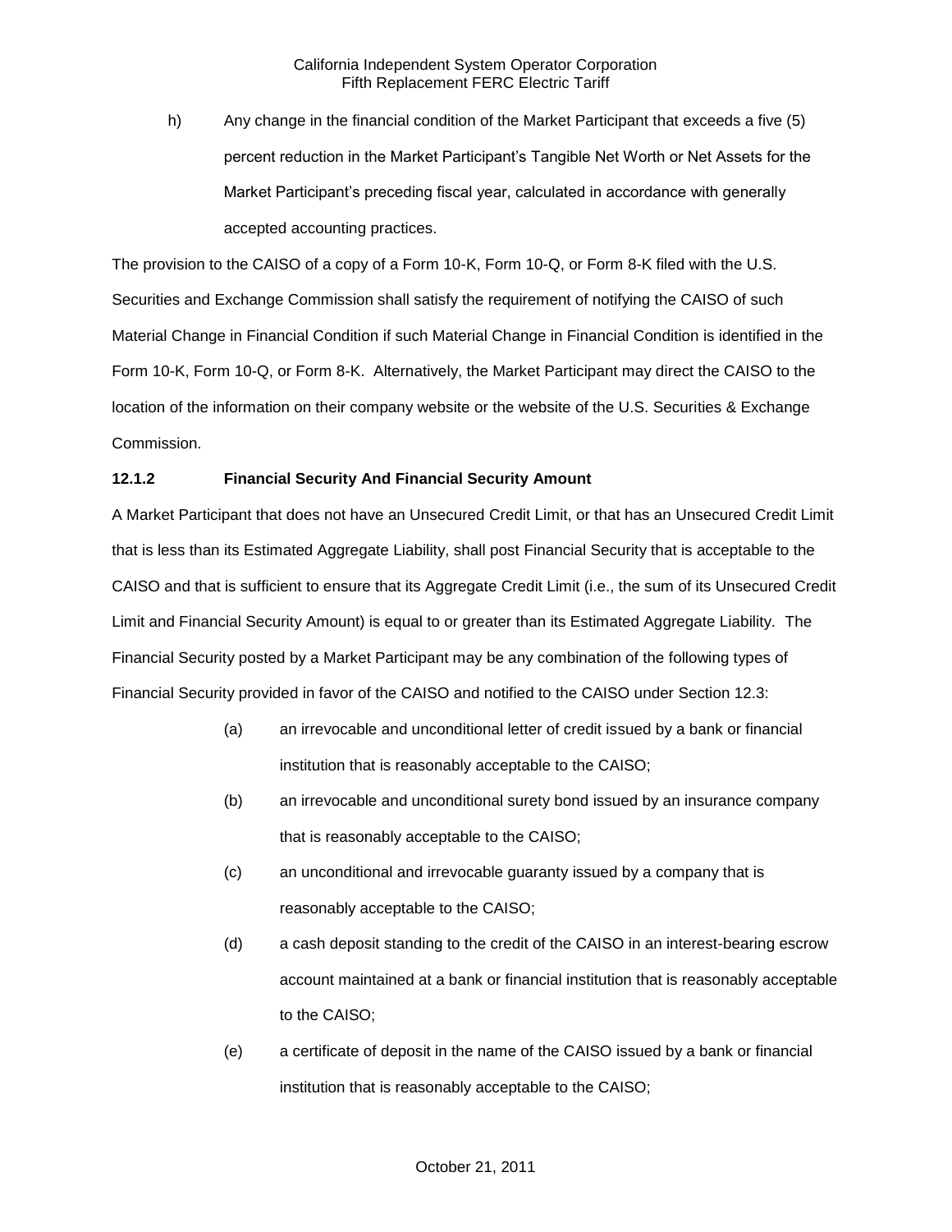h) Any change in the financial condition of the Market Participant that exceeds a five (5) percent reduction in the Market Participant's Tangible Net Worth or Net Assets for the Market Participant's preceding fiscal year, calculated in accordance with generally accepted accounting practices.

The provision to the CAISO of a copy of a Form 10-K, Form 10-Q, or Form 8-K filed with the U.S. Securities and Exchange Commission shall satisfy the requirement of notifying the CAISO of such Material Change in Financial Condition if such Material Change in Financial Condition is identified in the Form 10-K, Form 10-Q, or Form 8-K. Alternatively, the Market Participant may direct the CAISO to the location of the information on their company website or the website of the U.S. Securities & Exchange Commission.

### 12.1.2 Financial Security And Financial Security Amount

A Market Participant that does not have an Unsecured Credit Limit, or that has an Unsecured Credit Limit that is less than its Estimated Aggregate Liability, shall post Financial Security that is acceptable to the CAISO and that is sufficient to ensure that its Aggregate Credit Limit (i.e., the sum of its Unsecured Credit Limit and Financial Security Amount) is equal to or greater than its Estimated Aggregate Liability. The Financial Security posted by a Market Participant may be any combination of the following types of Financial Security provided in favor of the CAISO and notified to the CAISO under Section 12.3:

(a) an irrevocable and unconditional letter of credit issued by a bank or financial institution that is reasonably acceptable to the CAISO;

(b) an irrevocable and unconditional surety bond issued by an insurance company that is reasonably acceptable to the CAISO;

(c) an unconditional and irrevocable guaranty issued by a company that is reasonably acceptable to the CAISO;

(d) a cash deposit standing to the credit of the CAISO in an interest-bearing escrow account maintained at a bank or financial institution that is reasonably acceptable to the CAISO;

(e) a certificate of deposit in the name of the CAISO issued by a bank or financial institution that is reasonably acceptable to the CAISO;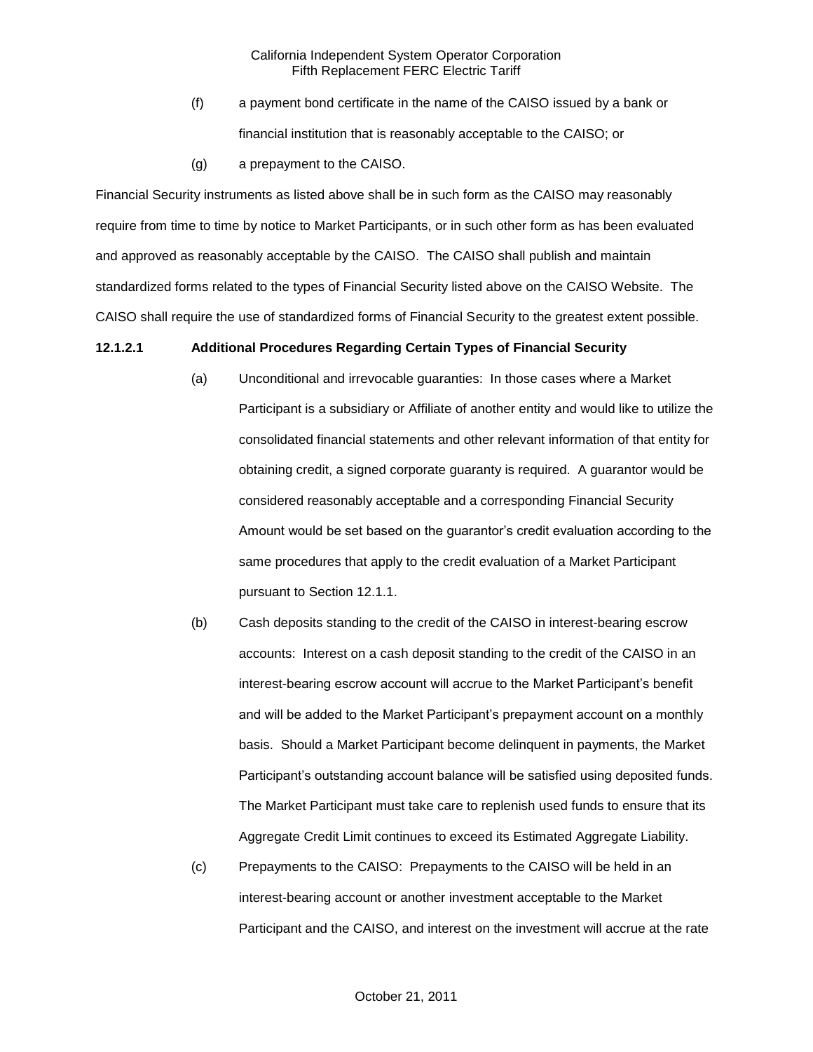(f) a payment bond certificate in the name of the CAISO issued by a bank or financial institution that is reasonably acceptable to the CAISO; or

(g) a prepayment to the CAISO.

Financial Security instruments as listed above shall be in such form as the CAISO may reasonably require from time to time by notice to Market Participants, or in such other form as has been evaluated and approved as reasonably acceptable by the CAISO. The CAISO shall publish and maintain standardized forms related to the types of Financial Security listed above on the CAISO Website. The CAISO shall require the use of standardized forms of Financial Security to the greatest extent possible.

**12.1.2.1 Additional Procedures Regarding Certain Types of Financial Security**

(a) Unconditional and irrevocable guaranties: In those cases where a Market Participant is a subsidiary or Affiliate of another entity and would like to utilize the consolidated financial statements and other relevant information of that entity for obtaining credit, a signed corporate guaranty is required. A guarantor would be considered reasonably acceptable and a corresponding Financial Security Amount would be set based on the guarantor's credit evaluation according to the same procedures that apply to the credit evaluation of a Market Participant pursuant to Section 12.1.1.

(b) Cash deposits standing to the credit of the CAISO in interest-bearing escrow accounts: Interest on a cash deposit standing to the credit of the CAISO in an interest-bearing escrow account will accrue to the Market Participant's benefit and will be added to the Market Participant's prepayment account on a monthly basis. Should a Market Participant become delinquent in payments, the Market Participant's outstanding account balance will be satisfied using deposited funds. The Market Participant must take care to replenish used funds to ensure that its Aggregate Credit Limit continues to exceed its Estimated Aggregate Liability.

(c) Prepayments to the CAISO: Prepayments to the CAISO will be held in an interest-bearing account or another investment acceptable to the Market Participant and the CAISO, and interest on the investment will accrue at the rate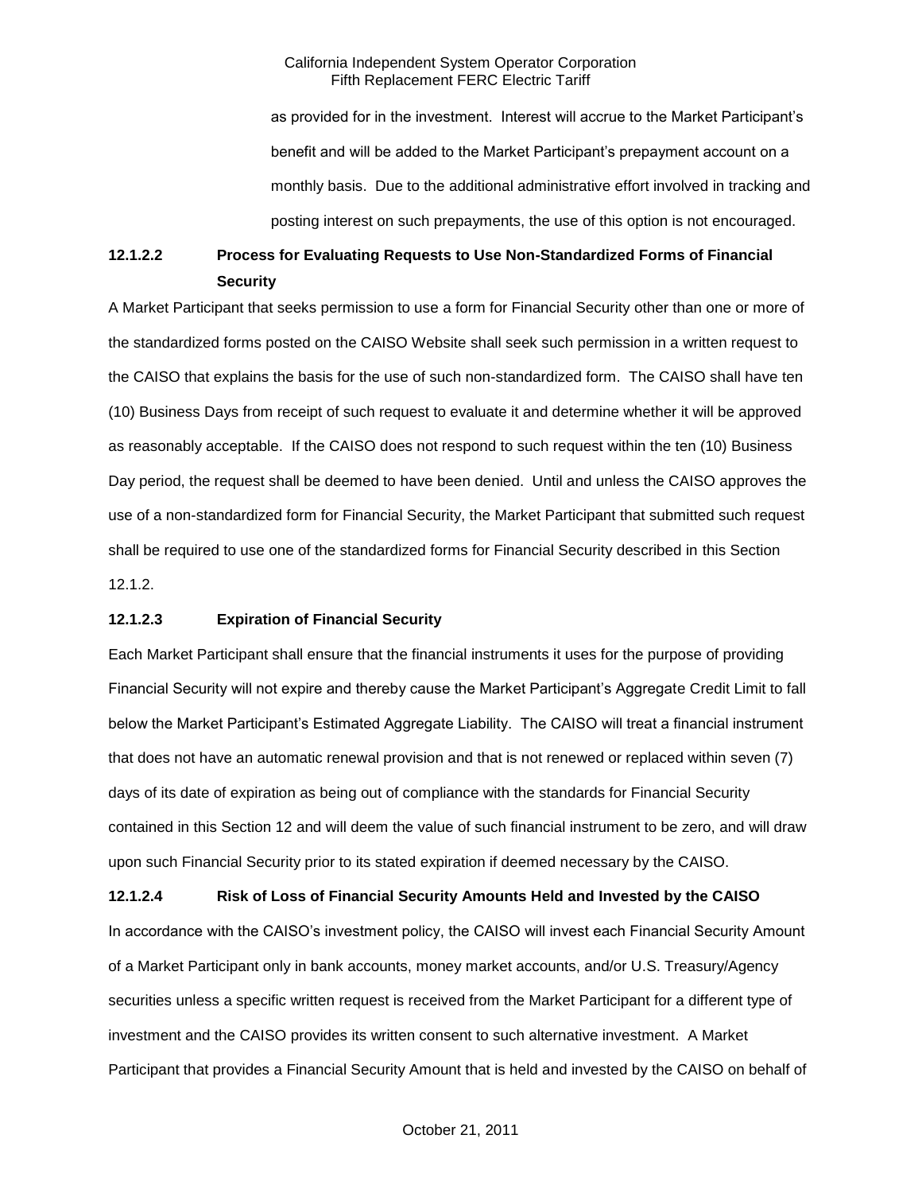as provided for in the investment. Interest will accrue to the Market Participant's benefit and will be added to the Market Participant's prepayment account on a monthly basis. Due to the additional administrative effort involved in tracking and posting interest on such prepayments, the use of this option is not encouraged.

**12.1.2.2 Process for Evaluating Requests to Use Non-Standardized Forms of Financial Security**

A Market Participant that seeks permission to use a form for Financial Security other than one or more of the standardized forms posted on the CAISO Website shall seek such permission in a written request to the CAISO that explains the basis for the use of such non-standardized form. The CAISO shall have ten (10) Business Days from receipt of such request to evaluate it and determine whether it will be approved as reasonably acceptable. If the CAISO does not respond to such request within the ten (10) Business Day period, the request shall be deemed to have been denied. Until and unless the CAISO approves the use of a non-standardized form for Financial Security, the Market Participant that submitted such request shall be required to use one of the standardized forms for Financial Security described in this Section 12.1.2.

**12.1.2.3 Expiration of Financial Security**

Each Market Participant shall ensure that the financial instruments it uses for the purpose of providing Financial Security will not expire and thereby cause the Market Participant's Aggregate Credit Limit to fall below the Market Participant's Estimated Aggregate Liability. The CAISO will treat a financial instrument that does not have an automatic renewal provision and that is not renewed or replaced within seven (7) days of its date of expiration as being out of compliance with the standards for Financial Security contained in this Section 12 and will deem the value of such financial instrument to be zero, and will draw upon such Financial Security prior to its stated expiration if deemed necessary by the CAISO.

**12.1.2.4 Risk of Loss of Financial Security Amounts Held and Invested by the CAISO**

In accordance with the CAISO's investment policy, the CAISO will invest each Financial Security Amount of a Market Participant only in bank accounts, money market accounts, and/or U.S. Treasury/Agency securities unless a specific written request is received from the Market Participant for a different type of investment and the CAISO provides its written consent to such alternative investment. A Market Participant that provides a Financial Security Amount that is held and invested by the CAISO on behalf of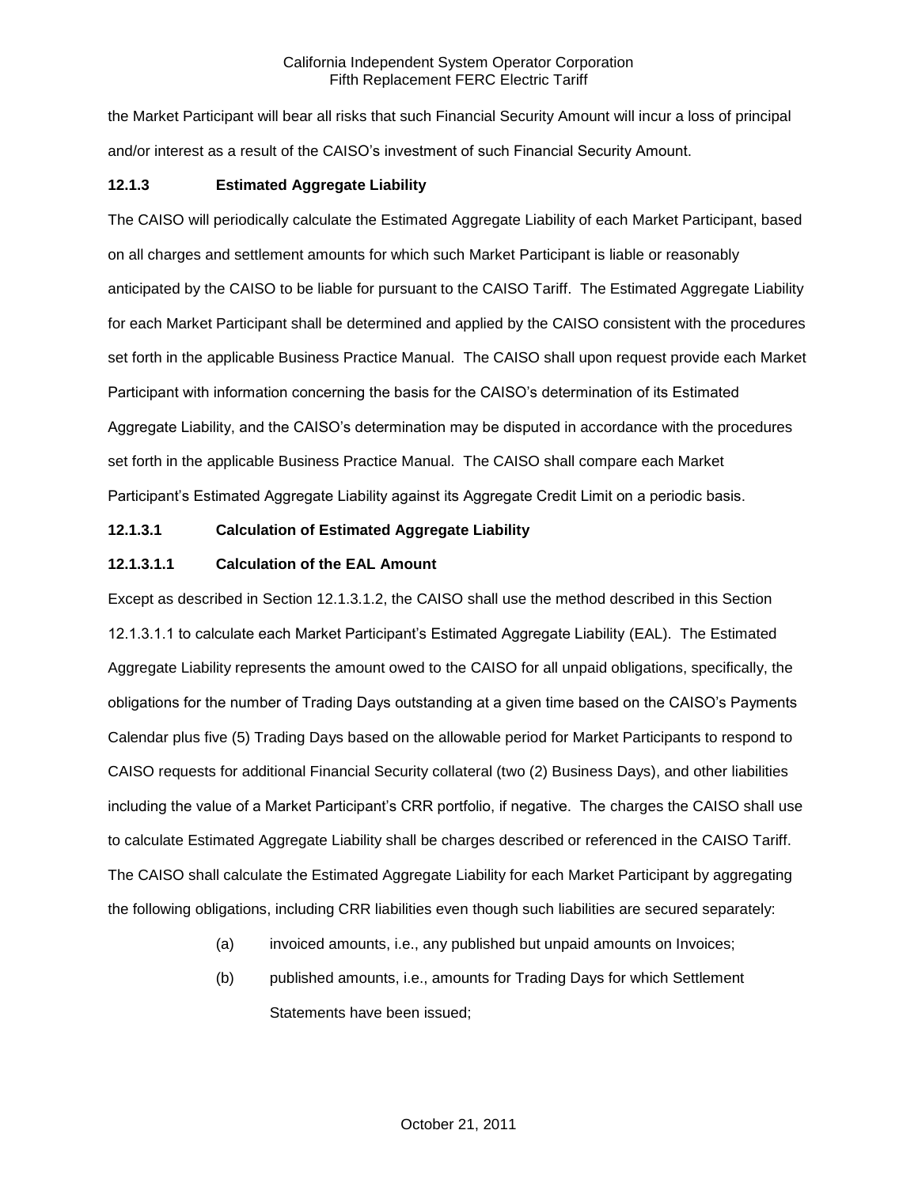the Market Participant will bear all risks that such Financial Security Amount will incur a loss of principal and/or interest as a result of the CAISO's investment of such Financial Security Amount.

### 12.1.3 Estimated Aggregate Liability

The CAISO will periodically calculate the Estimated Aggregate Liability of each Market Participant, based on all charges and settlement amounts for which such Market Participant is liable or reasonably anticipated by the CAISO to be liable for pursuant to the CAISO Tariff. The Estimated Aggregate Liability for each Market Participant shall be determined and applied by the CAISO consistent with the procedures set forth in the applicable Business Practice Manual. The CAISO shall upon request provide each Market Participant with information concerning the basis for the CAISO's determination of its Estimated Aggregate Liability, and the CAISO's determination may be disputed in accordance with the procedures set forth in the applicable Business Practice Manual. The CAISO shall compare each Market Participant's Estimated Aggregate Liability against its Aggregate Credit Limit on a periodic basis.

#### 12.1.3.1 Calculation of Estimated Aggregate Liability

##### 12.1.3.1.1 Calculation of the EAL Amount

Except as described in Section 12.1.3.1.2, the CAISO shall use the method described in this Section 12.1.3.1.1 to calculate each Market Participant's Estimated Aggregate Liability (EAL). The Estimated Aggregate Liability represents the amount owed to the CAISO for all unpaid obligations, specifically, the obligations for the number of Trading Days outstanding at a given time based on the CAISO's Payments Calendar plus five (5) Trading Days based on the allowable period for Market Participants to respond to CAISO requests for additional Financial Security collateral (two (2) Business Days), and other liabilities including the value of a Market Participant's CRR portfolio, if negative. The charges the CAISO shall use to calculate Estimated Aggregate Liability shall be charges described or referenced in the CAISO Tariff. The CAISO shall calculate the Estimated Aggregate Liability for each Market Participant by aggregating the following obligations, including CRR liabilities even though such liabilities are secured separately:

(a) invoiced amounts, i.e., any published but unpaid amounts on Invoices;

(b) published amounts, i.e., amounts for Trading Days for which Settlement Statements have been issued;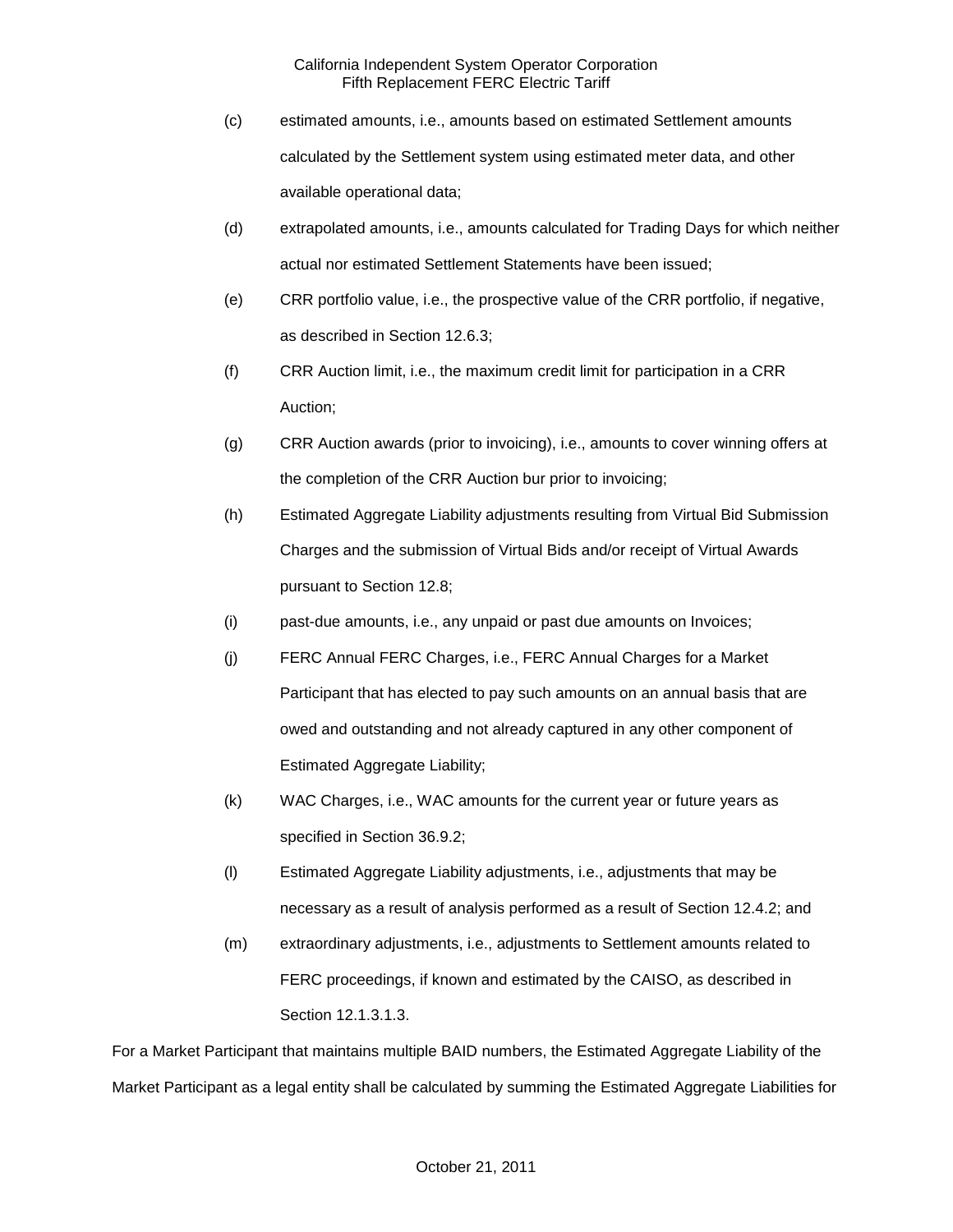(c) estimated amounts, i.e., amounts based on estimated Settlement amounts calculated by the Settlement system using estimated meter data, and other available operational data;

(d) extrapolated amounts, i.e., amounts calculated for Trading Days for which neither actual nor estimated Settlement Statements have been issued;

(e) CRR portfolio value, i.e., the prospective value of the CRR portfolio, if negative, as described in Section 12.6.3;

(f) CRR Auction limit, i.e., the maximum credit limit for participation in a CRR Auction;

(g) CRR Auction awards (prior to invoicing), i.e., amounts to cover winning offers at the completion of the CRR Auction bur prior to invoicing;

(h) Estimated Aggregate Liability adjustments resulting from Virtual Bid Submission Charges and the submission of Virtual Bids and/or receipt of Virtual Awards pursuant to Section 12.8;

(i) past-due amounts, i.e., any unpaid or past due amounts on Invoices;

(j) FERC Annual FERC Charges, i.e., FERC Annual Charges for a Market Participant that has elected to pay such amounts on an annual basis that are owed and outstanding and not already captured in any other component of Estimated Aggregate Liability;

(k) WAC Charges, i.e., WAC amounts for the current year or future years as specified in Section 36.9.2;

(l) Estimated Aggregate Liability adjustments, i.e., adjustments that may be necessary as a result of analysis performed as a result of Section 12.4.2; and

(m) extraordinary adjustments, i.e., adjustments to Settlement amounts related to FERC proceedings, if known and estimated by the CAISO, as described in Section 12.1.3.1.3.

For a Market Participant that maintains multiple BAID numbers, the Estimated Aggregate Liability of the Market Participant as a legal entity shall be calculated by summing the Estimated Aggregate Liabilities for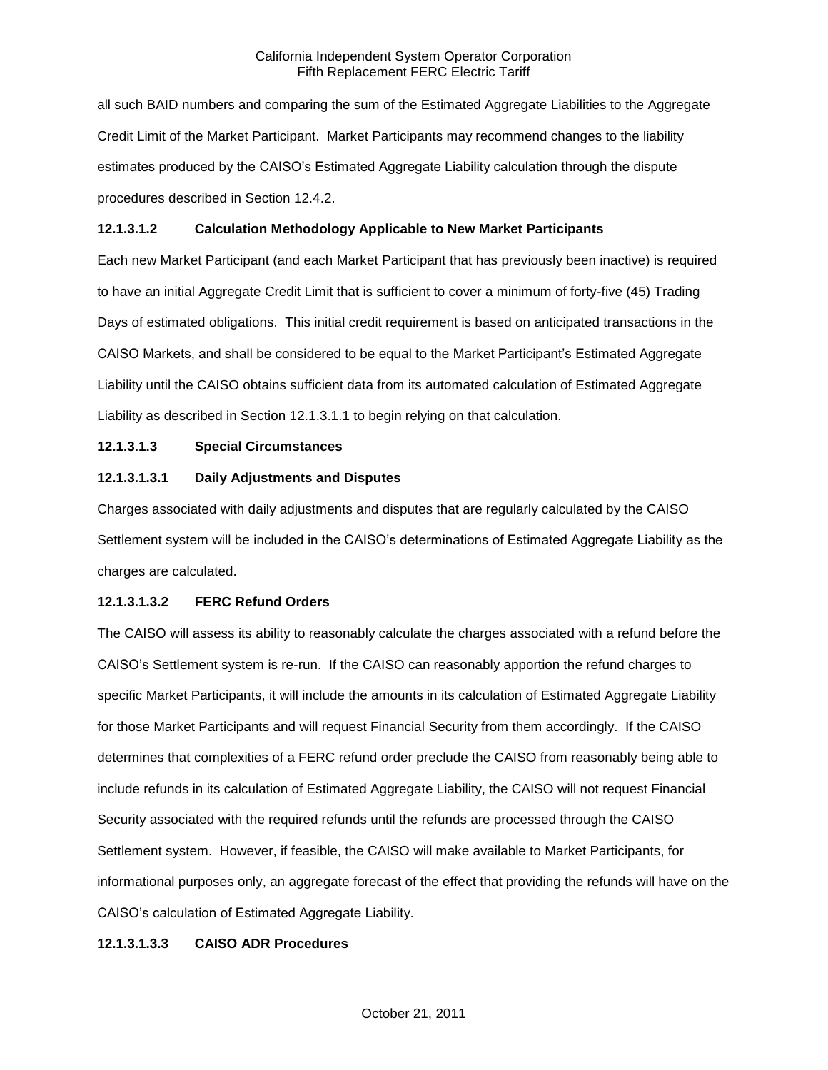all such BAID numbers and comparing the sum of the Estimated Aggregate Liabilities to the Aggregate Credit Limit of the Market Participant. Market Participants may recommend changes to the liability estimates produced by the CAISO's Estimated Aggregate Liability calculation through the dispute procedures described in Section 12.4.2.

**12.1.3.1.2 Calculation Methodology Applicable to New Market Participants**

Each new Market Participant (and each Market Participant that has previously been inactive) is required to have an initial Aggregate Credit Limit that is sufficient to cover a minimum of forty-five (45) Trading Days of estimated obligations. This initial credit requirement is based on anticipated transactions in the CAISO Markets, and shall be considered to be equal to the Market Participant's Estimated Aggregate Liability until the CAISO obtains sufficient data from its automated calculation of Estimated Aggregate Liability as described in Section 12.1.3.1.1 to begin relying on that calculation.

**12.1.3.1.3 Special Circumstances**

**12.1.3.1.3.1 Daily Adjustments and Disputes**

Charges associated with daily adjustments and disputes that are regularly calculated by the CAISO Settlement system will be included in the CAISO's determinations of Estimated Aggregate Liability as the charges are calculated.

**12.1.3.1.3.2 FERC Refund Orders**

The CAISO will assess its ability to reasonably calculate the charges associated with a refund before the CAISO's Settlement system is re-run. If the CAISO can reasonably apportion the refund charges to specific Market Participants, it will include the amounts in its calculation of Estimated Aggregate Liability for those Market Participants and will request Financial Security from them accordingly. If the CAISO determines that complexities of a FERC refund order preclude the CAISO from reasonably being able to include refunds in its calculation of Estimated Aggregate Liability, the CAISO will not request Financial Security associated with the required refunds until the refunds are processed through the CAISO Settlement system. However, if feasible, the CAISO will make available to Market Participants, for informational purposes only, an aggregate forecast of the effect that providing the refunds will have on the CAISO's calculation of Estimated Aggregate Liability.

**12.1.3.1.3.3 CAISO ADR Procedures**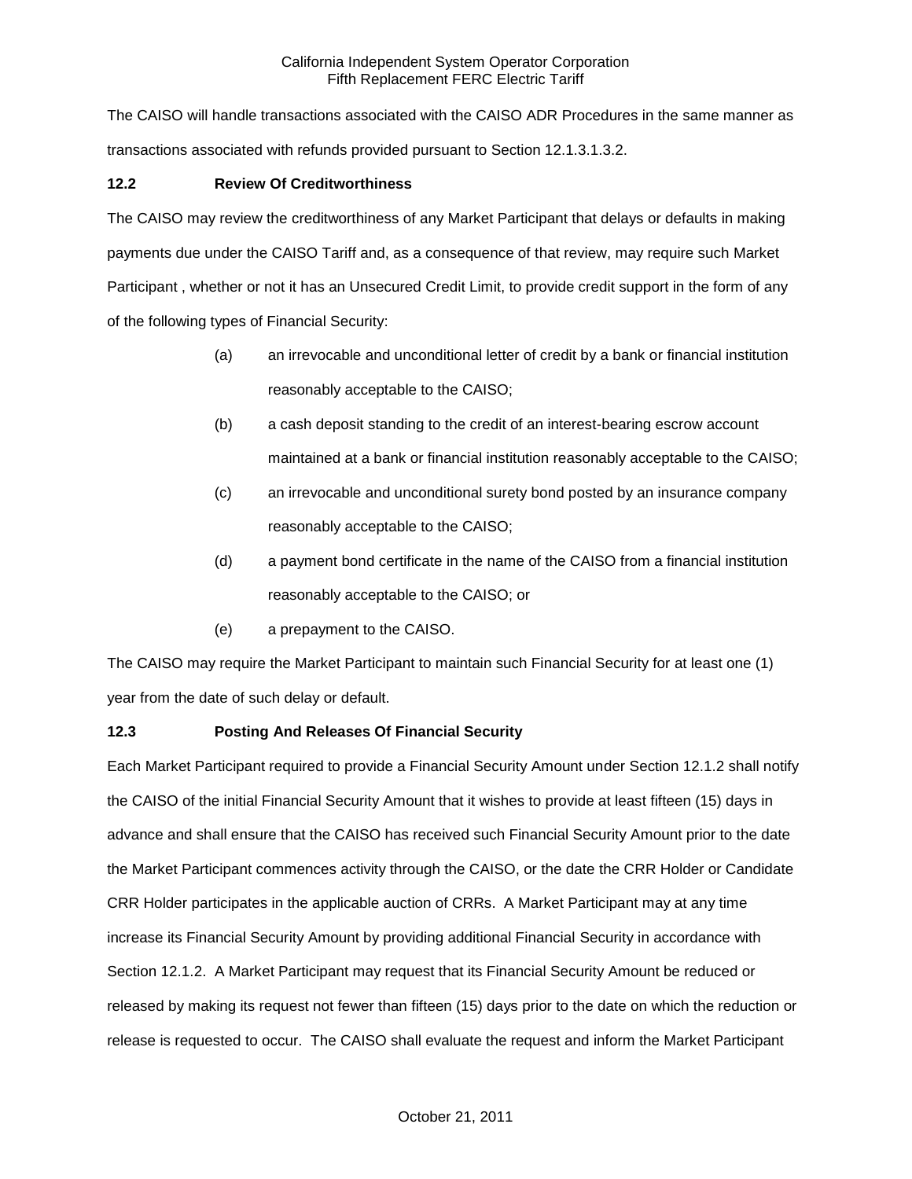The CAISO will handle transactions associated with the CAISO ADR Procedures in the same manner as transactions associated with refunds provided pursuant to Section 12.1.3.1.3.2.

### 12.2 Review Of Creditworthiness

The CAISO may review the creditworthiness of any Market Participant that delays or defaults in making payments due under the CAISO Tariff and, as a consequence of that review, may require such Market Participant , whether or not it has an Unsecured Credit Limit, to provide credit support in the form of any of the following types of Financial Security:

(a) an irrevocable and unconditional letter of credit by a bank or financial institution reasonably acceptable to the CAISO;

(b) a cash deposit standing to the credit of an interest-bearing escrow account maintained at a bank or financial institution reasonably acceptable to the CAISO;

(c) an irrevocable and unconditional surety bond posted by an insurance company reasonably acceptable to the CAISO;

(d) a payment bond certificate in the name of the CAISO from a financial institution reasonably acceptable to the CAISO; or

(e) a prepayment to the CAISO.

The CAISO may require the Market Participant to maintain such Financial Security for at least one (1) year from the date of such delay or default.

### 12.3 Posting And Releases Of Financial Security

Each Market Participant required to provide a Financial Security Amount under Section 12.1.2 shall notify the CAISO of the initial Financial Security Amount that it wishes to provide at least fifteen (15) days in advance and shall ensure that the CAISO has received such Financial Security Amount prior to the date the Market Participant commences activity through the CAISO, or the date the CRR Holder or Candidate CRR Holder participates in the applicable auction of CRRs. A Market Participant may at any time increase its Financial Security Amount by providing additional Financial Security in accordance with Section 12.1.2. A Market Participant may request that its Financial Security Amount be reduced or released by making its request not fewer than fifteen (15) days prior to the date on which the reduction or release is requested to occur. The CAISO shall evaluate the request and inform the Market Participant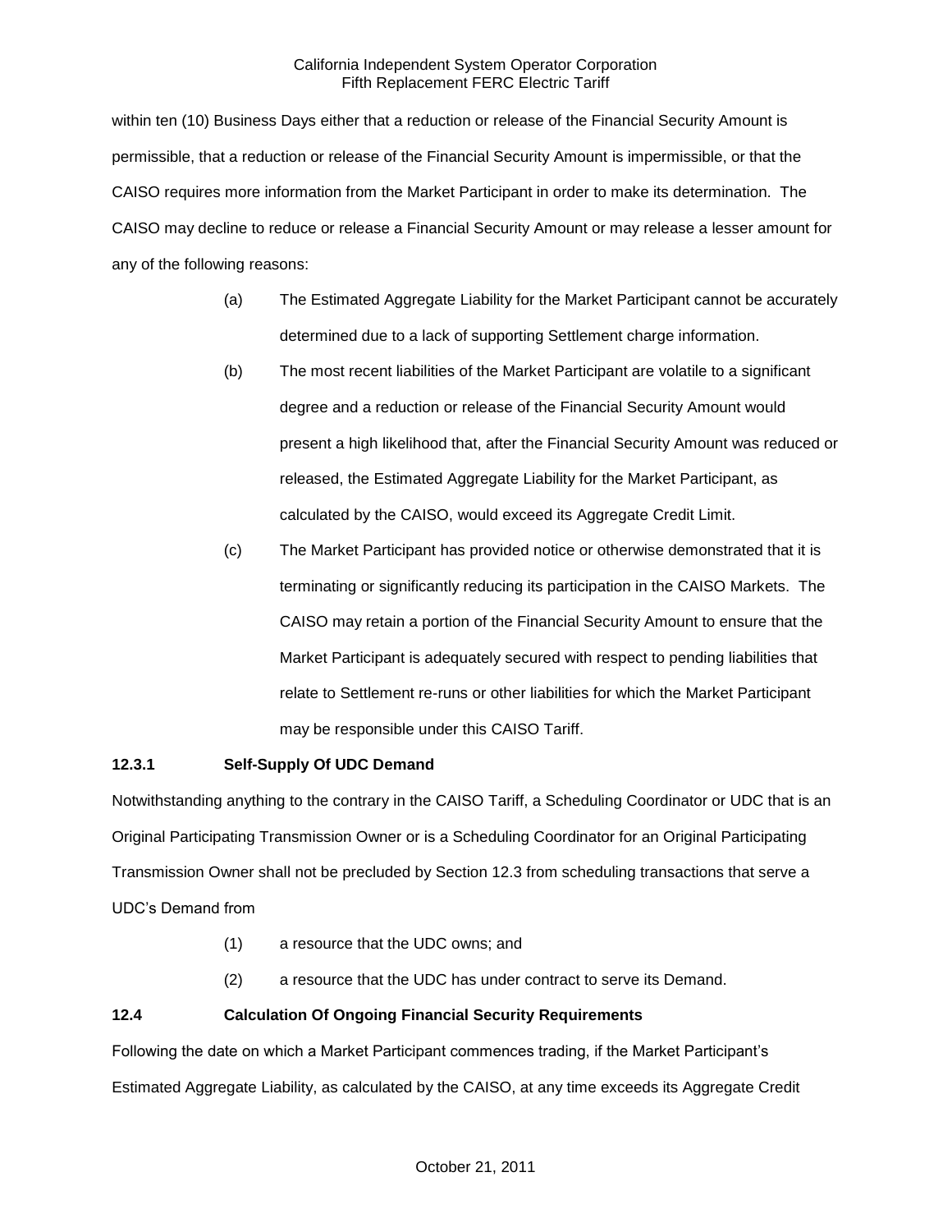within ten (10) Business Days either that a reduction or release of the Financial Security Amount is permissible, that a reduction or release of the Financial Security Amount is impermissible, or that the CAISO requires more information from the Market Participant in order to make its determination. The CAISO may decline to reduce or release a Financial Security Amount or may release a lesser amount for any of the following reasons:

(a) The Estimated Aggregate Liability for the Market Participant cannot be accurately determined due to a lack of supporting Settlement charge information.

(b) The most recent liabilities of the Market Participant are volatile to a significant degree and a reduction or release of the Financial Security Amount would present a high likelihood that, after the Financial Security Amount was reduced or released, the Estimated Aggregate Liability for the Market Participant, as calculated by the CAISO, would exceed its Aggregate Credit Limit.

(c) The Market Participant has provided notice or otherwise demonstrated that it is terminating or significantly reducing its participation in the CAISO Markets. The CAISO may retain a portion of the Financial Security Amount to ensure that the Market Participant is adequately secured with respect to pending liabilities that relate to Settlement re-runs or other liabilities for which the Market Participant may be responsible under this CAISO Tariff.

**12.3.1 Self-Supply Of UDC Demand**

Notwithstanding anything to the contrary in the CAISO Tariff, a Scheduling Coordinator or UDC that is an Original Participating Transmission Owner or is a Scheduling Coordinator for an Original Participating Transmission Owner shall not be precluded by Section 12.3 from scheduling transactions that serve a UDC's Demand from

(1) a resource that the UDC owns; and

(2) a resource that the UDC has under contract to serve its Demand.

**12.4 Calculation Of Ongoing Financial Security Requirements**

Following the date on which a Market Participant commences trading, if the Market Participant's Estimated Aggregate Liability, as calculated by the CAISO, at any time exceeds its Aggregate Credit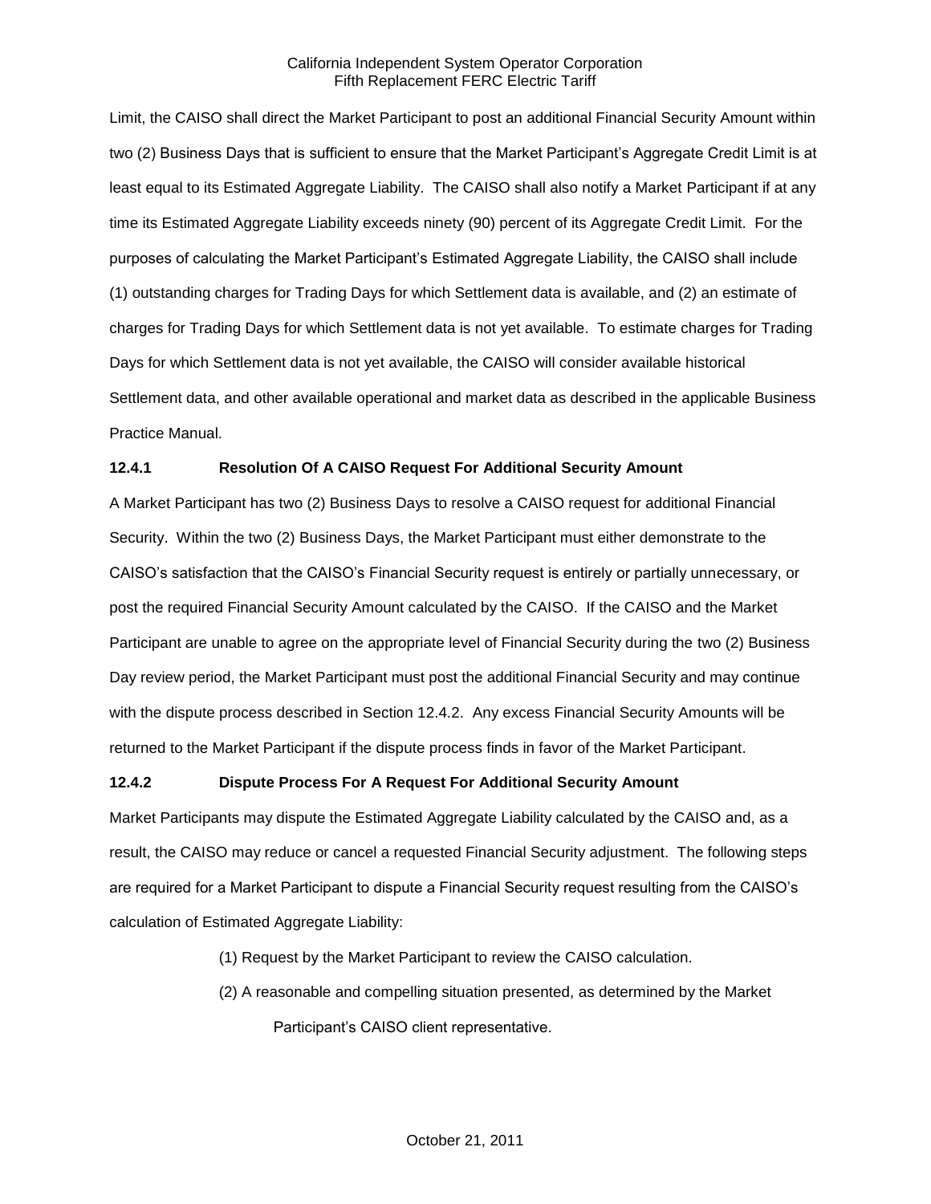Limit, the CAISO shall direct the Market Participant to post an additional Financial Security Amount within two (2) Business Days that is sufficient to ensure that the Market Participant's Aggregate Credit Limit is at least equal to its Estimated Aggregate Liability. The CAISO shall also notify a Market Participant if at any time its Estimated Aggregate Liability exceeds ninety (90) percent of its Aggregate Credit Limit. For the purposes of calculating the Market Participant's Estimated Aggregate Liability, the CAISO shall include (1) outstanding charges for Trading Days for which Settlement data is available, and (2) an estimate of charges for Trading Days for which Settlement data is not yet available. To estimate charges for Trading Days for which Settlement data is not yet available, the CAISO will consider available historical Settlement data, and other available operational and market data as described in the applicable Business Practice Manual.

### 12.4.1 Resolution Of A CAISO Request For Additional Security Amount

A Market Participant has two (2) Business Days to resolve a CAISO request for additional Financial Security. Within the two (2) Business Days, the Market Participant must either demonstrate to the CAISO's satisfaction that the CAISO's Financial Security request is entirely or partially unnecessary, or post the required Financial Security Amount calculated by the CAISO. If the CAISO and the Market Participant are unable to agree on the appropriate level of Financial Security during the two (2) Business Day review period, the Market Participant must post the additional Financial Security and may continue with the dispute process described in Section 12.4.2. Any excess Financial Security Amounts will be returned to the Market Participant if the dispute process finds in favor of the Market Participant.

### 12.4.2 Dispute Process For A Request For Additional Security Amount

Market Participants may dispute the Estimated Aggregate Liability calculated by the CAISO and, as a result, the CAISO may reduce or cancel a requested Financial Security adjustment. The following steps are required for a Market Participant to dispute a Financial Security request resulting from the CAISO's calculation of Estimated Aggregate Liability:

(1) Request by the Market Participant to review the CAISO calculation.

(2) A reasonable and compelling situation presented, as determined by the Market Participant's CAISO client representative.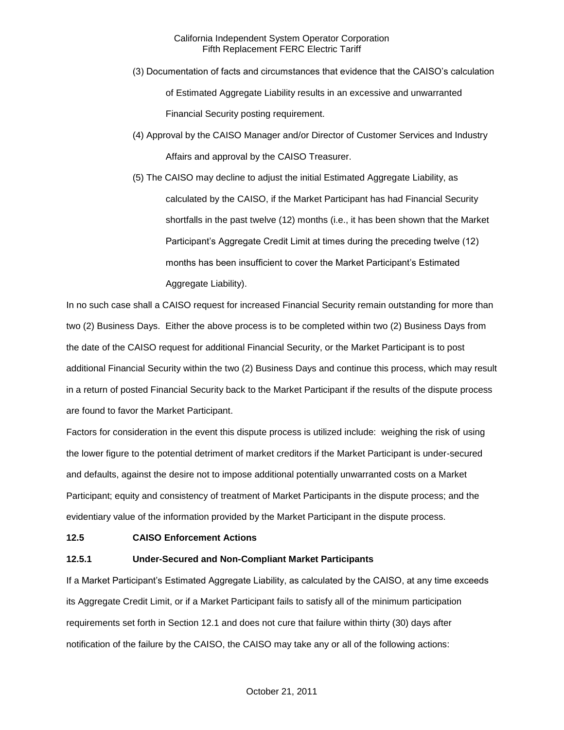(3) Documentation of facts and circumstances that evidence that the CAISO's calculation of Estimated Aggregate Liability results in an excessive and unwarranted Financial Security posting requirement.

(4) Approval by the CAISO Manager and/or Director of Customer Services and Industry Affairs and approval by the CAISO Treasurer.

(5) The CAISO may decline to adjust the initial Estimated Aggregate Liability, as calculated by the CAISO, if the Market Participant has had Financial Security shortfalls in the past twelve (12) months (i.e., it has been shown that the Market Participant's Aggregate Credit Limit at times during the preceding twelve (12) months has been insufficient to cover the Market Participant's Estimated Aggregate Liability).

In no such case shall a CAISO request for increased Financial Security remain outstanding for more than two (2) Business Days. Either the above process is to be completed within two (2) Business Days from the date of the CAISO request for additional Financial Security, or the Market Participant is to post additional Financial Security within the two (2) Business Days and continue this process, which may result in a return of posted Financial Security back to the Market Participant if the results of the dispute process are found to favor the Market Participant.

Factors for consideration in the event this dispute process is utilized include: weighing the risk of using the lower figure to the potential detriment of market creditors if the Market Participant is under-secured and defaults, against the desire not to impose additional potentially unwarranted costs on a Market Participant; equity and consistency of treatment of Market Participants in the dispute process; and the evidentiary value of the information provided by the Market Participant in the dispute process.

## 12.5 CAISO Enforcement Actions

### 12.5.1 Under-Secured and Non-Compliant Market Participants

If a Market Participant's Estimated Aggregate Liability, as calculated by the CAISO, at any time exceeds its Aggregate Credit Limit, or if a Market Participant fails to satisfy all of the minimum participation requirements set forth in Section 12.1 and does not cure that failure within thirty (30) days after notification of the failure by the CAISO, the CAISO may take any or all of the following actions: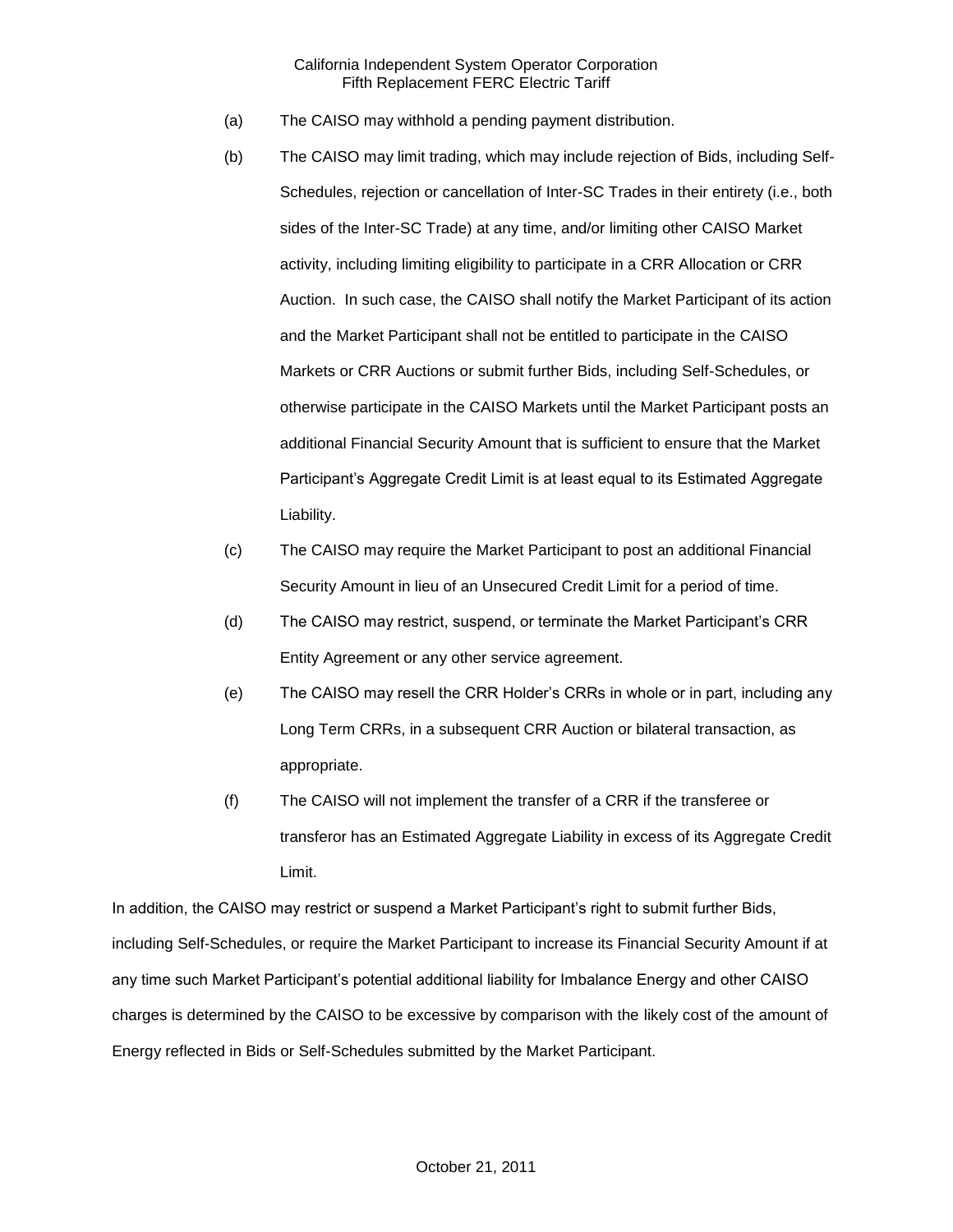(a) The CAISO may withhold a pending payment distribution.

(b) The CAISO may limit trading, which may include rejection of Bids, including Self-Schedules, rejection or cancellation of Inter-SC Trades in their entirety (i.e., both sides of the Inter-SC Trade) at any time, and/or limiting other CAISO Market activity, including limiting eligibility to participate in a CRR Allocation or CRR Auction. In such case, the CAISO shall notify the Market Participant of its action and the Market Participant shall not be entitled to participate in the CAISO Markets or CRR Auctions or submit further Bids, including Self-Schedules, or otherwise participate in the CAISO Markets until the Market Participant posts an additional Financial Security Amount that is sufficient to ensure that the Market Participant's Aggregate Credit Limit is at least equal to its Estimated Aggregate Liability.

(c) The CAISO may require the Market Participant to post an additional Financial Security Amount in lieu of an Unsecured Credit Limit for a period of time.

(d) The CAISO may restrict, suspend, or terminate the Market Participant's CRR Entity Agreement or any other service agreement.

(e) The CAISO may resell the CRR Holder's CRRs in whole or in part, including any Long Term CRRs, in a subsequent CRR Auction or bilateral transaction, as appropriate.

(f) The CAISO will not implement the transfer of a CRR if the transferee or transferor has an Estimated Aggregate Liability in excess of its Aggregate Credit Limit.

In addition, the CAISO may restrict or suspend a Market Participant's right to submit further Bids, including Self-Schedules, or require the Market Participant to increase its Financial Security Amount if at any time such Market Participant's potential additional liability for Imbalance Energy and other CAISO charges is determined by the CAISO to be excessive by comparison with the likely cost of the amount of Energy reflected in Bids or Self-Schedules submitted by the Market Participant.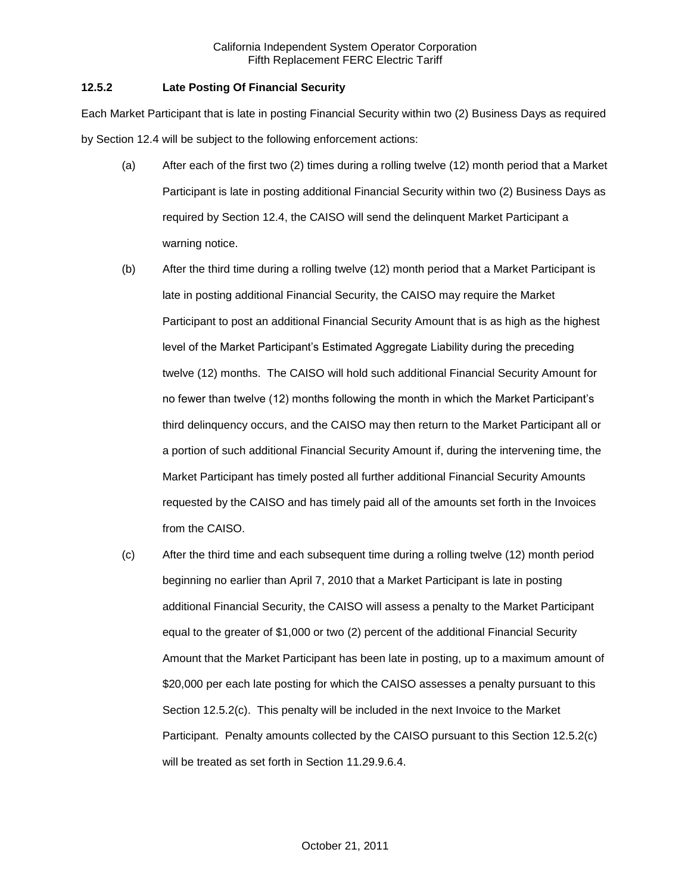### 12.5.2 Late Posting Of Financial Security

Each Market Participant that is late in posting Financial Security within two (2) Business Days as required by Section 12.4 will be subject to the following enforcement actions:

(a) After each of the first two (2) times during a rolling twelve (12) month period that a Market Participant is late in posting additional Financial Security within two (2) Business Days as required by Section 12.4, the CAISO will send the delinquent Market Participant a warning notice.

(b) After the third time during a rolling twelve (12) month period that a Market Participant is late in posting additional Financial Security, the CAISO may require the Market Participant to post an additional Financial Security Amount that is as high as the highest level of the Market Participant's Estimated Aggregate Liability during the preceding twelve (12) months. The CAISO will hold such additional Financial Security Amount for no fewer than twelve (12) months following the month in which the Market Participant's third delinquency occurs, and the CAISO may then return to the Market Participant all or a portion of such additional Financial Security Amount if, during the intervening time, the Market Participant has timely posted all further additional Financial Security Amounts requested by the CAISO and has timely paid all of the amounts set forth in the Invoices from the CAISO.

(c) After the third time and each subsequent time during a rolling twelve (12) month period beginning no earlier than April 7, 2010 that a Market Participant is late in posting additional Financial Security, the CAISO will assess a penalty to the Market Participant equal to the greater of $1,000 or two (2) percent of the additional Financial Security Amount that the Market Participant has been late in posting, up to a maximum amount of $20,000 per each late posting for which the CAISO assesses a penalty pursuant to this Section 12.5.2(c). This penalty will be included in the next Invoice to the Market Participant. Penalty amounts collected by the CAISO pursuant to this Section 12.5.2(c) will be treated as set forth in Section 11.29.9.6.4.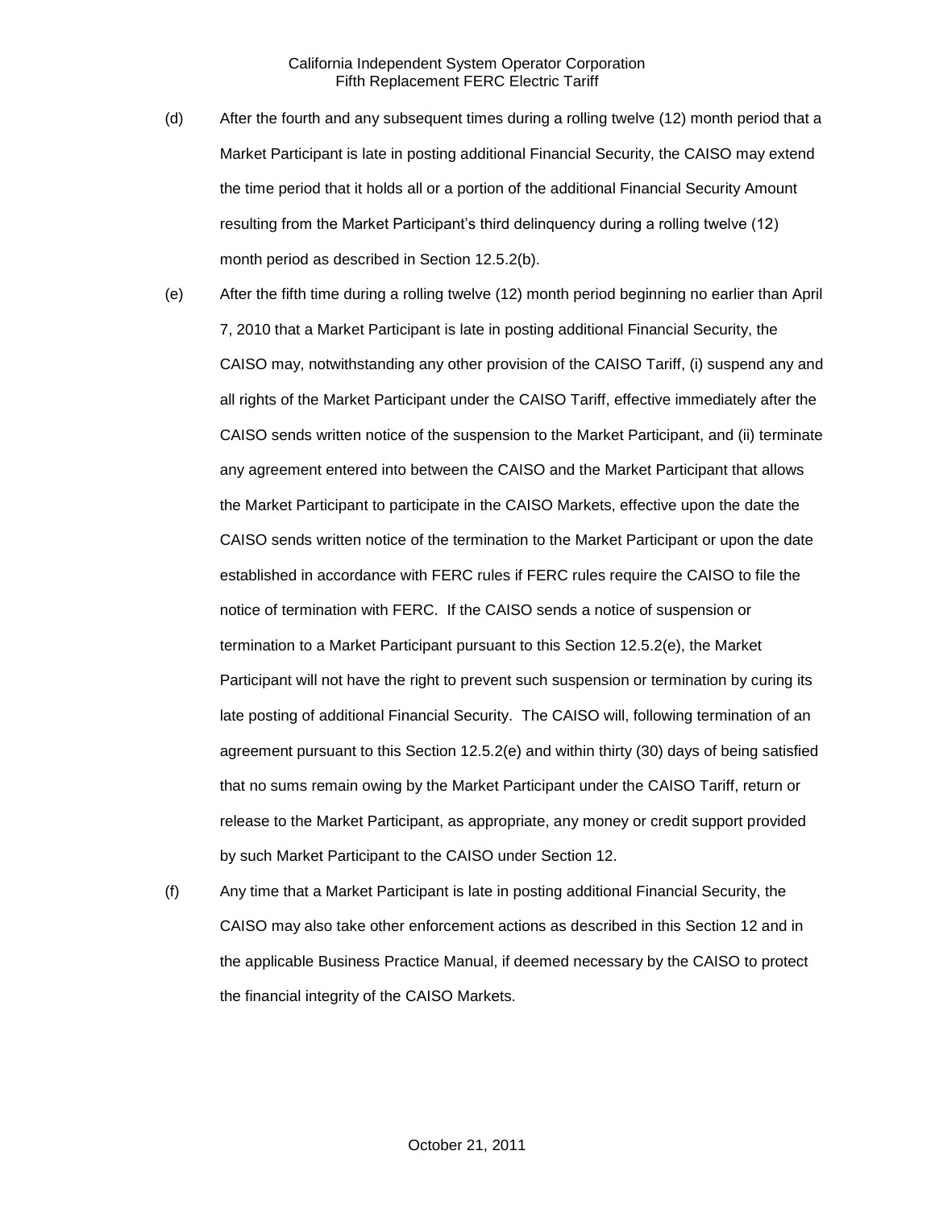(d) After the fourth and any subsequent times during a rolling twelve (12) month period that a Market Participant is late in posting additional Financial Security, the CAISO may extend the time period that it holds all or a portion of the additional Financial Security Amount resulting from the Market Participant's third delinquency during a rolling twelve (12) month period as described in Section 12.5.2(b).

(e) After the fifth time during a rolling twelve (12) month period beginning no earlier than April 7, 2010 that a Market Participant is late in posting additional Financial Security, the CAISO may, notwithstanding any other provision of the CAISO Tariff, (i) suspend any and all rights of the Market Participant under the CAISO Tariff, effective immediately after the CAISO sends written notice of the suspension to the Market Participant, and (ii) terminate any agreement entered into between the CAISO and the Market Participant that allows the Market Participant to participate in the CAISO Markets, effective upon the date the CAISO sends written notice of the termination to the Market Participant or upon the date established in accordance with FERC rules if FERC rules require the CAISO to file the notice of termination with FERC. If the CAISO sends a notice of suspension or termination to a Market Participant pursuant to this Section 12.5.2(e), the Market Participant will not have the right to prevent such suspension or termination by curing its late posting of additional Financial Security. The CAISO will, following termination of an agreement pursuant to this Section 12.5.2(e) and within thirty (30) days of being satisfied that no sums remain owing by the Market Participant under the CAISO Tariff, return or release to the Market Participant, as appropriate, any money or credit support provided by such Market Participant to the CAISO under Section 12.

(f) Any time that a Market Participant is late in posting additional Financial Security, the CAISO may also take other enforcement actions as described in this Section 12 and in the applicable Business Practice Manual, if deemed necessary by the CAISO to protect the financial integrity of the CAISO Markets.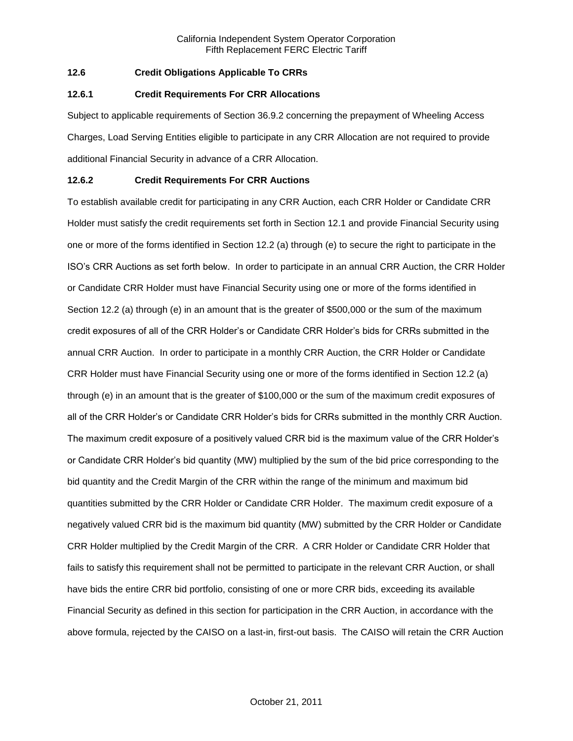### 12.6 Credit Obligations Applicable To CRRs

### 12.6.1 Credit Requirements For CRR Allocations

Subject to applicable requirements of Section 36.9.2 concerning the prepayment of Wheeling Access Charges, Load Serving Entities eligible to participate in any CRR Allocation are not required to provide additional Financial Security in advance of a CRR Allocation.

### 12.6.2 Credit Requirements For CRR Auctions

To establish available credit for participating in any CRR Auction, each CRR Holder or Candidate CRR Holder must satisfy the credit requirements set forth in Section 12.1 and provide Financial Security using one or more of the forms identified in Section 12.2 (a) through (e) to secure the right to participate in the ISO's CRR Auctions as set forth below. In order to participate in an annual CRR Auction, the CRR Holder or Candidate CRR Holder must have Financial Security using one or more of the forms identified in Section 12.2 (a) through (e) in an amount that is the greater of $500,000 or the sum of the maximum credit exposures of all of the CRR Holder's or Candidate CRR Holder's bids for CRRs submitted in the annual CRR Auction. In order to participate in a monthly CRR Auction, the CRR Holder or Candidate CRR Holder must have Financial Security using one or more of the forms identified in Section 12.2 (a) through (e) in an amount that is the greater of $100,000 or the sum of the maximum credit exposures of all of the CRR Holder's or Candidate CRR Holder's bids for CRRs submitted in the monthly CRR Auction. The maximum credit exposure of a positively valued CRR bid is the maximum value of the CRR Holder's or Candidate CRR Holder's bid quantity (MW) multiplied by the sum of the bid price corresponding to the bid quantity and the Credit Margin of the CRR within the range of the minimum and maximum bid quantities submitted by the CRR Holder or Candidate CRR Holder. The maximum credit exposure of a negatively valued CRR bid is the maximum bid quantity (MW) submitted by the CRR Holder or Candidate CRR Holder multiplied by the Credit Margin of the CRR. A CRR Holder or Candidate CRR Holder that fails to satisfy this requirement shall not be permitted to participate in the relevant CRR Auction, or shall have bids the entire CRR bid portfolio, consisting of one or more CRR bids, exceeding its available Financial Security as defined in this section for participation in the CRR Auction, in accordance with the above formula, rejected by the CAISO on a last-in, first-out basis. The CAISO will retain the CRR Auction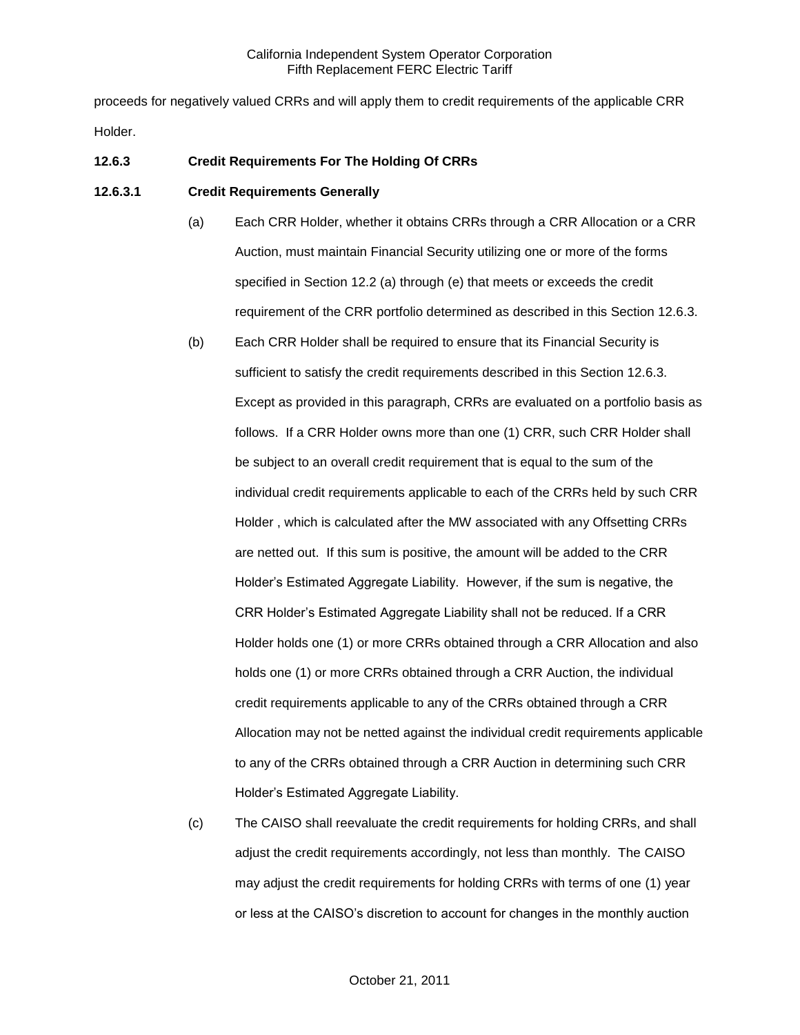proceeds for negatively valued CRRs and will apply them to credit requirements of the applicable CRR Holder.

**12.6.3 Credit Requirements For The Holding Of CRRs**

**12.6.3.1 Credit Requirements Generally**

(a) Each CRR Holder, whether it obtains CRRs through a CRR Allocation or a CRR Auction, must maintain Financial Security utilizing one or more of the forms specified in Section 12.2 (a) through (e) that meets or exceeds the credit requirement of the CRR portfolio determined as described in this Section 12.6.3.

(b) Each CRR Holder shall be required to ensure that its Financial Security is sufficient to satisfy the credit requirements described in this Section 12.6.3. Except as provided in this paragraph, CRRs are evaluated on a portfolio basis as follows. If a CRR Holder owns more than one (1) CRR, such CRR Holder shall be subject to an overall credit requirement that is equal to the sum of the individual credit requirements applicable to each of the CRRs held by such CRR Holder , which is calculated after the MW associated with any Offsetting CRRs are netted out. If this sum is positive, the amount will be added to the CRR Holder's Estimated Aggregate Liability. However, if the sum is negative, the CRR Holder's Estimated Aggregate Liability shall not be reduced. If a CRR Holder holds one (1) or more CRRs obtained through a CRR Allocation and also holds one (1) or more CRRs obtained through a CRR Auction, the individual credit requirements applicable to any of the CRRs obtained through a CRR Allocation may not be netted against the individual credit requirements applicable to any of the CRRs obtained through a CRR Auction in determining such CRR Holder's Estimated Aggregate Liability.

(c) The CAISO shall reevaluate the credit requirements for holding CRRs, and shall adjust the credit requirements accordingly, not less than monthly. The CAISO may adjust the credit requirements for holding CRRs with terms of one (1) year or less at the CAISO's discretion to account for changes in the monthly auction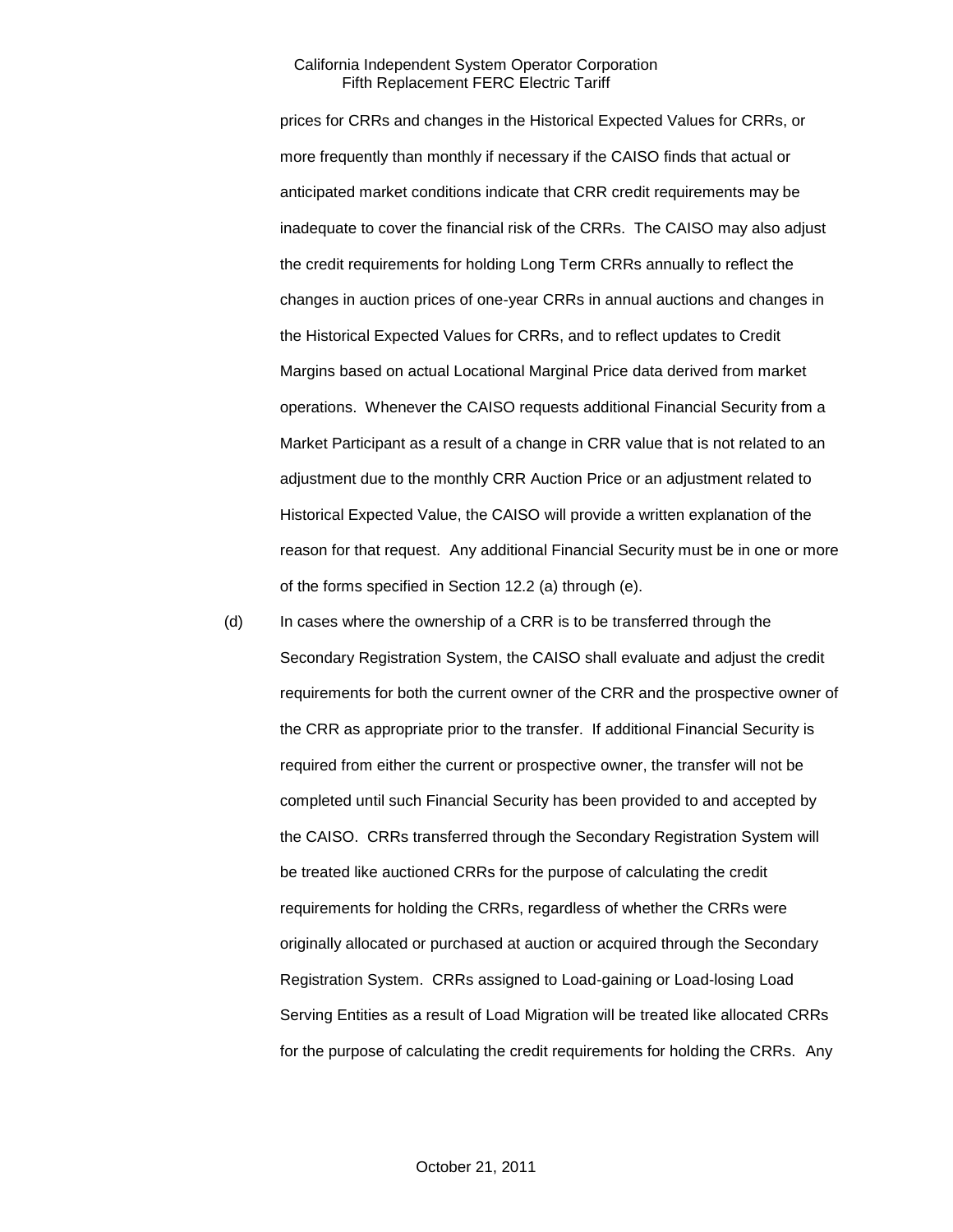prices for CRRs and changes in the Historical Expected Values for CRRs, or more frequently than monthly if necessary if the CAISO finds that actual or anticipated market conditions indicate that CRR credit requirements may be inadequate to cover the financial risk of the CRRs. The CAISO may also adjust the credit requirements for holding Long Term CRRs annually to reflect the changes in auction prices of one-year CRRs in annual auctions and changes in the Historical Expected Values for CRRs, and to reflect updates to Credit Margins based on actual Locational Marginal Price data derived from market operations. Whenever the CAISO requests additional Financial Security from a Market Participant as a result of a change in CRR value that is not related to an adjustment due to the monthly CRR Auction Price or an adjustment related to Historical Expected Value, the CAISO will provide a written explanation of the reason for that request. Any additional Financial Security must be in one or more of the forms specified in Section 12.2 (a) through (e).

(d) In cases where the ownership of a CRR is to be transferred through the Secondary Registration System, the CAISO shall evaluate and adjust the credit requirements for both the current owner of the CRR and the prospective owner of the CRR as appropriate prior to the transfer. If additional Financial Security is required from either the current or prospective owner, the transfer will not be completed until such Financial Security has been provided to and accepted by the CAISO. CRRs transferred through the Secondary Registration System will be treated like auctioned CRRs for the purpose of calculating the credit requirements for holding the CRRs, regardless of whether the CRRs were originally allocated or purchased at auction or acquired through the Secondary Registration System. CRRs assigned to Load-gaining or Load-losing Load Serving Entities as a result of Load Migration will be treated like allocated CRRs for the purpose of calculating the credit requirements for holding the CRRs. Any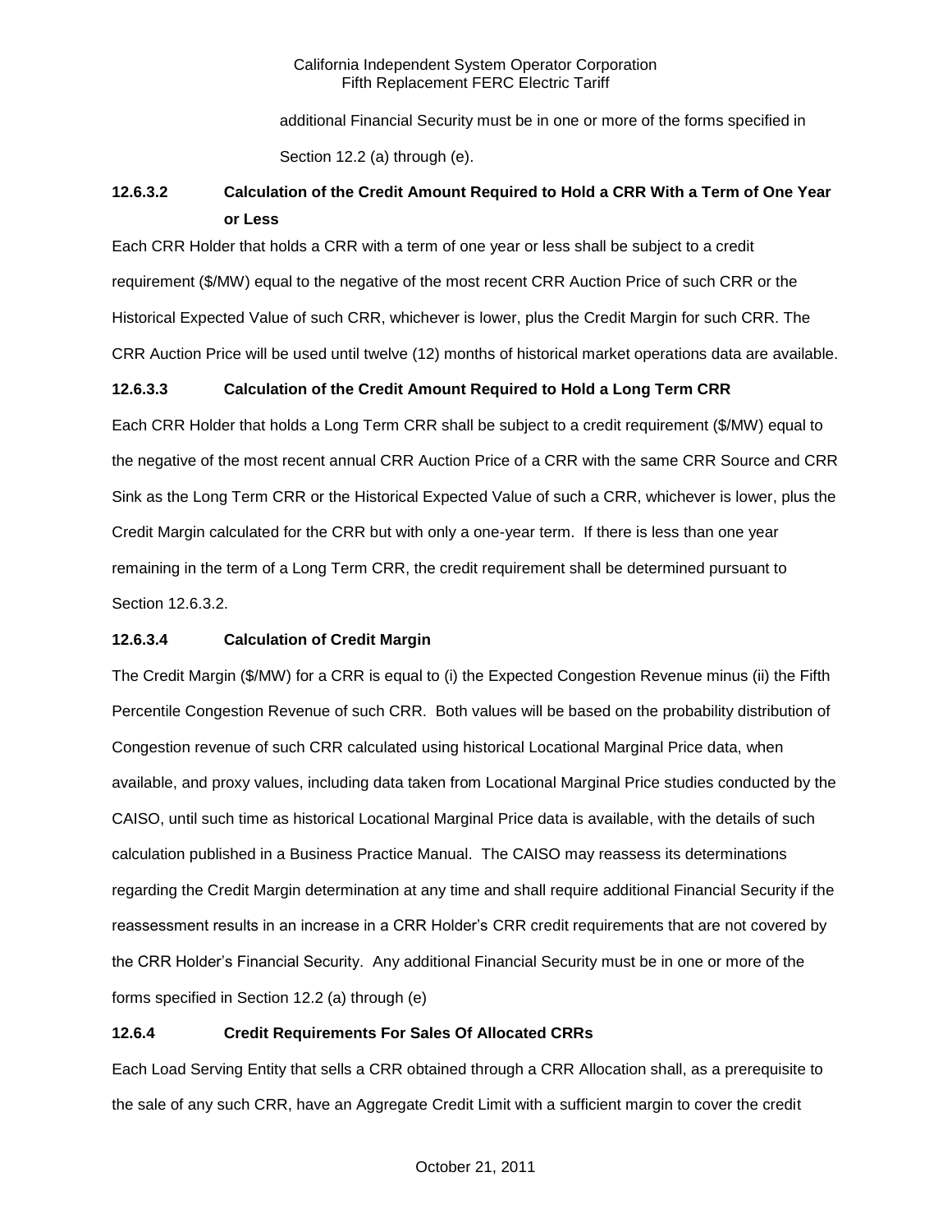additional Financial Security must be in one or more of the forms specified in Section 12.2 (a) through (e).

**12.6.3.2 Calculation of the Credit Amount Required to Hold a CRR With a Term of One Year or Less**

Each CRR Holder that holds a CRR with a term of one year or less shall be subject to a credit requirement ($/MW) equal to the negative of the most recent CRR Auction Price of such CRR or the Historical Expected Value of such CRR, whichever is lower, plus the Credit Margin for such CRR. The CRR Auction Price will be used until twelve (12) months of historical market operations data are available.

**12.6.3.3 Calculation of the Credit Amount Required to Hold a Long Term CRR**

Each CRR Holder that holds a Long Term CRR shall be subject to a credit requirement ($/MW) equal to the negative of the most recent annual CRR Auction Price of a CRR with the same CRR Source and CRR Sink as the Long Term CRR or the Historical Expected Value of such a CRR, whichever is lower, plus the Credit Margin calculated for the CRR but with only a one-year term. If there is less than one year remaining in the term of a Long Term CRR, the credit requirement shall be determined pursuant to Section 12.6.3.2.

**12.6.3.4 Calculation of Credit Margin**

The Credit Margin ($/MW) for a CRR is equal to (i) the Expected Congestion Revenue minus (ii) the Fifth Percentile Congestion Revenue of such CRR. Both values will be based on the probability distribution of Congestion revenue of such CRR calculated using historical Locational Marginal Price data, when available, and proxy values, including data taken from Locational Marginal Price studies conducted by the CAISO, until such time as historical Locational Marginal Price data is available, with the details of such calculation published in a Business Practice Manual. The CAISO may reassess its determinations regarding the Credit Margin determination at any time and shall require additional Financial Security if the reassessment results in an increase in a CRR Holder's CRR credit requirements that are not covered by the CRR Holder's Financial Security. Any additional Financial Security must be in one or more of the forms specified in Section 12.2 (a) through (e)

**12.6.4 Credit Requirements For Sales Of Allocated CRRs**

Each Load Serving Entity that sells a CRR obtained through a CRR Allocation shall, as a prerequisite to the sale of any such CRR, have an Aggregate Credit Limit with a sufficient margin to cover the credit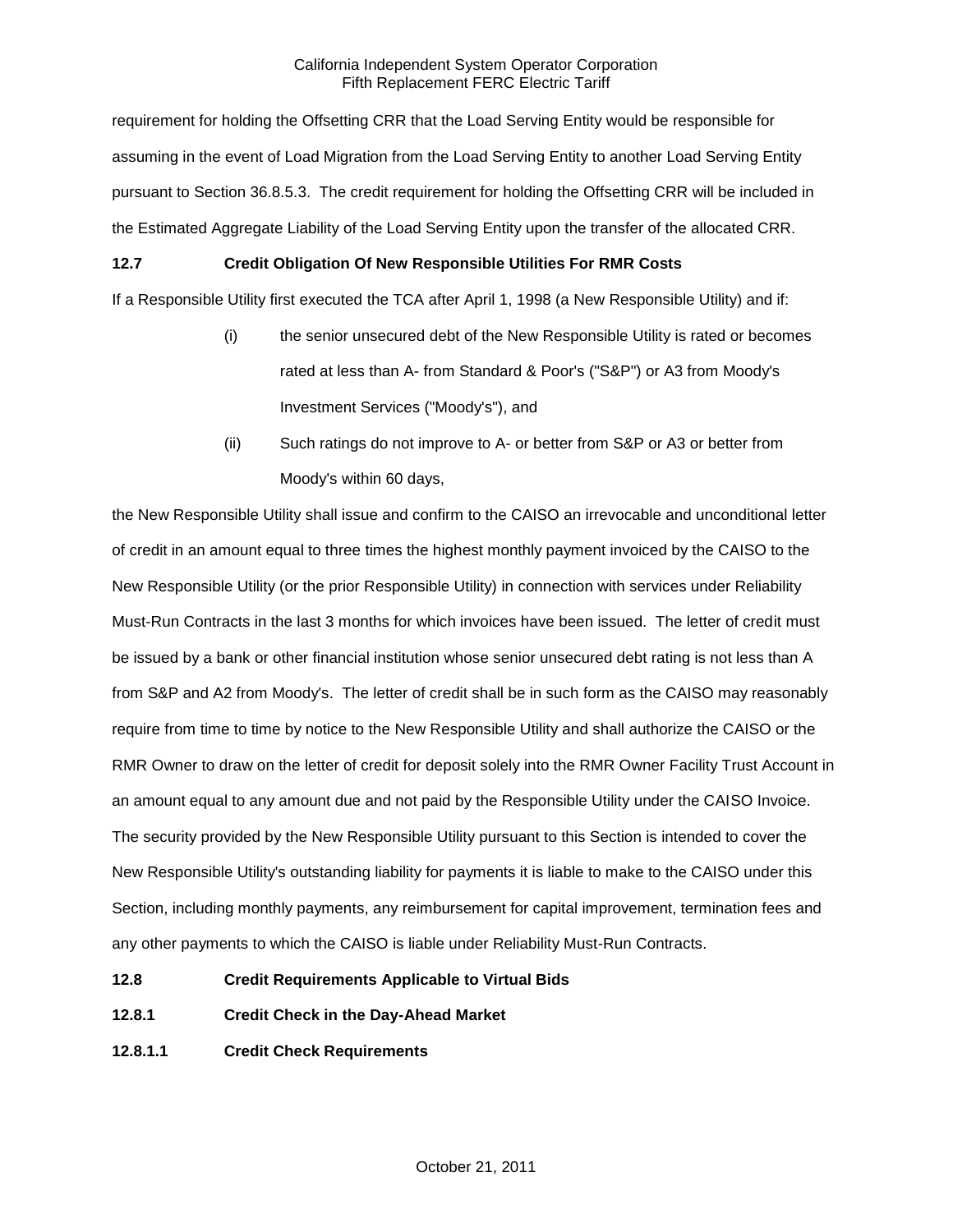requirement for holding the Offsetting CRR that the Load Serving Entity would be responsible for assuming in the event of Load Migration from the Load Serving Entity to another Load Serving Entity pursuant to Section 36.8.5.3. The credit requirement for holding the Offsetting CRR will be included in the Estimated Aggregate Liability of the Load Serving Entity upon the transfer of the allocated CRR.

**12.7 Credit Obligation Of New Responsible Utilities For RMR Costs**

If a Responsible Utility first executed the TCA after April 1, 1998 (a New Responsible Utility) and if:

(i) the senior unsecured debt of the New Responsible Utility is rated or becomes rated at less than A- from Standard & Poor's ("S&P") or A3 from Moody's Investment Services ("Moody's"), and

(ii) Such ratings do not improve to A- or better from S&P or A3 or better from Moody's within 60 days,

the New Responsible Utility shall issue and confirm to the CAISO an irrevocable and unconditional letter of credit in an amount equal to three times the highest monthly payment invoiced by the CAISO to the New Responsible Utility (or the prior Responsible Utility) in connection with services under Reliability Must-Run Contracts in the last 3 months for which invoices have been issued. The letter of credit must be issued by a bank or other financial institution whose senior unsecured debt rating is not less than A from S&P and A2 from Moody's. The letter of credit shall be in such form as the CAISO may reasonably require from time to time by notice to the New Responsible Utility and shall authorize the CAISO or the RMR Owner to draw on the letter of credit for deposit solely into the RMR Owner Facility Trust Account in an amount equal to any amount due and not paid by the Responsible Utility under the CAISO Invoice. The security provided by the New Responsible Utility pursuant to this Section is intended to cover the New Responsible Utility's outstanding liability for payments it is liable to make to the CAISO under this Section, including monthly payments, any reimbursement for capital improvement, termination fees and any other payments to which the CAISO is liable under Reliability Must-Run Contracts.

**12.8 Credit Requirements Applicable to Virtual Bids**

**12.8.1 Credit Check in the Day-Ahead Market**

**12.8.1.1 Credit Check Requirements**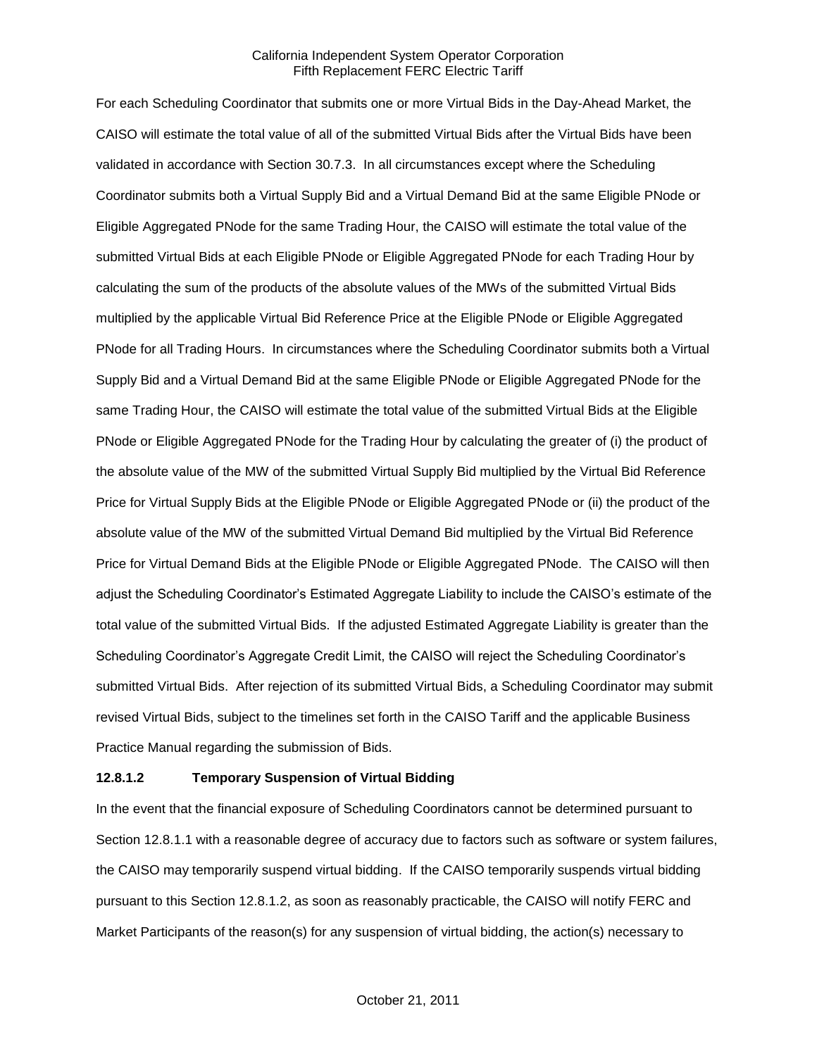For each Scheduling Coordinator that submits one or more Virtual Bids in the Day-Ahead Market, the CAISO will estimate the total value of all of the submitted Virtual Bids after the Virtual Bids have been validated in accordance with Section 30.7.3. In all circumstances except where the Scheduling Coordinator submits both a Virtual Supply Bid and a Virtual Demand Bid at the same Eligible PNode or Eligible Aggregated PNode for the same Trading Hour, the CAISO will estimate the total value of the submitted Virtual Bids at each Eligible PNode or Eligible Aggregated PNode for each Trading Hour by calculating the sum of the products of the absolute values of the MWs of the submitted Virtual Bids multiplied by the applicable Virtual Bid Reference Price at the Eligible PNode or Eligible Aggregated PNode for all Trading Hours. In circumstances where the Scheduling Coordinator submits both a Virtual Supply Bid and a Virtual Demand Bid at the same Eligible PNode or Eligible Aggregated PNode for the same Trading Hour, the CAISO will estimate the total value of the submitted Virtual Bids at the Eligible PNode or Eligible Aggregated PNode for the Trading Hour by calculating the greater of (i) the product of the absolute value of the MW of the submitted Virtual Supply Bid multiplied by the Virtual Bid Reference Price for Virtual Supply Bids at the Eligible PNode or Eligible Aggregated PNode or (ii) the product of the absolute value of the MW of the submitted Virtual Demand Bid multiplied by the Virtual Bid Reference Price for Virtual Demand Bids at the Eligible PNode or Eligible Aggregated PNode. The CAISO will then adjust the Scheduling Coordinator's Estimated Aggregate Liability to include the CAISO's estimate of the total value of the submitted Virtual Bids. If the adjusted Estimated Aggregate Liability is greater than the Scheduling Coordinator's Aggregate Credit Limit, the CAISO will reject the Scheduling Coordinator's submitted Virtual Bids. After rejection of its submitted Virtual Bids, a Scheduling Coordinator may submit revised Virtual Bids, subject to the timelines set forth in the CAISO Tariff and the applicable Business Practice Manual regarding the submission of Bids.

**12.8.1.2 Temporary Suspension of Virtual Bidding**

In the event that the financial exposure of Scheduling Coordinators cannot be determined pursuant to Section 12.8.1.1 with a reasonable degree of accuracy due to factors such as software or system failures, the CAISO may temporarily suspend virtual bidding. If the CAISO temporarily suspends virtual bidding pursuant to this Section 12.8.1.2, as soon as reasonably practicable, the CAISO will notify FERC and Market Participants of the reason(s) for any suspension of virtual bidding, the action(s) necessary to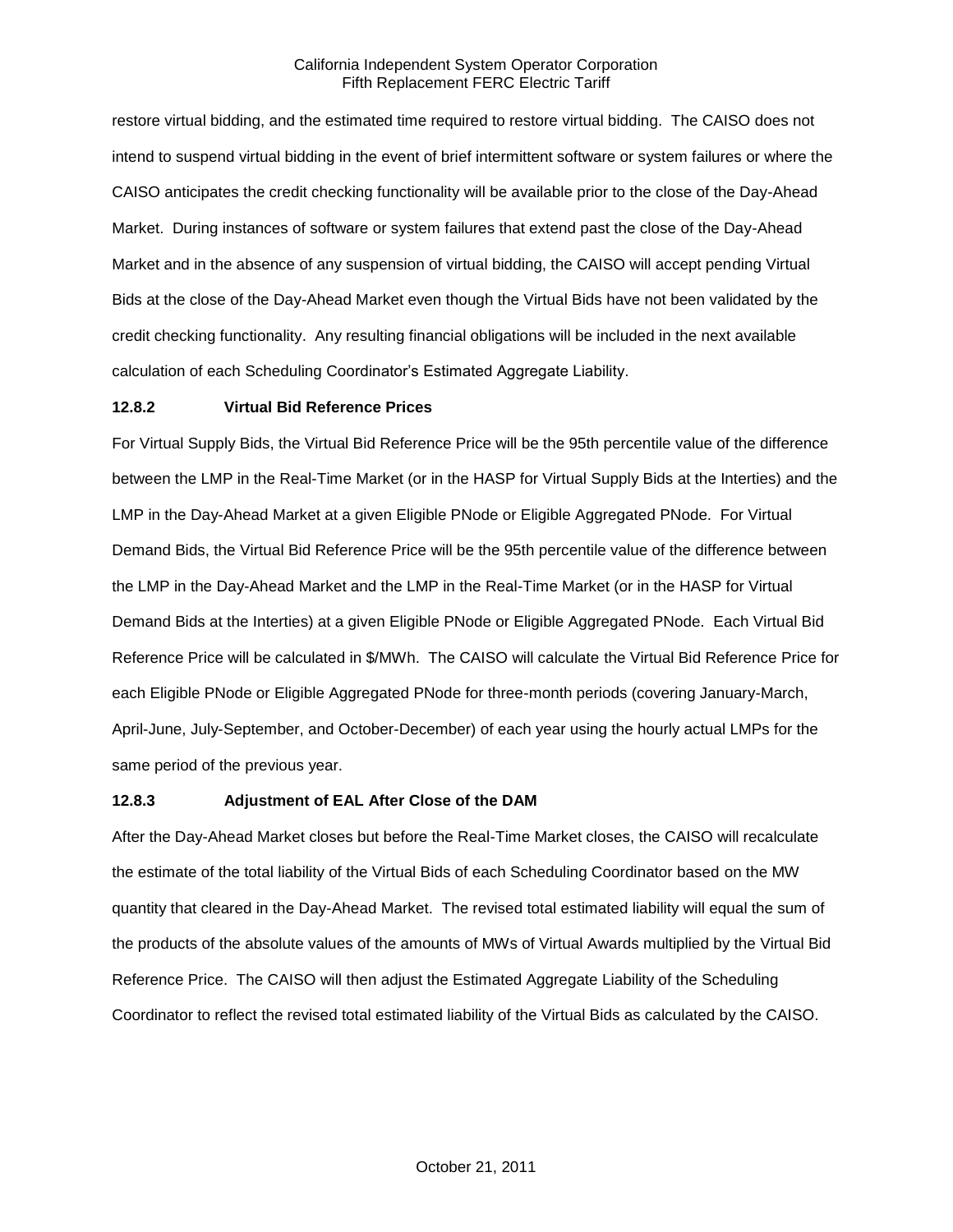restore virtual bidding, and the estimated time required to restore virtual bidding. The CAISO does not intend to suspend virtual bidding in the event of brief intermittent software or system failures or where the CAISO anticipates the credit checking functionality will be available prior to the close of the Day-Ahead Market. During instances of software or system failures that extend past the close of the Day-Ahead Market and in the absence of any suspension of virtual bidding, the CAISO will accept pending Virtual Bids at the close of the Day-Ahead Market even though the Virtual Bids have not been validated by the credit checking functionality. Any resulting financial obligations will be included in the next available calculation of each Scheduling Coordinator's Estimated Aggregate Liability.

**12.8.2 Virtual Bid Reference Prices**

For Virtual Supply Bids, the Virtual Bid Reference Price will be the 95th percentile value of the difference between the LMP in the Real-Time Market (or in the HASP for Virtual Supply Bids at the Interties) and the LMP in the Day-Ahead Market at a given Eligible PNode or Eligible Aggregated PNode. For Virtual Demand Bids, the Virtual Bid Reference Price will be the 95th percentile value of the difference between the LMP in the Day-Ahead Market and the LMP in the Real-Time Market (or in the HASP for Virtual Demand Bids at the Interties) at a given Eligible PNode or Eligible Aggregated PNode. Each Virtual Bid Reference Price will be calculated in $/MWh. The CAISO will calculate the Virtual Bid Reference Price for each Eligible PNode or Eligible Aggregated PNode for three-month periods (covering January-March, April-June, July-September, and October-December) of each year using the hourly actual LMPs for the same period of the previous year.

**12.8.3 Adjustment of EAL After Close of the DAM**

After the Day-Ahead Market closes but before the Real-Time Market closes, the CAISO will recalculate the estimate of the total liability of the Virtual Bids of each Scheduling Coordinator based on the MW quantity that cleared in the Day-Ahead Market. The revised total estimated liability will equal the sum of the products of the absolute values of the amounts of MWs of Virtual Awards multiplied by the Virtual Bid Reference Price. The CAISO will then adjust the Estimated Aggregate Liability of the Scheduling Coordinator to reflect the revised total estimated liability of the Virtual Bids as calculated by the CAISO.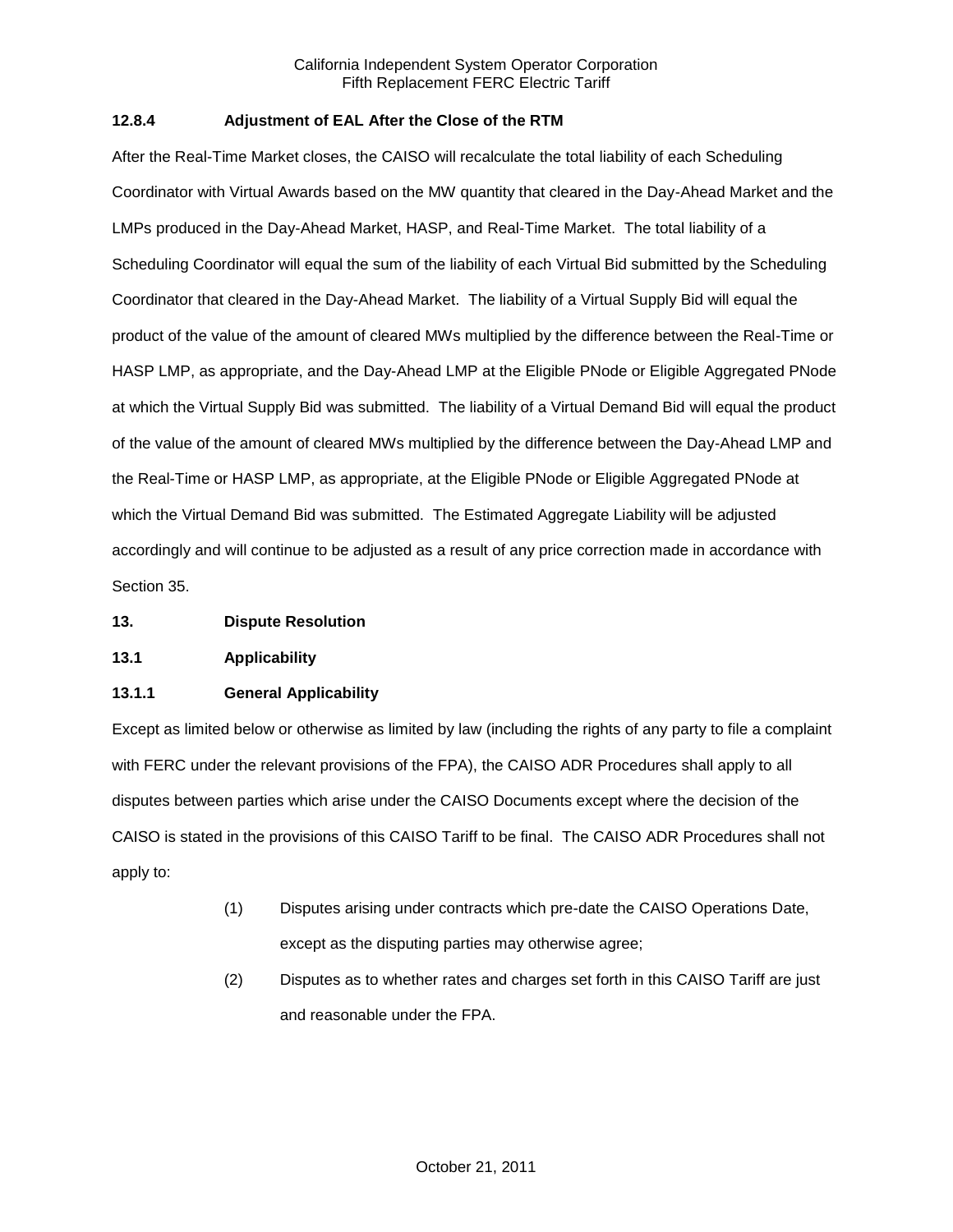### 12.8.4 Adjustment of EAL After the Close of the RTM

After the Real-Time Market closes, the CAISO will recalculate the total liability of each Scheduling Coordinator with Virtual Awards based on the MW quantity that cleared in the Day-Ahead Market and the LMPs produced in the Day-Ahead Market, HASP, and Real-Time Market. The total liability of a Scheduling Coordinator will equal the sum of the liability of each Virtual Bid submitted by the Scheduling Coordinator that cleared in the Day-Ahead Market. The liability of a Virtual Supply Bid will equal the product of the value of the amount of cleared MWs multiplied by the difference between the Real-Time or HASP LMP, as appropriate, and the Day-Ahead LMP at the Eligible PNode or Eligible Aggregated PNode at which the Virtual Supply Bid was submitted. The liability of a Virtual Demand Bid will equal the product of the value of the amount of cleared MWs multiplied by the difference between the Day-Ahead LMP and the Real-Time or HASP LMP, as appropriate, at the Eligible PNode or Eligible Aggregated PNode at which the Virtual Demand Bid was submitted. The Estimated Aggregate Liability will be adjusted accordingly and will continue to be adjusted as a result of any price correction made in accordance with Section 35.

## 13. Dispute Resolution

### 13.1 Applicability

### 13.1.1 General Applicability

Except as limited below or otherwise as limited by law (including the rights of any party to file a complaint with FERC under the relevant provisions of the FPA), the CAISO ADR Procedures shall apply to all disputes between parties which arise under the CAISO Documents except where the decision of the CAISO is stated in the provisions of this CAISO Tariff to be final. The CAISO ADR Procedures shall not apply to:

(1) Disputes arising under contracts which pre-date the CAISO Operations Date, except as the disputing parties may otherwise agree;

(2) Disputes as to whether rates and charges set forth in this CAISO Tariff are just and reasonable under the FPA.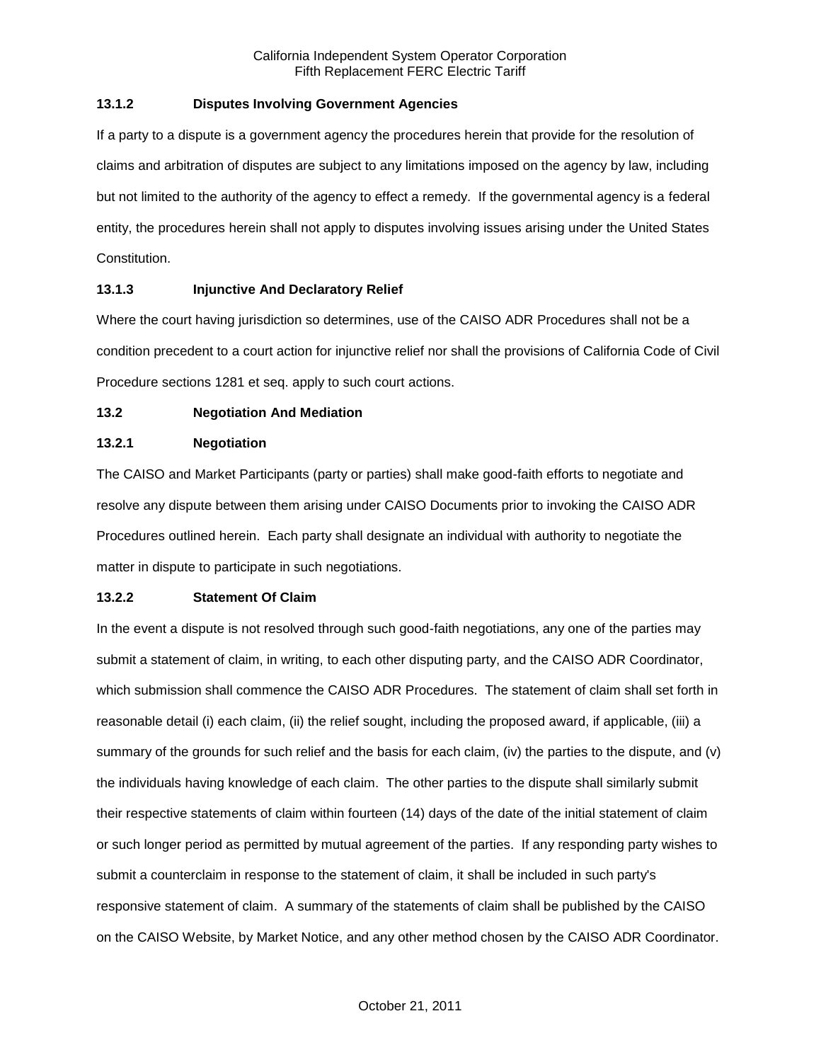### 13.1.2 Disputes Involving Government Agencies

If a party to a dispute is a government agency the procedures herein that provide for the resolution of claims and arbitration of disputes are subject to any limitations imposed on the agency by law, including but not limited to the authority of the agency to effect a remedy. If the governmental agency is a federal entity, the procedures herein shall not apply to disputes involving issues arising under the United States Constitution.

### 13.1.3 Injunctive And Declaratory Relief

Where the court having jurisdiction so determines, use of the CAISO ADR Procedures shall not be a condition precedent to a court action for injunctive relief nor shall the provisions of California Code of Civil Procedure sections 1281 et seq. apply to such court actions.

## 13.2 Negotiation And Mediation

### 13.2.1 Negotiation

The CAISO and Market Participants (party or parties) shall make good-faith efforts to negotiate and resolve any dispute between them arising under CAISO Documents prior to invoking the CAISO ADR Procedures outlined herein. Each party shall designate an individual with authority to negotiate the matter in dispute to participate in such negotiations.

### 13.2.2 Statement Of Claim

In the event a dispute is not resolved through such good-faith negotiations, any one of the parties may submit a statement of claim, in writing, to each other disputing party, and the CAISO ADR Coordinator, which submission shall commence the CAISO ADR Procedures. The statement of claim shall set forth in reasonable detail (i) each claim, (ii) the relief sought, including the proposed award, if applicable, (iii) a summary of the grounds for such relief and the basis for each claim, (iv) the parties to the dispute, and (v) the individuals having knowledge of each claim. The other parties to the dispute shall similarly submit their respective statements of claim within fourteen (14) days of the date of the initial statement of claim or such longer period as permitted by mutual agreement of the parties. If any responding party wishes to submit a counterclaim in response to the statement of claim, it shall be included in such party's responsive statement of claim. A summary of the statements of claim shall be published by the CAISO on the CAISO Website, by Market Notice, and any other method chosen by the CAISO ADR Coordinator.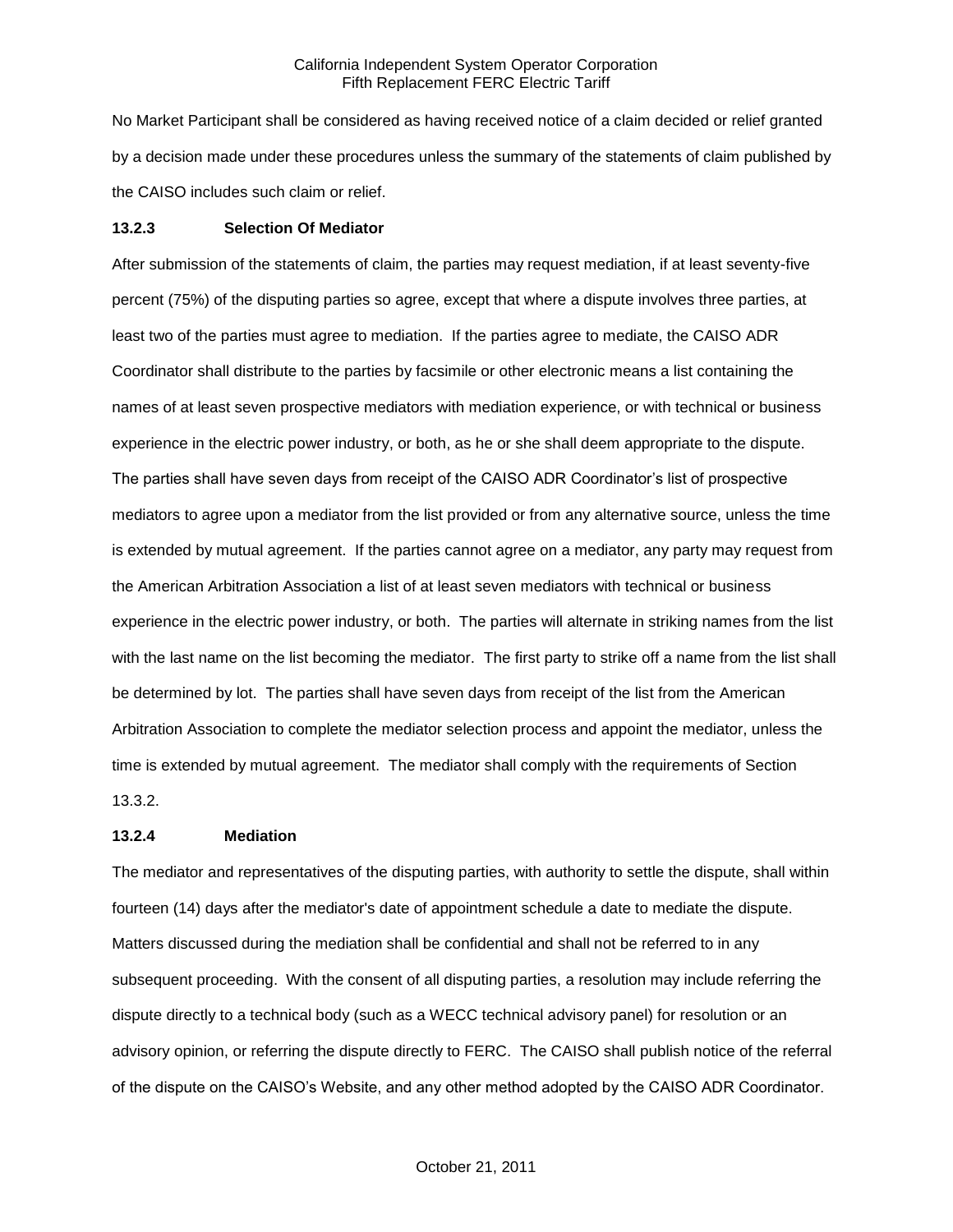No Market Participant shall be considered as having received notice of a claim decided or relief granted by a decision made under these procedures unless the summary of the statements of claim published by the CAISO includes such claim or relief.

**13.2.3 Selection Of Mediator**

After submission of the statements of claim, the parties may request mediation, if at least seventy-five percent (75%) of the disputing parties so agree, except that where a dispute involves three parties, at least two of the parties must agree to mediation. If the parties agree to mediate, the CAISO ADR Coordinator shall distribute to the parties by facsimile or other electronic means a list containing the names of at least seven prospective mediators with mediation experience, or with technical or business experience in the electric power industry, or both, as he or she shall deem appropriate to the dispute. The parties shall have seven days from receipt of the CAISO ADR Coordinator's list of prospective mediators to agree upon a mediator from the list provided or from any alternative source, unless the time is extended by mutual agreement. If the parties cannot agree on a mediator, any party may request from the American Arbitration Association a list of at least seven mediators with technical or business experience in the electric power industry, or both. The parties will alternate in striking names from the list with the last name on the list becoming the mediator. The first party to strike off a name from the list shall be determined by lot. The parties shall have seven days from receipt of the list from the American Arbitration Association to complete the mediator selection process and appoint the mediator, unless the time is extended by mutual agreement. The mediator shall comply with the requirements of Section 13.3.2.

**13.2.4 Mediation**

The mediator and representatives of the disputing parties, with authority to settle the dispute, shall within fourteen (14) days after the mediator's date of appointment schedule a date to mediate the dispute. Matters discussed during the mediation shall be confidential and shall not be referred to in any subsequent proceeding. With the consent of all disputing parties, a resolution may include referring the dispute directly to a technical body (such as a WECC technical advisory panel) for resolution or an advisory opinion, or referring the dispute directly to FERC. The CAISO shall publish notice of the referral of the dispute on the CAISO's Website, and any other method adopted by the CAISO ADR Coordinator.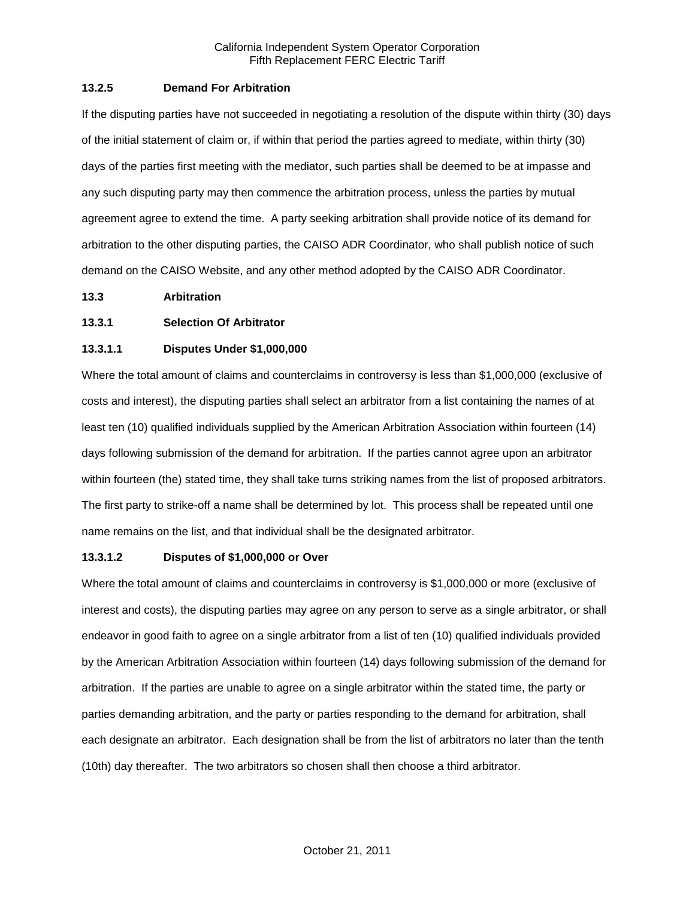**13.2.5 Demand For Arbitration**

If the disputing parties have not succeeded in negotiating a resolution of the dispute within thirty (30) days of the initial statement of claim or, if within that period the parties agreed to mediate, within thirty (30) days of the parties first meeting with the mediator, such parties shall be deemed to be at impasse and any such disputing party may then commence the arbitration process, unless the parties by mutual agreement agree to extend the time. A party seeking arbitration shall provide notice of its demand for arbitration to the other disputing parties, the CAISO ADR Coordinator, who shall publish notice of such demand on the CAISO Website, and any other method adopted by the CAISO ADR Coordinator.

**13.3 Arbitration**

**13.3.1 Selection Of Arbitrator**

**13.3.1.1 Disputes Under $1,000,000**

Where the total amount of claims and counterclaims in controversy is less than $1,000,000 (exclusive of costs and interest), the disputing parties shall select an arbitrator from a list containing the names of at least ten (10) qualified individuals supplied by the American Arbitration Association within fourteen (14) days following submission of the demand for arbitration. If the parties cannot agree upon an arbitrator within fourteen (the) stated time, they shall take turns striking names from the list of proposed arbitrators. The first party to strike-off a name shall be determined by lot. This process shall be repeated until one name remains on the list, and that individual shall be the designated arbitrator.

**13.3.1.2 Disputes of $1,000,000 or Over**

Where the total amount of claims and counterclaims in controversy is $1,000,000 or more (exclusive of interest and costs), the disputing parties may agree on any person to serve as a single arbitrator, or shall endeavor in good faith to agree on a single arbitrator from a list of ten (10) qualified individuals provided by the American Arbitration Association within fourteen (14) days following submission of the demand for arbitration. If the parties are unable to agree on a single arbitrator within the stated time, the party or parties demanding arbitration, and the party or parties responding to the demand for arbitration, shall each designate an arbitrator. Each designation shall be from the list of arbitrators no later than the tenth (10th) day thereafter. The two arbitrators so chosen shall then choose a third arbitrator.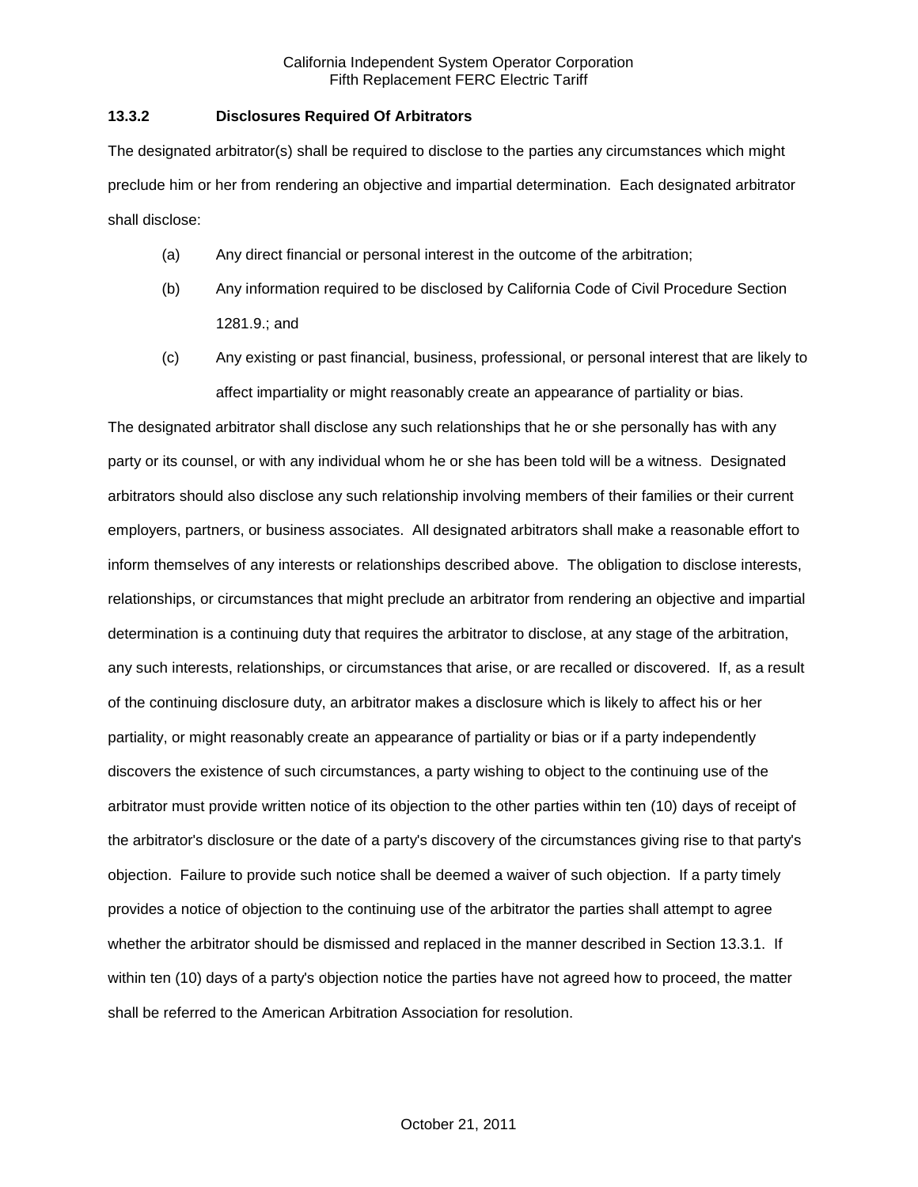### 13.3.2 Disclosures Required Of Arbitrators

The designated arbitrator(s) shall be required to disclose to the parties any circumstances which might preclude him or her from rendering an objective and impartial determination. Each designated arbitrator shall disclose:

(a) Any direct financial or personal interest in the outcome of the arbitration;

(b) Any information required to be disclosed by California Code of Civil Procedure Section 1281.9.; and

(c) Any existing or past financial, business, professional, or personal interest that are likely to affect impartiality or might reasonably create an appearance of partiality or bias.

The designated arbitrator shall disclose any such relationships that he or she personally has with any party or its counsel, or with any individual whom he or she has been told will be a witness. Designated arbitrators should also disclose any such relationship involving members of their families or their current employers, partners, or business associates. All designated arbitrators shall make a reasonable effort to inform themselves of any interests or relationships described above. The obligation to disclose interests, relationships, or circumstances that might preclude an arbitrator from rendering an objective and impartial determination is a continuing duty that requires the arbitrator to disclose, at any stage of the arbitration, any such interests, relationships, or circumstances that arise, or are recalled or discovered. If, as a result of the continuing disclosure duty, an arbitrator makes a disclosure which is likely to affect his or her partiality, or might reasonably create an appearance of partiality or bias or if a party independently discovers the existence of such circumstances, a party wishing to object to the continuing use of the arbitrator must provide written notice of its objection to the other parties within ten (10) days of receipt of the arbitrator's disclosure or the date of a party's discovery of the circumstances giving rise to that party's objection. Failure to provide such notice shall be deemed a waiver of such objection. If a party timely provides a notice of objection to the continuing use of the arbitrator the parties shall attempt to agree whether the arbitrator should be dismissed and replaced in the manner described in Section 13.3.1. If within ten (10) days of a party's objection notice the parties have not agreed how to proceed, the matter shall be referred to the American Arbitration Association for resolution.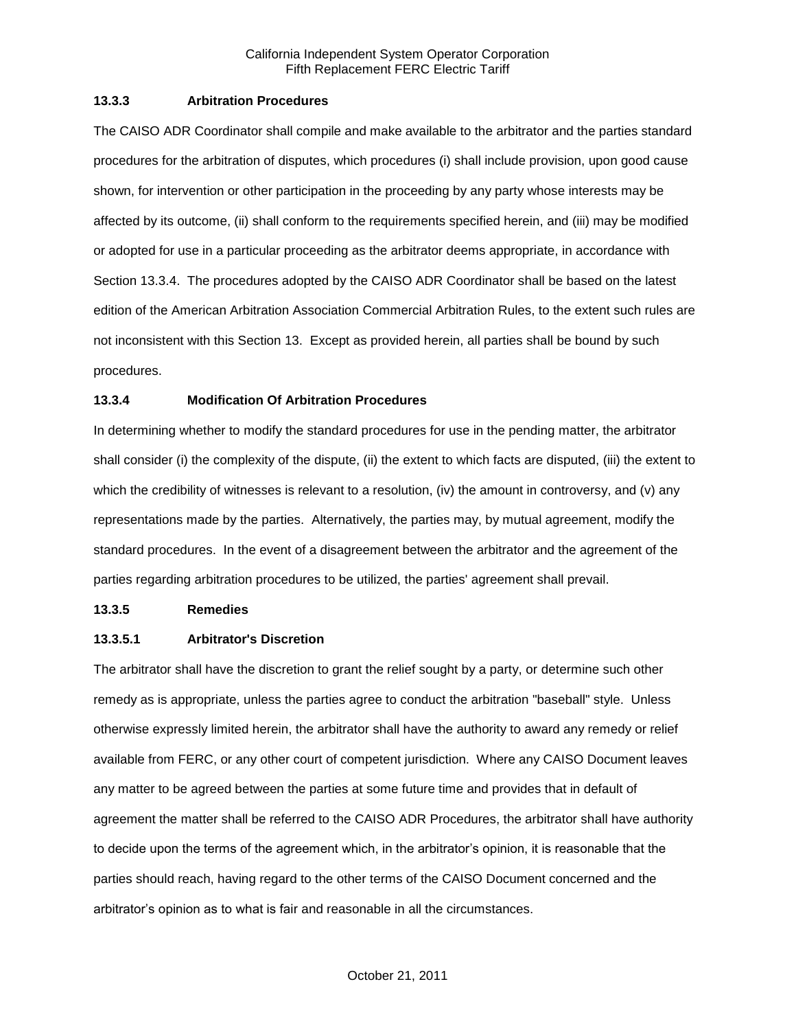### 13.3.3 Arbitration Procedures

The CAISO ADR Coordinator shall compile and make available to the arbitrator and the parties standard procedures for the arbitration of disputes, which procedures (i) shall include provision, upon good cause shown, for intervention or other participation in the proceeding by any party whose interests may be affected by its outcome, (ii) shall conform to the requirements specified herein, and (iii) may be modified or adopted for use in a particular proceeding as the arbitrator deems appropriate, in accordance with Section 13.3.4. The procedures adopted by the CAISO ADR Coordinator shall be based on the latest edition of the American Arbitration Association Commercial Arbitration Rules, to the extent such rules are not inconsistent with this Section 13. Except as provided herein, all parties shall be bound by such procedures.

### 13.3.4 Modification Of Arbitration Procedures

In determining whether to modify the standard procedures for use in the pending matter, the arbitrator shall consider (i) the complexity of the dispute, (ii) the extent to which facts are disputed, (iii) the extent to which the credibility of witnesses is relevant to a resolution, (iv) the amount in controversy, and (v) any representations made by the parties. Alternatively, the parties may, by mutual agreement, modify the standard procedures. In the event of a disagreement between the arbitrator and the agreement of the parties regarding arbitration procedures to be utilized, the parties' agreement shall prevail.

### 13.3.5 Remedies

#### 13.3.5.1 Arbitrator's Discretion

The arbitrator shall have the discretion to grant the relief sought by a party, or determine such other remedy as is appropriate, unless the parties agree to conduct the arbitration "baseball" style. Unless otherwise expressly limited herein, the arbitrator shall have the authority to award any remedy or relief available from FERC, or any other court of competent jurisdiction. Where any CAISO Document leaves any matter to be agreed between the parties at some future time and provides that in default of agreement the matter shall be referred to the CAISO ADR Procedures, the arbitrator shall have authority to decide upon the terms of the agreement which, in the arbitrator's opinion, it is reasonable that the parties should reach, having regard to the other terms of the CAISO Document concerned and the arbitrator's opinion as to what is fair and reasonable in all the circumstances.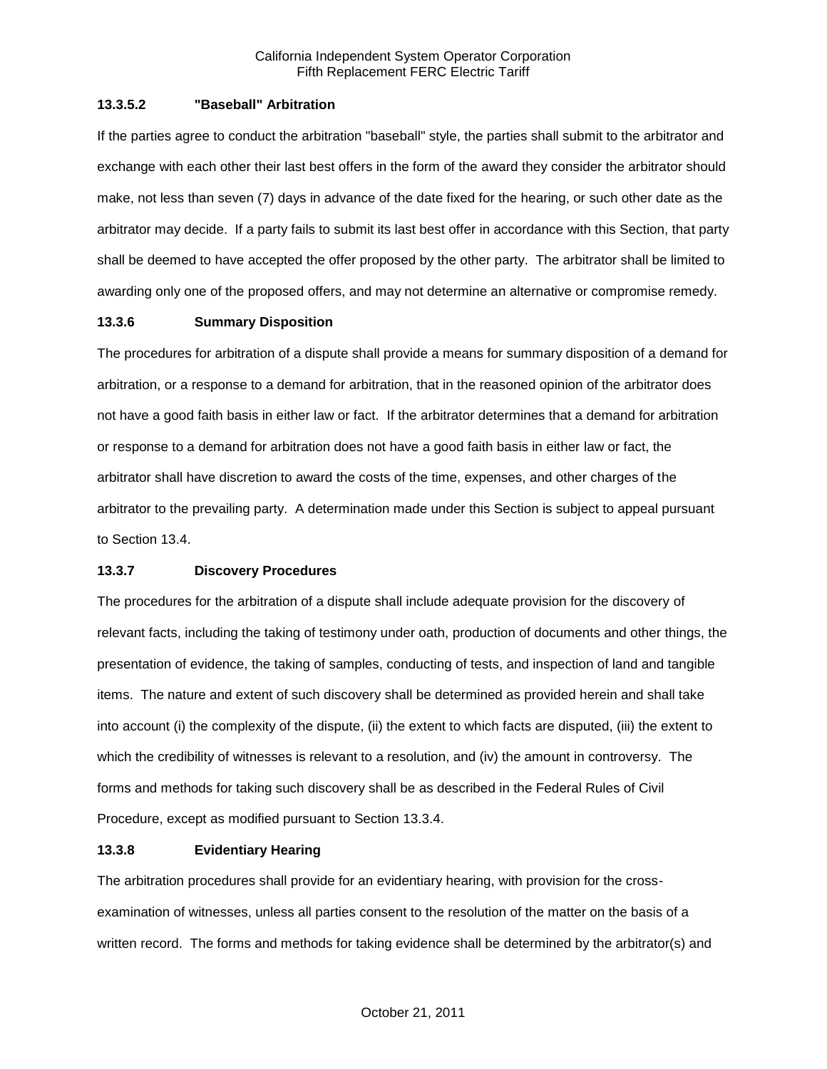### 13.3.5.2 "Baseball" Arbitration

If the parties agree to conduct the arbitration "baseball" style, the parties shall submit to the arbitrator and exchange with each other their last best offers in the form of the award they consider the arbitrator should make, not less than seven (7) days in advance of the date fixed for the hearing, or such other date as the arbitrator may decide. If a party fails to submit its last best offer in accordance with this Section, that party shall be deemed to have accepted the offer proposed by the other party. The arbitrator shall be limited to awarding only one of the proposed offers, and may not determine an alternative or compromise remedy.

### 13.3.6 Summary Disposition

The procedures for arbitration of a dispute shall provide a means for summary disposition of a demand for arbitration, or a response to a demand for arbitration, that in the reasoned opinion of the arbitrator does not have a good faith basis in either law or fact. If the arbitrator determines that a demand for arbitration or response to a demand for arbitration does not have a good faith basis in either law or fact, the arbitrator shall have discretion to award the costs of the time, expenses, and other charges of the arbitrator to the prevailing party. A determination made under this Section is subject to appeal pursuant to Section 13.4.

### 13.3.7 Discovery Procedures

The procedures for the arbitration of a dispute shall include adequate provision for the discovery of relevant facts, including the taking of testimony under oath, production of documents and other things, the presentation of evidence, the taking of samples, conducting of tests, and inspection of land and tangible items. The nature and extent of such discovery shall be determined as provided herein and shall take into account (i) the complexity of the dispute, (ii) the extent to which facts are disputed, (iii) the extent to which the credibility of witnesses is relevant to a resolution, and (iv) the amount in controversy. The forms and methods for taking such discovery shall be as described in the Federal Rules of Civil Procedure, except as modified pursuant to Section 13.3.4.

### 13.3.8 Evidentiary Hearing

The arbitration procedures shall provide for an evidentiary hearing, with provision for the cross-examination of witnesses, unless all parties consent to the resolution of the matter on the basis of a written record. The forms and methods for taking evidence shall be determined by the arbitrator(s) and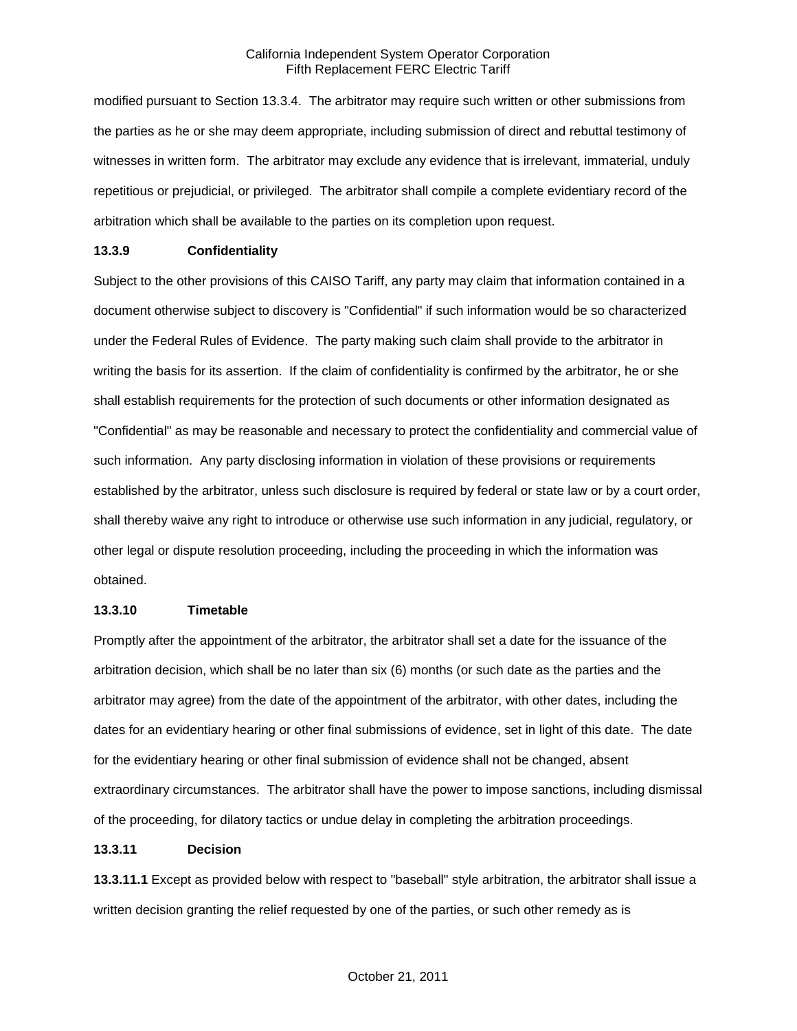modified pursuant to Section 13.3.4. The arbitrator may require such written or other submissions from the parties as he or she may deem appropriate, including submission of direct and rebuttal testimony of witnesses in written form. The arbitrator may exclude any evidence that is irrelevant, immaterial, unduly repetitious or prejudicial, or privileged. The arbitrator shall compile a complete evidentiary record of the arbitration which shall be available to the parties on its completion upon request.

### 13.3.9 Confidentiality

Subject to the other provisions of this CAISO Tariff, any party may claim that information contained in a document otherwise subject to discovery is "Confidential" if such information would be so characterized under the Federal Rules of Evidence. The party making such claim shall provide to the arbitrator in writing the basis for its assertion. If the claim of confidentiality is confirmed by the arbitrator, he or she shall establish requirements for the protection of such documents or other information designated as "Confidential" as may be reasonable and necessary to protect the confidentiality and commercial value of such information. Any party disclosing information in violation of these provisions or requirements established by the arbitrator, unless such disclosure is required by federal or state law or by a court order, shall thereby waive any right to introduce or otherwise use such information in any judicial, regulatory, or other legal or dispute resolution proceeding, including the proceeding in which the information was obtained.

### 13.3.10 Timetable

Promptly after the appointment of the arbitrator, the arbitrator shall set a date for the issuance of the arbitration decision, which shall be no later than six (6) months (or such date as the parties and the arbitrator may agree) from the date of the appointment of the arbitrator, with other dates, including the dates for an evidentiary hearing or other final submissions of evidence, set in light of this date. The date for the evidentiary hearing or other final submission of evidence shall not be changed, absent extraordinary circumstances. The arbitrator shall have the power to impose sanctions, including dismissal of the proceeding, for dilatory tactics or undue delay in completing the arbitration proceedings.

### 13.3.11 Decision

**13.3.11.1** Except as provided below with respect to "baseball" style arbitration, the arbitrator shall issue a written decision granting the relief requested by one of the parties, or such other remedy as is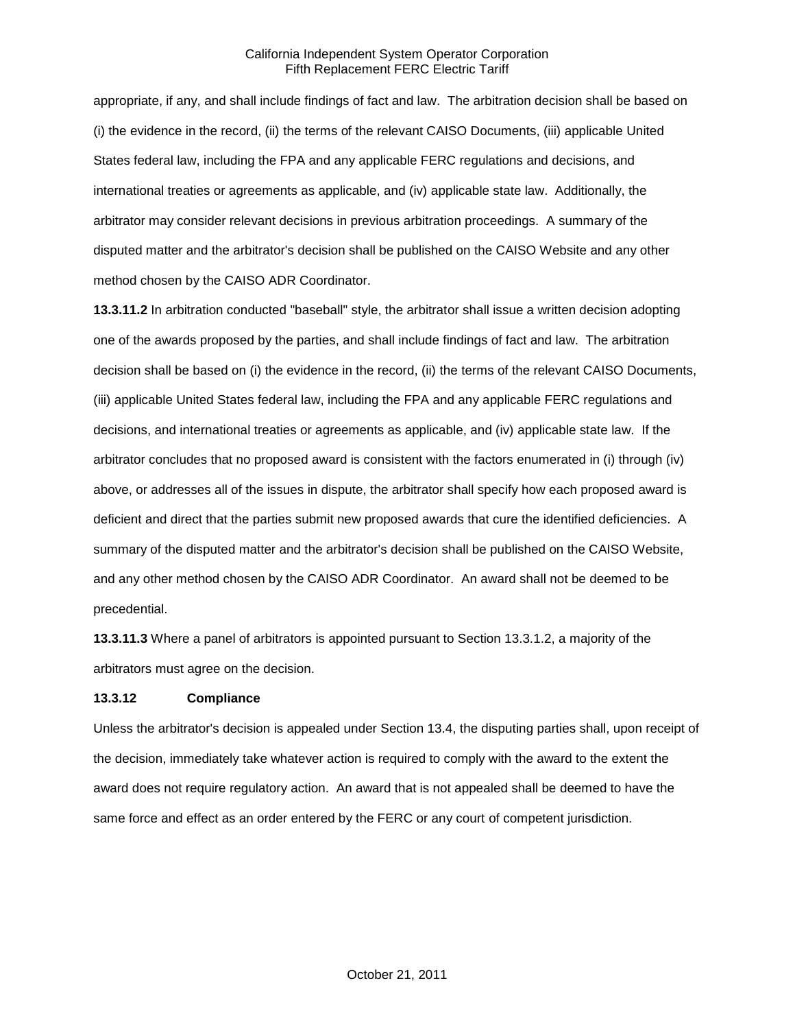appropriate, if any, and shall include findings of fact and law. The arbitration decision shall be based on (i) the evidence in the record, (ii) the terms of the relevant CAISO Documents, (iii) applicable United States federal law, including the FPA and any applicable FERC regulations and decisions, and international treaties or agreements as applicable, and (iv) applicable state law. Additionally, the arbitrator may consider relevant decisions in previous arbitration proceedings. A summary of the disputed matter and the arbitrator's decision shall be published on the CAISO Website and any other method chosen by the CAISO ADR Coordinator.

**13.3.11.2** In arbitration conducted "baseball" style, the arbitrator shall issue a written decision adopting one of the awards proposed by the parties, and shall include findings of fact and law. The arbitration decision shall be based on (i) the evidence in the record, (ii) the terms of the relevant CAISO Documents, (iii) applicable United States federal law, including the FPA and any applicable FERC regulations and decisions, and international treaties or agreements as applicable, and (iv) applicable state law. If the arbitrator concludes that no proposed award is consistent with the factors enumerated in (i) through (iv) above, or addresses all of the issues in dispute, the arbitrator shall specify how each proposed award is deficient and direct that the parties submit new proposed awards that cure the identified deficiencies. A summary of the disputed matter and the arbitrator's decision shall be published on the CAISO Website, and any other method chosen by the CAISO ADR Coordinator. An award shall not be deemed to be precedential.

**13.3.11.3** Where a panel of arbitrators is appointed pursuant to Section 13.3.1.2, a majority of the arbitrators must agree on the decision.

### 13.3.12 Compliance

Unless the arbitrator's decision is appealed under Section 13.4, the disputing parties shall, upon receipt of the decision, immediately take whatever action is required to comply with the award to the extent the award does not require regulatory action. An award that is not appealed shall be deemed to have the same force and effect as an order entered by the FERC or any court of competent jurisdiction.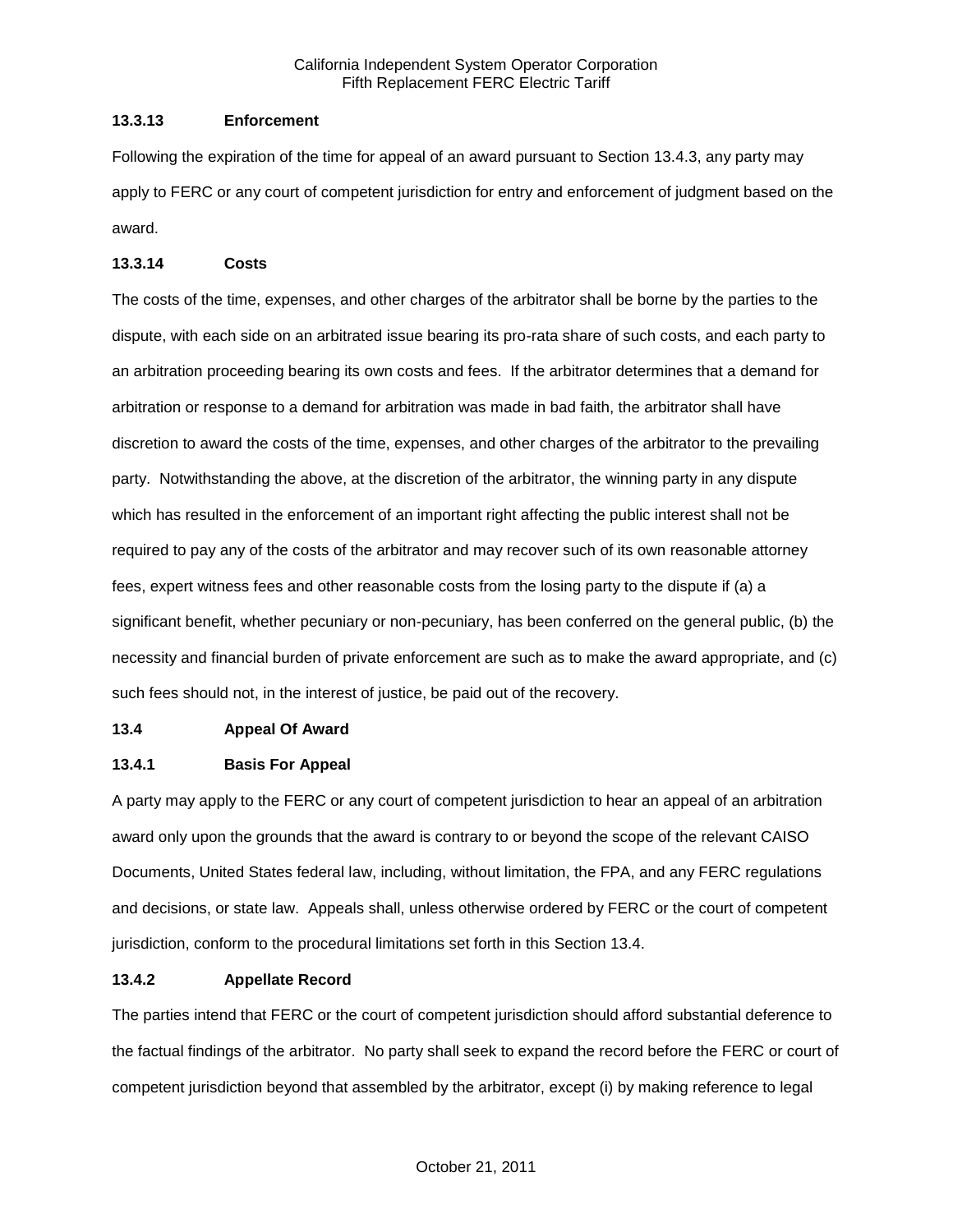### 13.3.13 Enforcement

Following the expiration of the time for appeal of an award pursuant to Section 13.4.3, any party may apply to FERC or any court of competent jurisdiction for entry and enforcement of judgment based on the award.

### 13.3.14 Costs

The costs of the time, expenses, and other charges of the arbitrator shall be borne by the parties to the dispute, with each side on an arbitrated issue bearing its pro-rata share of such costs, and each party to an arbitration proceeding bearing its own costs and fees. If the arbitrator determines that a demand for arbitration or response to a demand for arbitration was made in bad faith, the arbitrator shall have discretion to award the costs of the time, expenses, and other charges of the arbitrator to the prevailing party. Notwithstanding the above, at the discretion of the arbitrator, the winning party in any dispute which has resulted in the enforcement of an important right affecting the public interest shall not be required to pay any of the costs of the arbitrator and may recover such of its own reasonable attorney fees, expert witness fees and other reasonable costs from the losing party to the dispute if (a) a significant benefit, whether pecuniary or non-pecuniary, has been conferred on the general public, (b) the necessity and financial burden of private enforcement are such as to make the award appropriate, and (c) such fees should not, in the interest of justice, be paid out of the recovery.

## 13.4 Appeal Of Award

### 13.4.1 Basis For Appeal

A party may apply to the FERC or any court of competent jurisdiction to hear an appeal of an arbitration award only upon the grounds that the award is contrary to or beyond the scope of the relevant CAISO Documents, United States federal law, including, without limitation, the FPA, and any FERC regulations and decisions, or state law. Appeals shall, unless otherwise ordered by FERC or the court of competent jurisdiction, conform to the procedural limitations set forth in this Section 13.4.

### 13.4.2 Appellate Record

The parties intend that FERC or the court of competent jurisdiction should afford substantial deference to the factual findings of the arbitrator. No party shall seek to expand the record before the FERC or court of competent jurisdiction beyond that assembled by the arbitrator, except (i) by making reference to legal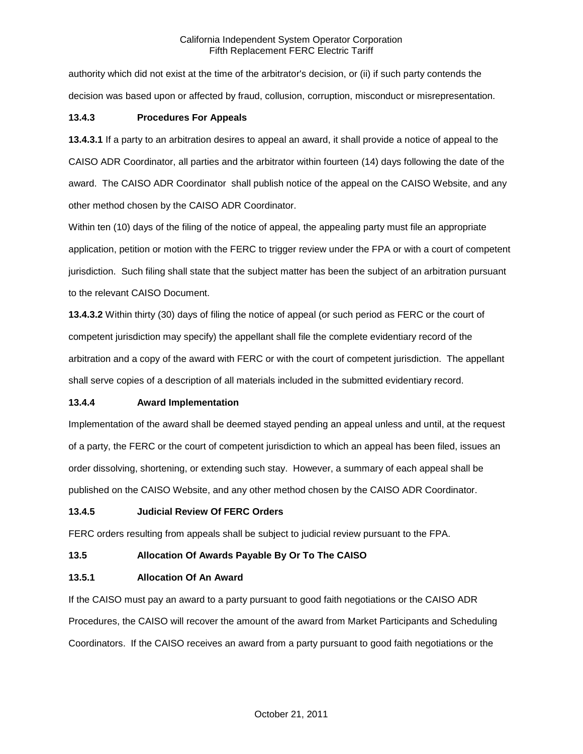authority which did not exist at the time of the arbitrator's decision, or (ii) if such party contends the decision was based upon or affected by fraud, collusion, corruption, misconduct or misrepresentation.

### 13.4.3 Procedures For Appeals

**13.4.3.1** If a party to an arbitration desires to appeal an award, it shall provide a notice of appeal to the CAISO ADR Coordinator, all parties and the arbitrator within fourteen (14) days following the date of the award. The CAISO ADR Coordinator shall publish notice of the appeal on the CAISO Website, and any other method chosen by the CAISO ADR Coordinator.

Within ten (10) days of the filing of the notice of appeal, the appealing party must file an appropriate application, petition or motion with the FERC to trigger review under the FPA or with a court of competent jurisdiction. Such filing shall state that the subject matter has been the subject of an arbitration pursuant to the relevant CAISO Document.

**13.4.3.2** Within thirty (30) days of filing the notice of appeal (or such period as FERC or the court of competent jurisdiction may specify) the appellant shall file the complete evidentiary record of the arbitration and a copy of the award with FERC or with the court of competent jurisdiction. The appellant shall serve copies of a description of all materials included in the submitted evidentiary record.

### 13.4.4 Award Implementation

Implementation of the award shall be deemed stayed pending an appeal unless and until, at the request of a party, the FERC or the court of competent jurisdiction to which an appeal has been filed, issues an order dissolving, shortening, or extending such stay. However, a summary of each appeal shall be published on the CAISO Website, and any other method chosen by the CAISO ADR Coordinator.

### 13.4.5 Judicial Review Of FERC Orders

FERC orders resulting from appeals shall be subject to judicial review pursuant to the FPA.

## 13.5 Allocation Of Awards Payable By Or To The CAISO

### 13.5.1 Allocation Of An Award

If the CAISO must pay an award to a party pursuant to good faith negotiations or the CAISO ADR Procedures, the CAISO will recover the amount of the award from Market Participants and Scheduling Coordinators. If the CAISO receives an award from a party pursuant to good faith negotiations or the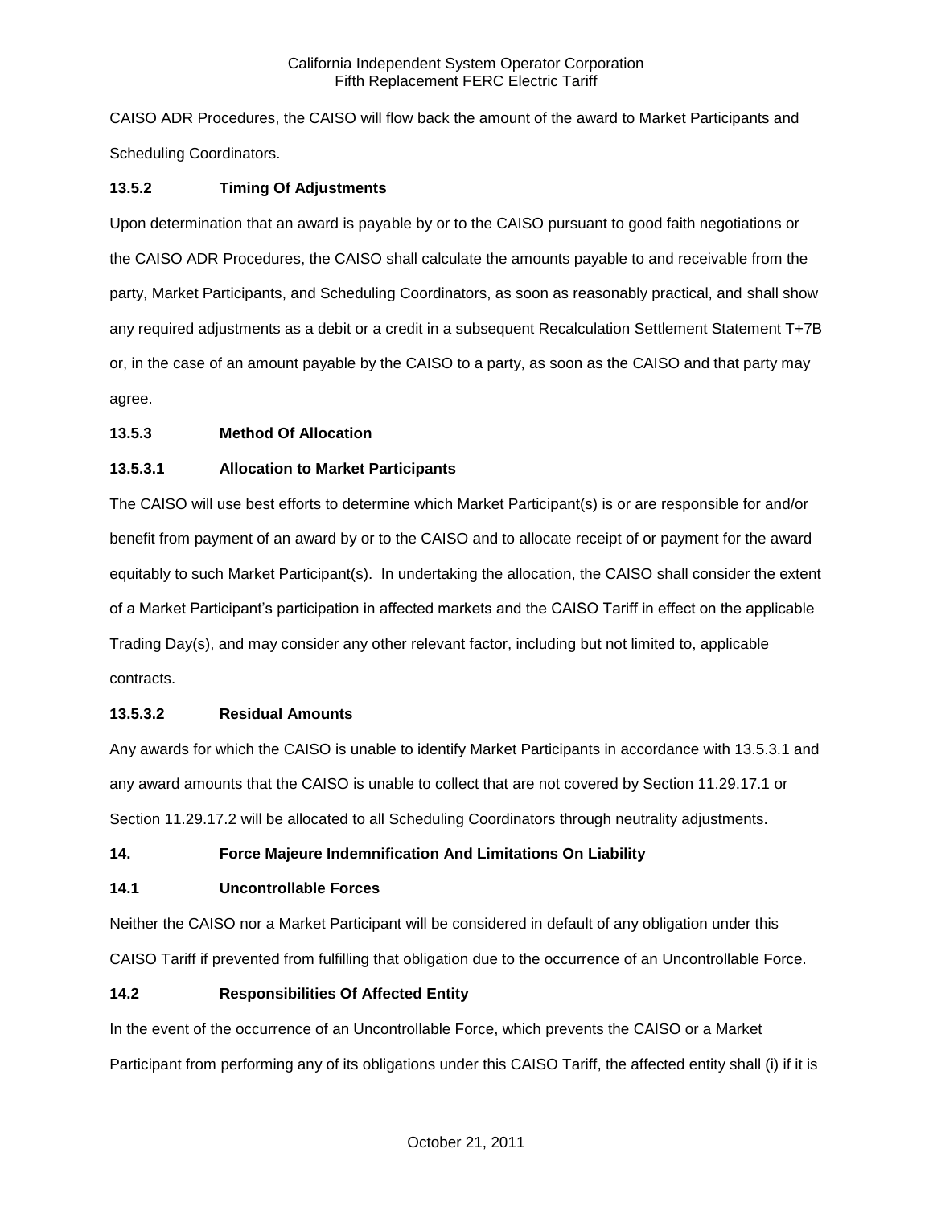CAISO ADR Procedures, the CAISO will flow back the amount of the award to Market Participants and Scheduling Coordinators.

### 13.5.2 Timing Of Adjustments

Upon determination that an award is payable by or to the CAISO pursuant to good faith negotiations or the CAISO ADR Procedures, the CAISO shall calculate the amounts payable to and receivable from the party, Market Participants, and Scheduling Coordinators, as soon as reasonably practical, and shall show any required adjustments as a debit or a credit in a subsequent Recalculation Settlement Statement T+7B or, in the case of an amount payable by the CAISO to a party, as soon as the CAISO and that party may agree.

### 13.5.3 Method Of Allocation

#### 13.5.3.1 Allocation to Market Participants

The CAISO will use best efforts to determine which Market Participant(s) is or are responsible for and/or benefit from payment of an award by or to the CAISO and to allocate receipt of or payment for the award equitably to such Market Participant(s). In undertaking the allocation, the CAISO shall consider the extent of a Market Participant's participation in affected markets and the CAISO Tariff in effect on the applicable Trading Day(s), and may consider any other relevant factor, including but not limited to, applicable contracts.

#### 13.5.3.2 Residual Amounts

Any awards for which the CAISO is unable to identify Market Participants in accordance with 13.5.3.1 and any award amounts that the CAISO is unable to collect that are not covered by Section 11.29.17.1 or Section 11.29.17.2 will be allocated to all Scheduling Coordinators through neutrality adjustments.

## 14. Force Majeure Indemnification And Limitations On Liability

### 14.1 Uncontrollable Forces

Neither the CAISO nor a Market Participant will be considered in default of any obligation under this CAISO Tariff if prevented from fulfilling that obligation due to the occurrence of an Uncontrollable Force.

### 14.2 Responsibilities Of Affected Entity

In the event of the occurrence of an Uncontrollable Force, which prevents the CAISO or a Market Participant from performing any of its obligations under this CAISO Tariff, the affected entity shall (i) if it is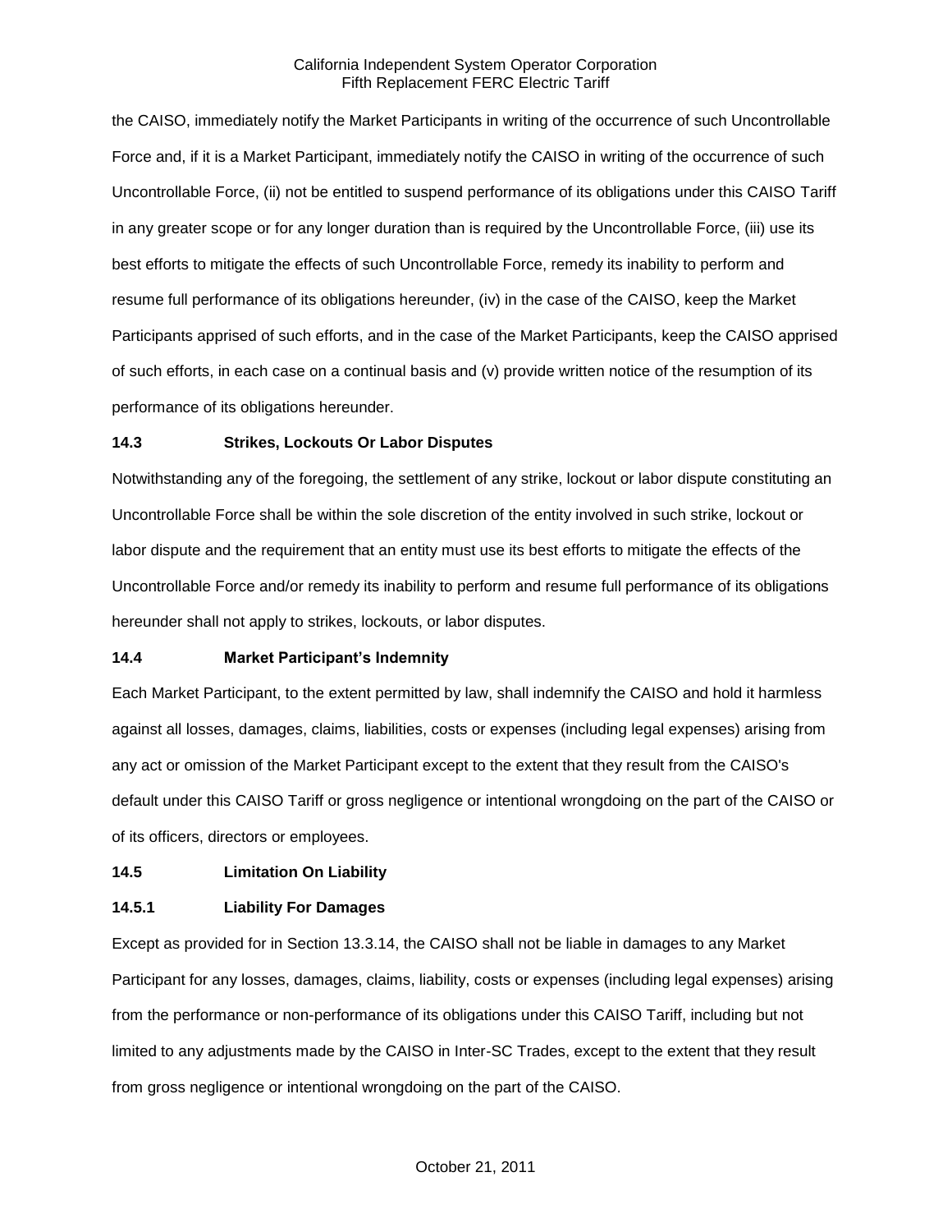the CAISO, immediately notify the Market Participants in writing of the occurrence of such Uncontrollable Force and, if it is a Market Participant, immediately notify the CAISO in writing of the occurrence of such Uncontrollable Force, (ii) not be entitled to suspend performance of its obligations under this CAISO Tariff in any greater scope or for any longer duration than is required by the Uncontrollable Force, (iii) use its best efforts to mitigate the effects of such Uncontrollable Force, remedy its inability to perform and resume full performance of its obligations hereunder, (iv) in the case of the CAISO, keep the Market Participants apprised of such efforts, and in the case of the Market Participants, keep the CAISO apprised of such efforts, in each case on a continual basis and (v) provide written notice of the resumption of its performance of its obligations hereunder.

### 14.3 Strikes, Lockouts Or Labor Disputes

Notwithstanding any of the foregoing, the settlement of any strike, lockout or labor dispute constituting an Uncontrollable Force shall be within the sole discretion of the entity involved in such strike, lockout or labor dispute and the requirement that an entity must use its best efforts to mitigate the effects of the Uncontrollable Force and/or remedy its inability to perform and resume full performance of its obligations hereunder shall not apply to strikes, lockouts, or labor disputes.

### 14.4 Market Participant's Indemnity

Each Market Participant, to the extent permitted by law, shall indemnify the CAISO and hold it harmless against all losses, damages, claims, liabilities, costs or expenses (including legal expenses) arising from any act or omission of the Market Participant except to the extent that they result from the CAISO's default under this CAISO Tariff or gross negligence or intentional wrongdoing on the part of the CAISO or of its officers, directors or employees.

### 14.5 Limitation On Liability

#### 14.5.1 Liability For Damages

Except as provided for in Section 13.3.14, the CAISO shall not be liable in damages to any Market Participant for any losses, damages, claims, liability, costs or expenses (including legal expenses) arising from the performance or non-performance of its obligations under this CAISO Tariff, including but not limited to any adjustments made by the CAISO in Inter-SC Trades, except to the extent that they result from gross negligence or intentional wrongdoing on the part of the CAISO.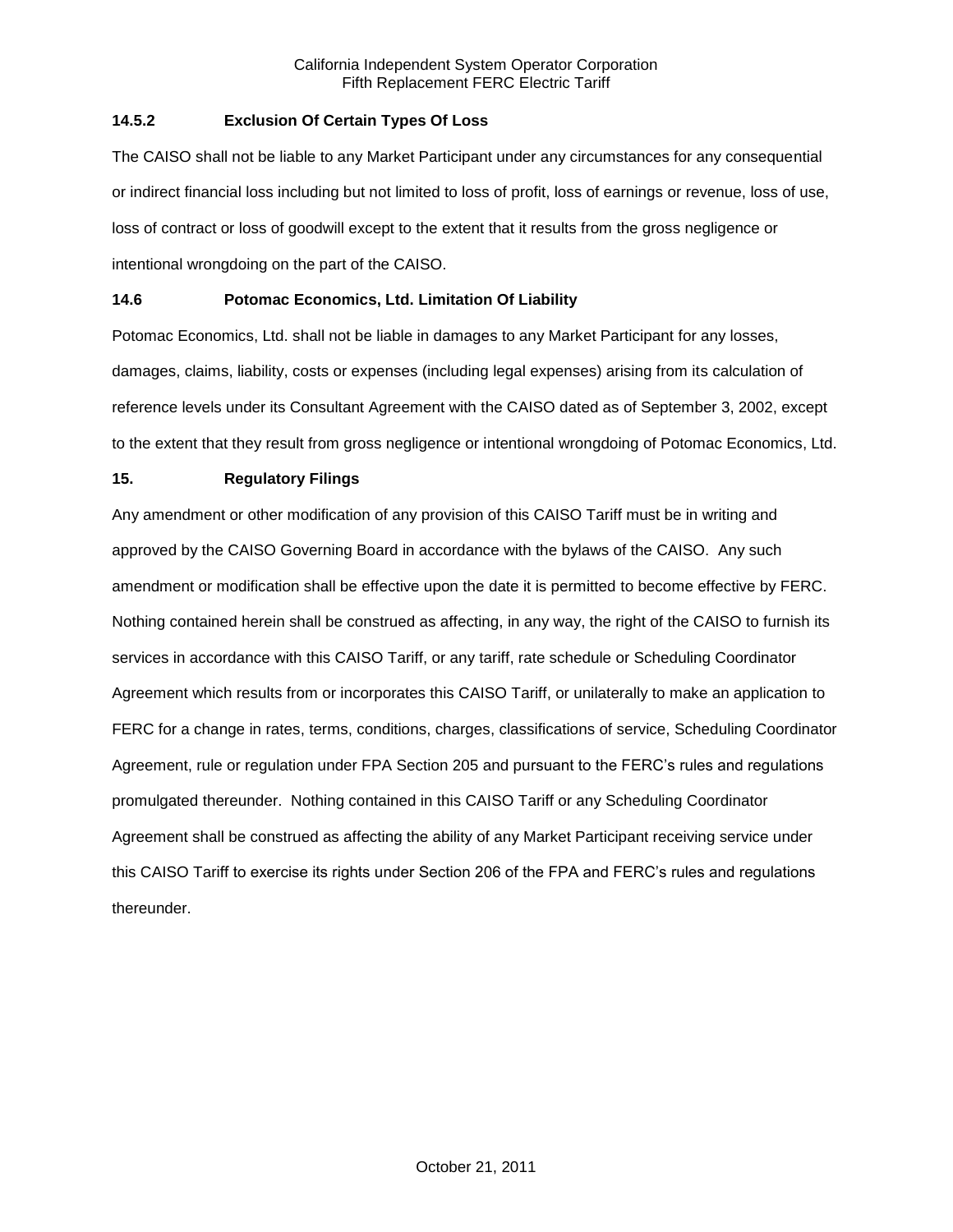### 14.5.2 Exclusion Of Certain Types Of Loss

The CAISO shall not be liable to any Market Participant under any circumstances for any consequential or indirect financial loss including but not limited to loss of profit, loss of earnings or revenue, loss of use, loss of contract or loss of goodwill except to the extent that it results from the gross negligence or intentional wrongdoing on the part of the CAISO.

### 14.6 Potomac Economics, Ltd. Limitation Of Liability

Potomac Economics, Ltd. shall not be liable in damages to any Market Participant for any losses, damages, claims, liability, costs or expenses (including legal expenses) arising from its calculation of reference levels under its Consultant Agreement with the CAISO dated as of September 3, 2002, except to the extent that they result from gross negligence or intentional wrongdoing of Potomac Economics, Ltd.

## 15. Regulatory Filings

Any amendment or other modification of any provision of this CAISO Tariff must be in writing and approved by the CAISO Governing Board in accordance with the bylaws of the CAISO. Any such amendment or modification shall be effective upon the date it is permitted to become effective by FERC. Nothing contained herein shall be construed as affecting, in any way, the right of the CAISO to furnish its services in accordance with this CAISO Tariff, or any tariff, rate schedule or Scheduling Coordinator Agreement which results from or incorporates this CAISO Tariff, or unilaterally to make an application to FERC for a change in rates, terms, conditions, charges, classifications of service, Scheduling Coordinator Agreement, rule or regulation under FPA Section 205 and pursuant to the FERC's rules and regulations promulgated thereunder. Nothing contained in this CAISO Tariff or any Scheduling Coordinator Agreement shall be construed as affecting the ability of any Market Participant receiving service under this CAISO Tariff to exercise its rights under Section 206 of the FPA and FERC's rules and regulations thereunder.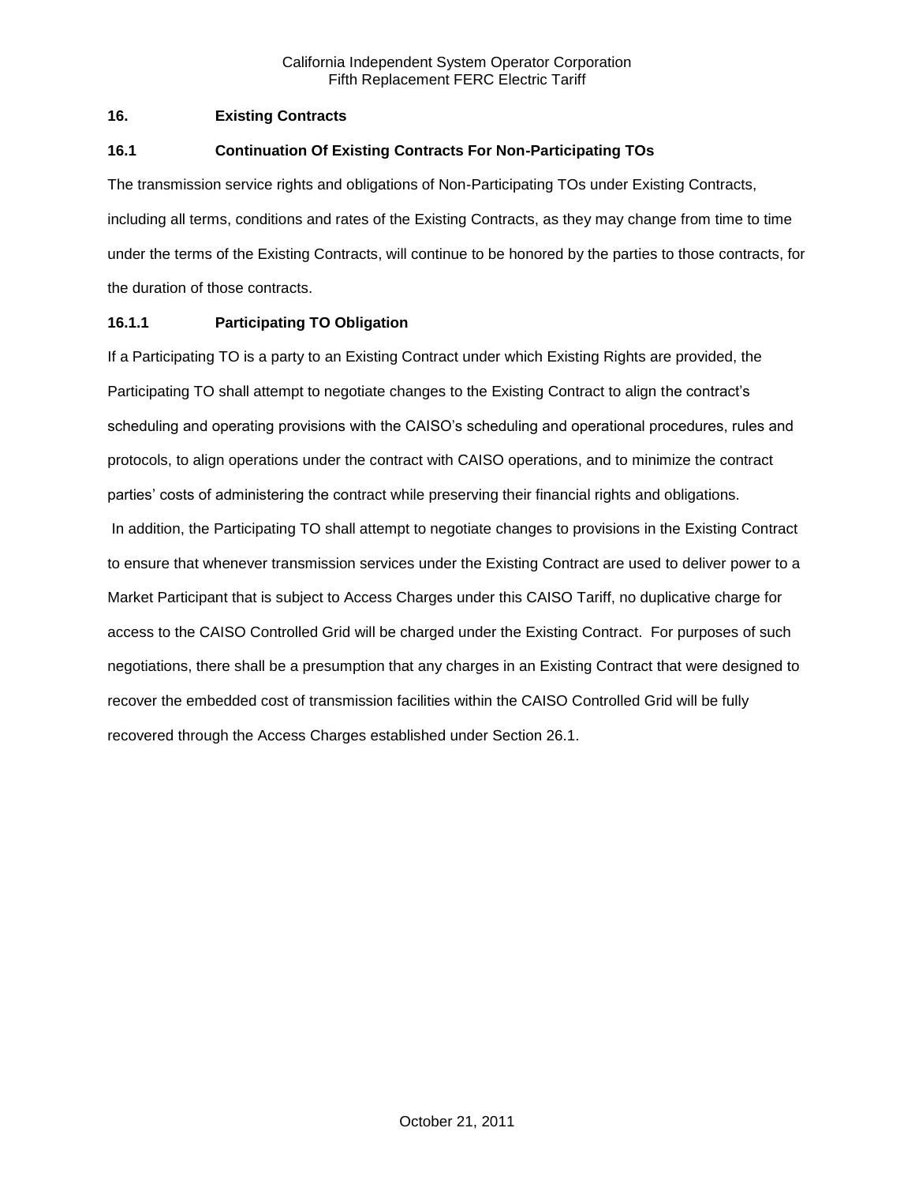## 16. Existing Contracts

### 16.1 Continuation Of Existing Contracts For Non-Participating TOs

The transmission service rights and obligations of Non-Participating TOs under Existing Contracts, including all terms, conditions and rates of the Existing Contracts, as they may change from time to time under the terms of the Existing Contracts, will continue to be honored by the parties to those contracts, for the duration of those contracts.

#### 16.1.1 Participating TO Obligation

If a Participating TO is a party to an Existing Contract under which Existing Rights are provided, the Participating TO shall attempt to negotiate changes to the Existing Contract to align the contract's scheduling and operating provisions with the CAISO's scheduling and operational procedures, rules and protocols, to align operations under the contract with CAISO operations, and to minimize the contract parties' costs of administering the contract while preserving their financial rights and obligations. In addition, the Participating TO shall attempt to negotiate changes to provisions in the Existing Contract to ensure that whenever transmission services under the Existing Contract are used to deliver power to a Market Participant that is subject to Access Charges under this CAISO Tariff, no duplicative charge for access to the CAISO Controlled Grid will be charged under the Existing Contract. For purposes of such negotiations, there shall be a presumption that any charges in an Existing Contract that were designed to recover the embedded cost of transmission facilities within the CAISO Controlled Grid will be fully recovered through the Access Charges established under Section 26.1.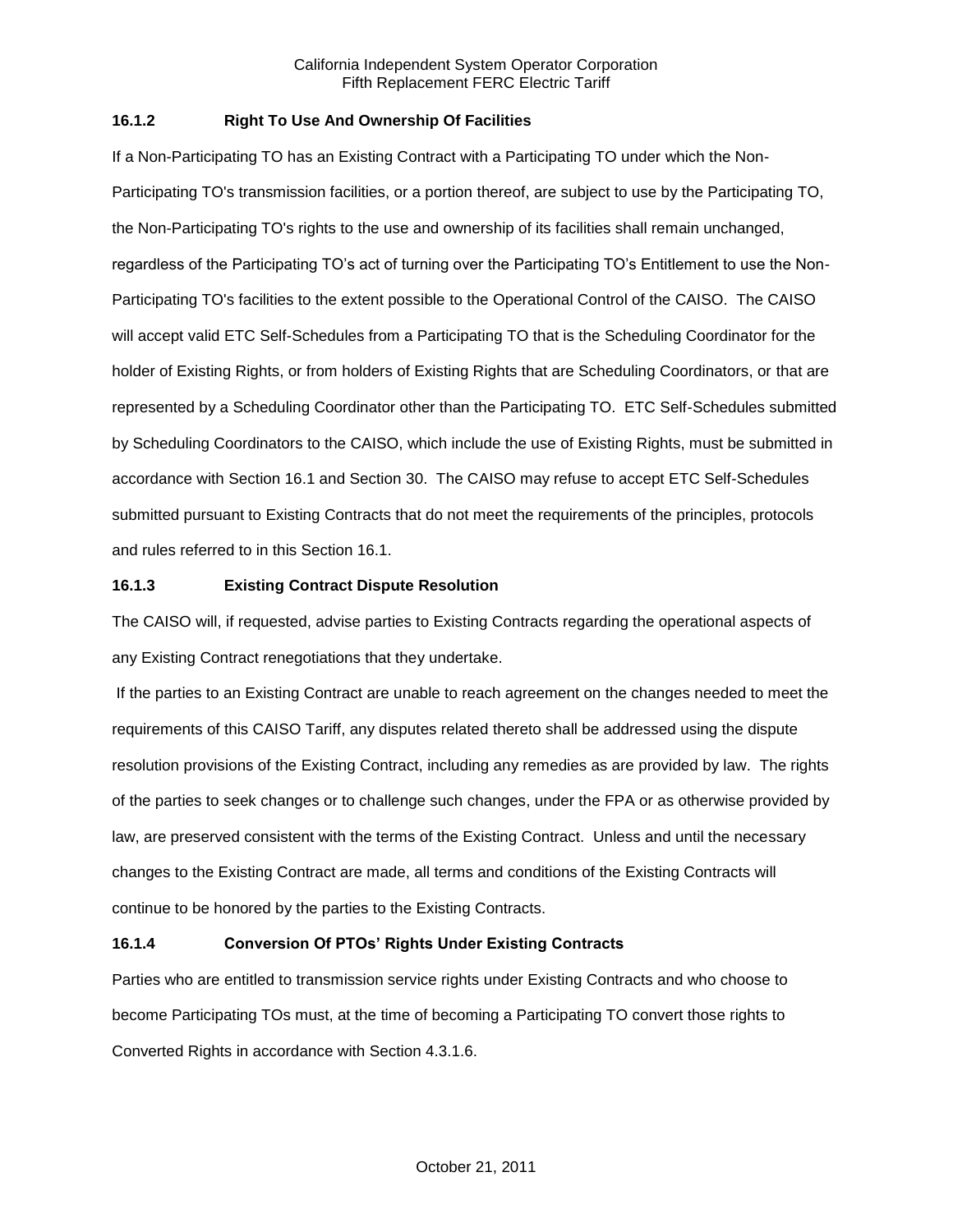### 16.1.2 Right To Use And Ownership Of Facilities

If a Non-Participating TO has an Existing Contract with a Participating TO under which the Non-Participating TO's transmission facilities, or a portion thereof, are subject to use by the Participating TO, the Non-Participating TO's rights to the use and ownership of its facilities shall remain unchanged, regardless of the Participating TO's act of turning over the Participating TO's Entitlement to use the Non-Participating TO's facilities to the extent possible to the Operational Control of the CAISO. The CAISO will accept valid ETC Self-Schedules from a Participating TO that is the Scheduling Coordinator for the holder of Existing Rights, or from holders of Existing Rights that are Scheduling Coordinators, or that are represented by a Scheduling Coordinator other than the Participating TO. ETC Self-Schedules submitted by Scheduling Coordinators to the CAISO, which include the use of Existing Rights, must be submitted in accordance with Section 16.1 and Section 30. The CAISO may refuse to accept ETC Self-Schedules submitted pursuant to Existing Contracts that do not meet the requirements of the principles, protocols and rules referred to in this Section 16.1.

### 16.1.3 Existing Contract Dispute Resolution

The CAISO will, if requested, advise parties to Existing Contracts regarding the operational aspects of any Existing Contract renegotiations that they undertake.

If the parties to an Existing Contract are unable to reach agreement on the changes needed to meet the requirements of this CAISO Tariff, any disputes related thereto shall be addressed using the dispute resolution provisions of the Existing Contract, including any remedies as are provided by law. The rights of the parties to seek changes or to challenge such changes, under the FPA or as otherwise provided by law, are preserved consistent with the terms of the Existing Contract. Unless and until the necessary changes to the Existing Contract are made, all terms and conditions of the Existing Contracts will continue to be honored by the parties to the Existing Contracts.

### 16.1.4 Conversion Of PTOs' Rights Under Existing Contracts

Parties who are entitled to transmission service rights under Existing Contracts and who choose to become Participating TOs must, at the time of becoming a Participating TO convert those rights to Converted Rights in accordance with Section 4.3.1.6.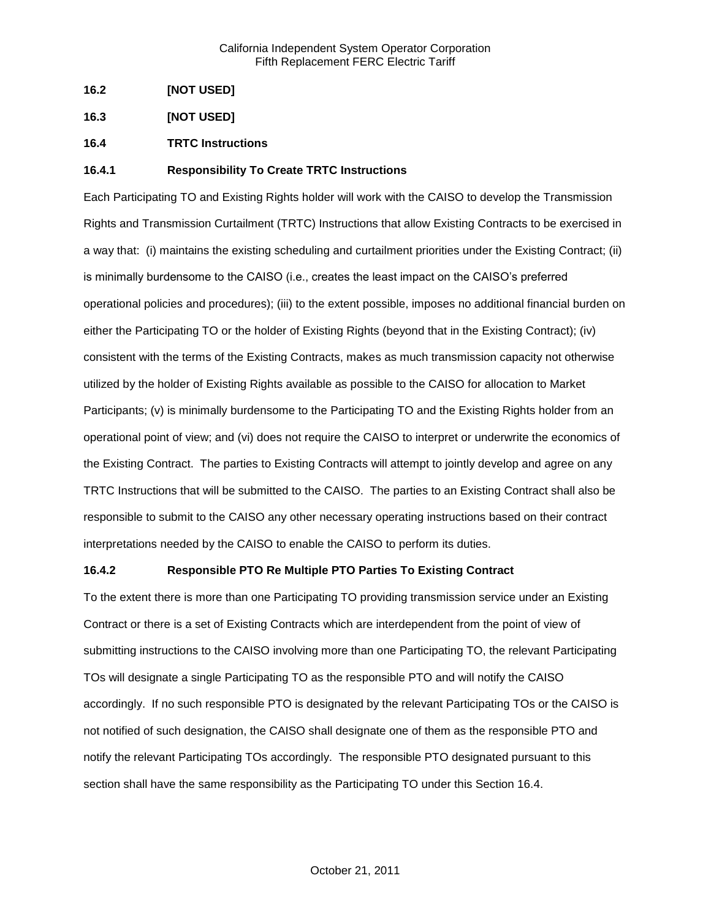**16.2 [NOT USED]**

**16.3 [NOT USED]**

**16.4 TRTC Instructions**

**16.4.1 Responsibility To Create TRTC Instructions**

Each Participating TO and Existing Rights holder will work with the CAISO to develop the Transmission Rights and Transmission Curtailment (TRTC) Instructions that allow Existing Contracts to be exercised in a way that: (i) maintains the existing scheduling and curtailment priorities under the Existing Contract; (ii) is minimally burdensome to the CAISO (i.e., creates the least impact on the CAISO's preferred operational policies and procedures); (iii) to the extent possible, imposes no additional financial burden on either the Participating TO or the holder of Existing Rights (beyond that in the Existing Contract); (iv) consistent with the terms of the Existing Contracts, makes as much transmission capacity not otherwise utilized by the holder of Existing Rights available as possible to the CAISO for allocation to Market Participants; (v) is minimally burdensome to the Participating TO and the Existing Rights holder from an operational point of view; and (vi) does not require the CAISO to interpret or underwrite the economics of the Existing Contract. The parties to Existing Contracts will attempt to jointly develop and agree on any TRTC Instructions that will be submitted to the CAISO. The parties to an Existing Contract shall also be responsible to submit to the CAISO any other necessary operating instructions based on their contract interpretations needed by the CAISO to enable the CAISO to perform its duties.

**16.4.2 Responsible PTO Re Multiple PTO Parties To Existing Contract**

To the extent there is more than one Participating TO providing transmission service under an Existing Contract or there is a set of Existing Contracts which are interdependent from the point of view of submitting instructions to the CAISO involving more than one Participating TO, the relevant Participating TOs will designate a single Participating TO as the responsible PTO and will notify the CAISO accordingly. If no such responsible PTO is designated by the relevant Participating TOs or the CAISO is not notified of such designation, the CAISO shall designate one of them as the responsible PTO and notify the relevant Participating TOs accordingly. The responsible PTO designated pursuant to this section shall have the same responsibility as the Participating TO under this Section 16.4.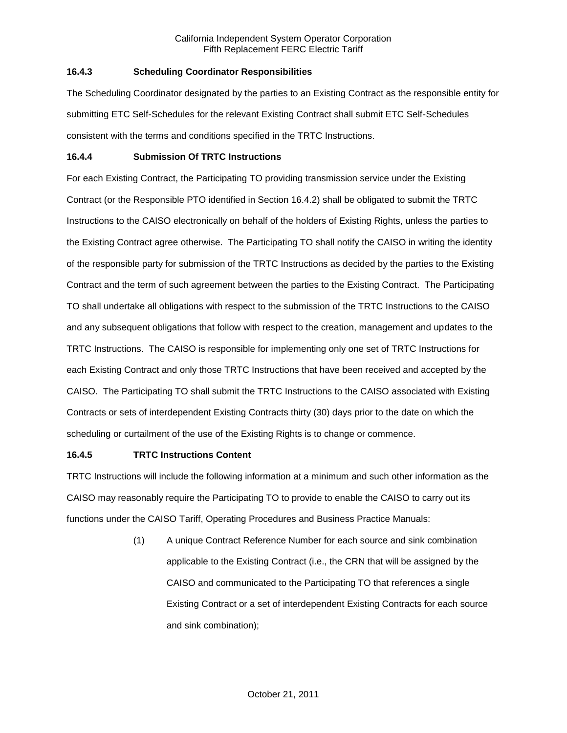### 16.4.3 Scheduling Coordinator Responsibilities

The Scheduling Coordinator designated by the parties to an Existing Contract as the responsible entity for submitting ETC Self-Schedules for the relevant Existing Contract shall submit ETC Self-Schedules consistent with the terms and conditions specified in the TRTC Instructions.

### 16.4.4 Submission Of TRTC Instructions

For each Existing Contract, the Participating TO providing transmission service under the Existing Contract (or the Responsible PTO identified in Section 16.4.2) shall be obligated to submit the TRTC Instructions to the CAISO electronically on behalf of the holders of Existing Rights, unless the parties to the Existing Contract agree otherwise. The Participating TO shall notify the CAISO in writing the identity of the responsible party for submission of the TRTC Instructions as decided by the parties to the Existing Contract and the term of such agreement between the parties to the Existing Contract. The Participating TO shall undertake all obligations with respect to the submission of the TRTC Instructions to the CAISO and any subsequent obligations that follow with respect to the creation, management and updates to the TRTC Instructions. The CAISO is responsible for implementing only one set of TRTC Instructions for each Existing Contract and only those TRTC Instructions that have been received and accepted by the CAISO. The Participating TO shall submit the TRTC Instructions to the CAISO associated with Existing Contracts or sets of interdependent Existing Contracts thirty (30) days prior to the date on which the scheduling or curtailment of the use of the Existing Rights is to change or commence.

### 16.4.5 TRTC Instructions Content

TRTC Instructions will include the following information at a minimum and such other information as the CAISO may reasonably require the Participating TO to provide to enable the CAISO to carry out its functions under the CAISO Tariff, Operating Procedures and Business Practice Manuals:

(1) A unique Contract Reference Number for each source and sink combination applicable to the Existing Contract (i.e., the CRN that will be assigned by the CAISO and communicated to the Participating TO that references a single Existing Contract or a set of interdependent Existing Contracts for each source and sink combination);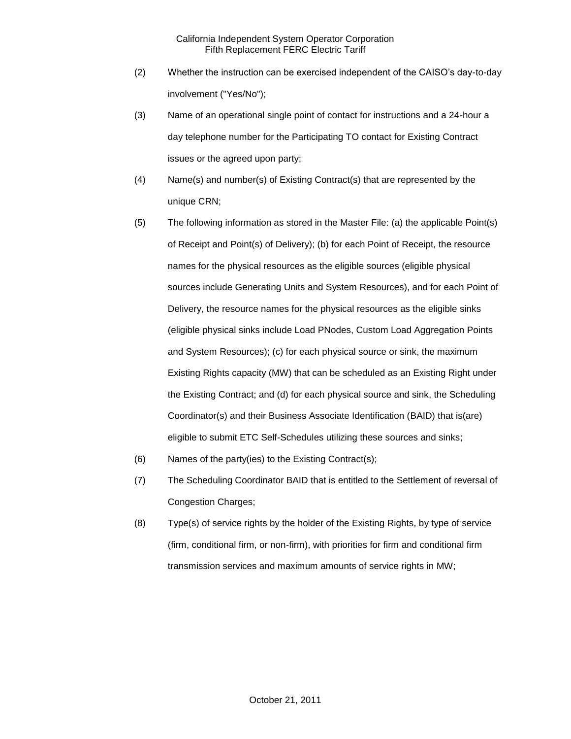(2) Whether the instruction can be exercised independent of the CAISO's day-to-day involvement ("Yes/No");

(3) Name of an operational single point of contact for instructions and a 24-hour a day telephone number for the Participating TO contact for Existing Contract issues or the agreed upon party;

(4) Name(s) and number(s) of Existing Contract(s) that are represented by the unique CRN;

(5) The following information as stored in the Master File: (a) the applicable Point(s) of Receipt and Point(s) of Delivery); (b) for each Point of Receipt, the resource names for the physical resources as the eligible sources (eligible physical sources include Generating Units and System Resources), and for each Point of Delivery, the resource names for the physical resources as the eligible sinks (eligible physical sinks include Load PNodes, Custom Load Aggregation Points and System Resources); (c) for each physical source or sink, the maximum Existing Rights capacity (MW) that can be scheduled as an Existing Right under the Existing Contract; and (d) for each physical source and sink, the Scheduling Coordinator(s) and their Business Associate Identification (BAID) that is(are) eligible to submit ETC Self-Schedules utilizing these sources and sinks;

(6) Names of the party(ies) to the Existing Contract(s);

(7) The Scheduling Coordinator BAID that is entitled to the Settlement of reversal of Congestion Charges;

(8) Type(s) of service rights by the holder of the Existing Rights, by type of service (firm, conditional firm, or non-firm), with priorities for firm and conditional firm transmission services and maximum amounts of service rights in MW;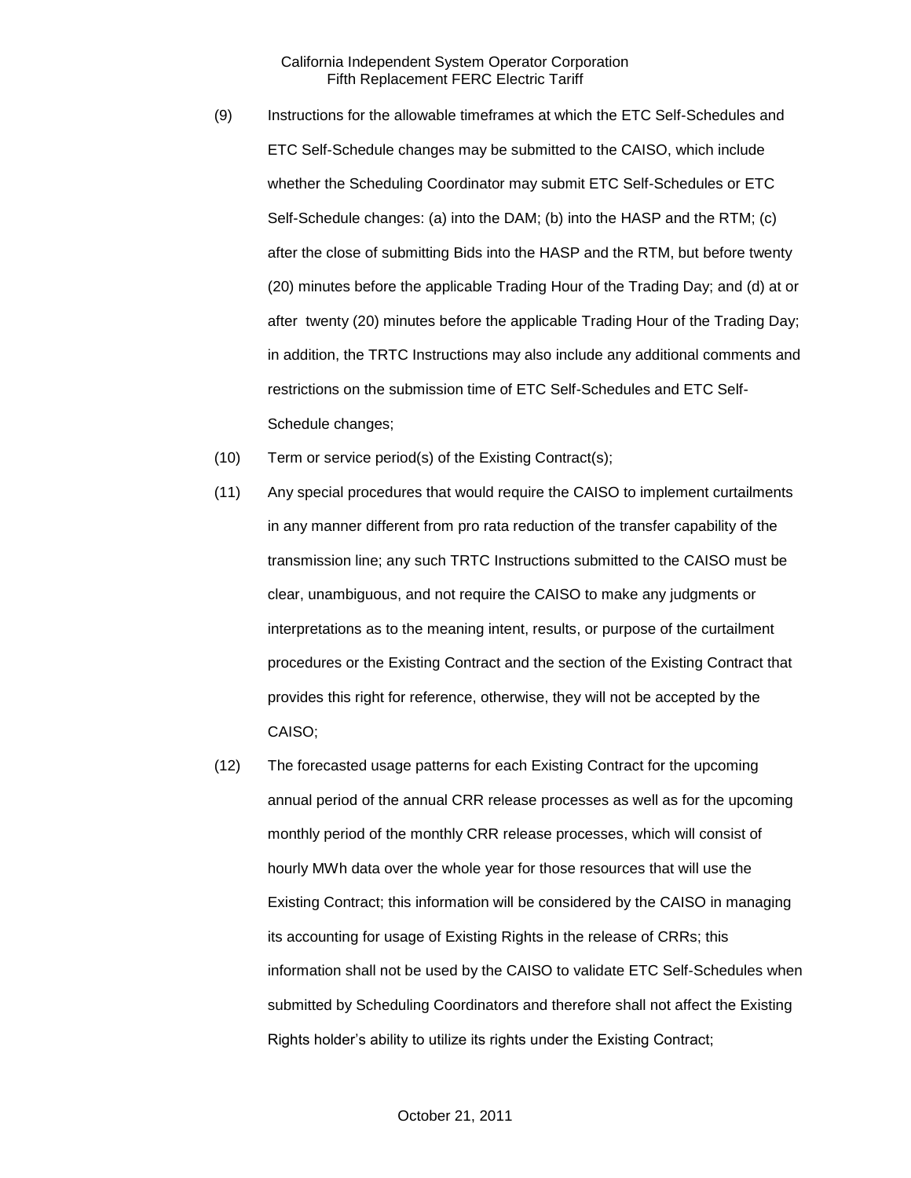(9) Instructions for the allowable timeframes at which the ETC Self-Schedules and ETC Self-Schedule changes may be submitted to the CAISO, which include whether the Scheduling Coordinator may submit ETC Self-Schedules or ETC Self-Schedule changes: (a) into the DAM; (b) into the HASP and the RTM; (c) after the close of submitting Bids into the HASP and the RTM, but before twenty (20) minutes before the applicable Trading Hour of the Trading Day; and (d) at or after twenty (20) minutes before the applicable Trading Hour of the Trading Day; in addition, the TRTC Instructions may also include any additional comments and restrictions on the submission time of ETC Self-Schedules and ETC Self-Schedule changes;

(10) Term or service period(s) of the Existing Contract(s);

(11) Any special procedures that would require the CAISO to implement curtailments in any manner different from pro rata reduction of the transfer capability of the transmission line; any such TRTC Instructions submitted to the CAISO must be clear, unambiguous, and not require the CAISO to make any judgments or interpretations as to the meaning intent, results, or purpose of the curtailment procedures or the Existing Contract and the section of the Existing Contract that provides this right for reference, otherwise, they will not be accepted by the CAISO;

(12) The forecasted usage patterns for each Existing Contract for the upcoming annual period of the annual CRR release processes as well as for the upcoming monthly period of the monthly CRR release processes, which will consist of hourly MWh data over the whole year for those resources that will use the Existing Contract; this information will be considered by the CAISO in managing its accounting for usage of Existing Rights in the release of CRRs; this information shall not be used by the CAISO to validate ETC Self-Schedules when submitted by Scheduling Coordinators and therefore shall not affect the Existing Rights holder's ability to utilize its rights under the Existing Contract;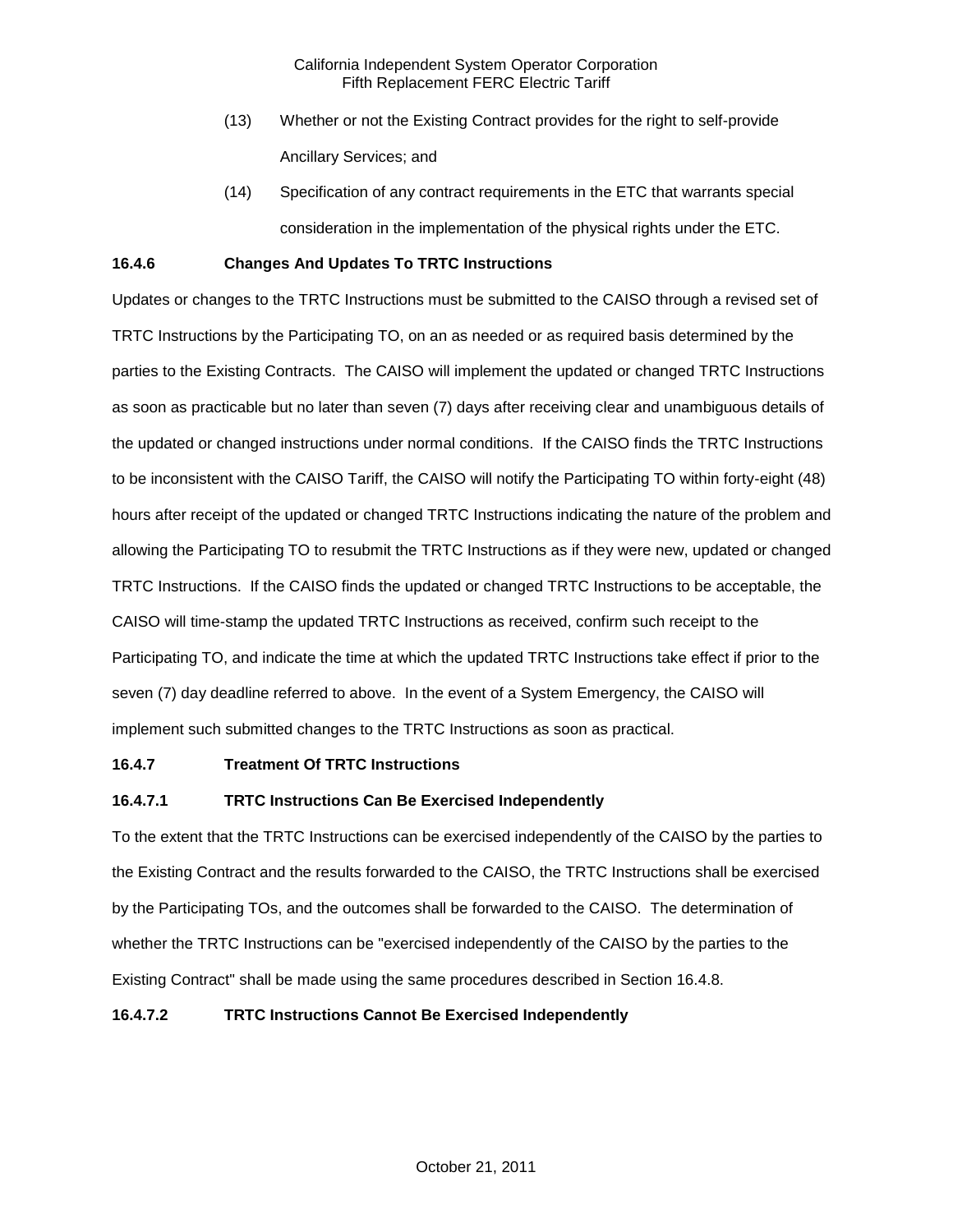(13) Whether or not the Existing Contract provides for the right to self-provide Ancillary Services; and

(14) Specification of any contract requirements in the ETC that warrants special consideration in the implementation of the physical rights under the ETC.

**16.4.6 Changes And Updates To TRTC Instructions**

Updates or changes to the TRTC Instructions must be submitted to the CAISO through a revised set of TRTC Instructions by the Participating TO, on an as needed or as required basis determined by the parties to the Existing Contracts. The CAISO will implement the updated or changed TRTC Instructions as soon as practicable but no later than seven (7) days after receiving clear and unambiguous details of the updated or changed instructions under normal conditions. If the CAISO finds the TRTC Instructions to be inconsistent with the CAISO Tariff, the CAISO will notify the Participating TO within forty-eight (48) hours after receipt of the updated or changed TRTC Instructions indicating the nature of the problem and allowing the Participating TO to resubmit the TRTC Instructions as if they were new, updated or changed TRTC Instructions. If the CAISO finds the updated or changed TRTC Instructions to be acceptable, the CAISO will time-stamp the updated TRTC Instructions as received, confirm such receipt to the Participating TO, and indicate the time at which the updated TRTC Instructions take effect if prior to the seven (7) day deadline referred to above. In the event of a System Emergency, the CAISO will implement such submitted changes to the TRTC Instructions as soon as practical.

**16.4.7 Treatment Of TRTC Instructions**

**16.4.7.1 TRTC Instructions Can Be Exercised Independently**

To the extent that the TRTC Instructions can be exercised independently of the CAISO by the parties to the Existing Contract and the results forwarded to the CAISO, the TRTC Instructions shall be exercised by the Participating TOs, and the outcomes shall be forwarded to the CAISO. The determination of whether the TRTC Instructions can be "exercised independently of the CAISO by the parties to the Existing Contract" shall be made using the same procedures described in Section 16.4.8.

**16.4.7.2 TRTC Instructions Cannot Be Exercised Independently**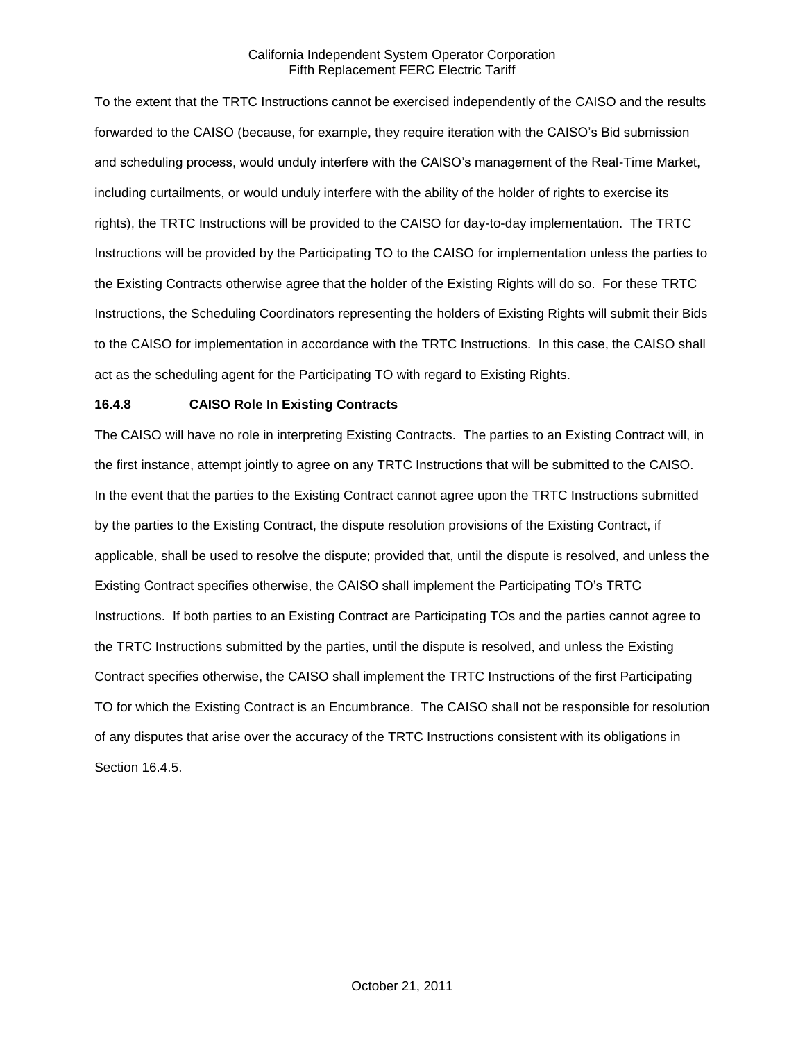To the extent that the TRTC Instructions cannot be exercised independently of the CAISO and the results forwarded to the CAISO (because, for example, they require iteration with the CAISO's Bid submission and scheduling process, would unduly interfere with the CAISO's management of the Real-Time Market, including curtailments, or would unduly interfere with the ability of the holder of rights to exercise its rights), the TRTC Instructions will be provided to the CAISO for day-to-day implementation. The TRTC Instructions will be provided by the Participating TO to the CAISO for implementation unless the parties to the Existing Contracts otherwise agree that the holder of the Existing Rights will do so. For these TRTC Instructions, the Scheduling Coordinators representing the holders of Existing Rights will submit their Bids to the CAISO for implementation in accordance with the TRTC Instructions. In this case, the CAISO shall act as the scheduling agent for the Participating TO with regard to Existing Rights.

### 16.4.8 CAISO Role In Existing Contracts

The CAISO will have no role in interpreting Existing Contracts. The parties to an Existing Contract will, in the first instance, attempt jointly to agree on any TRTC Instructions that will be submitted to the CAISO. In the event that the parties to the Existing Contract cannot agree upon the TRTC Instructions submitted by the parties to the Existing Contract, the dispute resolution provisions of the Existing Contract, if applicable, shall be used to resolve the dispute; provided that, until the dispute is resolved, and unless the Existing Contract specifies otherwise, the CAISO shall implement the Participating TO's TRTC Instructions. If both parties to an Existing Contract are Participating TOs and the parties cannot agree to the TRTC Instructions submitted by the parties, until the dispute is resolved, and unless the Existing Contract specifies otherwise, the CAISO shall implement the TRTC Instructions of the first Participating TO for which the Existing Contract is an Encumbrance. The CAISO shall not be responsible for resolution of any disputes that arise over the accuracy of the TRTC Instructions consistent with its obligations in Section 16.4.5.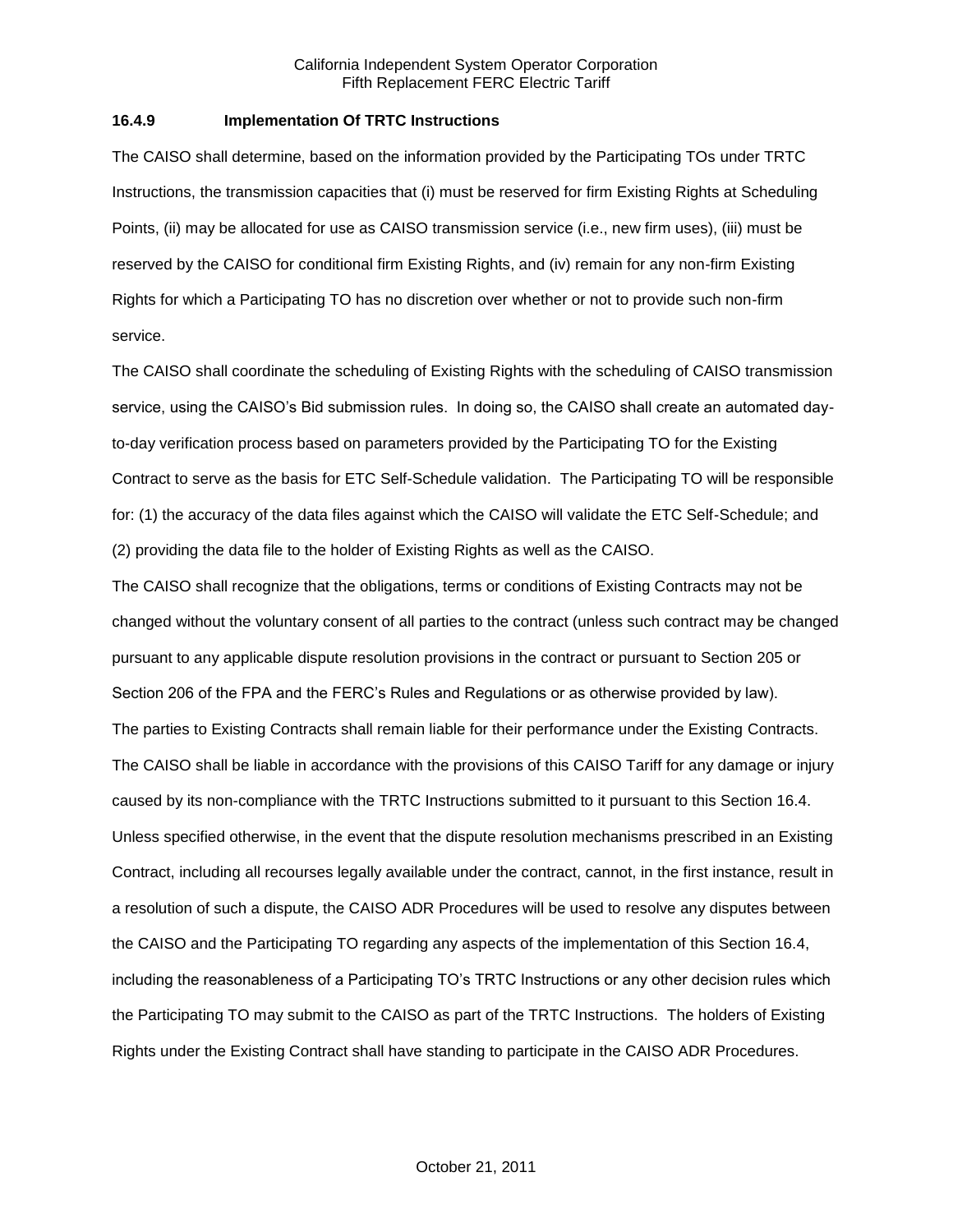### 16.4.9 Implementation Of TRTC Instructions

The CAISO shall determine, based on the information provided by the Participating TOs under TRTC Instructions, the transmission capacities that (i) must be reserved for firm Existing Rights at Scheduling Points, (ii) may be allocated for use as CAISO transmission service (i.e., new firm uses), (iii) must be reserved by the CAISO for conditional firm Existing Rights, and (iv) remain for any non-firm Existing Rights for which a Participating TO has no discretion over whether or not to provide such non-firm service.

The CAISO shall coordinate the scheduling of Existing Rights with the scheduling of CAISO transmission service, using the CAISO's Bid submission rules. In doing so, the CAISO shall create an automated day-to-day verification process based on parameters provided by the Participating TO for the Existing Contract to serve as the basis for ETC Self-Schedule validation. The Participating TO will be responsible for: (1) the accuracy of the data files against which the CAISO will validate the ETC Self-Schedule; and (2) providing the data file to the holder of Existing Rights as well as the CAISO.

The CAISO shall recognize that the obligations, terms or conditions of Existing Contracts may not be changed without the voluntary consent of all parties to the contract (unless such contract may be changed pursuant to any applicable dispute resolution provisions in the contract or pursuant to Section 205 or Section 206 of the FPA and the FERC's Rules and Regulations or as otherwise provided by law).

The parties to Existing Contracts shall remain liable for their performance under the Existing Contracts. The CAISO shall be liable in accordance with the provisions of this CAISO Tariff for any damage or injury caused by its non-compliance with the TRTC Instructions submitted to it pursuant to this Section 16.4. Unless specified otherwise, in the event that the dispute resolution mechanisms prescribed in an Existing Contract, including all recourses legally available under the contract, cannot, in the first instance, result in a resolution of such a dispute, the CAISO ADR Procedures will be used to resolve any disputes between the CAISO and the Participating TO regarding any aspects of the implementation of this Section 16.4, including the reasonableness of a Participating TO's TRTC Instructions or any other decision rules which the Participating TO may submit to the CAISO as part of the TRTC Instructions. The holders of Existing Rights under the Existing Contract shall have standing to participate in the CAISO ADR Procedures.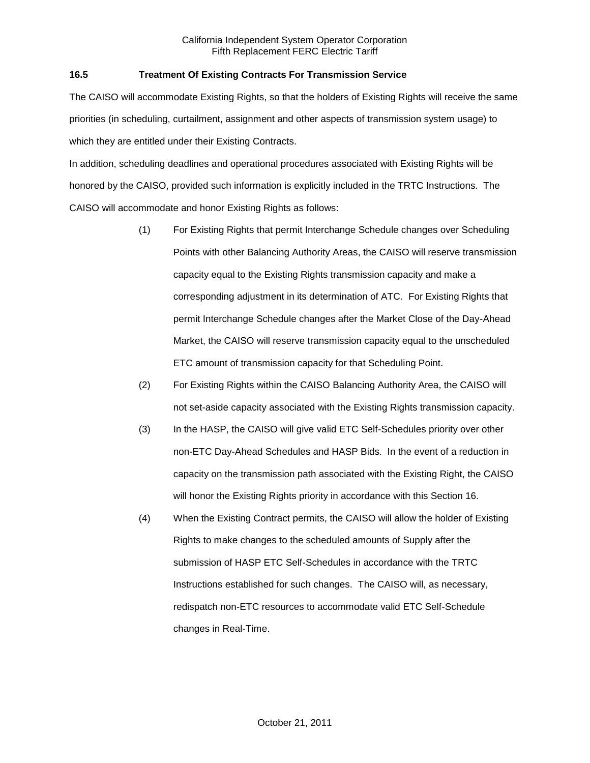### 16.5 Treatment Of Existing Contracts For Transmission Service

The CAISO will accommodate Existing Rights, so that the holders of Existing Rights will receive the same priorities (in scheduling, curtailment, assignment and other aspects of transmission system usage) to which they are entitled under their Existing Contracts.

In addition, scheduling deadlines and operational procedures associated with Existing Rights will be honored by the CAISO, provided such information is explicitly included in the TRTC Instructions. The CAISO will accommodate and honor Existing Rights as follows:

(1) For Existing Rights that permit Interchange Schedule changes over Scheduling Points with other Balancing Authority Areas, the CAISO will reserve transmission capacity equal to the Existing Rights transmission capacity and make a corresponding adjustment in its determination of ATC. For Existing Rights that permit Interchange Schedule changes after the Market Close of the Day-Ahead Market, the CAISO will reserve transmission capacity equal to the unscheduled ETC amount of transmission capacity for that Scheduling Point.

(2) For Existing Rights within the CAISO Balancing Authority Area, the CAISO will not set-aside capacity associated with the Existing Rights transmission capacity.

(3) In the HASP, the CAISO will give valid ETC Self-Schedules priority over other non-ETC Day-Ahead Schedules and HASP Bids. In the event of a reduction in capacity on the transmission path associated with the Existing Right, the CAISO will honor the Existing Rights priority in accordance with this Section 16.

(4) When the Existing Contract permits, the CAISO will allow the holder of Existing Rights to make changes to the scheduled amounts of Supply after the submission of HASP ETC Self-Schedules in accordance with the TRTC Instructions established for such changes. The CAISO will, as necessary, redispatch non-ETC resources to accommodate valid ETC Self-Schedule changes in Real-Time.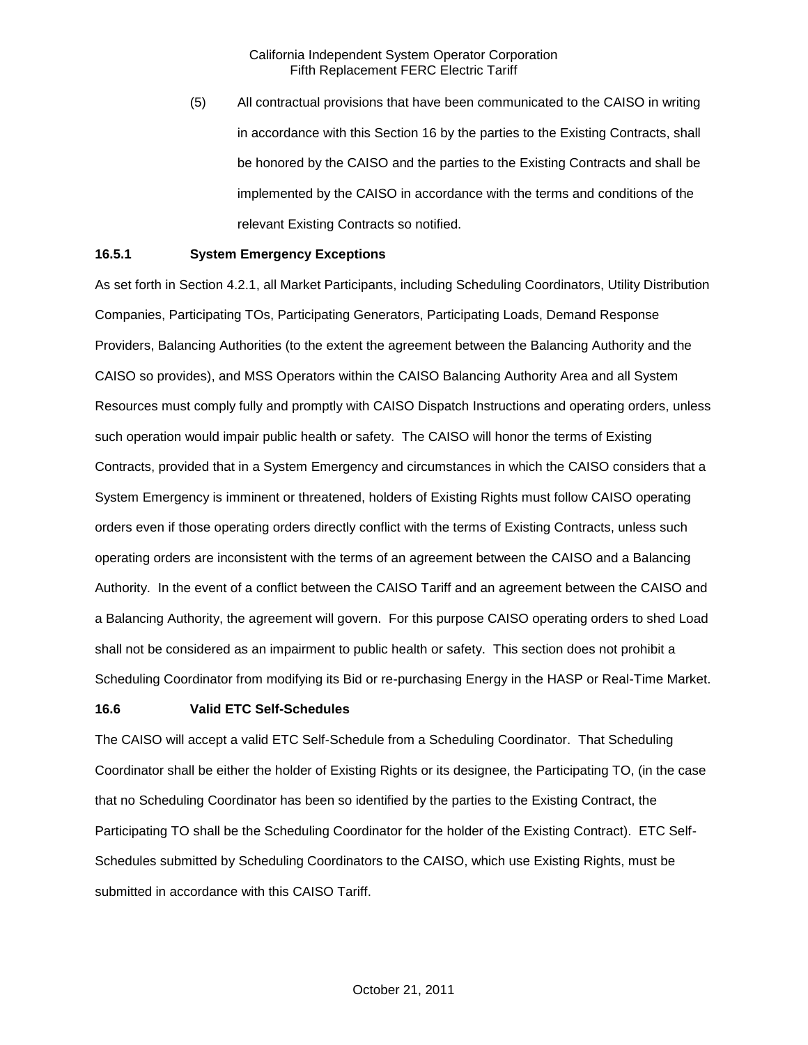(5) All contractual provisions that have been communicated to the CAISO in writing in accordance with this Section 16 by the parties to the Existing Contracts, shall be honored by the CAISO and the parties to the Existing Contracts and shall be implemented by the CAISO in accordance with the terms and conditions of the relevant Existing Contracts so notified.

### 16.5.1 System Emergency Exceptions

As set forth in Section 4.2.1, all Market Participants, including Scheduling Coordinators, Utility Distribution Companies, Participating TOs, Participating Generators, Participating Loads, Demand Response Providers, Balancing Authorities (to the extent the agreement between the Balancing Authority and the CAISO so provides), and MSS Operators within the CAISO Balancing Authority Area and all System Resources must comply fully and promptly with CAISO Dispatch Instructions and operating orders, unless such operation would impair public health or safety. The CAISO will honor the terms of Existing Contracts, provided that in a System Emergency and circumstances in which the CAISO considers that a System Emergency is imminent or threatened, holders of Existing Rights must follow CAISO operating orders even if those operating orders directly conflict with the terms of Existing Contracts, unless such operating orders are inconsistent with the terms of an agreement between the CAISO and a Balancing Authority. In the event of a conflict between the CAISO Tariff and an agreement between the CAISO and a Balancing Authority, the agreement will govern. For this purpose CAISO operating orders to shed Load shall not be considered as an impairment to public health or safety. This section does not prohibit a Scheduling Coordinator from modifying its Bid or re-purchasing Energy in the HASP or Real-Time Market.

### 16.6 Valid ETC Self-Schedules

The CAISO will accept a valid ETC Self-Schedule from a Scheduling Coordinator. That Scheduling Coordinator shall be either the holder of Existing Rights or its designee, the Participating TO, (in the case that no Scheduling Coordinator has been so identified by the parties to the Existing Contract, the Participating TO shall be the Scheduling Coordinator for the holder of the Existing Contract). ETC Self-Schedules submitted by Scheduling Coordinators to the CAISO, which use Existing Rights, must be submitted in accordance with this CAISO Tariff.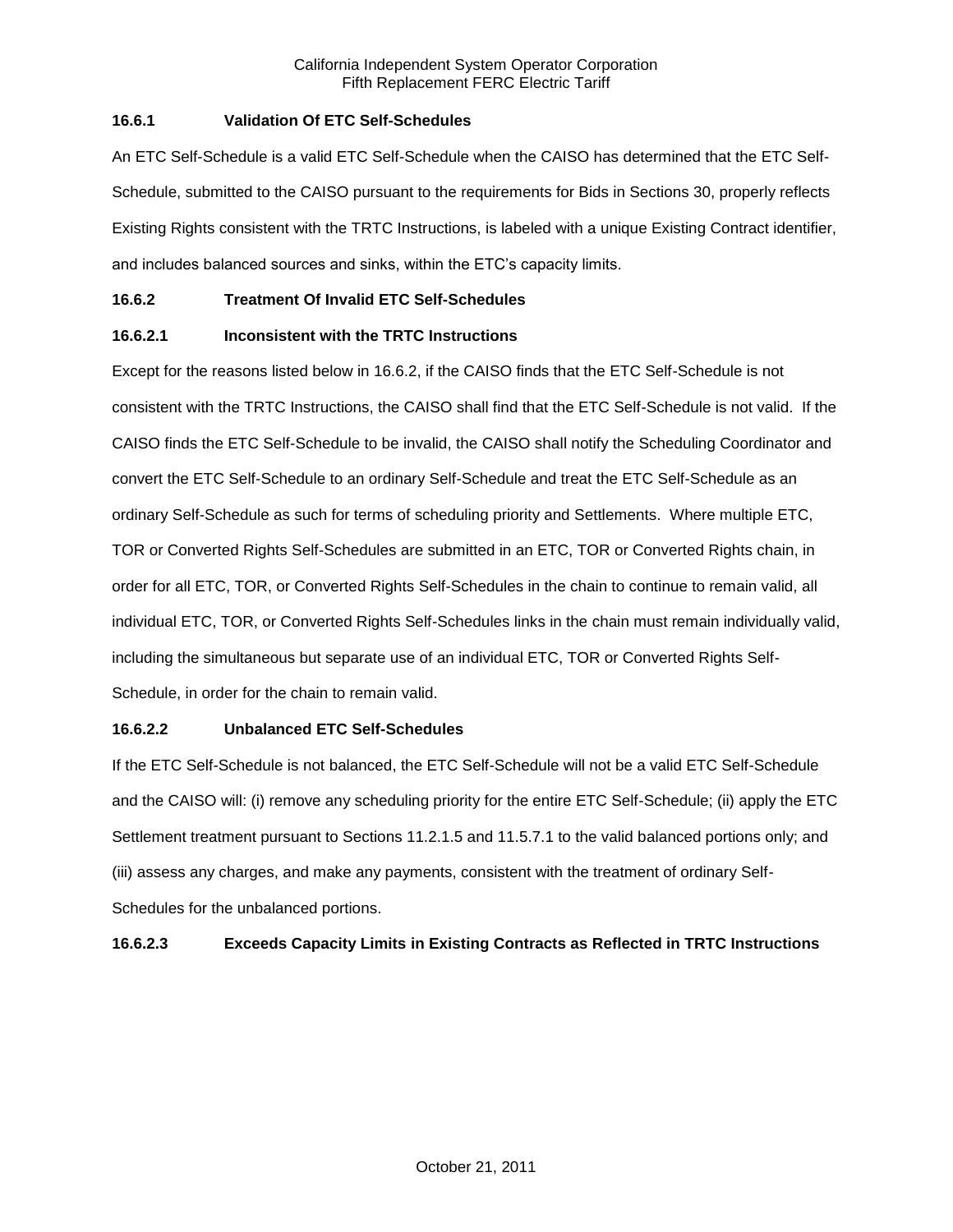### 16.6.1 Validation Of ETC Self-Schedules

An ETC Self-Schedule is a valid ETC Self-Schedule when the CAISO has determined that the ETC Self-Schedule, submitted to the CAISO pursuant to the requirements for Bids in Sections 30, properly reflects Existing Rights consistent with the TRTC Instructions, is labeled with a unique Existing Contract identifier, and includes balanced sources and sinks, within the ETC's capacity limits.

### 16.6.2 Treatment Of Invalid ETC Self-Schedules

#### 16.6.2.1 Inconsistent with the TRTC Instructions

Except for the reasons listed below in 16.6.2, if the CAISO finds that the ETC Self-Schedule is not consistent with the TRTC Instructions, the CAISO shall find that the ETC Self-Schedule is not valid. If the CAISO finds the ETC Self-Schedule to be invalid, the CAISO shall notify the Scheduling Coordinator and convert the ETC Self-Schedule to an ordinary Self-Schedule and treat the ETC Self-Schedule as an ordinary Self-Schedule as such for terms of scheduling priority and Settlements. Where multiple ETC, TOR or Converted Rights Self-Schedules are submitted in an ETC, TOR or Converted Rights chain, in order for all ETC, TOR, or Converted Rights Self-Schedules in the chain to continue to remain valid, all individual ETC, TOR, or Converted Rights Self-Schedules links in the chain must remain individually valid, including the simultaneous but separate use of an individual ETC, TOR or Converted Rights Self-Schedule, in order for the chain to remain valid.

#### 16.6.2.2 Unbalanced ETC Self-Schedules

If the ETC Self-Schedule is not balanced, the ETC Self-Schedule will not be a valid ETC Self-Schedule and the CAISO will: (i) remove any scheduling priority for the entire ETC Self-Schedule; (ii) apply the ETC Settlement treatment pursuant to Sections 11.2.1.5 and 11.5.7.1 to the valid balanced portions only; and (iii) assess any charges, and make any payments, consistent with the treatment of ordinary Self-Schedules for the unbalanced portions.

#### 16.6.2.3 Exceeds Capacity Limits in Existing Contracts as Reflected in TRTC Instructions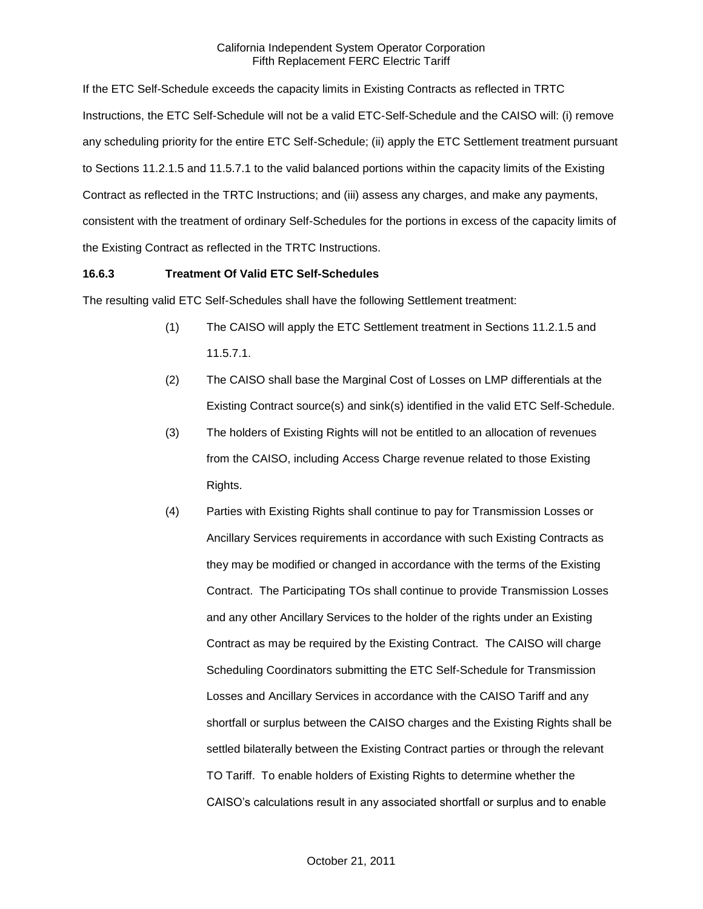If the ETC Self-Schedule exceeds the capacity limits in Existing Contracts as reflected in TRTC Instructions, the ETC Self-Schedule will not be a valid ETC-Self-Schedule and the CAISO will: (i) remove any scheduling priority for the entire ETC Self-Schedule; (ii) apply the ETC Settlement treatment pursuant to Sections 11.2.1.5 and 11.5.7.1 to the valid balanced portions within the capacity limits of the Existing Contract as reflected in the TRTC Instructions; and (iii) assess any charges, and make any payments, consistent with the treatment of ordinary Self-Schedules for the portions in excess of the capacity limits of the Existing Contract as reflected in the TRTC Instructions.

**16.6.3 Treatment Of Valid ETC Self-Schedules**

The resulting valid ETC Self-Schedules shall have the following Settlement treatment:

(1) The CAISO will apply the ETC Settlement treatment in Sections 11.2.1.5 and 11.5.7.1.

(2) The CAISO shall base the Marginal Cost of Losses on LMP differentials at the Existing Contract source(s) and sink(s) identified in the valid ETC Self-Schedule.

(3) The holders of Existing Rights will not be entitled to an allocation of revenues from the CAISO, including Access Charge revenue related to those Existing Rights.

(4) Parties with Existing Rights shall continue to pay for Transmission Losses or Ancillary Services requirements in accordance with such Existing Contracts as they may be modified or changed in accordance with the terms of the Existing Contract. The Participating TOs shall continue to provide Transmission Losses and any other Ancillary Services to the holder of the rights under an Existing Contract as may be required by the Existing Contract. The CAISO will charge Scheduling Coordinators submitting the ETC Self-Schedule for Transmission Losses and Ancillary Services in accordance with the CAISO Tariff and any shortfall or surplus between the CAISO charges and the Existing Rights shall be settled bilaterally between the Existing Contract parties or through the relevant TO Tariff. To enable holders of Existing Rights to determine whether the CAISO's calculations result in any associated shortfall or surplus and to enable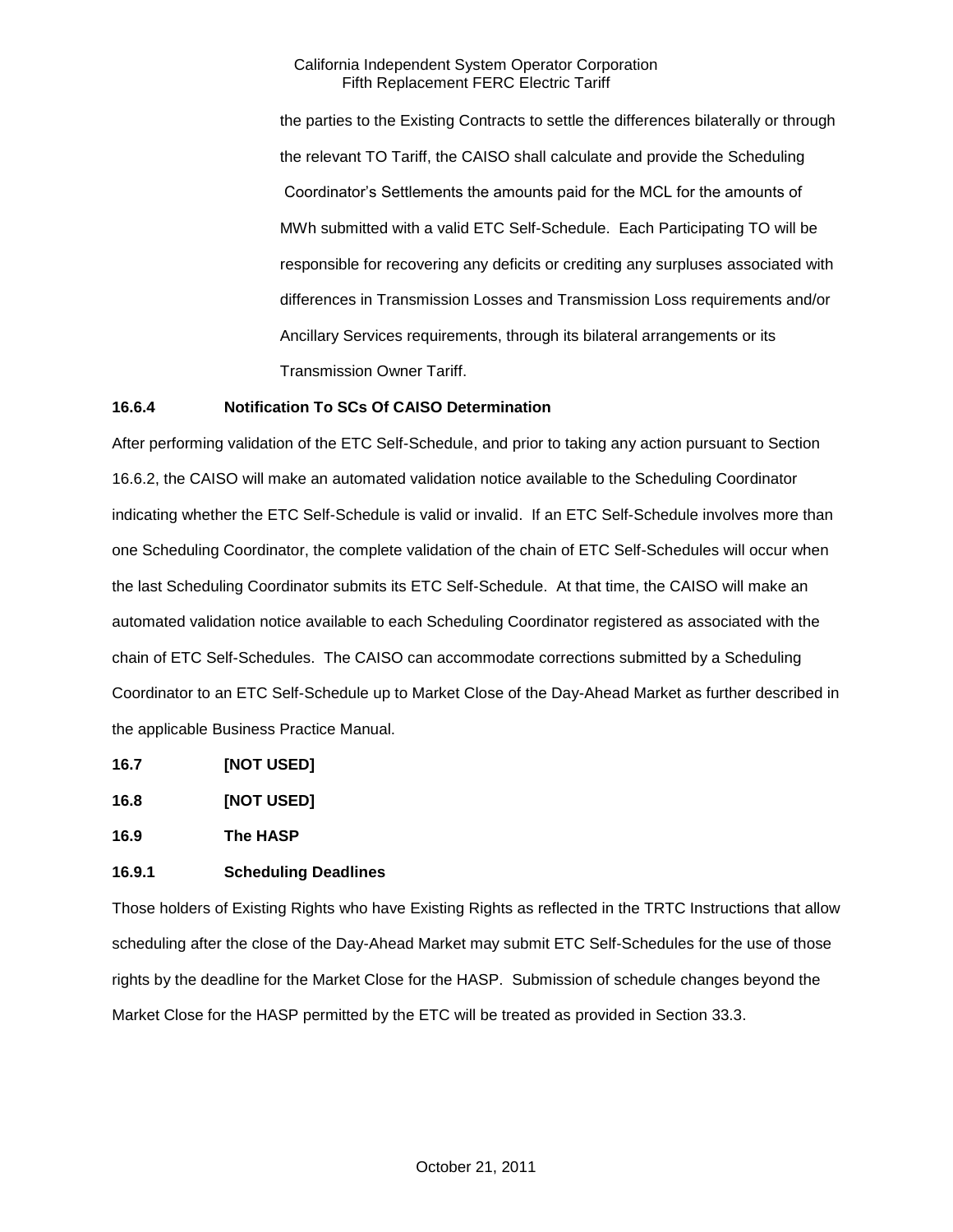the parties to the Existing Contracts to settle the differences bilaterally or through the relevant TO Tariff, the CAISO shall calculate and provide the Scheduling Coordinator's Settlements the amounts paid for the MCL for the amounts of MWh submitted with a valid ETC Self-Schedule. Each Participating TO will be responsible for recovering any deficits or crediting any surpluses associated with differences in Transmission Losses and Transmission Loss requirements and/or Ancillary Services requirements, through its bilateral arrangements or its Transmission Owner Tariff.

**16.6.4 Notification To SCs Of CAISO Determination**

After performing validation of the ETC Self-Schedule, and prior to taking any action pursuant to Section 16.6.2, the CAISO will make an automated validation notice available to the Scheduling Coordinator indicating whether the ETC Self-Schedule is valid or invalid. If an ETC Self-Schedule involves more than one Scheduling Coordinator, the complete validation of the chain of ETC Self-Schedules will occur when the last Scheduling Coordinator submits its ETC Self-Schedule. At that time, the CAISO will make an automated validation notice available to each Scheduling Coordinator registered as associated with the chain of ETC Self-Schedules. The CAISO can accommodate corrections submitted by a Scheduling Coordinator to an ETC Self-Schedule up to Market Close of the Day-Ahead Market as further described in the applicable Business Practice Manual.

**16.7 [NOT USED]**

**16.8 [NOT USED]**

**16.9 The HASP**

**16.9.1 Scheduling Deadlines**

Those holders of Existing Rights who have Existing Rights as reflected in the TRTC Instructions that allow scheduling after the close of the Day-Ahead Market may submit ETC Self-Schedules for the use of those rights by the deadline for the Market Close for the HASP. Submission of schedule changes beyond the Market Close for the HASP permitted by the ETC will be treated as provided in Section 33.3.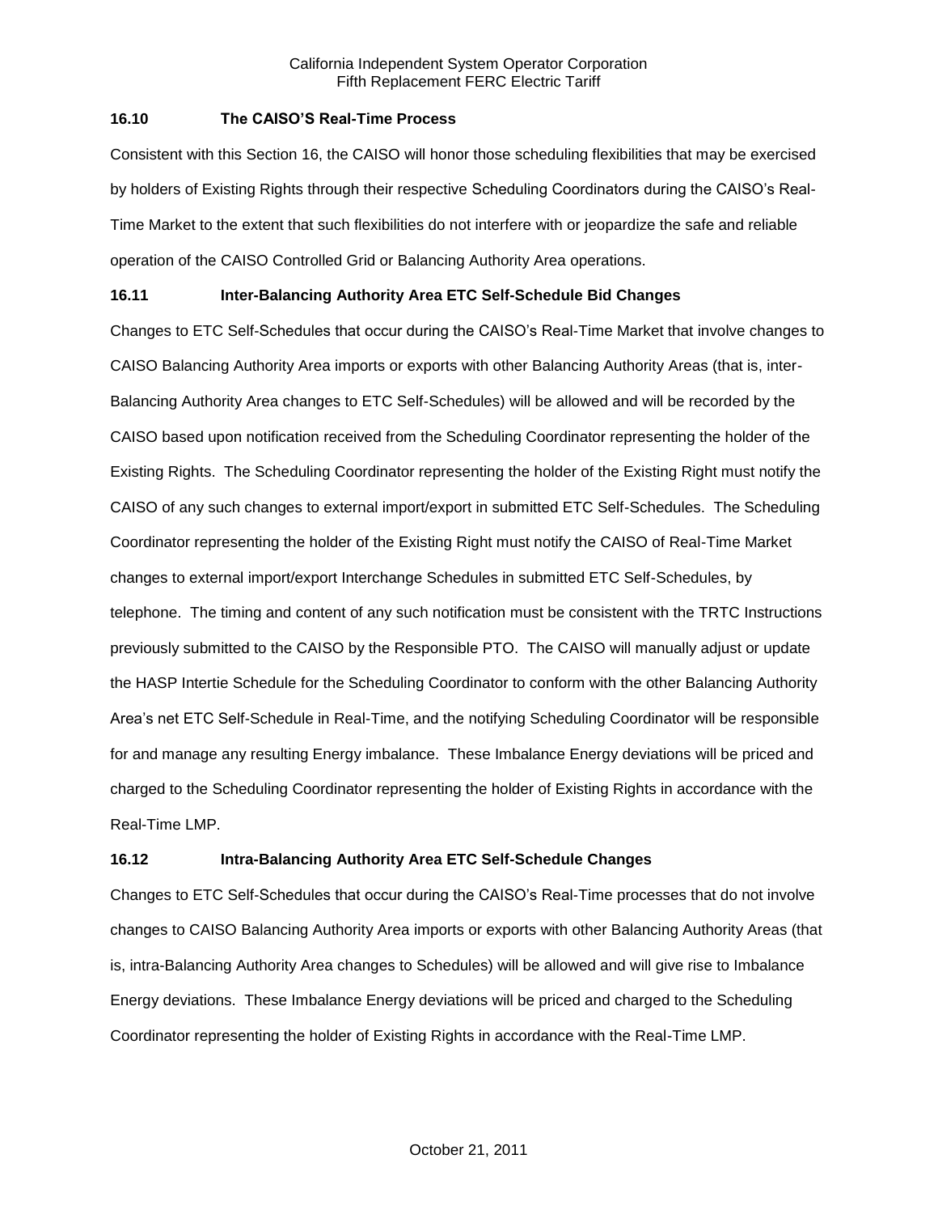### 16.10 The CAISO'S Real-Time Process

Consistent with this Section 16, the CAISO will honor those scheduling flexibilities that may be exercised by holders of Existing Rights through their respective Scheduling Coordinators during the CAISO's Real-Time Market to the extent that such flexibilities do not interfere with or jeopardize the safe and reliable operation of the CAISO Controlled Grid or Balancing Authority Area operations.

### 16.11 Inter-Balancing Authority Area ETC Self-Schedule Bid Changes

Changes to ETC Self-Schedules that occur during the CAISO's Real-Time Market that involve changes to CAISO Balancing Authority Area imports or exports with other Balancing Authority Areas (that is, inter-Balancing Authority Area changes to ETC Self-Schedules) will be allowed and will be recorded by the CAISO based upon notification received from the Scheduling Coordinator representing the holder of the Existing Rights. The Scheduling Coordinator representing the holder of the Existing Right must notify the CAISO of any such changes to external import/export in submitted ETC Self-Schedules. The Scheduling Coordinator representing the holder of the Existing Right must notify the CAISO of Real-Time Market changes to external import/export Interchange Schedules in submitted ETC Self-Schedules, by telephone. The timing and content of any such notification must be consistent with the TRTC Instructions previously submitted to the CAISO by the Responsible PTO. The CAISO will manually adjust or update the HASP Intertie Schedule for the Scheduling Coordinator to conform with the other Balancing Authority Area's net ETC Self-Schedule in Real-Time, and the notifying Scheduling Coordinator will be responsible for and manage any resulting Energy imbalance. These Imbalance Energy deviations will be priced and charged to the Scheduling Coordinator representing the holder of Existing Rights in accordance with the Real-Time LMP.

### 16.12 Intra-Balancing Authority Area ETC Self-Schedule Changes

Changes to ETC Self-Schedules that occur during the CAISO's Real-Time processes that do not involve changes to CAISO Balancing Authority Area imports or exports with other Balancing Authority Areas (that is, intra-Balancing Authority Area changes to Schedules) will be allowed and will give rise to Imbalance Energy deviations. These Imbalance Energy deviations will be priced and charged to the Scheduling Coordinator representing the holder of Existing Rights in accordance with the Real-Time LMP.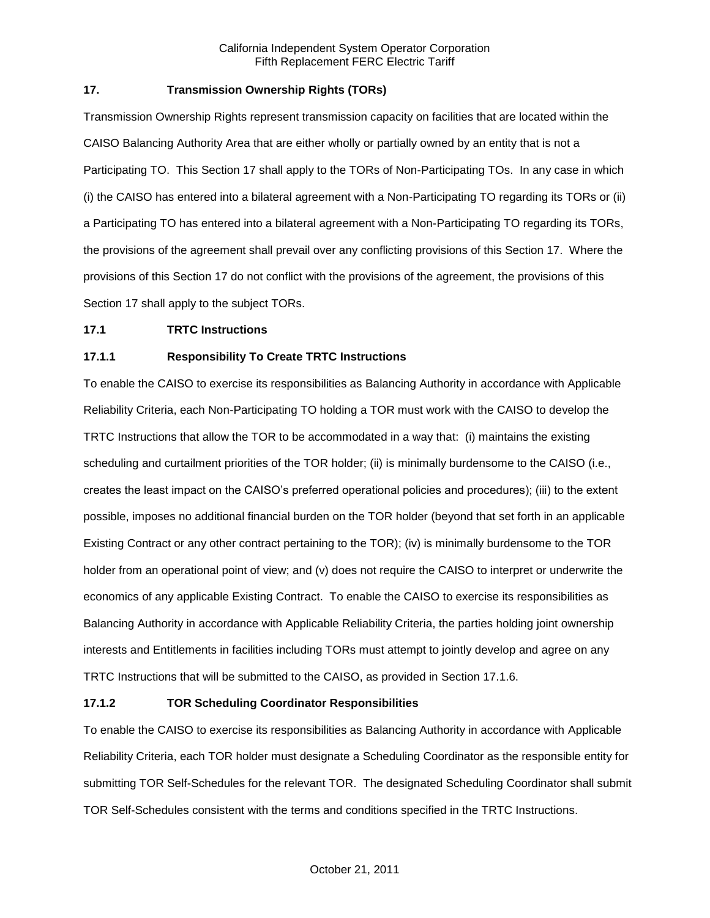## 17. Transmission Ownership Rights (TORs)

Transmission Ownership Rights represent transmission capacity on facilities that are located within the CAISO Balancing Authority Area that are either wholly or partially owned by an entity that is not a Participating TO. This Section 17 shall apply to the TORs of Non-Participating TOs. In any case in which (i) the CAISO has entered into a bilateral agreement with a Non-Participating TO regarding its TORs or (ii) a Participating TO has entered into a bilateral agreement with a Non-Participating TO regarding its TORs, the provisions of the agreement shall prevail over any conflicting provisions of this Section 17. Where the provisions of this Section 17 do not conflict with the provisions of the agreement, the provisions of this Section 17 shall apply to the subject TORs.

### 17.1 TRTC Instructions

#### 17.1.1 Responsibility To Create TRTC Instructions

To enable the CAISO to exercise its responsibilities as Balancing Authority in accordance with Applicable Reliability Criteria, each Non-Participating TO holding a TOR must work with the CAISO to develop the TRTC Instructions that allow the TOR to be accommodated in a way that: (i) maintains the existing scheduling and curtailment priorities of the TOR holder; (ii) is minimally burdensome to the CAISO (i.e., creates the least impact on the CAISO's preferred operational policies and procedures); (iii) to the extent possible, imposes no additional financial burden on the TOR holder (beyond that set forth in an applicable Existing Contract or any other contract pertaining to the TOR); (iv) is minimally burdensome to the TOR holder from an operational point of view; and (v) does not require the CAISO to interpret or underwrite the economics of any applicable Existing Contract. To enable the CAISO to exercise its responsibilities as Balancing Authority in accordance with Applicable Reliability Criteria, the parties holding joint ownership interests and Entitlements in facilities including TORs must attempt to jointly develop and agree on any TRTC Instructions that will be submitted to the CAISO, as provided in Section 17.1.6.

#### 17.1.2 TOR Scheduling Coordinator Responsibilities

To enable the CAISO to exercise its responsibilities as Balancing Authority in accordance with Applicable Reliability Criteria, each TOR holder must designate a Scheduling Coordinator as the responsible entity for submitting TOR Self-Schedules for the relevant TOR. The designated Scheduling Coordinator shall submit TOR Self-Schedules consistent with the terms and conditions specified in the TRTC Instructions.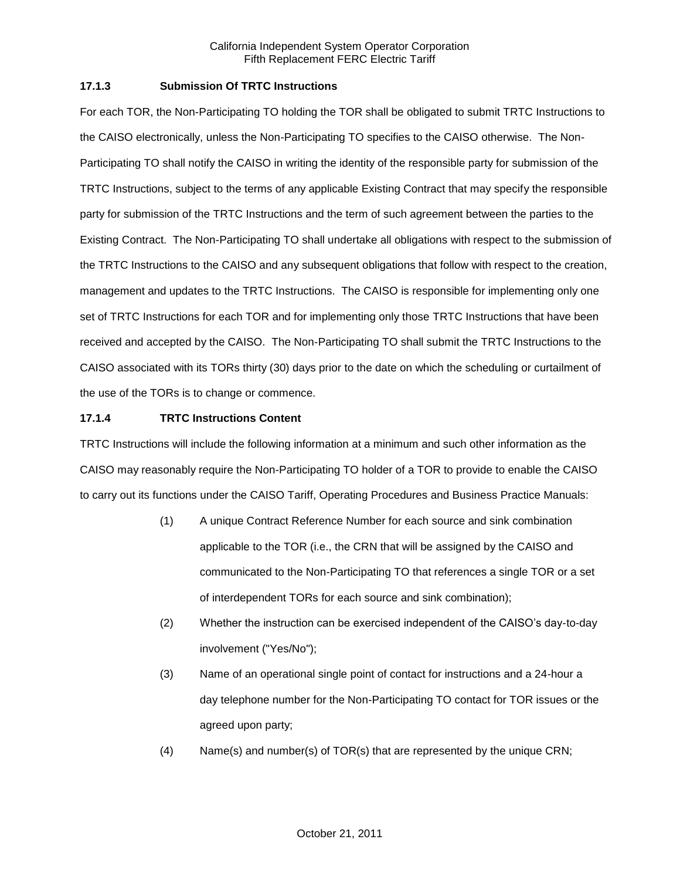### 17.1.3 Submission Of TRTC Instructions

For each TOR, the Non-Participating TO holding the TOR shall be obligated to submit TRTC Instructions to the CAISO electronically, unless the Non-Participating TO specifies to the CAISO otherwise. The Non-Participating TO shall notify the CAISO in writing the identity of the responsible party for submission of the TRTC Instructions, subject to the terms of any applicable Existing Contract that may specify the responsible party for submission of the TRTC Instructions and the term of such agreement between the parties to the Existing Contract. The Non-Participating TO shall undertake all obligations with respect to the submission of the TRTC Instructions to the CAISO and any subsequent obligations that follow with respect to the creation, management and updates to the TRTC Instructions. The CAISO is responsible for implementing only one set of TRTC Instructions for each TOR and for implementing only those TRTC Instructions that have been received and accepted by the CAISO. The Non-Participating TO shall submit the TRTC Instructions to the CAISO associated with its TORs thirty (30) days prior to the date on which the scheduling or curtailment of the use of the TORs is to change or commence.

### 17.1.4 TRTC Instructions Content

TRTC Instructions will include the following information at a minimum and such other information as the CAISO may reasonably require the Non-Participating TO holder of a TOR to provide to enable the CAISO to carry out its functions under the CAISO Tariff, Operating Procedures and Business Practice Manuals:

(1) A unique Contract Reference Number for each source and sink combination applicable to the TOR (i.e., the CRN that will be assigned by the CAISO and communicated to the Non-Participating TO that references a single TOR or a set of interdependent TORs for each source and sink combination);

(2) Whether the instruction can be exercised independent of the CAISO's day-to-day involvement ("Yes/No");

(3) Name of an operational single point of contact for instructions and a 24-hour a day telephone number for the Non-Participating TO contact for TOR issues or the agreed upon party;

(4) Name(s) and number(s) of TOR(s) that are represented by the unique CRN;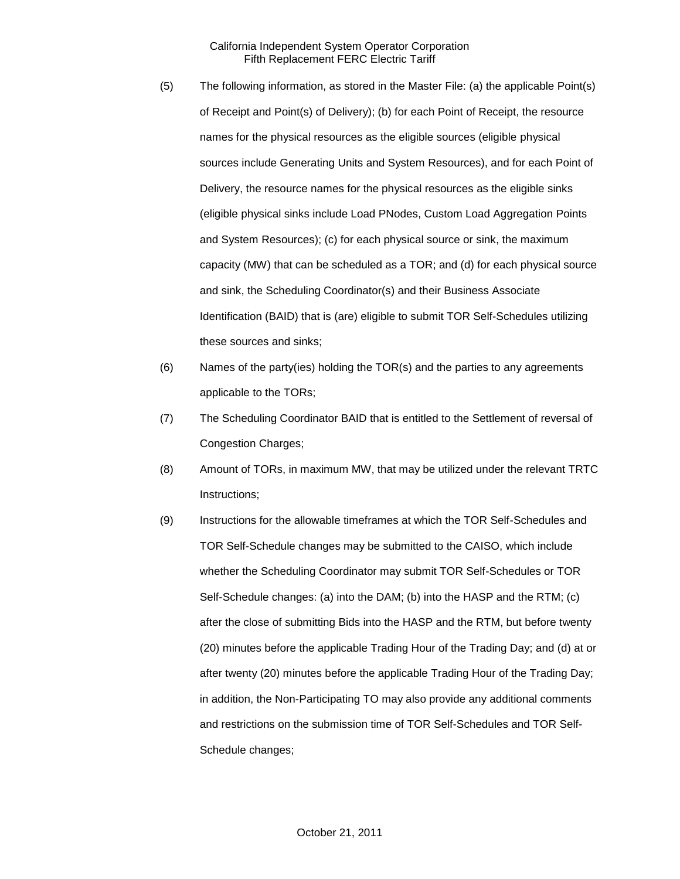(5) The following information, as stored in the Master File: (a) the applicable Point(s) of Receipt and Point(s) of Delivery); (b) for each Point of Receipt, the resource names for the physical resources as the eligible sources (eligible physical sources include Generating Units and System Resources), and for each Point of Delivery, the resource names for the physical resources as the eligible sinks (eligible physical sinks include Load PNodes, Custom Load Aggregation Points and System Resources); (c) for each physical source or sink, the maximum capacity (MW) that can be scheduled as a TOR; and (d) for each physical source and sink, the Scheduling Coordinator(s) and their Business Associate Identification (BAID) that is (are) eligible to submit TOR Self-Schedules utilizing these sources and sinks;

(6) Names of the party(ies) holding the TOR(s) and the parties to any agreements applicable to the TORs;

(7) The Scheduling Coordinator BAID that is entitled to the Settlement of reversal of Congestion Charges;

(8) Amount of TORs, in maximum MW, that may be utilized under the relevant TRTC Instructions;

(9) Instructions for the allowable timeframes at which the TOR Self-Schedules and TOR Self-Schedule changes may be submitted to the CAISO, which include whether the Scheduling Coordinator may submit TOR Self-Schedules or TOR Self-Schedule changes: (a) into the DAM; (b) into the HASP and the RTM; (c) after the close of submitting Bids into the HASP and the RTM, but before twenty (20) minutes before the applicable Trading Hour of the Trading Day; and (d) at or after twenty (20) minutes before the applicable Trading Hour of the Trading Day; in addition, the Non-Participating TO may also provide any additional comments and restrictions on the submission time of TOR Self-Schedules and TOR Self-Schedule changes;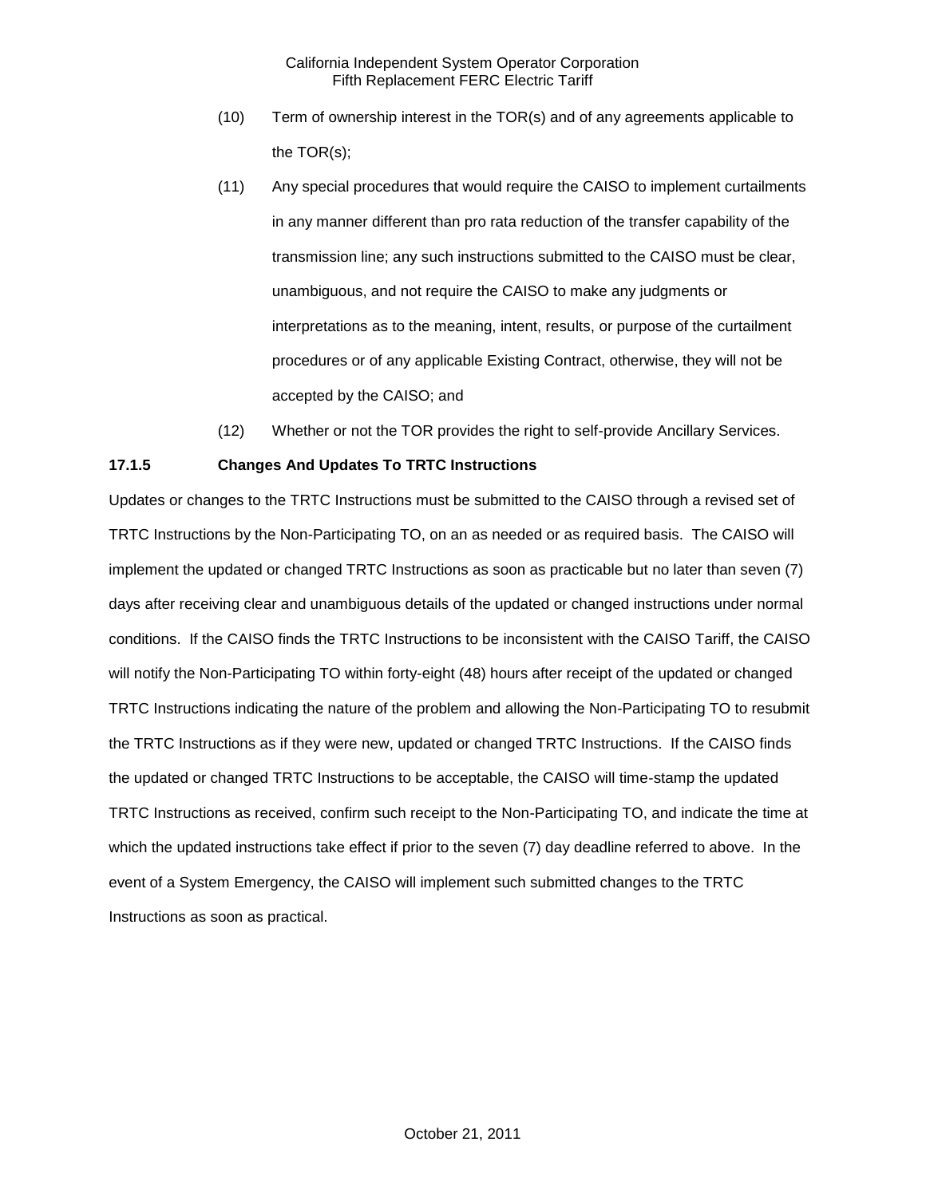(10) Term of ownership interest in the TOR(s) and of any agreements applicable to the TOR(s);

(11) Any special procedures that would require the CAISO to implement curtailments in any manner different than pro rata reduction of the transfer capability of the transmission line; any such instructions submitted to the CAISO must be clear, unambiguous, and not require the CAISO to make any judgments or interpretations as to the meaning, intent, results, or purpose of the curtailment procedures or of any applicable Existing Contract, otherwise, they will not be accepted by the CAISO; and

(12) Whether or not the TOR provides the right to self-provide Ancillary Services.

**17.1.5 Changes And Updates To TRTC Instructions**

Updates or changes to the TRTC Instructions must be submitted to the CAISO through a revised set of TRTC Instructions by the Non-Participating TO, on an as needed or as required basis. The CAISO will implement the updated or changed TRTC Instructions as soon as practicable but no later than seven (7) days after receiving clear and unambiguous details of the updated or changed instructions under normal conditions. If the CAISO finds the TRTC Instructions to be inconsistent with the CAISO Tariff, the CAISO will notify the Non-Participating TO within forty-eight (48) hours after receipt of the updated or changed TRTC Instructions indicating the nature of the problem and allowing the Non-Participating TO to resubmit the TRTC Instructions as if they were new, updated or changed TRTC Instructions. If the CAISO finds the updated or changed TRTC Instructions to be acceptable, the CAISO will time-stamp the updated TRTC Instructions as received, confirm such receipt to the Non-Participating TO, and indicate the time at which the updated instructions take effect if prior to the seven (7) day deadline referred to above. In the event of a System Emergency, the CAISO will implement such submitted changes to the TRTC Instructions as soon as practical.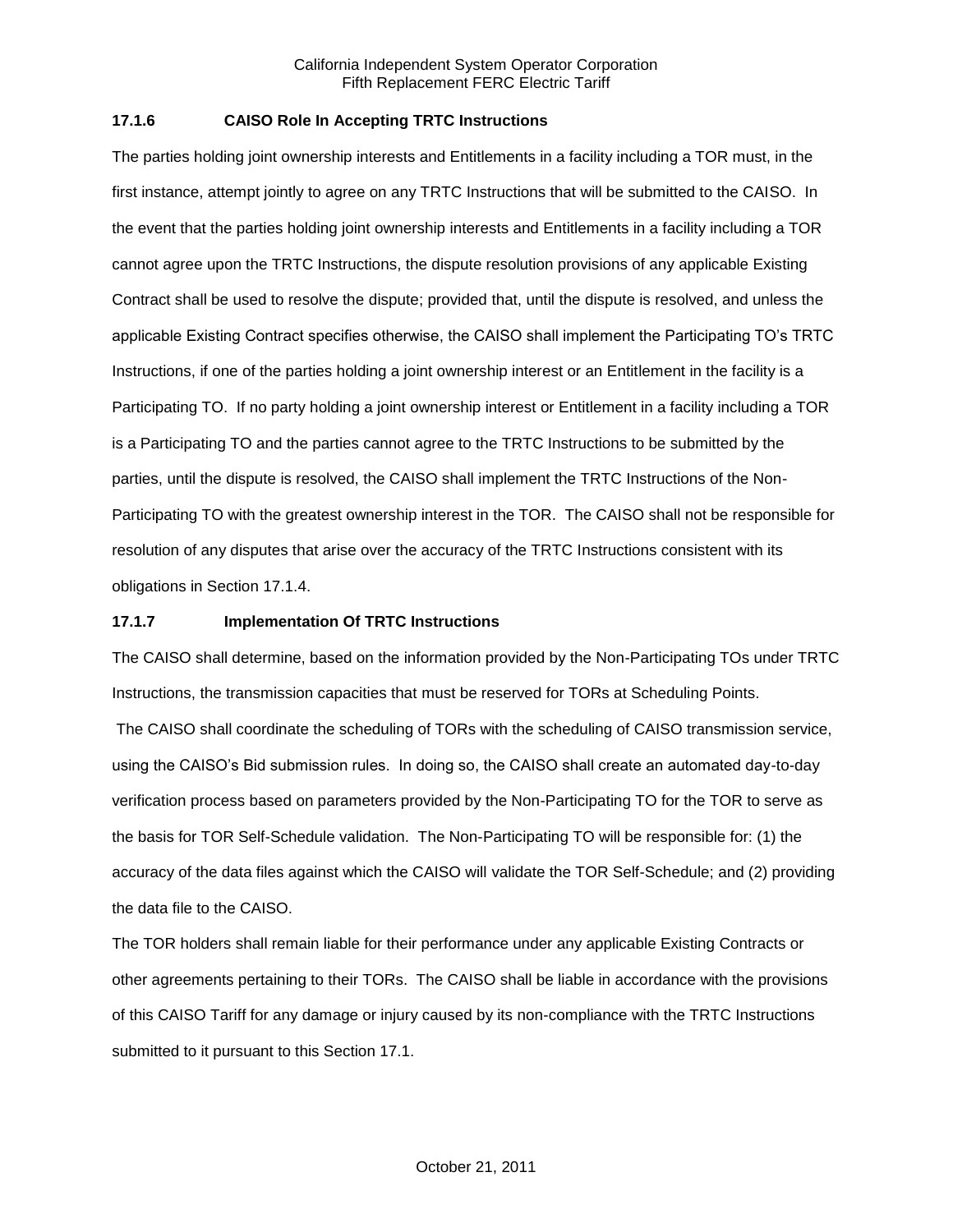### 17.1.6 CAISO Role In Accepting TRTC Instructions

The parties holding joint ownership interests and Entitlements in a facility including a TOR must, in the first instance, attempt jointly to agree on any TRTC Instructions that will be submitted to the CAISO. In the event that the parties holding joint ownership interests and Entitlements in a facility including a TOR cannot agree upon the TRTC Instructions, the dispute resolution provisions of any applicable Existing Contract shall be used to resolve the dispute; provided that, until the dispute is resolved, and unless the applicable Existing Contract specifies otherwise, the CAISO shall implement the Participating TO's TRTC Instructions, if one of the parties holding a joint ownership interest or an Entitlement in the facility is a Participating TO. If no party holding a joint ownership interest or Entitlement in a facility including a TOR is a Participating TO and the parties cannot agree to the TRTC Instructions to be submitted by the parties, until the dispute is resolved, the CAISO shall implement the TRTC Instructions of the Non-Participating TO with the greatest ownership interest in the TOR. The CAISO shall not be responsible for resolution of any disputes that arise over the accuracy of the TRTC Instructions consistent with its obligations in Section 17.1.4.

### 17.1.7 Implementation Of TRTC Instructions

The CAISO shall determine, based on the information provided by the Non-Participating TOs under TRTC Instructions, the transmission capacities that must be reserved for TORs at Scheduling Points.

The CAISO shall coordinate the scheduling of TORs with the scheduling of CAISO transmission service, using the CAISO's Bid submission rules. In doing so, the CAISO shall create an automated day-to-day verification process based on parameters provided by the Non-Participating TO for the TOR to serve as the basis for TOR Self-Schedule validation. The Non-Participating TO will be responsible for: (1) the accuracy of the data files against which the CAISO will validate the TOR Self-Schedule; and (2) providing the data file to the CAISO.

The TOR holders shall remain liable for their performance under any applicable Existing Contracts or other agreements pertaining to their TORs. The CAISO shall be liable in accordance with the provisions of this CAISO Tariff for any damage or injury caused by its non-compliance with the TRTC Instructions submitted to it pursuant to this Section 17.1.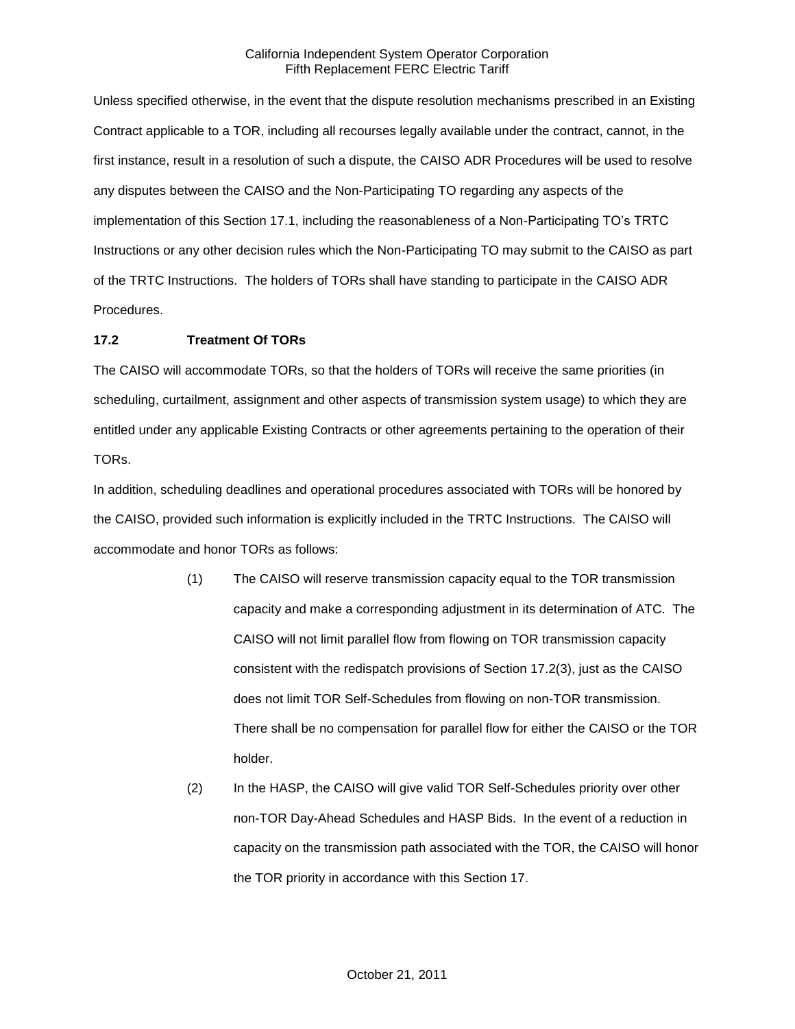Unless specified otherwise, in the event that the dispute resolution mechanisms prescribed in an Existing Contract applicable to a TOR, including all recourses legally available under the contract, cannot, in the first instance, result in a resolution of such a dispute, the CAISO ADR Procedures will be used to resolve any disputes between the CAISO and the Non-Participating TO regarding any aspects of the implementation of this Section 17.1, including the reasonableness of a Non-Participating TO's TRTC Instructions or any other decision rules which the Non-Participating TO may submit to the CAISO as part of the TRTC Instructions. The holders of TORs shall have standing to participate in the CAISO ADR Procedures.

### 17.2 Treatment Of TORs

The CAISO will accommodate TORs, so that the holders of TORs will receive the same priorities (in scheduling, curtailment, assignment and other aspects of transmission system usage) to which they are entitled under any applicable Existing Contracts or other agreements pertaining to the operation of their TORs.

In addition, scheduling deadlines and operational procedures associated with TORs will be honored by the CAISO, provided such information is explicitly included in the TRTC Instructions. The CAISO will accommodate and honor TORs as follows:

(1) The CAISO will reserve transmission capacity equal to the TOR transmission capacity and make a corresponding adjustment in its determination of ATC. The CAISO will not limit parallel flow from flowing on TOR transmission capacity consistent with the redispatch provisions of Section 17.2(3), just as the CAISO does not limit TOR Self-Schedules from flowing on non-TOR transmission. There shall be no compensation for parallel flow for either the CAISO or the TOR holder.

(2) In the HASP, the CAISO will give valid TOR Self-Schedules priority over other non-TOR Day-Ahead Schedules and HASP Bids. In the event of a reduction in capacity on the transmission path associated with the TOR, the CAISO will honor the TOR priority in accordance with this Section 17.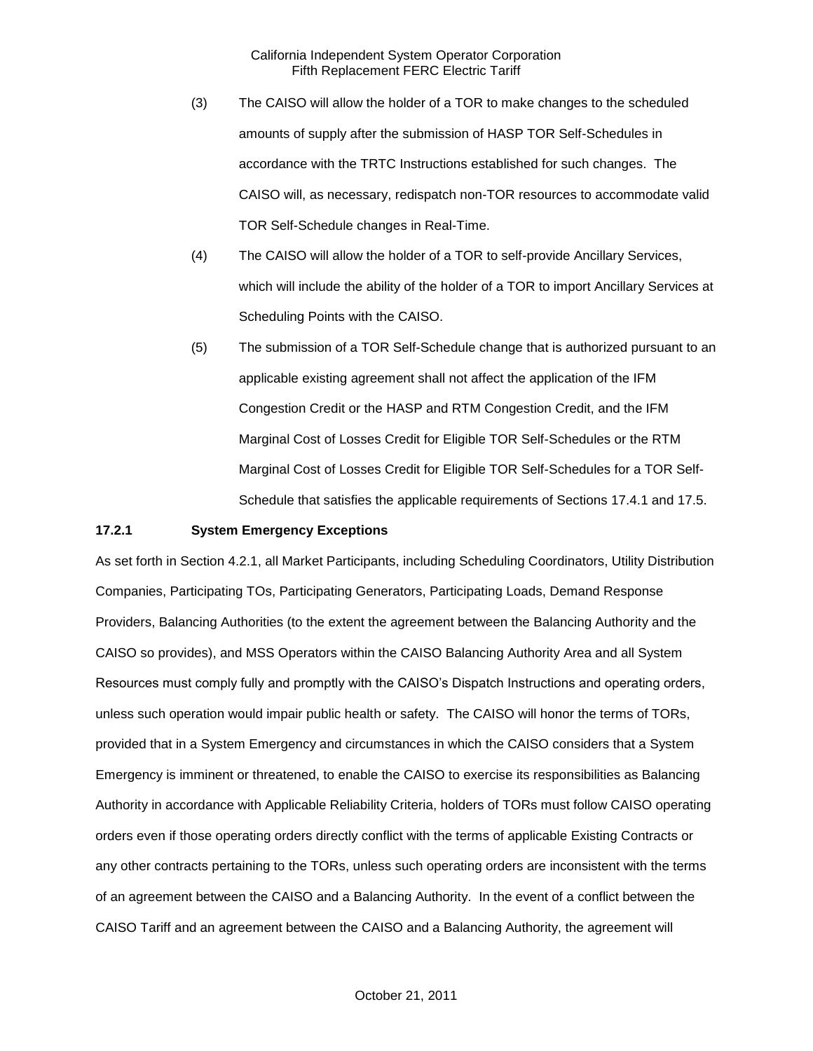(3) The CAISO will allow the holder of a TOR to make changes to the scheduled amounts of supply after the submission of HASP TOR Self-Schedules in accordance with the TRTC Instructions established for such changes. The CAISO will, as necessary, redispatch non-TOR resources to accommodate valid TOR Self-Schedule changes in Real-Time.

(4) The CAISO will allow the holder of a TOR to self-provide Ancillary Services, which will include the ability of the holder of a TOR to import Ancillary Services at Scheduling Points with the CAISO.

(5) The submission of a TOR Self-Schedule change that is authorized pursuant to an applicable existing agreement shall not affect the application of the IFM Congestion Credit or the HASP and RTM Congestion Credit, and the IFM Marginal Cost of Losses Credit for Eligible TOR Self-Schedules or the RTM Marginal Cost of Losses Credit for Eligible TOR Self-Schedules for a TOR Self-Schedule that satisfies the applicable requirements of Sections 17.4.1 and 17.5.

### 17.2.1 System Emergency Exceptions

As set forth in Section 4.2.1, all Market Participants, including Scheduling Coordinators, Utility Distribution Companies, Participating TOs, Participating Generators, Participating Loads, Demand Response Providers, Balancing Authorities (to the extent the agreement between the Balancing Authority and the CAISO so provides), and MSS Operators within the CAISO Balancing Authority Area and all System Resources must comply fully and promptly with the CAISO's Dispatch Instructions and operating orders, unless such operation would impair public health or safety. The CAISO will honor the terms of TORs, provided that in a System Emergency and circumstances in which the CAISO considers that a System Emergency is imminent or threatened, to enable the CAISO to exercise its responsibilities as Balancing Authority in accordance with Applicable Reliability Criteria, holders of TORs must follow CAISO operating orders even if those operating orders directly conflict with the terms of applicable Existing Contracts or any other contracts pertaining to the TORs, unless such operating orders are inconsistent with the terms of an agreement between the CAISO and a Balancing Authority. In the event of a conflict between the CAISO Tariff and an agreement between the CAISO and a Balancing Authority, the agreement will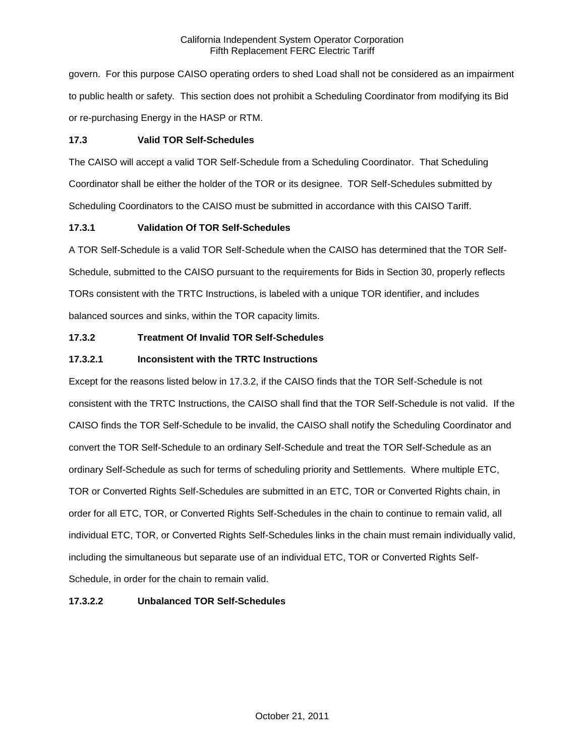govern. For this purpose CAISO operating orders to shed Load shall not be considered as an impairment to public health or safety. This section does not prohibit a Scheduling Coordinator from modifying its Bid or re-purchasing Energy in the HASP or RTM.

**17.3 Valid TOR Self-Schedules**

The CAISO will accept a valid TOR Self-Schedule from a Scheduling Coordinator. That Scheduling Coordinator shall be either the holder of the TOR or its designee. TOR Self-Schedules submitted by Scheduling Coordinators to the CAISO must be submitted in accordance with this CAISO Tariff.

**17.3.1 Validation Of TOR Self-Schedules**

A TOR Self-Schedule is a valid TOR Self-Schedule when the CAISO has determined that the TOR Self-Schedule, submitted to the CAISO pursuant to the requirements for Bids in Section 30, properly reflects TORs consistent with the TRTC Instructions, is labeled with a unique TOR identifier, and includes balanced sources and sinks, within the TOR capacity limits.

**17.3.2 Treatment Of Invalid TOR Self-Schedules**

**17.3.2.1 Inconsistent with the TRTC Instructions**

Except for the reasons listed below in 17.3.2, if the CAISO finds that the TOR Self-Schedule is not consistent with the TRTC Instructions, the CAISO shall find that the TOR Self-Schedule is not valid. If the CAISO finds the TOR Self-Schedule to be invalid, the CAISO shall notify the Scheduling Coordinator and convert the TOR Self-Schedule to an ordinary Self-Schedule and treat the TOR Self-Schedule as an ordinary Self-Schedule as such for terms of scheduling priority and Settlements. Where multiple ETC, TOR or Converted Rights Self-Schedules are submitted in an ETC, TOR or Converted Rights chain, in order for all ETC, TOR, or Converted Rights Self-Schedules in the chain to continue to remain valid, all individual ETC, TOR, or Converted Rights Self-Schedules links in the chain must remain individually valid, including the simultaneous but separate use of an individual ETC, TOR or Converted Rights Self-Schedule, in order for the chain to remain valid.

**17.3.2.2 Unbalanced TOR Self-Schedules**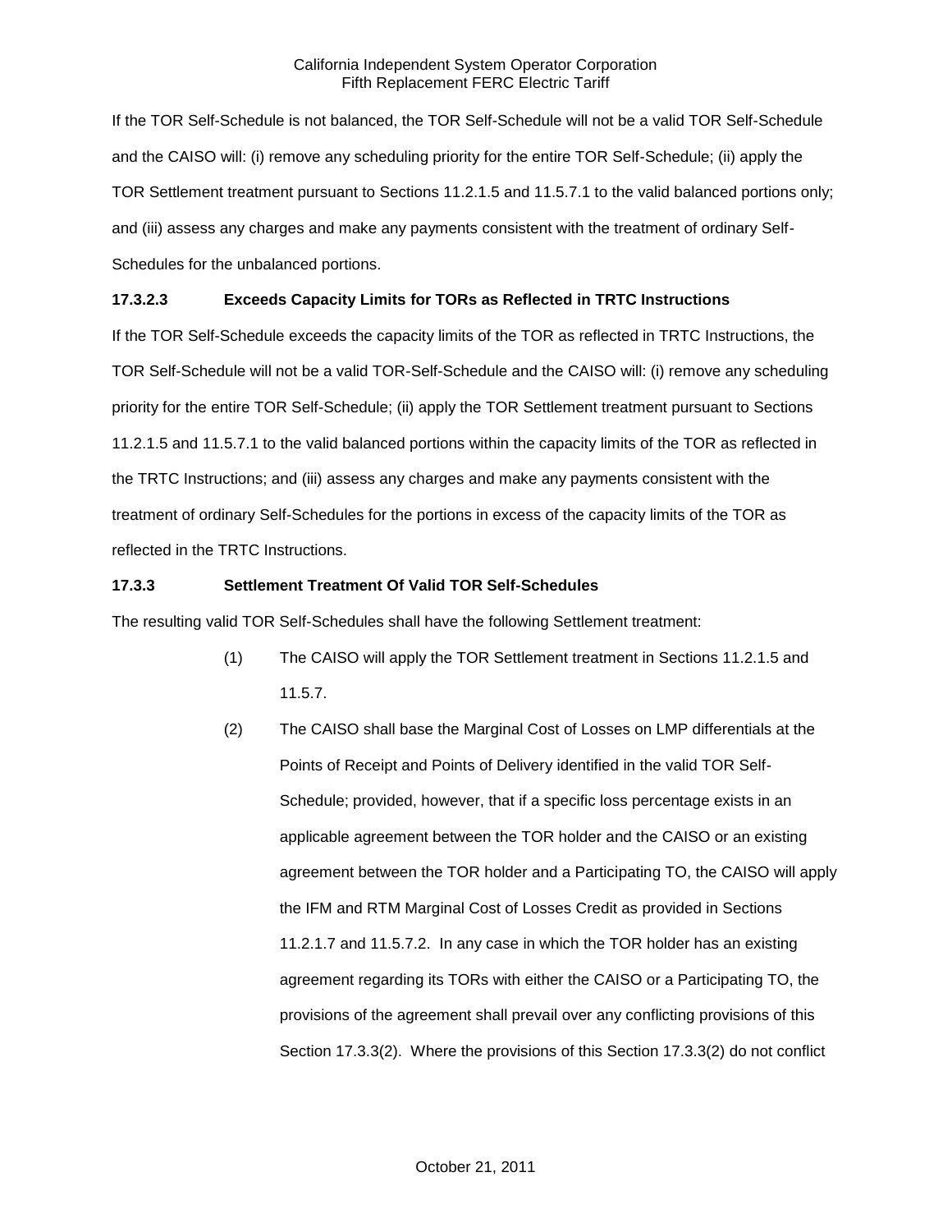If the TOR Self-Schedule is not balanced, the TOR Self-Schedule will not be a valid TOR Self-Schedule and the CAISO will: (i) remove any scheduling priority for the entire TOR Self-Schedule; (ii) apply the TOR Settlement treatment pursuant to Sections 11.2.1.5 and 11.5.7.1 to the valid balanced portions only; and (iii) assess any charges and make any payments consistent with the treatment of ordinary Self-Schedules for the unbalanced portions.

**17.3.2.3 Exceeds Capacity Limits for TORs as Reflected in TRTC Instructions**

If the TOR Self-Schedule exceeds the capacity limits of the TOR as reflected in TRTC Instructions, the TOR Self-Schedule will not be a valid TOR-Self-Schedule and the CAISO will: (i) remove any scheduling priority for the entire TOR Self-Schedule; (ii) apply the TOR Settlement treatment pursuant to Sections 11.2.1.5 and 11.5.7.1 to the valid balanced portions within the capacity limits of the TOR as reflected in the TRTC Instructions; and (iii) assess any charges and make any payments consistent with the treatment of ordinary Self-Schedules for the portions in excess of the capacity limits of the TOR as reflected in the TRTC Instructions.

**17.3.3 Settlement Treatment Of Valid TOR Self-Schedules**

The resulting valid TOR Self-Schedules shall have the following Settlement treatment:

(1) The CAISO will apply the TOR Settlement treatment in Sections 11.2.1.5 and 11.5.7.

(2) The CAISO shall base the Marginal Cost of Losses on LMP differentials at the Points of Receipt and Points of Delivery identified in the valid TOR Self-Schedule; provided, however, that if a specific loss percentage exists in an applicable agreement between the TOR holder and the CAISO or an existing agreement between the TOR holder and a Participating TO, the CAISO will apply the IFM and RTM Marginal Cost of Losses Credit as provided in Sections 11.2.1.7 and 11.5.7.2. In any case in which the TOR holder has an existing agreement regarding its TORs with either the CAISO or a Participating TO, the provisions of the agreement shall prevail over any conflicting provisions of this Section 17.3.3(2). Where the provisions of this Section 17.3.3(2) do not conflict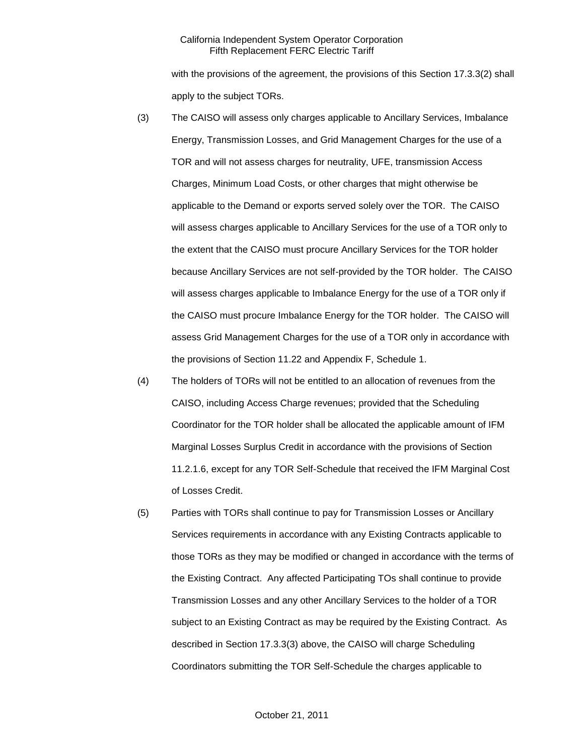with the provisions of the agreement, the provisions of this Section 17.3.3(2) shall apply to the subject TORs.

(3) The CAISO will assess only charges applicable to Ancillary Services, Imbalance Energy, Transmission Losses, and Grid Management Charges for the use of a TOR and will not assess charges for neutrality, UFE, transmission Access Charges, Minimum Load Costs, or other charges that might otherwise be applicable to the Demand or exports served solely over the TOR. The CAISO will assess charges applicable to Ancillary Services for the use of a TOR only to the extent that the CAISO must procure Ancillary Services for the TOR holder because Ancillary Services are not self-provided by the TOR holder. The CAISO will assess charges applicable to Imbalance Energy for the use of a TOR only if the CAISO must procure Imbalance Energy for the TOR holder. The CAISO will assess Grid Management Charges for the use of a TOR only in accordance with the provisions of Section 11.22 and Appendix F, Schedule 1.

(4) The holders of TORs will not be entitled to an allocation of revenues from the CAISO, including Access Charge revenues; provided that the Scheduling Coordinator for the TOR holder shall be allocated the applicable amount of IFM Marginal Losses Surplus Credit in accordance with the provisions of Section 11.2.1.6, except for any TOR Self-Schedule that received the IFM Marginal Cost of Losses Credit.

(5) Parties with TORs shall continue to pay for Transmission Losses or Ancillary Services requirements in accordance with any Existing Contracts applicable to those TORs as they may be modified or changed in accordance with the terms of the Existing Contract. Any affected Participating TOs shall continue to provide Transmission Losses and any other Ancillary Services to the holder of a TOR subject to an Existing Contract as may be required by the Existing Contract. As described in Section 17.3.3(3) above, the CAISO will charge Scheduling Coordinators submitting the TOR Self-Schedule the charges applicable to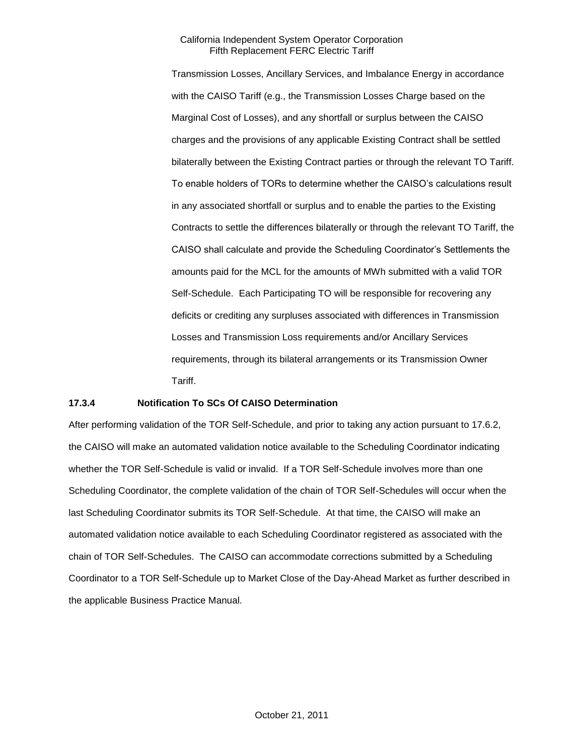Transmission Losses, Ancillary Services, and Imbalance Energy in accordance with the CAISO Tariff (e.g., the Transmission Losses Charge based on the Marginal Cost of Losses), and any shortfall or surplus between the CAISO charges and the provisions of any applicable Existing Contract shall be settled bilaterally between the Existing Contract parties or through the relevant TO Tariff. To enable holders of TORs to determine whether the CAISO's calculations result in any associated shortfall or surplus and to enable the parties to the Existing Contracts to settle the differences bilaterally or through the relevant TO Tariff, the CAISO shall calculate and provide the Scheduling Coordinator's Settlements the amounts paid for the MCL for the amounts of MWh submitted with a valid TOR Self-Schedule. Each Participating TO will be responsible for recovering any deficits or crediting any surpluses associated with differences in Transmission Losses and Transmission Loss requirements and/or Ancillary Services requirements, through its bilateral arrangements or its Transmission Owner Tariff.

### 17.3.4 Notification To SCs Of CAISO Determination

After performing validation of the TOR Self-Schedule, and prior to taking any action pursuant to 17.6.2, the CAISO will make an automated validation notice available to the Scheduling Coordinator indicating whether the TOR Self-Schedule is valid or invalid. If a TOR Self-Schedule involves more than one Scheduling Coordinator, the complete validation of the chain of TOR Self-Schedules will occur when the last Scheduling Coordinator submits its TOR Self-Schedule. At that time, the CAISO will make an automated validation notice available to each Scheduling Coordinator registered as associated with the chain of TOR Self-Schedules. The CAISO can accommodate corrections submitted by a Scheduling Coordinator to a TOR Self-Schedule up to Market Close of the Day-Ahead Market as further described in the applicable Business Practice Manual.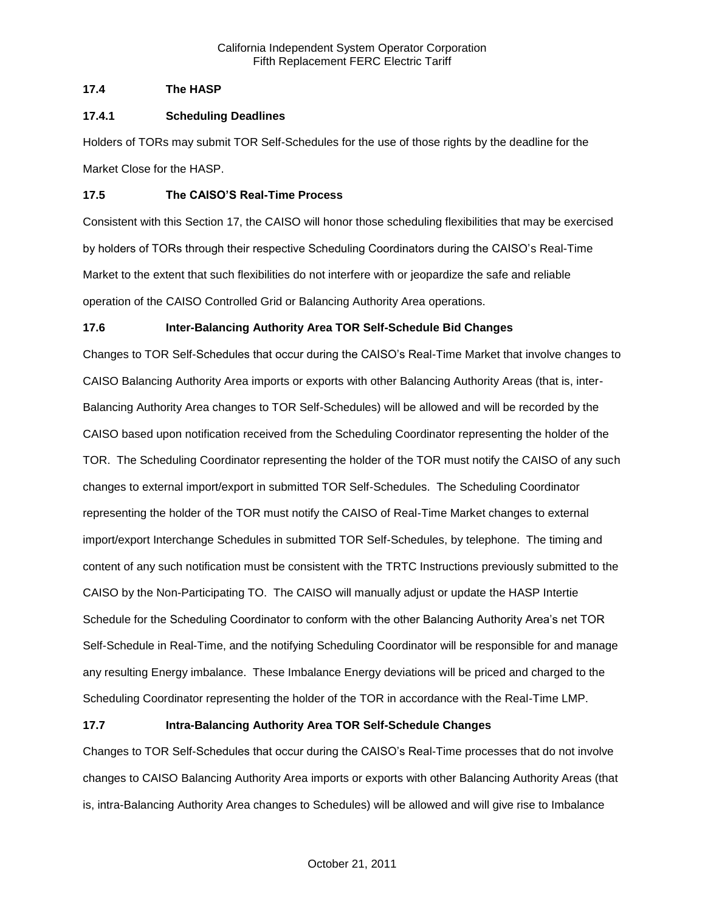### 17.4 The HASP

#### 17.4.1 Scheduling Deadlines

Holders of TORs may submit TOR Self-Schedules for the use of those rights by the deadline for the Market Close for the HASP.

### 17.5 The CAISO'S Real-Time Process

Consistent with this Section 17, the CAISO will honor those scheduling flexibilities that may be exercised by holders of TORs through their respective Scheduling Coordinators during the CAISO's Real-Time Market to the extent that such flexibilities do not interfere with or jeopardize the safe and reliable operation of the CAISO Controlled Grid or Balancing Authority Area operations.

### 17.6 Inter-Balancing Authority Area TOR Self-Schedule Bid Changes

Changes to TOR Self-Schedules that occur during the CAISO's Real-Time Market that involve changes to CAISO Balancing Authority Area imports or exports with other Balancing Authority Areas (that is, inter-Balancing Authority Area changes to TOR Self-Schedules) will be allowed and will be recorded by the CAISO based upon notification received from the Scheduling Coordinator representing the holder of the TOR. The Scheduling Coordinator representing the holder of the TOR must notify the CAISO of any such changes to external import/export in submitted TOR Self-Schedules. The Scheduling Coordinator representing the holder of the TOR must notify the CAISO of Real-Time Market changes to external import/export Interchange Schedules in submitted TOR Self-Schedules, by telephone. The timing and content of any such notification must be consistent with the TRTC Instructions previously submitted to the CAISO by the Non-Participating TO. The CAISO will manually adjust or update the HASP Intertie Schedule for the Scheduling Coordinator to conform with the other Balancing Authority Area's net TOR Self-Schedule in Real-Time, and the notifying Scheduling Coordinator will be responsible for and manage any resulting Energy imbalance. These Imbalance Energy deviations will be priced and charged to the Scheduling Coordinator representing the holder of the TOR in accordance with the Real-Time LMP.

### 17.7 Intra-Balancing Authority Area TOR Self-Schedule Changes

Changes to TOR Self-Schedules that occur during the CAISO's Real-Time processes that do not involve changes to CAISO Balancing Authority Area imports or exports with other Balancing Authority Areas (that is, intra-Balancing Authority Area changes to Schedules) will be allowed and will give rise to Imbalance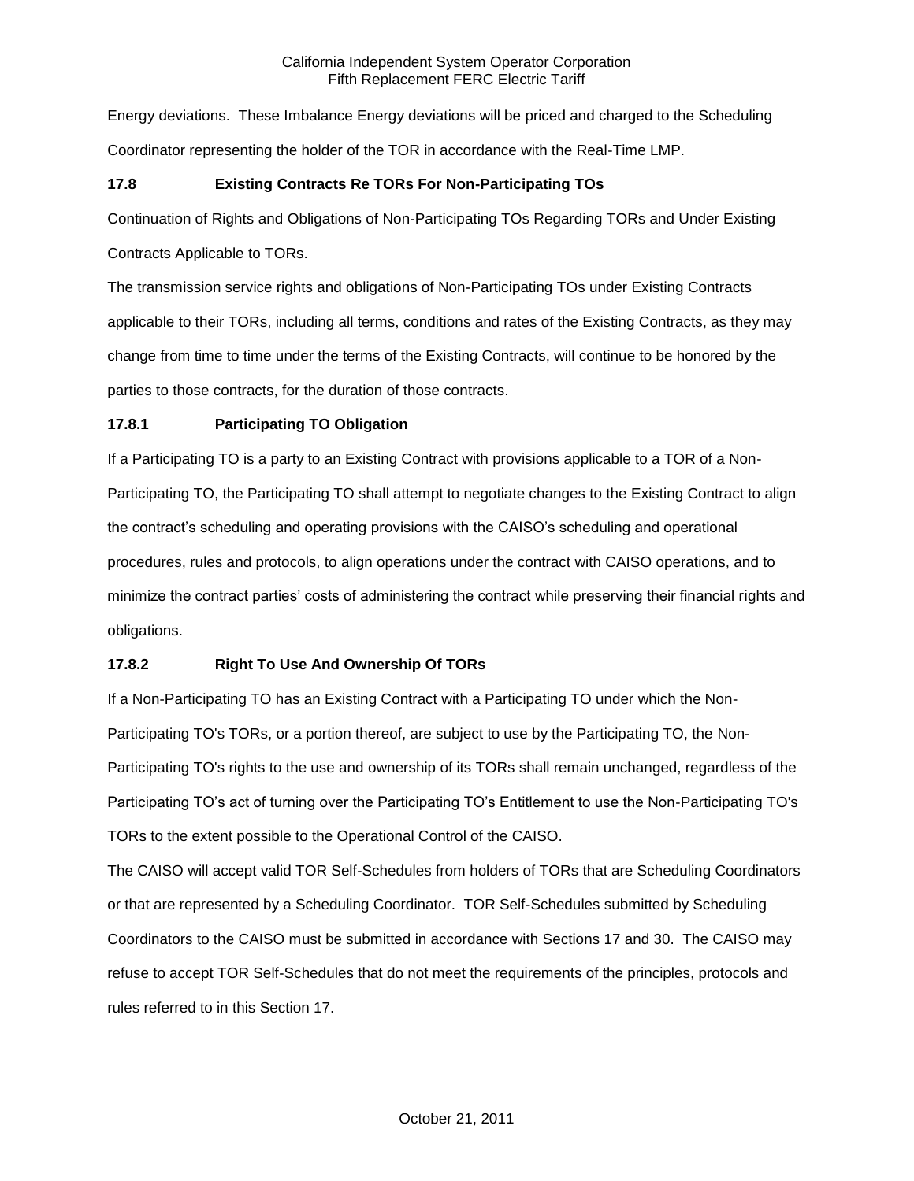Energy deviations. These Imbalance Energy deviations will be priced and charged to the Scheduling Coordinator representing the holder of the TOR in accordance with the Real-Time LMP.

### 17.8 Existing Contracts Re TORs For Non-Participating TOs

Continuation of Rights and Obligations of Non-Participating TOs Regarding TORs and Under Existing Contracts Applicable to TORs.

The transmission service rights and obligations of Non-Participating TOs under Existing Contracts applicable to their TORs, including all terms, conditions and rates of the Existing Contracts, as they may change from time to time under the terms of the Existing Contracts, will continue to be honored by the parties to those contracts, for the duration of those contracts.

### 17.8.1 Participating TO Obligation

If a Participating TO is a party to an Existing Contract with provisions applicable to a TOR of a Non-Participating TO, the Participating TO shall attempt to negotiate changes to the Existing Contract to align the contract's scheduling and operating provisions with the CAISO's scheduling and operational procedures, rules and protocols, to align operations under the contract with CAISO operations, and to minimize the contract parties' costs of administering the contract while preserving their financial rights and obligations.

### 17.8.2 Right To Use And Ownership Of TORs

If a Non-Participating TO has an Existing Contract with a Participating TO under which the Non-Participating TO's TORs, or a portion thereof, are subject to use by the Participating TO, the Non-Participating TO's rights to the use and ownership of its TORs shall remain unchanged, regardless of the Participating TO's act of turning over the Participating TO's Entitlement to use the Non-Participating TO's TORs to the extent possible to the Operational Control of the CAISO.

The CAISO will accept valid TOR Self-Schedules from holders of TORs that are Scheduling Coordinators or that are represented by a Scheduling Coordinator. TOR Self-Schedules submitted by Scheduling Coordinators to the CAISO must be submitted in accordance with Sections 17 and 30. The CAISO may refuse to accept TOR Self-Schedules that do not meet the requirements of the principles, protocols and rules referred to in this Section 17.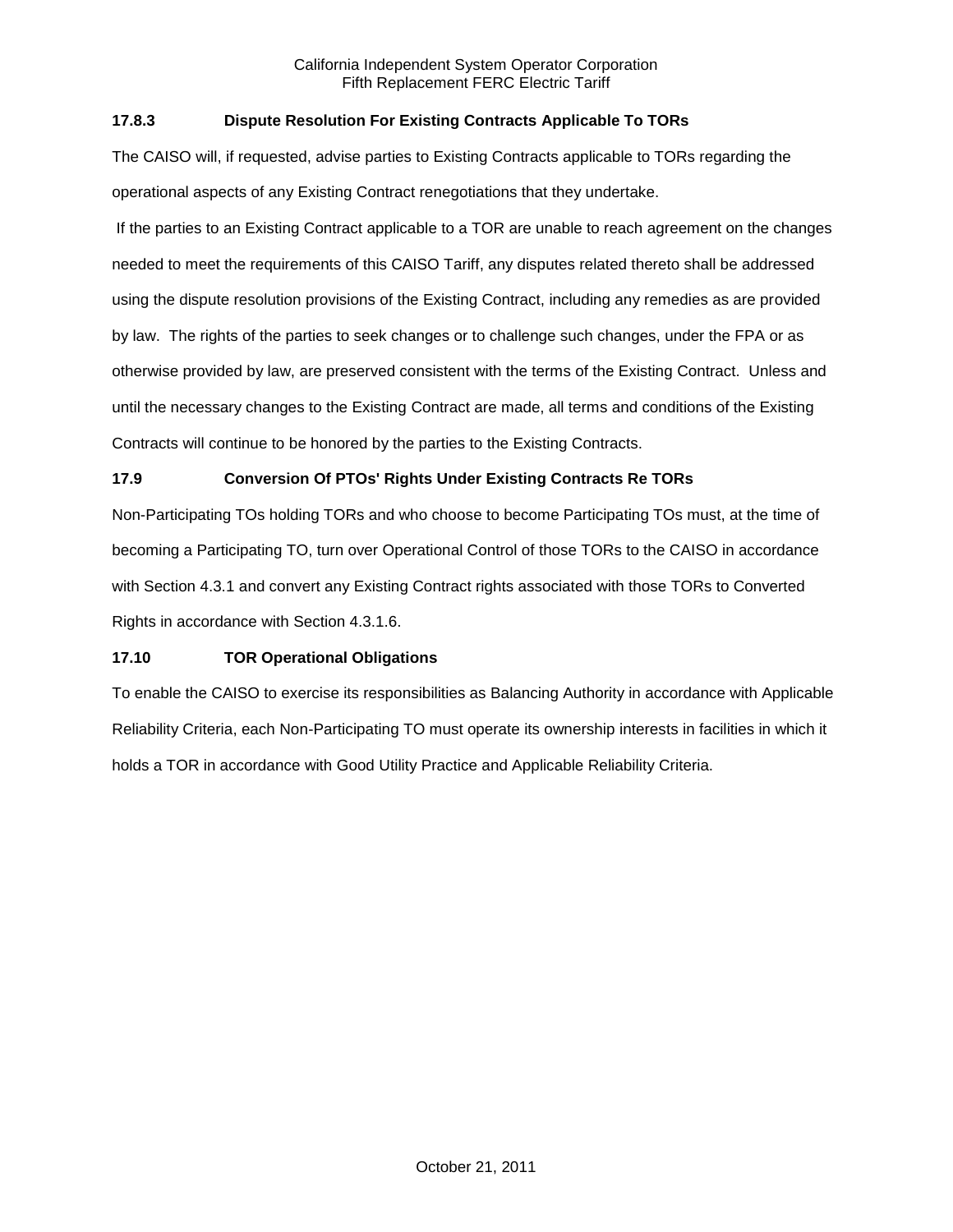### 17.8.3 Dispute Resolution For Existing Contracts Applicable To TORs

The CAISO will, if requested, advise parties to Existing Contracts applicable to TORs regarding the operational aspects of any Existing Contract renegotiations that they undertake.

If the parties to an Existing Contract applicable to a TOR are unable to reach agreement on the changes needed to meet the requirements of this CAISO Tariff, any disputes related thereto shall be addressed using the dispute resolution provisions of the Existing Contract, including any remedies as are provided by law. The rights of the parties to seek changes or to challenge such changes, under the FPA or as otherwise provided by law, are preserved consistent with the terms of the Existing Contract. Unless and until the necessary changes to the Existing Contract are made, all terms and conditions of the Existing Contracts will continue to be honored by the parties to the Existing Contracts.

### 17.9 Conversion Of PTOs' Rights Under Existing Contracts Re TORs

Non-Participating TOs holding TORs and who choose to become Participating TOs must, at the time of becoming a Participating TO, turn over Operational Control of those TORs to the CAISO in accordance with Section 4.3.1 and convert any Existing Contract rights associated with those TORs to Converted Rights in accordance with Section 4.3.1.6.

### 17.10 TOR Operational Obligations

To enable the CAISO to exercise its responsibilities as Balancing Authority in accordance with Applicable Reliability Criteria, each Non-Participating TO must operate its ownership interests in facilities in which it holds a TOR in accordance with Good Utility Practice and Applicable Reliability Criteria.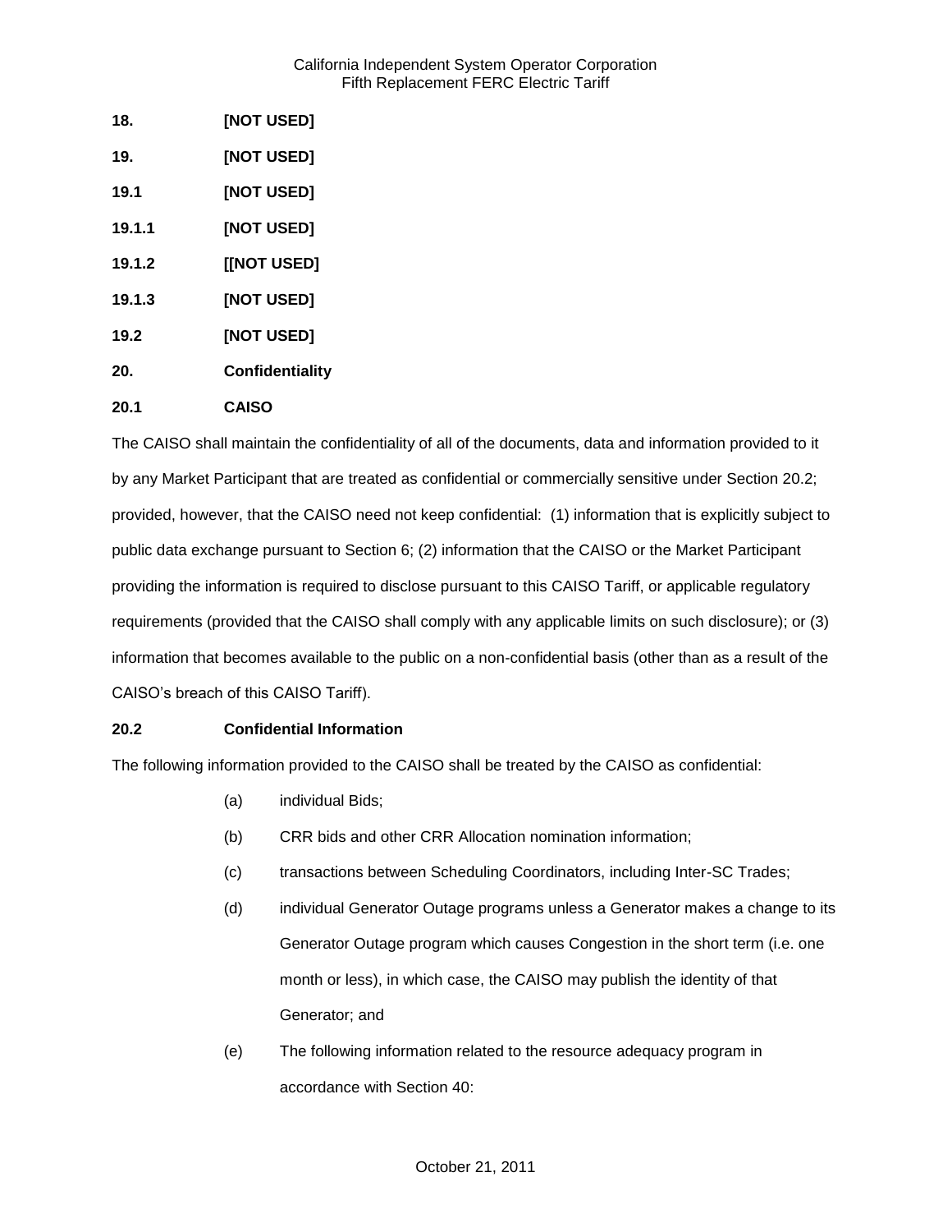**18. [NOT USED]**

**19. [NOT USED]**

**19.1 [NOT USED]**

**19.1.1 [NOT USED]**

**19.1.2 [[NOT USED]**

**19.1.3 [NOT USED]**

**19.2 [NOT USED]**

**20. Confidentiality**

**20.1 CAISO**

The CAISO shall maintain the confidentiality of all of the documents, data and information provided to it by any Market Participant that are treated as confidential or commercially sensitive under Section 20.2; provided, however, that the CAISO need not keep confidential: (1) information that is explicitly subject to public data exchange pursuant to Section 6; (2) information that the CAISO or the Market Participant providing the information is required to disclose pursuant to this CAISO Tariff, or applicable regulatory requirements (provided that the CAISO shall comply with any applicable limits on such disclosure); or (3) information that becomes available to the public on a non-confidential basis (other than as a result of the CAISO's breach of this CAISO Tariff).

**20.2 Confidential Information**

The following information provided to the CAISO shall be treated by the CAISO as confidential:

(a) individual Bids;

(b) CRR bids and other CRR Allocation nomination information;

(c) transactions between Scheduling Coordinators, including Inter-SC Trades;

(d) individual Generator Outage programs unless a Generator makes a change to its Generator Outage program which causes Congestion in the short term (i.e. one month or less), in which case, the CAISO may publish the identity of that Generator; and

(e) The following information related to the resource adequacy program in accordance with Section 40: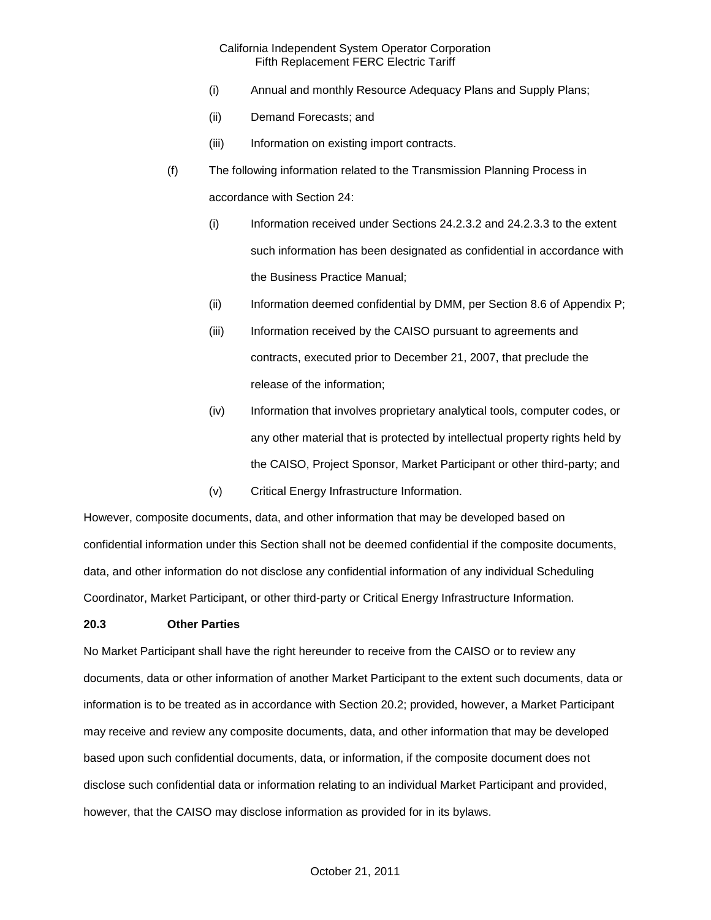(i) Annual and monthly Resource Adequacy Plans and Supply Plans;

(ii) Demand Forecasts; and

(iii) Information on existing import contracts.

(f) The following information related to the Transmission Planning Process in accordance with Section 24:

(i) Information received under Sections 24.2.3.2 and 24.2.3.3 to the extent such information has been designated as confidential in accordance with the Business Practice Manual;

(ii) Information deemed confidential by DMM, per Section 8.6 of Appendix P;

(iii) Information received by the CAISO pursuant to agreements and contracts, executed prior to December 21, 2007, that preclude the release of the information;

(iv) Information that involves proprietary analytical tools, computer codes, or any other material that is protected by intellectual property rights held by the CAISO, Project Sponsor, Market Participant or other third-party; and

(v) Critical Energy Infrastructure Information.

However, composite documents, data, and other information that may be developed based on confidential information under this Section shall not be deemed confidential if the composite documents, data, and other information do not disclose any confidential information of any individual Scheduling Coordinator, Market Participant, or other third-party or Critical Energy Infrastructure Information.

**20.3 Other Parties**

No Market Participant shall have the right hereunder to receive from the CAISO or to review any documents, data or other information of another Market Participant to the extent such documents, data or information is to be treated as in accordance with Section 20.2; provided, however, a Market Participant may receive and review any composite documents, data, and other information that may be developed based upon such confidential documents, data, or information, if the composite document does not disclose such confidential data or information relating to an individual Market Participant and provided, however, that the CAISO may disclose information as provided for in its bylaws.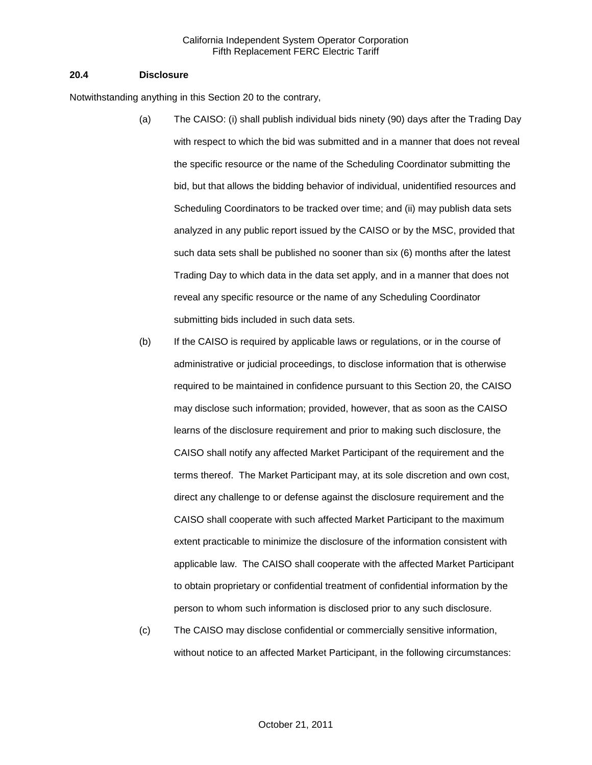### 20.4 Disclosure

Notwithstanding anything in this Section 20 to the contrary,

(a) The CAISO: (i) shall publish individual bids ninety (90) days after the Trading Day with respect to which the bid was submitted and in a manner that does not reveal the specific resource or the name of the Scheduling Coordinator submitting the bid, but that allows the bidding behavior of individual, unidentified resources and Scheduling Coordinators to be tracked over time; and (ii) may publish data sets analyzed in any public report issued by the CAISO or by the MSC, provided that such data sets shall be published no sooner than six (6) months after the latest Trading Day to which data in the data set apply, and in a manner that does not reveal any specific resource or the name of any Scheduling Coordinator submitting bids included in such data sets.

(b) If the CAISO is required by applicable laws or regulations, or in the course of administrative or judicial proceedings, to disclose information that is otherwise required to be maintained in confidence pursuant to this Section 20, the CAISO may disclose such information; provided, however, that as soon as the CAISO learns of the disclosure requirement and prior to making such disclosure, the CAISO shall notify any affected Market Participant of the requirement and the terms thereof. The Market Participant may, at its sole discretion and own cost, direct any challenge to or defense against the disclosure requirement and the CAISO shall cooperate with such affected Market Participant to the maximum extent practicable to minimize the disclosure of the information consistent with applicable law. The CAISO shall cooperate with the affected Market Participant to obtain proprietary or confidential treatment of confidential information by the person to whom such information is disclosed prior to any such disclosure.

(c) The CAISO may disclose confidential or commercially sensitive information, without notice to an affected Market Participant, in the following circumstances: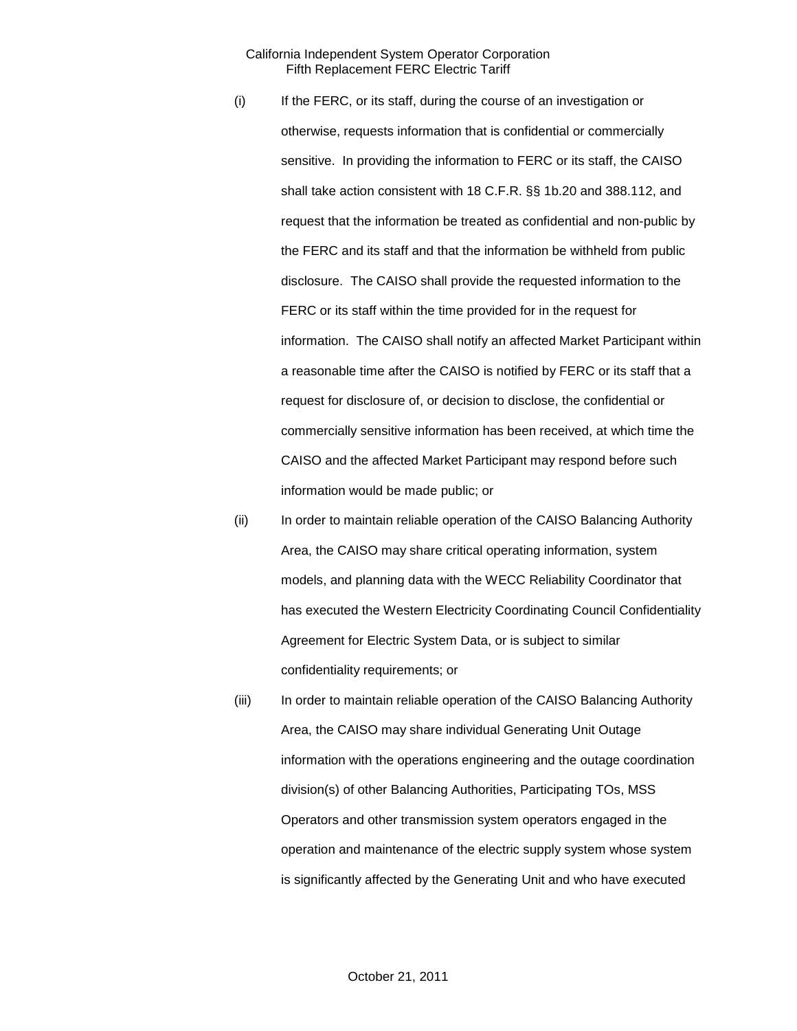(i) If the FERC, or its staff, during the course of an investigation or otherwise, requests information that is confidential or commercially sensitive. In providing the information to FERC or its staff, the CAISO shall take action consistent with 18 C.F.R. §§ 1b.20 and 388.112, and request that the information be treated as confidential and non-public by the FERC and its staff and that the information be withheld from public disclosure. The CAISO shall provide the requested information to the FERC or its staff within the time provided for in the request for information. The CAISO shall notify an affected Market Participant within a reasonable time after the CAISO is notified by FERC or its staff that a request for disclosure of, or decision to disclose, the confidential or commercially sensitive information has been received, at which time the CAISO and the affected Market Participant may respond before such information would be made public; or

(ii) In order to maintain reliable operation of the CAISO Balancing Authority Area, the CAISO may share critical operating information, system models, and planning data with the WECC Reliability Coordinator that has executed the Western Electricity Coordinating Council Confidentiality Agreement for Electric System Data, or is subject to similar confidentiality requirements; or

(iii) In order to maintain reliable operation of the CAISO Balancing Authority Area, the CAISO may share individual Generating Unit Outage information with the operations engineering and the outage coordination division(s) of other Balancing Authorities, Participating TOs, MSS Operators and other transmission system operators engaged in the operation and maintenance of the electric supply system whose system is significantly affected by the Generating Unit and who have executed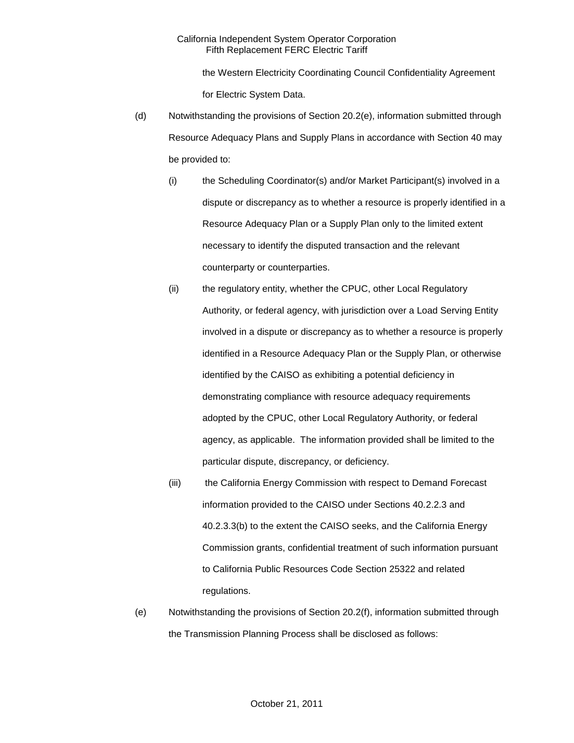the Western Electricity Coordinating Council Confidentiality Agreement for Electric System Data.

(d) Notwithstanding the provisions of Section 20.2(e), information submitted through Resource Adequacy Plans and Supply Plans in accordance with Section 40 may be provided to:

(i) the Scheduling Coordinator(s) and/or Market Participant(s) involved in a dispute or discrepancy as to whether a resource is properly identified in a Resource Adequacy Plan or a Supply Plan only to the limited extent necessary to identify the disputed transaction and the relevant counterparty or counterparties.

(ii) the regulatory entity, whether the CPUC, other Local Regulatory Authority, or federal agency, with jurisdiction over a Load Serving Entity involved in a dispute or discrepancy as to whether a resource is properly identified in a Resource Adequacy Plan or the Supply Plan, or otherwise identified by the CAISO as exhibiting a potential deficiency in demonstrating compliance with resource adequacy requirements adopted by the CPUC, other Local Regulatory Authority, or federal agency, as applicable. The information provided shall be limited to the particular dispute, discrepancy, or deficiency.

(iii) the California Energy Commission with respect to Demand Forecast information provided to the CAISO under Sections 40.2.2.3 and 40.2.3.3(b) to the extent the CAISO seeks, and the California Energy Commission grants, confidential treatment of such information pursuant to California Public Resources Code Section 25322 and related regulations.

(e) Notwithstanding the provisions of Section 20.2(f), information submitted through the Transmission Planning Process shall be disclosed as follows: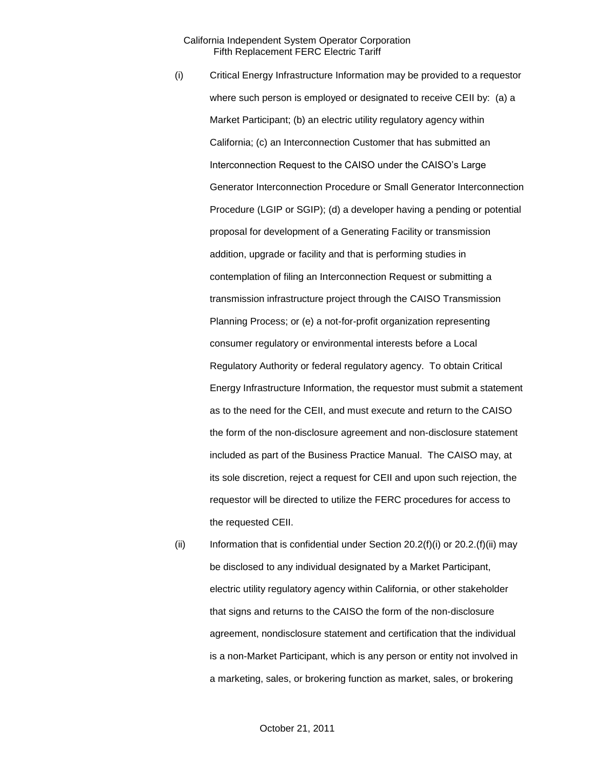(i) Critical Energy Infrastructure Information may be provided to a requestor where such person is employed or designated to receive CEII by: (a) a Market Participant; (b) an electric utility regulatory agency within California; (c) an Interconnection Customer that has submitted an Interconnection Request to the CAISO under the CAISO's Large Generator Interconnection Procedure or Small Generator Interconnection Procedure (LGIP or SGIP); (d) a developer having a pending or potential proposal for development of a Generating Facility or transmission addition, upgrade or facility and that is performing studies in contemplation of filing an Interconnection Request or submitting a transmission infrastructure project through the CAISO Transmission Planning Process; or (e) a not-for-profit organization representing consumer regulatory or environmental interests before a Local Regulatory Authority or federal regulatory agency. To obtain Critical Energy Infrastructure Information, the requestor must submit a statement as to the need for the CEII, and must execute and return to the CAISO the form of the non-disclosure agreement and non-disclosure statement included as part of the Business Practice Manual. The CAISO may, at its sole discretion, reject a request for CEII and upon such rejection, the requestor will be directed to utilize the FERC procedures for access to the requested CEII.

(ii) Information that is confidential under Section 20.2(f)(i) or 20.2.(f)(ii) may be disclosed to any individual designated by a Market Participant, electric utility regulatory agency within California, or other stakeholder that signs and returns to the CAISO the form of the non-disclosure agreement, nondisclosure statement and certification that the individual is a non-Market Participant, which is any person or entity not involved in a marketing, sales, or brokering function as market, sales, or brokering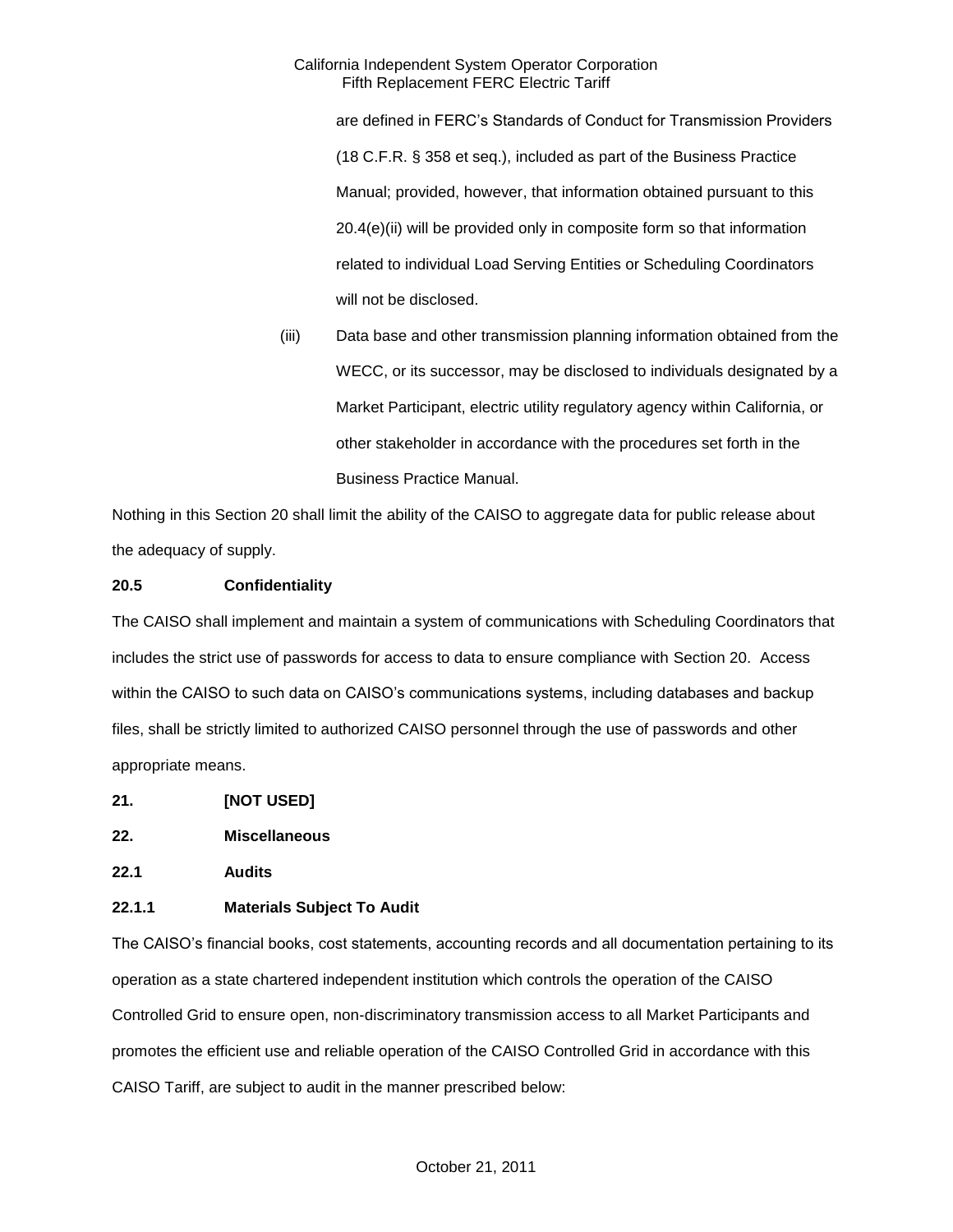are defined in FERC's Standards of Conduct for Transmission Providers (18 C.F.R. § 358 et seq.), included as part of the Business Practice Manual; provided, however, that information obtained pursuant to this 20.4(e)(ii) will be provided only in composite form so that information related to individual Load Serving Entities or Scheduling Coordinators will not be disclosed.

(iii) Data base and other transmission planning information obtained from the WECC, or its successor, may be disclosed to individuals designated by a Market Participant, electric utility regulatory agency within California, or other stakeholder in accordance with the procedures set forth in the Business Practice Manual.

Nothing in this Section 20 shall limit the ability of the CAISO to aggregate data for public release about the adequacy of supply.

**20.5 Confidentiality**

The CAISO shall implement and maintain a system of communications with Scheduling Coordinators that includes the strict use of passwords for access to data to ensure compliance with Section 20. Access within the CAISO to such data on CAISO's communications systems, including databases and backup files, shall be strictly limited to authorized CAISO personnel through the use of passwords and other appropriate means.

**21. [NOT USED]**

**22. Miscellaneous**

**22.1 Audits**

**22.1.1 Materials Subject To Audit**

The CAISO's financial books, cost statements, accounting records and all documentation pertaining to its operation as a state chartered independent institution which controls the operation of the CAISO Controlled Grid to ensure open, non-discriminatory transmission access to all Market Participants and promotes the efficient use and reliable operation of the CAISO Controlled Grid in accordance with this CAISO Tariff, are subject to audit in the manner prescribed below: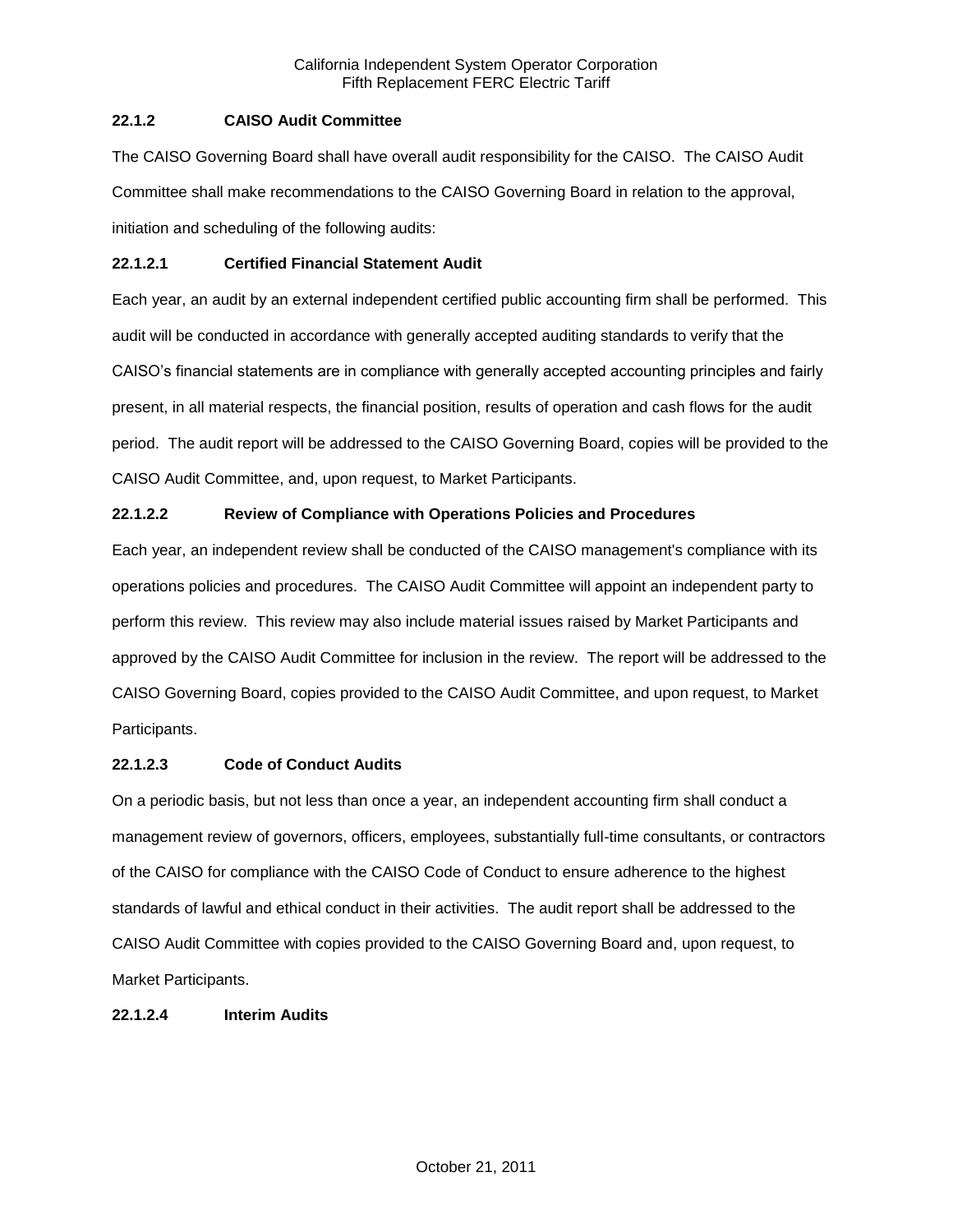### 22.1.2 CAISO Audit Committee

The CAISO Governing Board shall have overall audit responsibility for the CAISO. The CAISO Audit Committee shall make recommendations to the CAISO Governing Board in relation to the approval, initiation and scheduling of the following audits:

#### 22.1.2.1 Certified Financial Statement Audit

Each year, an audit by an external independent certified public accounting firm shall be performed. This audit will be conducted in accordance with generally accepted auditing standards to verify that the CAISO's financial statements are in compliance with generally accepted accounting principles and fairly present, in all material respects, the financial position, results of operation and cash flows for the audit period. The audit report will be addressed to the CAISO Governing Board, copies will be provided to the CAISO Audit Committee, and, upon request, to Market Participants.

#### 22.1.2.2 Review of Compliance with Operations Policies and Procedures

Each year, an independent review shall be conducted of the CAISO management's compliance with its operations policies and procedures. The CAISO Audit Committee will appoint an independent party to perform this review. This review may also include material issues raised by Market Participants and approved by the CAISO Audit Committee for inclusion in the review. The report will be addressed to the CAISO Governing Board, copies provided to the CAISO Audit Committee, and upon request, to Market Participants.

#### 22.1.2.3 Code of Conduct Audits

On a periodic basis, but not less than once a year, an independent accounting firm shall conduct a management review of governors, officers, employees, substantially full-time consultants, or contractors of the CAISO for compliance with the CAISO Code of Conduct to ensure adherence to the highest standards of lawful and ethical conduct in their activities. The audit report shall be addressed to the CAISO Audit Committee with copies provided to the CAISO Governing Board and, upon request, to Market Participants.

#### 22.1.2.4 Interim Audits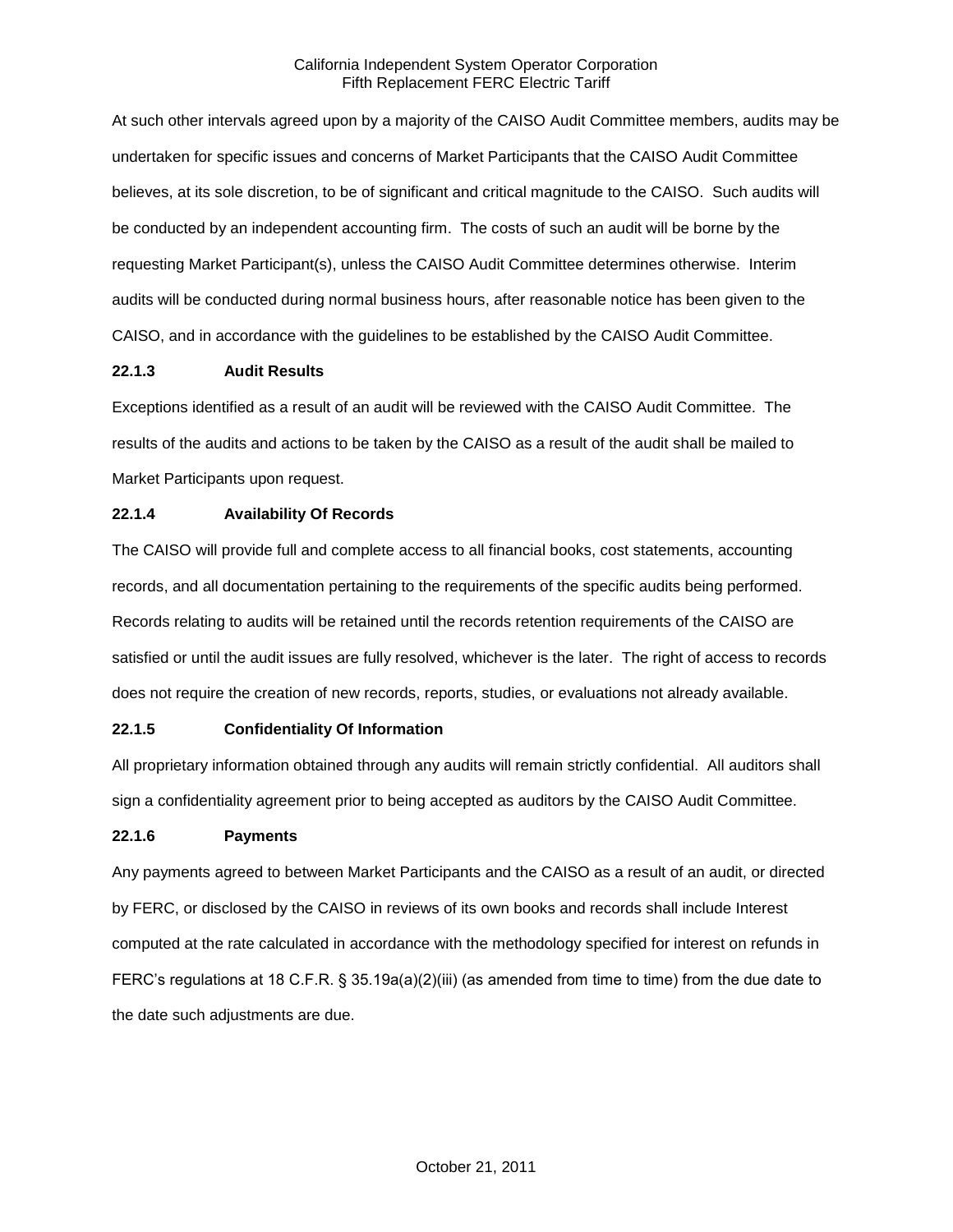At such other intervals agreed upon by a majority of the CAISO Audit Committee members, audits may be undertaken for specific issues and concerns of Market Participants that the CAISO Audit Committee believes, at its sole discretion, to be of significant and critical magnitude to the CAISO. Such audits will be conducted by an independent accounting firm. The costs of such an audit will be borne by the requesting Market Participant(s), unless the CAISO Audit Committee determines otherwise. Interim audits will be conducted during normal business hours, after reasonable notice has been given to the CAISO, and in accordance with the guidelines to be established by the CAISO Audit Committee.

### 22.1.3 Audit Results

Exceptions identified as a result of an audit will be reviewed with the CAISO Audit Committee. The results of the audits and actions to be taken by the CAISO as a result of the audit shall be mailed to Market Participants upon request.

### 22.1.4 Availability Of Records

The CAISO will provide full and complete access to all financial books, cost statements, accounting records, and all documentation pertaining to the requirements of the specific audits being performed. Records relating to audits will be retained until the records retention requirements of the CAISO are satisfied or until the audit issues are fully resolved, whichever is the later. The right of access to records does not require the creation of new records, reports, studies, or evaluations not already available.

### 22.1.5 Confidentiality Of Information

All proprietary information obtained through any audits will remain strictly confidential. All auditors shall sign a confidentiality agreement prior to being accepted as auditors by the CAISO Audit Committee.

### 22.1.6 Payments

Any payments agreed to between Market Participants and the CAISO as a result of an audit, or directed by FERC, or disclosed by the CAISO in reviews of its own books and records shall include Interest computed at the rate calculated in accordance with the methodology specified for interest on refunds in FERC's regulations at 18 C.F.R. § 35.19a(a)(2)(iii) (as amended from time to time) from the due date to the date such adjustments are due.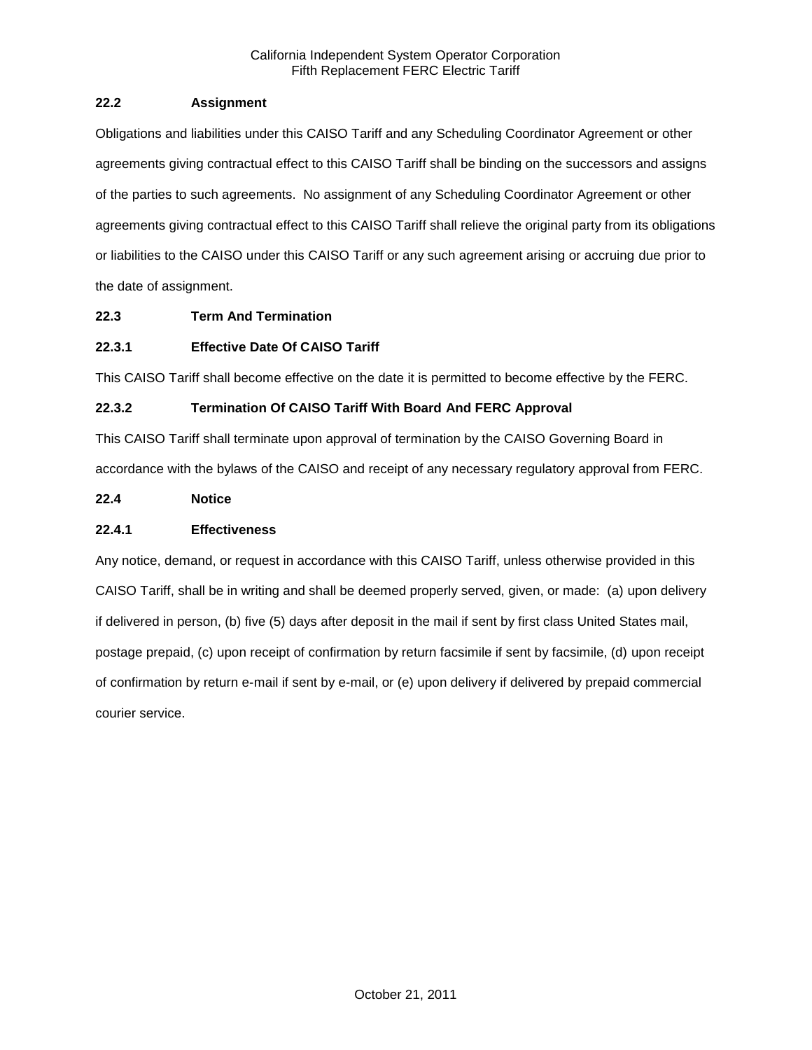### 22.2 Assignment

Obligations and liabilities under this CAISO Tariff and any Scheduling Coordinator Agreement or other agreements giving contractual effect to this CAISO Tariff shall be binding on the successors and assigns of the parties to such agreements. No assignment of any Scheduling Coordinator Agreement or other agreements giving contractual effect to this CAISO Tariff shall relieve the original party from its obligations or liabilities to the CAISO under this CAISO Tariff or any such agreement arising or accruing due prior to the date of assignment.

### 22.3 Term And Termination

#### 22.3.1 Effective Date Of CAISO Tariff

This CAISO Tariff shall become effective on the date it is permitted to become effective by the FERC.

#### 22.3.2 Termination Of CAISO Tariff With Board And FERC Approval

This CAISO Tariff shall terminate upon approval of termination by the CAISO Governing Board in accordance with the bylaws of the CAISO and receipt of any necessary regulatory approval from FERC.

### 22.4 Notice

#### 22.4.1 Effectiveness

Any notice, demand, or request in accordance with this CAISO Tariff, unless otherwise provided in this CAISO Tariff, shall be in writing and shall be deemed properly served, given, or made: (a) upon delivery if delivered in person, (b) five (5) days after deposit in the mail if sent by first class United States mail, postage prepaid, (c) upon receipt of confirmation by return facsimile if sent by facsimile, (d) upon receipt of confirmation by return e-mail if sent by e-mail, or (e) upon delivery if delivered by prepaid commercial courier service.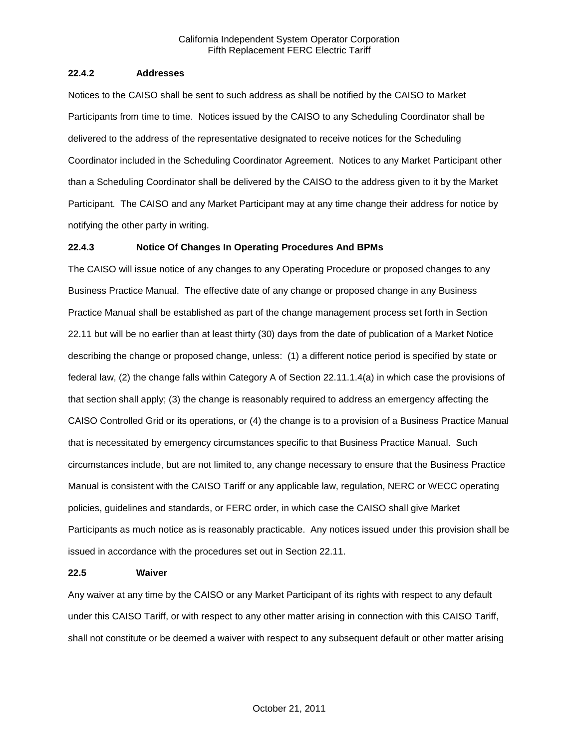### 22.4.2 Addresses

Notices to the CAISO shall be sent to such address as shall be notified by the CAISO to Market Participants from time to time. Notices issued by the CAISO to any Scheduling Coordinator shall be delivered to the address of the representative designated to receive notices for the Scheduling Coordinator included in the Scheduling Coordinator Agreement. Notices to any Market Participant other than a Scheduling Coordinator shall be delivered by the CAISO to the address given to it by the Market Participant. The CAISO and any Market Participant may at any time change their address for notice by notifying the other party in writing.

### 22.4.3 Notice Of Changes In Operating Procedures And BPMs

The CAISO will issue notice of any changes to any Operating Procedure or proposed changes to any Business Practice Manual. The effective date of any change or proposed change in any Business Practice Manual shall be established as part of the change management process set forth in Section 22.11 but will be no earlier than at least thirty (30) days from the date of publication of a Market Notice describing the change or proposed change, unless: (1) a different notice period is specified by state or federal law, (2) the change falls within Category A of Section 22.11.1.4(a) in which case the provisions of that section shall apply; (3) the change is reasonably required to address an emergency affecting the CAISO Controlled Grid or its operations, or (4) the change is to a provision of a Business Practice Manual that is necessitated by emergency circumstances specific to that Business Practice Manual. Such circumstances include, but are not limited to, any change necessary to ensure that the Business Practice Manual is consistent with the CAISO Tariff or any applicable law, regulation, NERC or WECC operating policies, guidelines and standards, or FERC order, in which case the CAISO shall give Market Participants as much notice as is reasonably practicable. Any notices issued under this provision shall be issued in accordance with the procedures set out in Section 22.11.

## 22.5 Waiver

Any waiver at any time by the CAISO or any Market Participant of its rights with respect to any default under this CAISO Tariff, or with respect to any other matter arising in connection with this CAISO Tariff, shall not constitute or be deemed a waiver with respect to any subsequent default or other matter arising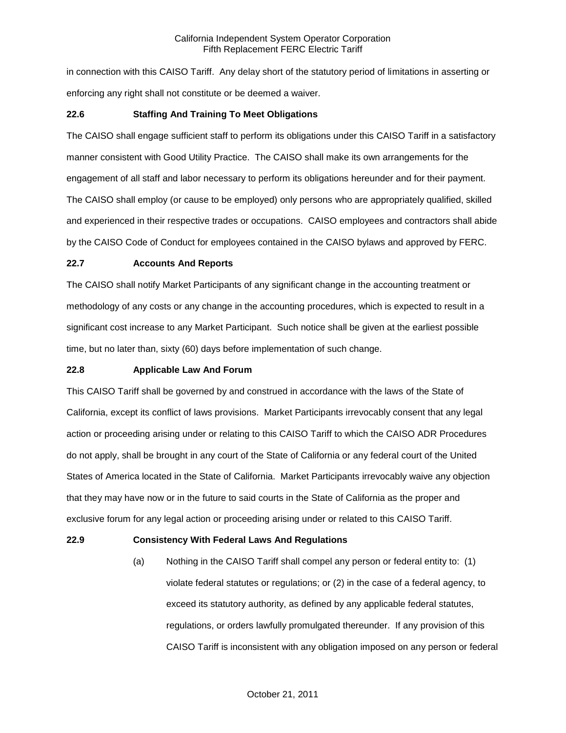in connection with this CAISO Tariff. Any delay short of the statutory period of limitations in asserting or enforcing any right shall not constitute or be deemed a waiver.

### 22.6 Staffing And Training To Meet Obligations

The CAISO shall engage sufficient staff to perform its obligations under this CAISO Tariff in a satisfactory manner consistent with Good Utility Practice. The CAISO shall make its own arrangements for the engagement of all staff and labor necessary to perform its obligations hereunder and for their payment. The CAISO shall employ (or cause to be employed) only persons who are appropriately qualified, skilled and experienced in their respective trades or occupations. CAISO employees and contractors shall abide by the CAISO Code of Conduct for employees contained in the CAISO bylaws and approved by FERC.

### 22.7 Accounts And Reports

The CAISO shall notify Market Participants of any significant change in the accounting treatment or methodology of any costs or any change in the accounting procedures, which is expected to result in a significant cost increase to any Market Participant. Such notice shall be given at the earliest possible time, but no later than, sixty (60) days before implementation of such change.

### 22.8 Applicable Law And Forum

This CAISO Tariff shall be governed by and construed in accordance with the laws of the State of California, except its conflict of laws provisions. Market Participants irrevocably consent that any legal action or proceeding arising under or relating to this CAISO Tariff to which the CAISO ADR Procedures do not apply, shall be brought in any court of the State of California or any federal court of the United States of America located in the State of California. Market Participants irrevocably waive any objection that they may have now or in the future to said courts in the State of California as the proper and exclusive forum for any legal action or proceeding arising under or related to this CAISO Tariff.

### 22.9 Consistency With Federal Laws And Regulations

(a) Nothing in the CAISO Tariff shall compel any person or federal entity to: (1) violate federal statutes or regulations; or (2) in the case of a federal agency, to exceed its statutory authority, as defined by any applicable federal statutes, regulations, or orders lawfully promulgated thereunder. If any provision of this CAISO Tariff is inconsistent with any obligation imposed on any person or federal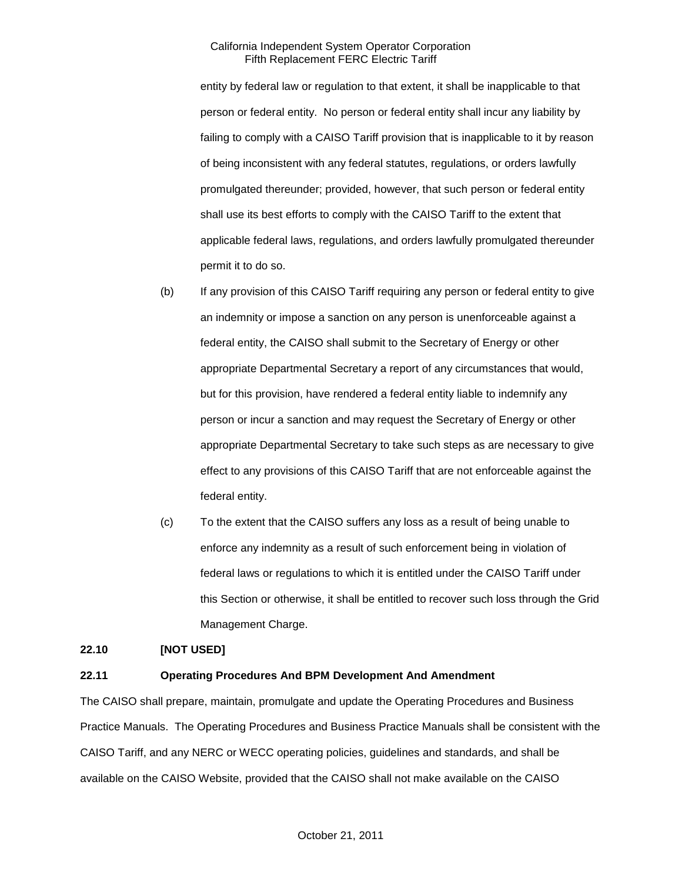entity by federal law or regulation to that extent, it shall be inapplicable to that person or federal entity. No person or federal entity shall incur any liability by failing to comply with a CAISO Tariff provision that is inapplicable to it by reason of being inconsistent with any federal statutes, regulations, or orders lawfully promulgated thereunder; provided, however, that such person or federal entity shall use its best efforts to comply with the CAISO Tariff to the extent that applicable federal laws, regulations, and orders lawfully promulgated thereunder permit it to do so.

(b) If any provision of this CAISO Tariff requiring any person or federal entity to give an indemnity or impose a sanction on any person is unenforceable against a federal entity, the CAISO shall submit to the Secretary of Energy or other appropriate Departmental Secretary a report of any circumstances that would, but for this provision, have rendered a federal entity liable to indemnify any person or incur a sanction and may request the Secretary of Energy or other appropriate Departmental Secretary to take such steps as are necessary to give effect to any provisions of this CAISO Tariff that are not enforceable against the federal entity.

(c) To the extent that the CAISO suffers any loss as a result of being unable to enforce any indemnity as a result of such enforcement being in violation of federal laws or regulations to which it is entitled under the CAISO Tariff under this Section or otherwise, it shall be entitled to recover such loss through the Grid Management Charge.

**22.10 [NOT USED]**

**22.11 Operating Procedures And BPM Development And Amendment**

The CAISO shall prepare, maintain, promulgate and update the Operating Procedures and Business Practice Manuals. The Operating Procedures and Business Practice Manuals shall be consistent with the CAISO Tariff, and any NERC or WECC operating policies, guidelines and standards, and shall be available on the CAISO Website, provided that the CAISO shall not make available on the CAISO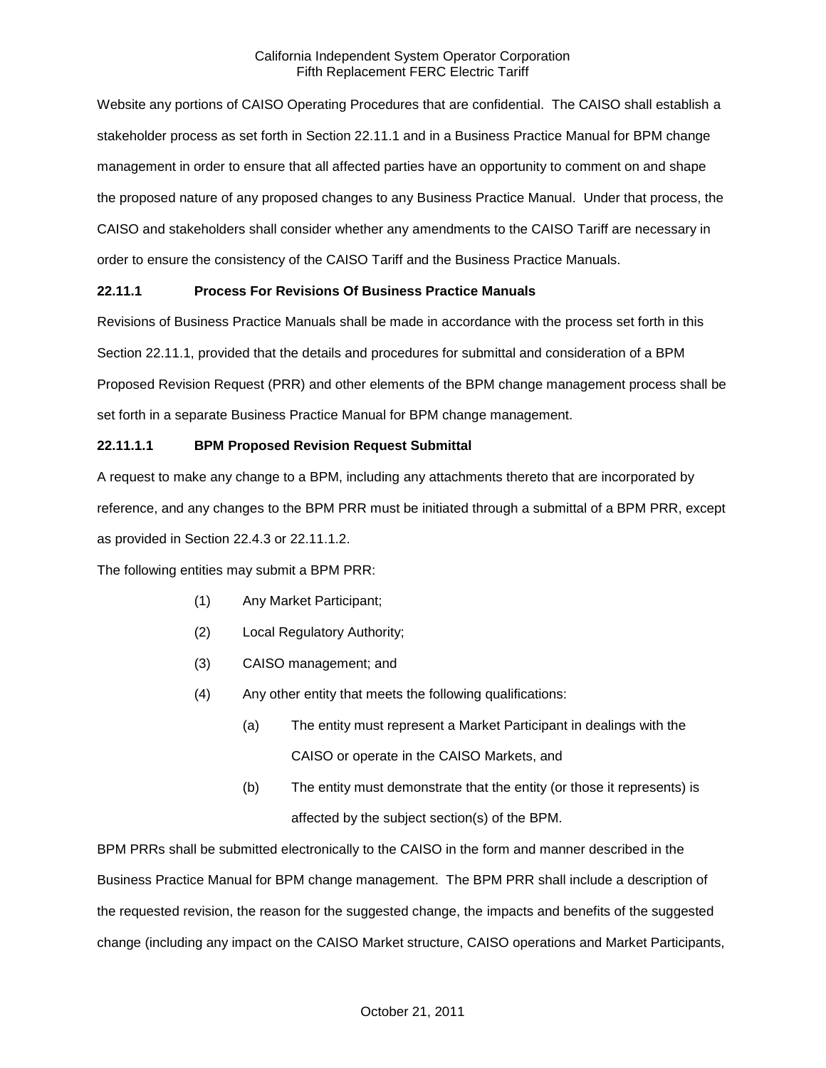Website any portions of CAISO Operating Procedures that are confidential. The CAISO shall establish a stakeholder process as set forth in Section 22.11.1 and in a Business Practice Manual for BPM change management in order to ensure that all affected parties have an opportunity to comment on and shape the proposed nature of any proposed changes to any Business Practice Manual. Under that process, the CAISO and stakeholders shall consider whether any amendments to the CAISO Tariff are necessary in order to ensure the consistency of the CAISO Tariff and the Business Practice Manuals.

### 22.11.1 Process For Revisions Of Business Practice Manuals

Revisions of Business Practice Manuals shall be made in accordance with the process set forth in this Section 22.11.1, provided that the details and procedures for submittal and consideration of a BPM Proposed Revision Request (PRR) and other elements of the BPM change management process shall be set forth in a separate Business Practice Manual for BPM change management.

### 22.11.1.1 BPM Proposed Revision Request Submittal

A request to make any change to a BPM, including any attachments thereto that are incorporated by reference, and any changes to the BPM PRR must be initiated through a submittal of a BPM PRR, except as provided in Section 22.4.3 or 22.11.1.2.

The following entities may submit a BPM PRR:

(1) Any Market Participant;

(2) Local Regulatory Authority;

(3) CAISO management; and

(4) Any other entity that meets the following qualifications:

  (a) The entity must represent a Market Participant in dealings with the CAISO or operate in the CAISO Markets, and

  (b) The entity must demonstrate that the entity (or those it represents) is affected by the subject section(s) of the BPM.

BPM PRRs shall be submitted electronically to the CAISO in the form and manner described in the Business Practice Manual for BPM change management. The BPM PRR shall include a description of the requested revision, the reason for the suggested change, the impacts and benefits of the suggested change (including any impact on the CAISO Market structure, CAISO operations and Market Participants,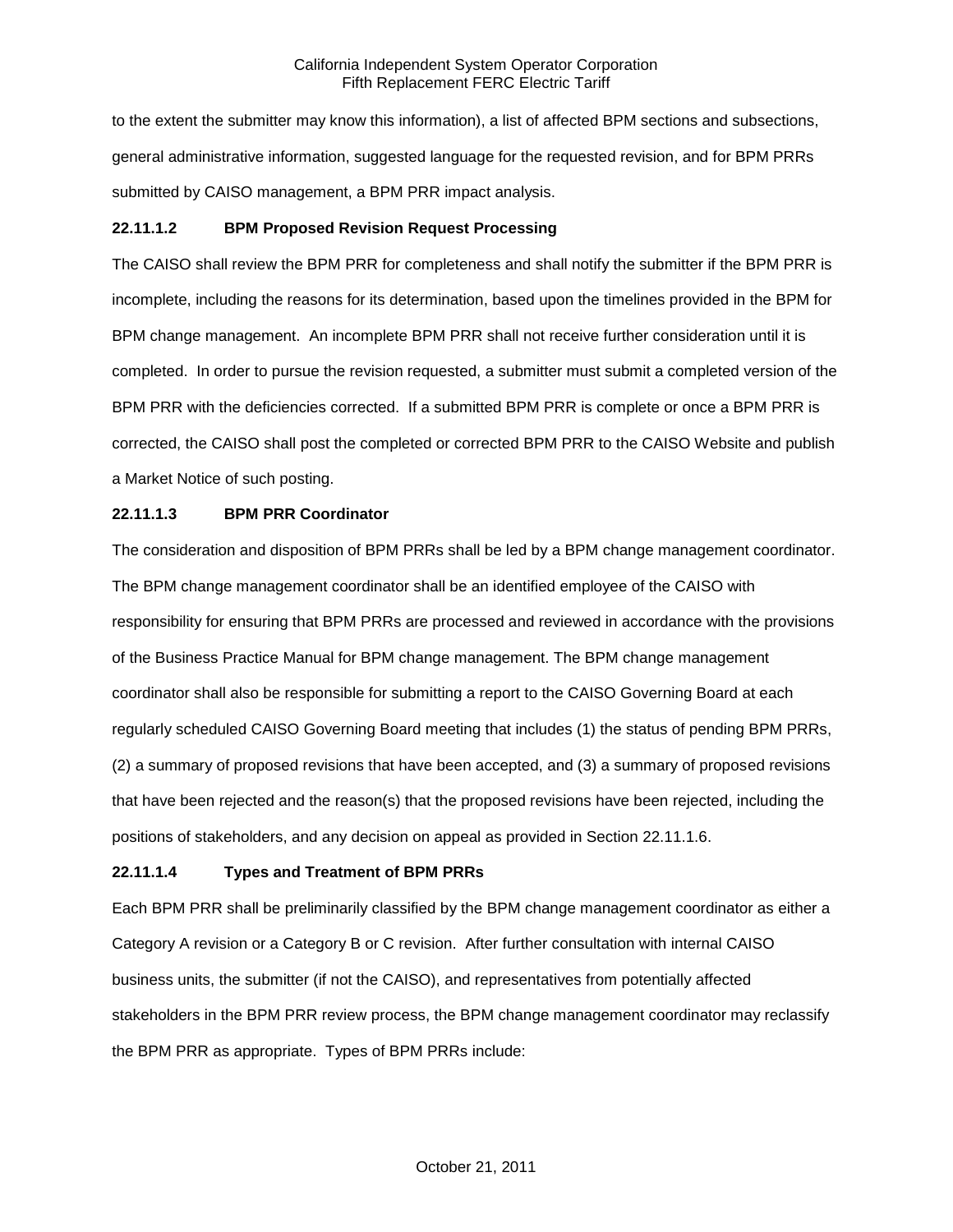to the extent the submitter may know this information), a list of affected BPM sections and subsections, general administrative information, suggested language for the requested revision, and for BPM PRRs submitted by CAISO management, a BPM PRR impact analysis.

**22.11.1.2 BPM Proposed Revision Request Processing**

The CAISO shall review the BPM PRR for completeness and shall notify the submitter if the BPM PRR is incomplete, including the reasons for its determination, based upon the timelines provided in the BPM for BPM change management. An incomplete BPM PRR shall not receive further consideration until it is completed. In order to pursue the revision requested, a submitter must submit a completed version of the BPM PRR with the deficiencies corrected. If a submitted BPM PRR is complete or once a BPM PRR is corrected, the CAISO shall post the completed or corrected BPM PRR to the CAISO Website and publish a Market Notice of such posting.

**22.11.1.3 BPM PRR Coordinator**

The consideration and disposition of BPM PRRs shall be led by a BPM change management coordinator. The BPM change management coordinator shall be an identified employee of the CAISO with responsibility for ensuring that BPM PRRs are processed and reviewed in accordance with the provisions of the Business Practice Manual for BPM change management. The BPM change management coordinator shall also be responsible for submitting a report to the CAISO Governing Board at each regularly scheduled CAISO Governing Board meeting that includes (1) the status of pending BPM PRRs, (2) a summary of proposed revisions that have been accepted, and (3) a summary of proposed revisions that have been rejected and the reason(s) that the proposed revisions have been rejected, including the positions of stakeholders, and any decision on appeal as provided in Section 22.11.1.6.

**22.11.1.4 Types and Treatment of BPM PRRs**

Each BPM PRR shall be preliminarily classified by the BPM change management coordinator as either a Category A revision or a Category B or C revision. After further consultation with internal CAISO business units, the submitter (if not the CAISO), and representatives from potentially affected stakeholders in the BPM PRR review process, the BPM change management coordinator may reclassify the BPM PRR as appropriate. Types of BPM PRRs include: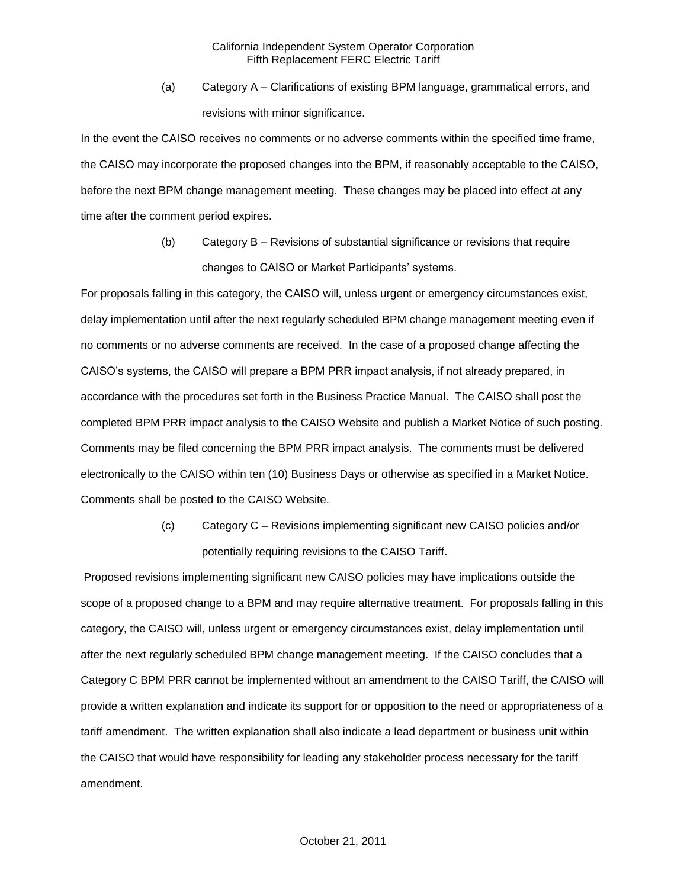(a) Category A – Clarifications of existing BPM language, grammatical errors, and revisions with minor significance.

In the event the CAISO receives no comments or no adverse comments within the specified time frame, the CAISO may incorporate the proposed changes into the BPM, if reasonably acceptable to the CAISO, before the next BPM change management meeting. These changes may be placed into effect at any time after the comment period expires.

(b) Category B – Revisions of substantial significance or revisions that require changes to CAISO or Market Participants' systems.

For proposals falling in this category, the CAISO will, unless urgent or emergency circumstances exist, delay implementation until after the next regularly scheduled BPM change management meeting even if no comments or no adverse comments are received. In the case of a proposed change affecting the CAISO's systems, the CAISO will prepare a BPM PRR impact analysis, if not already prepared, in accordance with the procedures set forth in the Business Practice Manual. The CAISO shall post the completed BPM PRR impact analysis to the CAISO Website and publish a Market Notice of such posting. Comments may be filed concerning the BPM PRR impact analysis. The comments must be delivered electronically to the CAISO within ten (10) Business Days or otherwise as specified in a Market Notice. Comments shall be posted to the CAISO Website.

(c) Category C – Revisions implementing significant new CAISO policies and/or potentially requiring revisions to the CAISO Tariff.

Proposed revisions implementing significant new CAISO policies may have implications outside the scope of a proposed change to a BPM and may require alternative treatment. For proposals falling in this category, the CAISO will, unless urgent or emergency circumstances exist, delay implementation until after the next regularly scheduled BPM change management meeting. If the CAISO concludes that a Category C BPM PRR cannot be implemented without an amendment to the CAISO Tariff, the CAISO will provide a written explanation and indicate its support for or opposition to the need or appropriateness of a tariff amendment. The written explanation shall also indicate a lead department or business unit within the CAISO that would have responsibility for leading any stakeholder process necessary for the tariff amendment.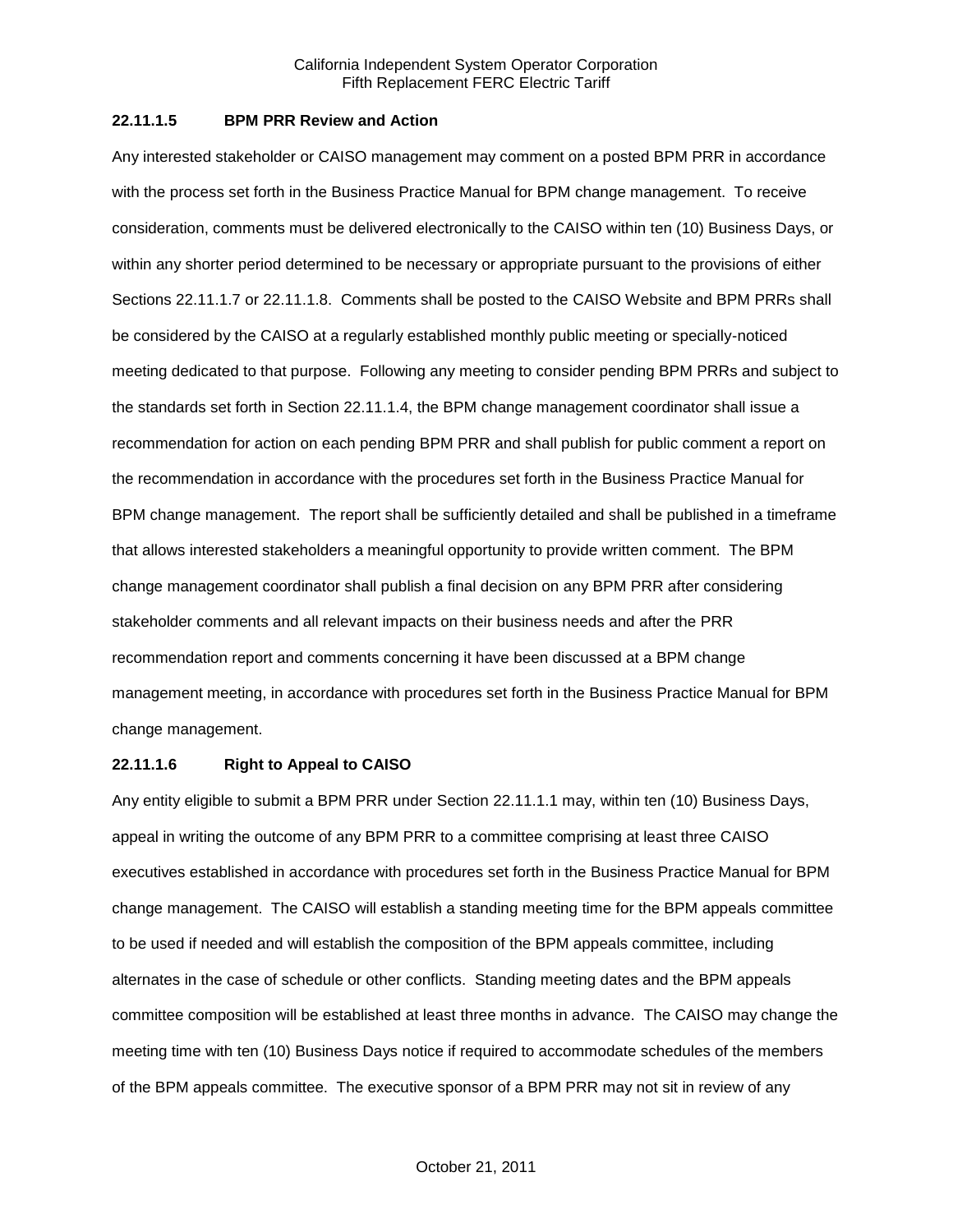#### 22.11.1.5 BPM PRR Review and Action

Any interested stakeholder or CAISO management may comment on a posted BPM PRR in accordance with the process set forth in the Business Practice Manual for BPM change management. To receive consideration, comments must be delivered electronically to the CAISO within ten (10) Business Days, or within any shorter period determined to be necessary or appropriate pursuant to the provisions of either Sections 22.11.1.7 or 22.11.1.8. Comments shall be posted to the CAISO Website and BPM PRRs shall be considered by the CAISO at a regularly established monthly public meeting or specially-noticed meeting dedicated to that purpose. Following any meeting to consider pending BPM PRRs and subject to the standards set forth in Section 22.11.1.4, the BPM change management coordinator shall issue a recommendation for action on each pending BPM PRR and shall publish for public comment a report on the recommendation in accordance with the procedures set forth in the Business Practice Manual for BPM change management. The report shall be sufficiently detailed and shall be published in a timeframe that allows interested stakeholders a meaningful opportunity to provide written comment. The BPM change management coordinator shall publish a final decision on any BPM PRR after considering stakeholder comments and all relevant impacts on their business needs and after the PRR recommendation report and comments concerning it have been discussed at a BPM change management meeting, in accordance with procedures set forth in the Business Practice Manual for BPM change management.

#### 22.11.1.6 Right to Appeal to CAISO

Any entity eligible to submit a BPM PRR under Section 22.11.1.1 may, within ten (10) Business Days, appeal in writing the outcome of any BPM PRR to a committee comprising at least three CAISO executives established in accordance with procedures set forth in the Business Practice Manual for BPM change management. The CAISO will establish a standing meeting time for the BPM appeals committee to be used if needed and will establish the composition of the BPM appeals committee, including alternates in the case of schedule or other conflicts. Standing meeting dates and the BPM appeals committee composition will be established at least three months in advance. The CAISO may change the meeting time with ten (10) Business Days notice if required to accommodate schedules of the members of the BPM appeals committee. The executive sponsor of a BPM PRR may not sit in review of any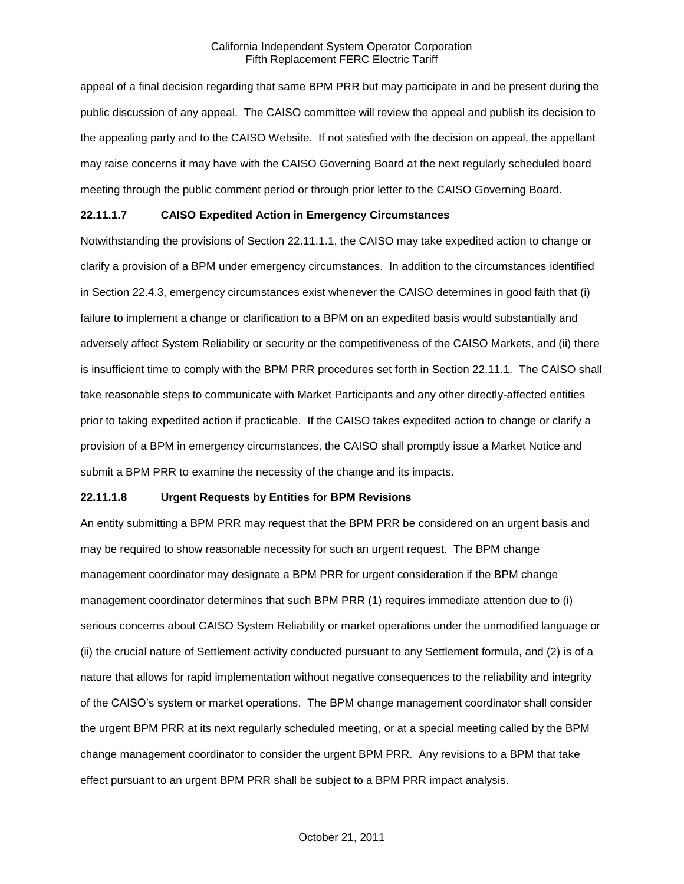appeal of a final decision regarding that same BPM PRR but may participate in and be present during the public discussion of any appeal. The CAISO committee will review the appeal and publish its decision to the appealing party and to the CAISO Website. If not satisfied with the decision on appeal, the appellant may raise concerns it may have with the CAISO Governing Board at the next regularly scheduled board meeting through the public comment period or through prior letter to the CAISO Governing Board.

**22.11.1.7 CAISO Expedited Action in Emergency Circumstances**

Notwithstanding the provisions of Section 22.11.1.1, the CAISO may take expedited action to change or clarify a provision of a BPM under emergency circumstances. In addition to the circumstances identified in Section 22.4.3, emergency circumstances exist whenever the CAISO determines in good faith that (i) failure to implement a change or clarification to a BPM on an expedited basis would substantially and adversely affect System Reliability or security or the competitiveness of the CAISO Markets, and (ii) there is insufficient time to comply with the BPM PRR procedures set forth in Section 22.11.1. The CAISO shall take reasonable steps to communicate with Market Participants and any other directly-affected entities prior to taking expedited action if practicable. If the CAISO takes expedited action to change or clarify a provision of a BPM in emergency circumstances, the CAISO shall promptly issue a Market Notice and submit a BPM PRR to examine the necessity of the change and its impacts.

**22.11.1.8 Urgent Requests by Entities for BPM Revisions**

An entity submitting a BPM PRR may request that the BPM PRR be considered on an urgent basis and may be required to show reasonable necessity for such an urgent request. The BPM change management coordinator may designate a BPM PRR for urgent consideration if the BPM change management coordinator determines that such BPM PRR (1) requires immediate attention due to (i) serious concerns about CAISO System Reliability or market operations under the unmodified language or (ii) the crucial nature of Settlement activity conducted pursuant to any Settlement formula, and (2) is of a nature that allows for rapid implementation without negative consequences to the reliability and integrity of the CAISO's system or market operations. The BPM change management coordinator shall consider the urgent BPM PRR at its next regularly scheduled meeting, or at a special meeting called by the BPM change management coordinator to consider the urgent BPM PRR. Any revisions to a BPM that take effect pursuant to an urgent BPM PRR shall be subject to a BPM PRR impact analysis.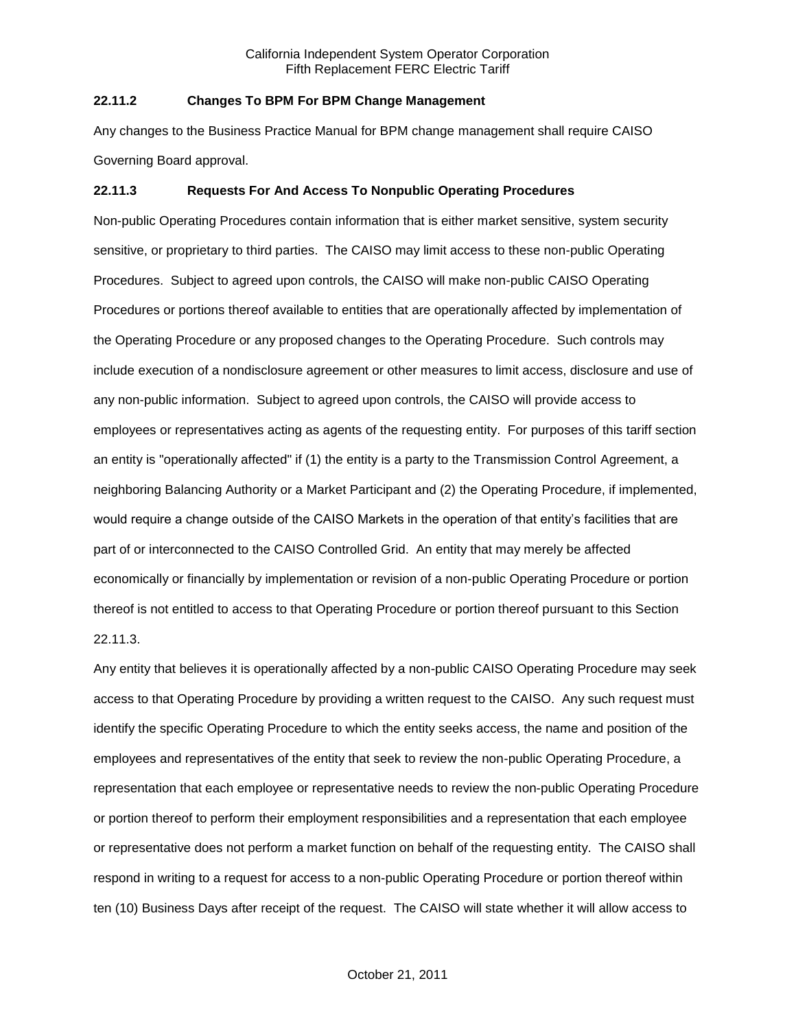### 22.11.2 Changes To BPM For BPM Change Management

Any changes to the Business Practice Manual for BPM change management shall require CAISO Governing Board approval.

### 22.11.3 Requests For And Access To Nonpublic Operating Procedures

Non-public Operating Procedures contain information that is either market sensitive, system security sensitive, or proprietary to third parties. The CAISO may limit access to these non-public Operating Procedures. Subject to agreed upon controls, the CAISO will make non-public CAISO Operating Procedures or portions thereof available to entities that are operationally affected by implementation of the Operating Procedure or any proposed changes to the Operating Procedure. Such controls may include execution of a nondisclosure agreement or other measures to limit access, disclosure and use of any non-public information. Subject to agreed upon controls, the CAISO will provide access to employees or representatives acting as agents of the requesting entity. For purposes of this tariff section an entity is "operationally affected" if (1) the entity is a party to the Transmission Control Agreement, a neighboring Balancing Authority or a Market Participant and (2) the Operating Procedure, if implemented, would require a change outside of the CAISO Markets in the operation of that entity's facilities that are part of or interconnected to the CAISO Controlled Grid. An entity that may merely be affected economically or financially by implementation or revision of a non-public Operating Procedure or portion thereof is not entitled to access to that Operating Procedure or portion thereof pursuant to this Section 22.11.3.

Any entity that believes it is operationally affected by a non-public CAISO Operating Procedure may seek access to that Operating Procedure by providing a written request to the CAISO. Any such request must identify the specific Operating Procedure to which the entity seeks access, the name and position of the employees and representatives of the entity that seek to review the non-public Operating Procedure, a representation that each employee or representative needs to review the non-public Operating Procedure or portion thereof to perform their employment responsibilities and a representation that each employee or representative does not perform a market function on behalf of the requesting entity. The CAISO shall respond in writing to a request for access to a non-public Operating Procedure or portion thereof within ten (10) Business Days after receipt of the request. The CAISO will state whether it will allow access to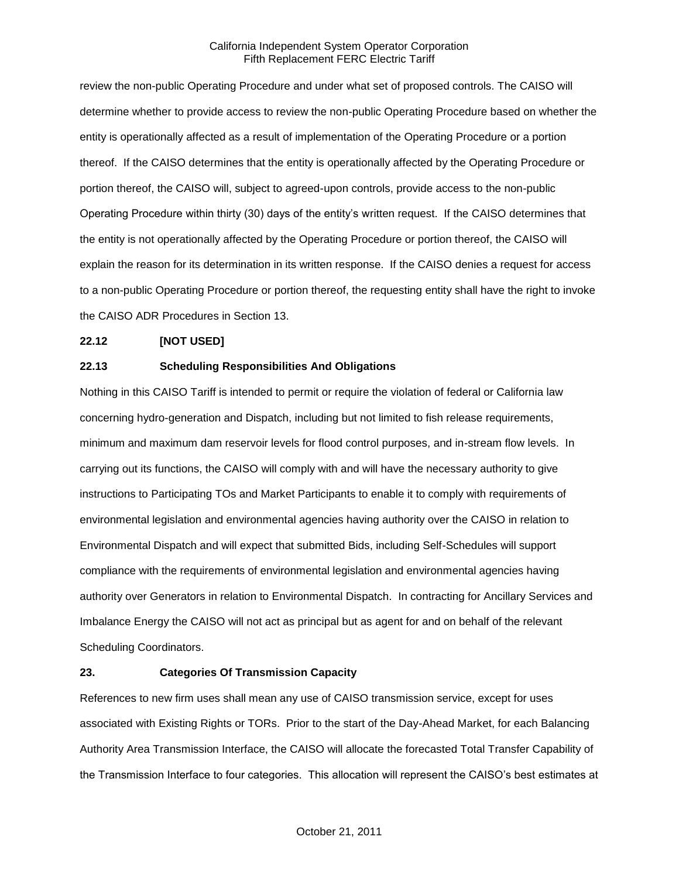review the non-public Operating Procedure and under what set of proposed controls. The CAISO will determine whether to provide access to review the non-public Operating Procedure based on whether the entity is operationally affected as a result of implementation of the Operating Procedure or a portion thereof. If the CAISO determines that the entity is operationally affected by the Operating Procedure or portion thereof, the CAISO will, subject to agreed-upon controls, provide access to the non-public Operating Procedure within thirty (30) days of the entity's written request. If the CAISO determines that the entity is not operationally affected by the Operating Procedure or portion thereof, the CAISO will explain the reason for its determination in its written response. If the CAISO denies a request for access to a non-public Operating Procedure or portion thereof, the requesting entity shall have the right to invoke the CAISO ADR Procedures in Section 13.

**22.12 [NOT USED]**

**22.13 Scheduling Responsibilities And Obligations**

Nothing in this CAISO Tariff is intended to permit or require the violation of federal or California law concerning hydro-generation and Dispatch, including but not limited to fish release requirements, minimum and maximum dam reservoir levels for flood control purposes, and in-stream flow levels. In carrying out its functions, the CAISO will comply with and will have the necessary authority to give instructions to Participating TOs and Market Participants to enable it to comply with requirements of environmental legislation and environmental agencies having authority over the CAISO in relation to Environmental Dispatch and will expect that submitted Bids, including Self-Schedules will support compliance with the requirements of environmental legislation and environmental agencies having authority over Generators in relation to Environmental Dispatch. In contracting for Ancillary Services and Imbalance Energy the CAISO will not act as principal but as agent for and on behalf of the relevant Scheduling Coordinators.

**23. Categories Of Transmission Capacity**

References to new firm uses shall mean any use of CAISO transmission service, except for uses associated with Existing Rights or TORs. Prior to the start of the Day-Ahead Market, for each Balancing Authority Area Transmission Interface, the CAISO will allocate the forecasted Total Transfer Capability of the Transmission Interface to four categories. This allocation will represent the CAISO's best estimates at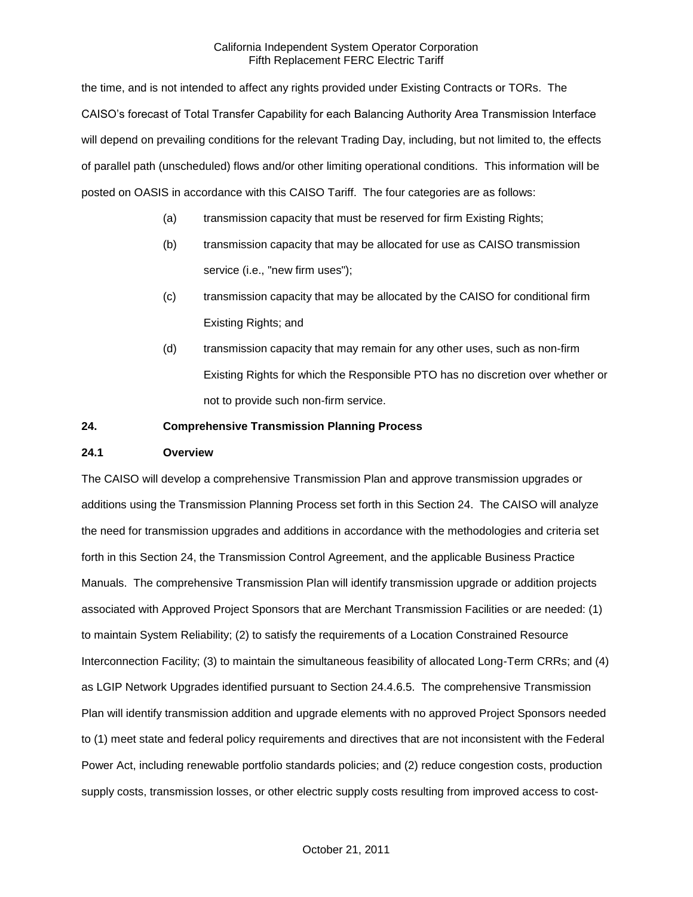the time, and is not intended to affect any rights provided under Existing Contracts or TORs. The CAISO's forecast of Total Transfer Capability for each Balancing Authority Area Transmission Interface will depend on prevailing conditions for the relevant Trading Day, including, but not limited to, the effects of parallel path (unscheduled) flows and/or other limiting operational conditions. This information will be posted on OASIS in accordance with this CAISO Tariff. The four categories are as follows:

(a) transmission capacity that must be reserved for firm Existing Rights;

(b) transmission capacity that may be allocated for use as CAISO transmission service (i.e., "new firm uses");

(c) transmission capacity that may be allocated by the CAISO for conditional firm Existing Rights; and

(d) transmission capacity that may remain for any other uses, such as non-firm Existing Rights for which the Responsible PTO has no discretion over whether or not to provide such non-firm service.

## 24. Comprehensive Transmission Planning Process

### 24.1 Overview

The CAISO will develop a comprehensive Transmission Plan and approve transmission upgrades or additions using the Transmission Planning Process set forth in this Section 24. The CAISO will analyze the need for transmission upgrades and additions in accordance with the methodologies and criteria set forth in this Section 24, the Transmission Control Agreement, and the applicable Business Practice Manuals. The comprehensive Transmission Plan will identify transmission upgrade or addition projects associated with Approved Project Sponsors that are Merchant Transmission Facilities or are needed: (1) to maintain System Reliability; (2) to satisfy the requirements of a Location Constrained Resource Interconnection Facility; (3) to maintain the simultaneous feasibility of allocated Long-Term CRRs; and (4) as LGIP Network Upgrades identified pursuant to Section 24.4.6.5. The comprehensive Transmission Plan will identify transmission addition and upgrade elements with no approved Project Sponsors needed to (1) meet state and federal policy requirements and directives that are not inconsistent with the Federal Power Act, including renewable portfolio standards policies; and (2) reduce congestion costs, production supply costs, transmission losses, or other electric supply costs resulting from improved access to cost-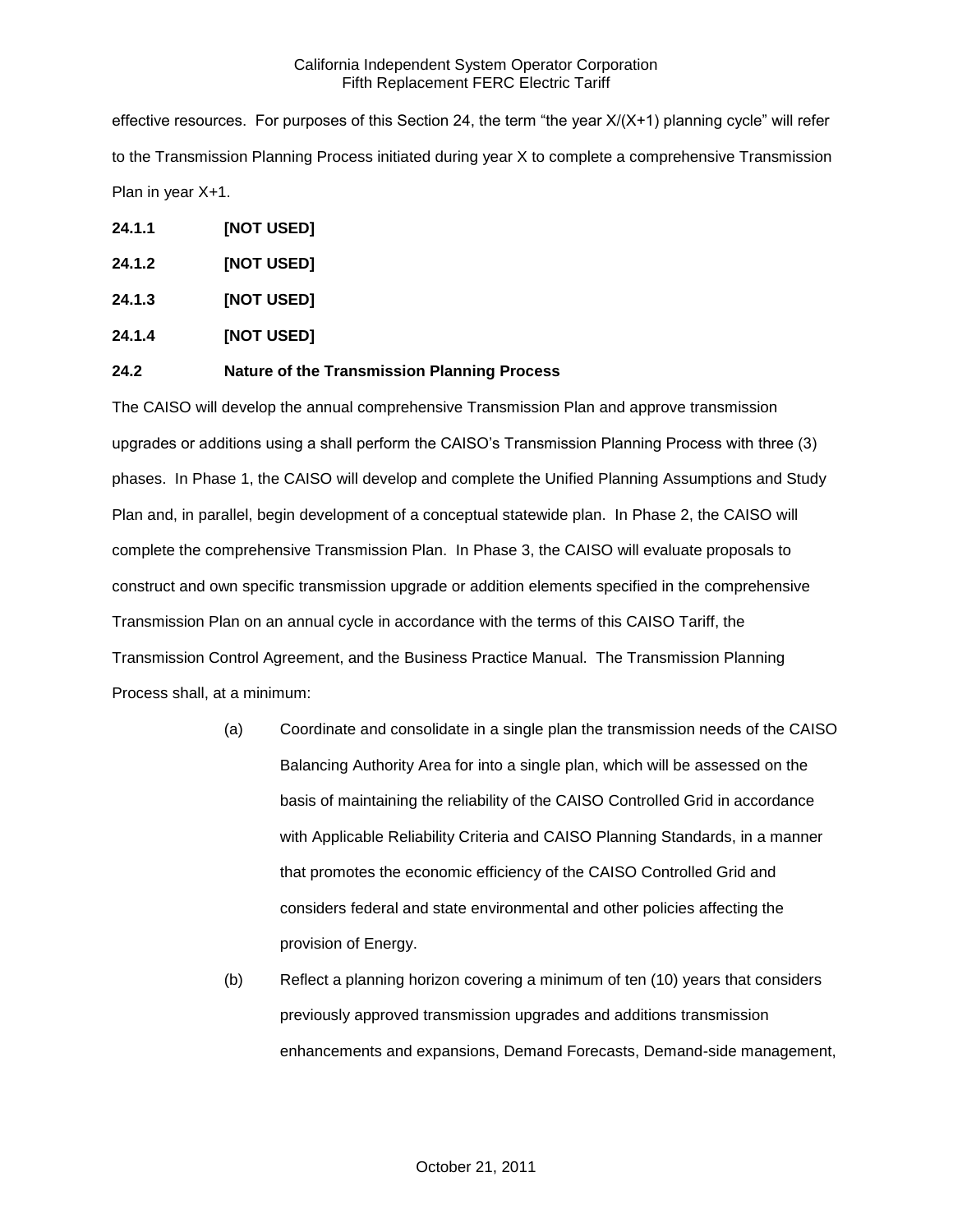effective resources. For purposes of this Section 24, the term "the year X/(X+1) planning cycle" will refer to the Transmission Planning Process initiated during year X to complete a comprehensive Transmission Plan in year X+1.

**24.1.1 [NOT USED]**

**24.1.2 [NOT USED]**

**24.1.3 [NOT USED]**

**24.1.4 [NOT USED]**

**24.2 Nature of the Transmission Planning Process**

The CAISO will develop the annual comprehensive Transmission Plan and approve transmission upgrades or additions using a shall perform the CAISO's Transmission Planning Process with three (3) phases. In Phase 1, the CAISO will develop and complete the Unified Planning Assumptions and Study Plan and, in parallel, begin development of a conceptual statewide plan. In Phase 2, the CAISO will complete the comprehensive Transmission Plan. In Phase 3, the CAISO will evaluate proposals to construct and own specific transmission upgrade or addition elements specified in the comprehensive Transmission Plan on an annual cycle in accordance with the terms of this CAISO Tariff, the Transmission Control Agreement, and the Business Practice Manual. The Transmission Planning Process shall, at a minimum:

(a) Coordinate and consolidate in a single plan the transmission needs of the CAISO Balancing Authority Area for into a single plan, which will be assessed on the basis of maintaining the reliability of the CAISO Controlled Grid in accordance with Applicable Reliability Criteria and CAISO Planning Standards, in a manner that promotes the economic efficiency of the CAISO Controlled Grid and considers federal and state environmental and other policies affecting the provision of Energy.

(b) Reflect a planning horizon covering a minimum of ten (10) years that considers previously approved transmission upgrades and additions transmission enhancements and expansions, Demand Forecasts, Demand-side management,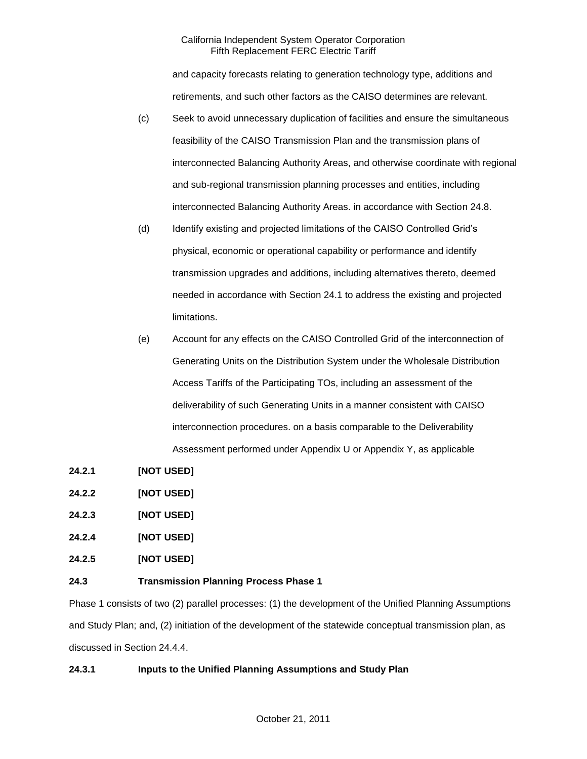and capacity forecasts relating to generation technology type, additions and retirements, and such other factors as the CAISO determines are relevant.

(c) Seek to avoid unnecessary duplication of facilities and ensure the simultaneous feasibility of the CAISO Transmission Plan and the transmission plans of interconnected Balancing Authority Areas, and otherwise coordinate with regional and sub-regional transmission planning processes and entities, including interconnected Balancing Authority Areas. in accordance with Section 24.8.

(d) Identify existing and projected limitations of the CAISO Controlled Grid's physical, economic or operational capability or performance and identify transmission upgrades and additions, including alternatives thereto, deemed needed in accordance with Section 24.1 to address the existing and projected limitations.

(e) Account for any effects on the CAISO Controlled Grid of the interconnection of Generating Units on the Distribution System under the Wholesale Distribution Access Tariffs of the Participating TOs, including an assessment of the deliverability of such Generating Units in a manner consistent with CAISO interconnection procedures. on a basis comparable to the Deliverability Assessment performed under Appendix U or Appendix Y, as applicable

**24.2.1 [NOT USED]**

**24.2.2 [NOT USED]**

**24.2.3 [NOT USED]**

**24.2.4 [NOT USED]**

**24.2.5 [NOT USED]**

**24.3 Transmission Planning Process Phase 1**

Phase 1 consists of two (2) parallel processes: (1) the development of the Unified Planning Assumptions and Study Plan; and, (2) initiation of the development of the statewide conceptual transmission plan, as discussed in Section 24.4.4.

**24.3.1 Inputs to the Unified Planning Assumptions and Study Plan**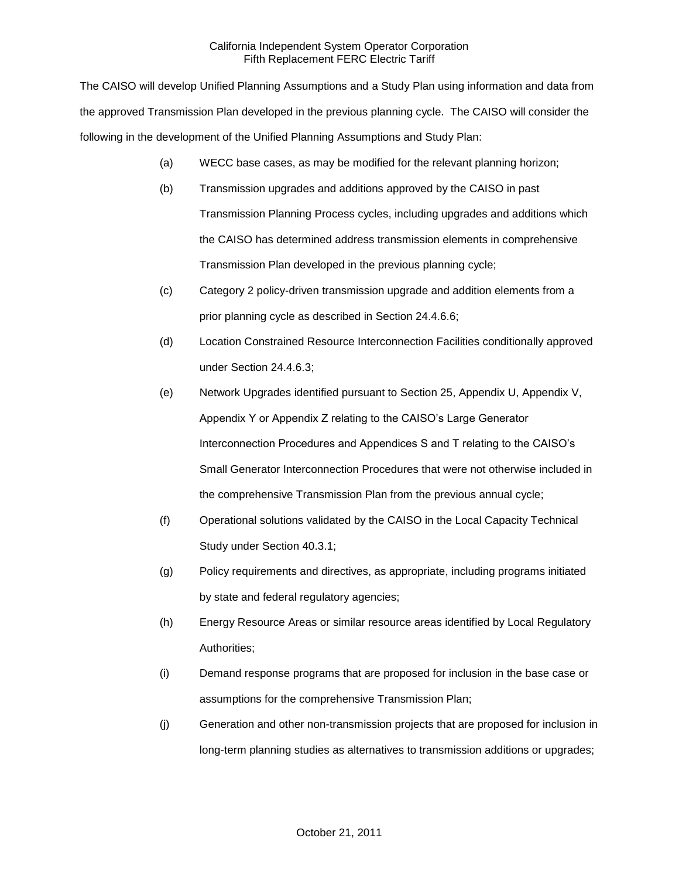The CAISO will develop Unified Planning Assumptions and a Study Plan using information and data from the approved Transmission Plan developed in the previous planning cycle. The CAISO will consider the following in the development of the Unified Planning Assumptions and Study Plan:

(a) WECC base cases, as may be modified for the relevant planning horizon;

(b) Transmission upgrades and additions approved by the CAISO in past Transmission Planning Process cycles, including upgrades and additions which the CAISO has determined address transmission elements in comprehensive Transmission Plan developed in the previous planning cycle;

(c) Category 2 policy-driven transmission upgrade and addition elements from a prior planning cycle as described in Section 24.4.6.6;

(d) Location Constrained Resource Interconnection Facilities conditionally approved under Section 24.4.6.3;

(e) Network Upgrades identified pursuant to Section 25, Appendix U, Appendix V, Appendix Y or Appendix Z relating to the CAISO's Large Generator Interconnection Procedures and Appendices S and T relating to the CAISO's Small Generator Interconnection Procedures that were not otherwise included in the comprehensive Transmission Plan from the previous annual cycle;

(f) Operational solutions validated by the CAISO in the Local Capacity Technical Study under Section 40.3.1;

(g) Policy requirements and directives, as appropriate, including programs initiated by state and federal regulatory agencies;

(h) Energy Resource Areas or similar resource areas identified by Local Regulatory Authorities;

(i) Demand response programs that are proposed for inclusion in the base case or assumptions for the comprehensive Transmission Plan;

(j) Generation and other non-transmission projects that are proposed for inclusion in long-term planning studies as alternatives to transmission additions or upgrades;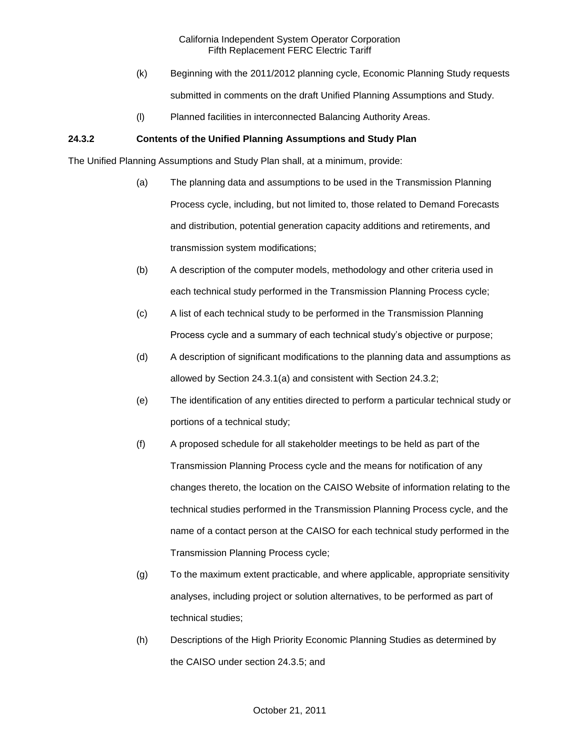(k) Beginning with the 2011/2012 planning cycle, Economic Planning Study requests submitted in comments on the draft Unified Planning Assumptions and Study.

(l) Planned facilities in interconnected Balancing Authority Areas.

**24.3.2 Contents of the Unified Planning Assumptions and Study Plan**

The Unified Planning Assumptions and Study Plan shall, at a minimum, provide:

(a) The planning data and assumptions to be used in the Transmission Planning Process cycle, including, but not limited to, those related to Demand Forecasts and distribution, potential generation capacity additions and retirements, and transmission system modifications;

(b) A description of the computer models, methodology and other criteria used in each technical study performed in the Transmission Planning Process cycle;

(c) A list of each technical study to be performed in the Transmission Planning Process cycle and a summary of each technical study's objective or purpose;

(d) A description of significant modifications to the planning data and assumptions as allowed by Section 24.3.1(a) and consistent with Section 24.3.2;

(e) The identification of any entities directed to perform a particular technical study or portions of a technical study;

(f) A proposed schedule for all stakeholder meetings to be held as part of the Transmission Planning Process cycle and the means for notification of any changes thereto, the location on the CAISO Website of information relating to the technical studies performed in the Transmission Planning Process cycle, and the name of a contact person at the CAISO for each technical study performed in the Transmission Planning Process cycle;

(g) To the maximum extent practicable, and where applicable, appropriate sensitivity analyses, including project or solution alternatives, to be performed as part of technical studies;

(h) Descriptions of the High Priority Economic Planning Studies as determined by the CAISO under section 24.3.5; and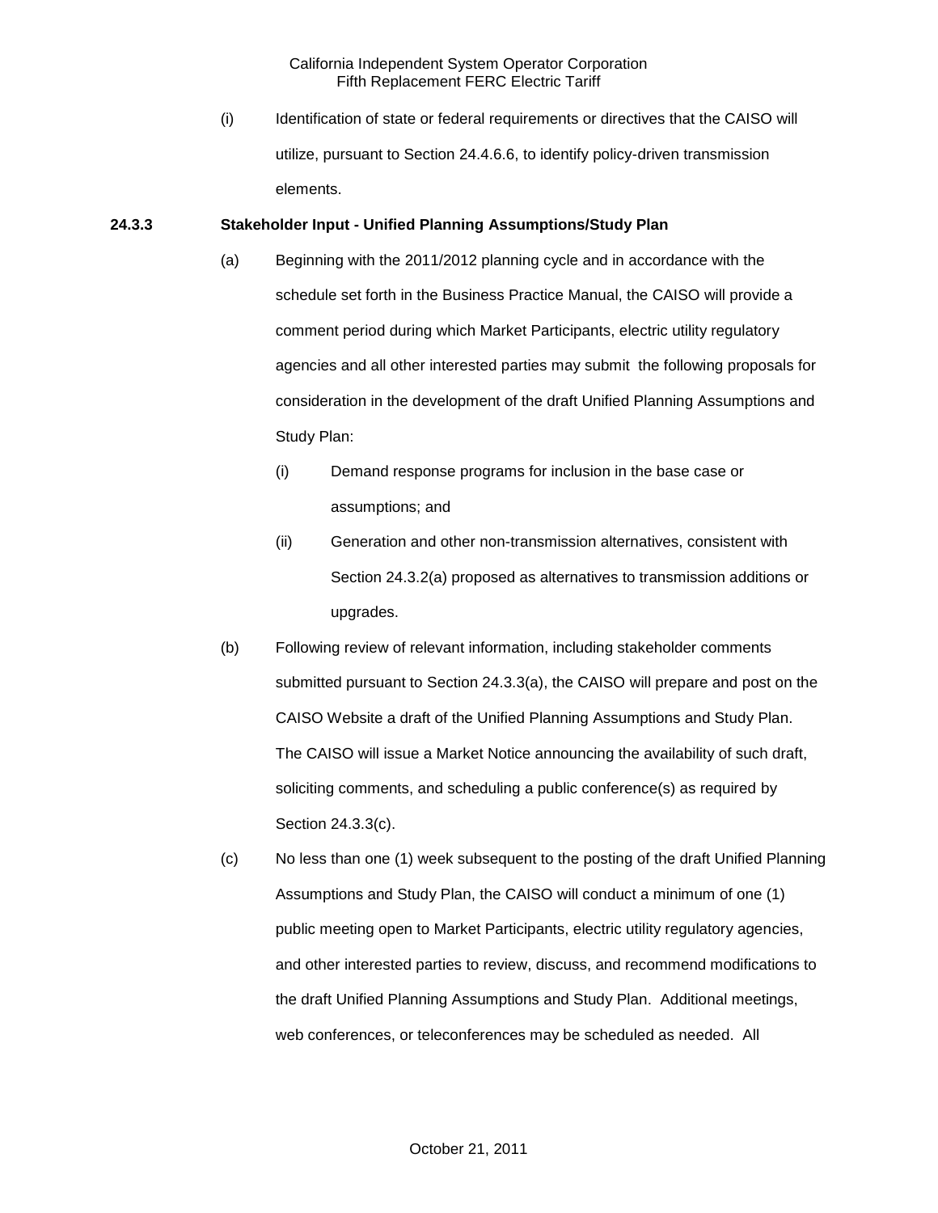(i) Identification of state or federal requirements or directives that the CAISO will utilize, pursuant to Section 24.4.6.6, to identify policy-driven transmission elements.

**24.3.3 Stakeholder Input - Unified Planning Assumptions/Study Plan**

(a) Beginning with the 2011/2012 planning cycle and in accordance with the schedule set forth in the Business Practice Manual, the CAISO will provide a comment period during which Market Participants, electric utility regulatory agencies and all other interested parties may submit the following proposals for consideration in the development of the draft Unified Planning Assumptions and Study Plan:

(i) Demand response programs for inclusion in the base case or assumptions; and

(ii) Generation and other non-transmission alternatives, consistent with Section 24.3.2(a) proposed as alternatives to transmission additions or upgrades.

(b) Following review of relevant information, including stakeholder comments submitted pursuant to Section 24.3.3(a), the CAISO will prepare and post on the CAISO Website a draft of the Unified Planning Assumptions and Study Plan. The CAISO will issue a Market Notice announcing the availability of such draft, soliciting comments, and scheduling a public conference(s) as required by Section 24.3.3(c).

(c) No less than one (1) week subsequent to the posting of the draft Unified Planning Assumptions and Study Plan, the CAISO will conduct a minimum of one (1) public meeting open to Market Participants, electric utility regulatory agencies, and other interested parties to review, discuss, and recommend modifications to the draft Unified Planning Assumptions and Study Plan. Additional meetings, web conferences, or teleconferences may be scheduled as needed. All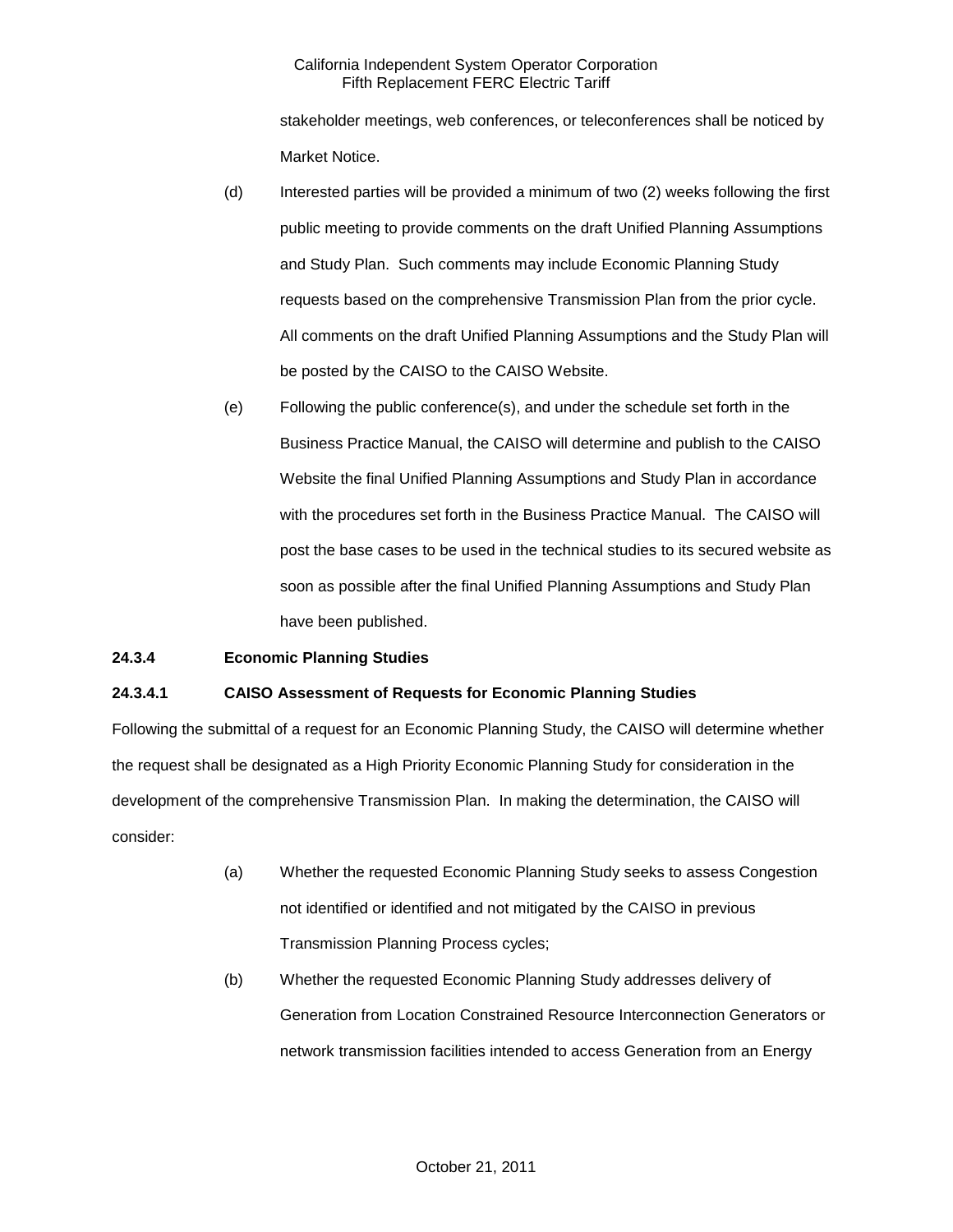stakeholder meetings, web conferences, or teleconferences shall be noticed by Market Notice.

(d) Interested parties will be provided a minimum of two (2) weeks following the first public meeting to provide comments on the draft Unified Planning Assumptions and Study Plan. Such comments may include Economic Planning Study requests based on the comprehensive Transmission Plan from the prior cycle. All comments on the draft Unified Planning Assumptions and the Study Plan will be posted by the CAISO to the CAISO Website.

(e) Following the public conference(s), and under the schedule set forth in the Business Practice Manual, the CAISO will determine and publish to the CAISO Website the final Unified Planning Assumptions and Study Plan in accordance with the procedures set forth in the Business Practice Manual. The CAISO will post the base cases to be used in the technical studies to its secured website as soon as possible after the final Unified Planning Assumptions and Study Plan have been published.

**24.3.4 Economic Planning Studies**

**24.3.4.1 CAISO Assessment of Requests for Economic Planning Studies**

Following the submittal of a request for an Economic Planning Study, the CAISO will determine whether the request shall be designated as a High Priority Economic Planning Study for consideration in the development of the comprehensive Transmission Plan. In making the determination, the CAISO will consider:

(a) Whether the requested Economic Planning Study seeks to assess Congestion not identified or identified and not mitigated by the CAISO in previous Transmission Planning Process cycles;

(b) Whether the requested Economic Planning Study addresses delivery of Generation from Location Constrained Resource Interconnection Generators or network transmission facilities intended to access Generation from an Energy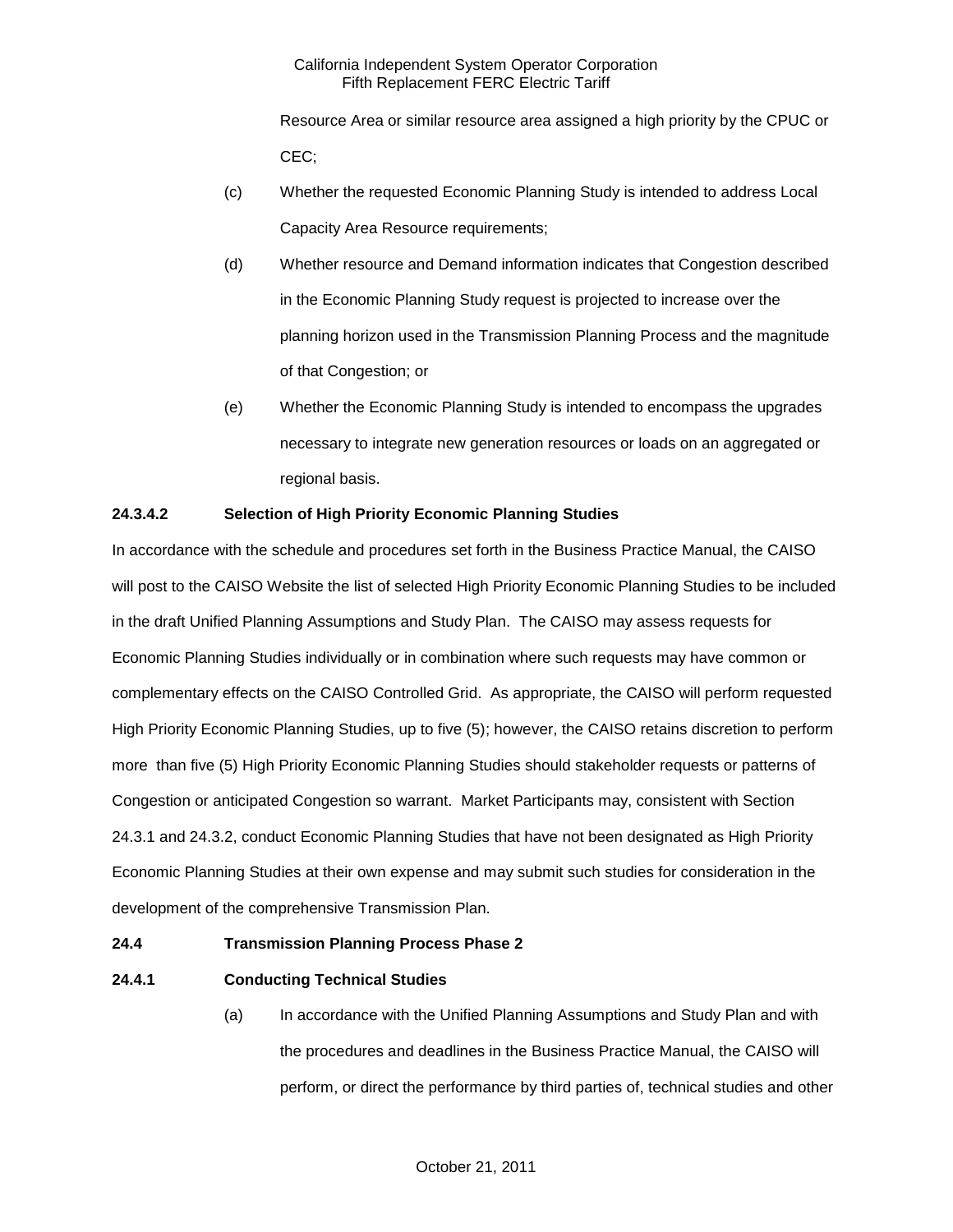Resource Area or similar resource area assigned a high priority by the CPUC or CEC;

(c) Whether the requested Economic Planning Study is intended to address Local Capacity Area Resource requirements;

(d) Whether resource and Demand information indicates that Congestion described in the Economic Planning Study request is projected to increase over the planning horizon used in the Transmission Planning Process and the magnitude of that Congestion; or

(e) Whether the Economic Planning Study is intended to encompass the upgrades necessary to integrate new generation resources or loads on an aggregated or regional basis.

**24.3.4.2 Selection of High Priority Economic Planning Studies**

In accordance with the schedule and procedures set forth in the Business Practice Manual, the CAISO will post to the CAISO Website the list of selected High Priority Economic Planning Studies to be included in the draft Unified Planning Assumptions and Study Plan. The CAISO may assess requests for Economic Planning Studies individually or in combination where such requests may have common or complementary effects on the CAISO Controlled Grid. As appropriate, the CAISO will perform requested High Priority Economic Planning Studies, up to five (5); however, the CAISO retains discretion to perform more than five (5) High Priority Economic Planning Studies should stakeholder requests or patterns of Congestion or anticipated Congestion so warrant. Market Participants may, consistent with Section 24.3.1 and 24.3.2, conduct Economic Planning Studies that have not been designated as High Priority Economic Planning Studies at their own expense and may submit such studies for consideration in the development of the comprehensive Transmission Plan.

**24.4 Transmission Planning Process Phase 2**

**24.4.1 Conducting Technical Studies**

(a) In accordance with the Unified Planning Assumptions and Study Plan and with the procedures and deadlines in the Business Practice Manual, the CAISO will perform, or direct the performance by third parties of, technical studies and other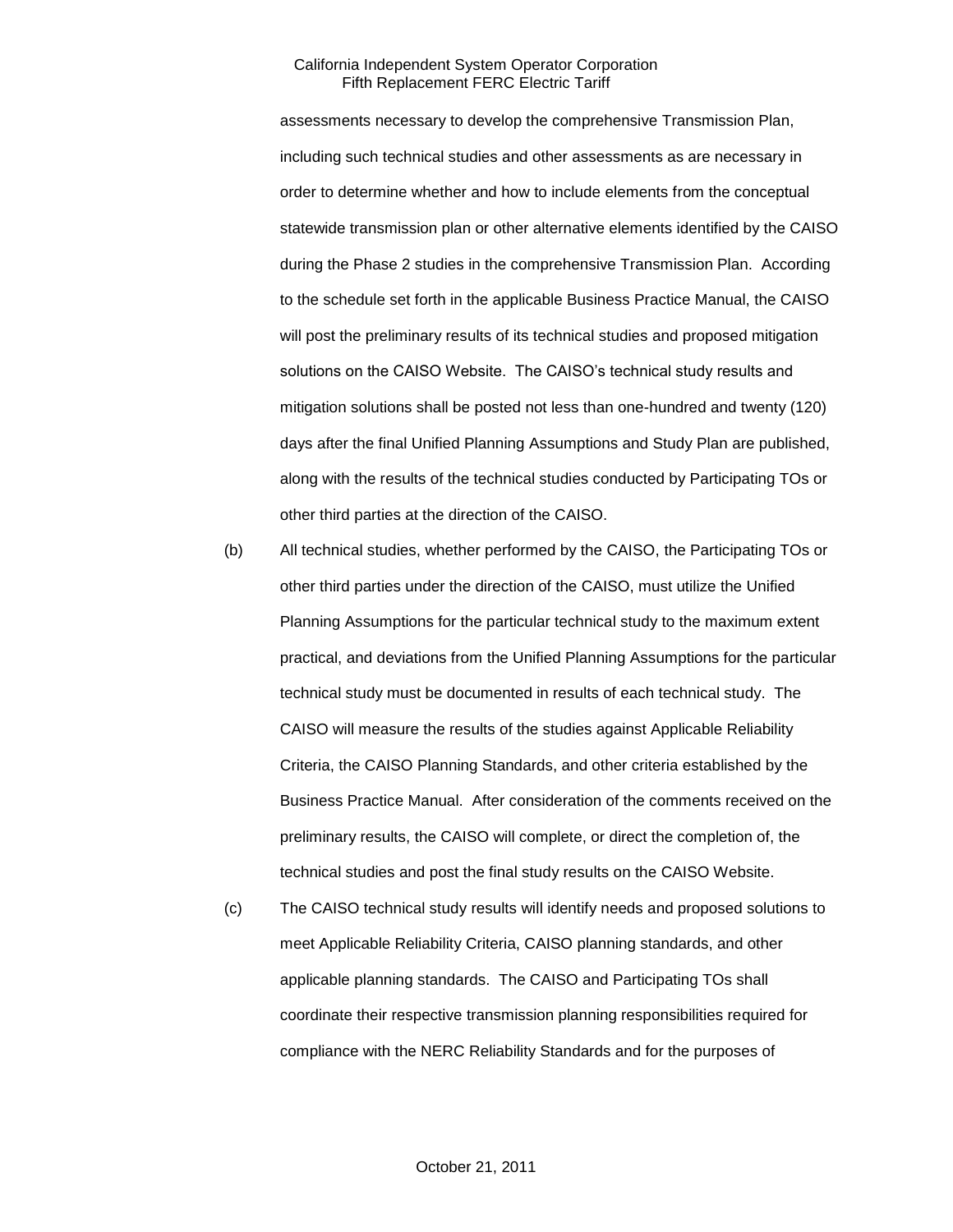assessments necessary to develop the comprehensive Transmission Plan, including such technical studies and other assessments as are necessary in order to determine whether and how to include elements from the conceptual statewide transmission plan or other alternative elements identified by the CAISO during the Phase 2 studies in the comprehensive Transmission Plan. According to the schedule set forth in the applicable Business Practice Manual, the CAISO will post the preliminary results of its technical studies and proposed mitigation solutions on the CAISO Website. The CAISO's technical study results and mitigation solutions shall be posted not less than one-hundred and twenty (120) days after the final Unified Planning Assumptions and Study Plan are published, along with the results of the technical studies conducted by Participating TOs or other third parties at the direction of the CAISO.

(b) All technical studies, whether performed by the CAISO, the Participating TOs or other third parties under the direction of the CAISO, must utilize the Unified Planning Assumptions for the particular technical study to the maximum extent practical, and deviations from the Unified Planning Assumptions for the particular technical study must be documented in results of each technical study. The CAISO will measure the results of the studies against Applicable Reliability Criteria, the CAISO Planning Standards, and other criteria established by the Business Practice Manual. After consideration of the comments received on the preliminary results, the CAISO will complete, or direct the completion of, the technical studies and post the final study results on the CAISO Website.

(c) The CAISO technical study results will identify needs and proposed solutions to meet Applicable Reliability Criteria, CAISO planning standards, and other applicable planning standards. The CAISO and Participating TOs shall coordinate their respective transmission planning responsibilities required for compliance with the NERC Reliability Standards and for the purposes of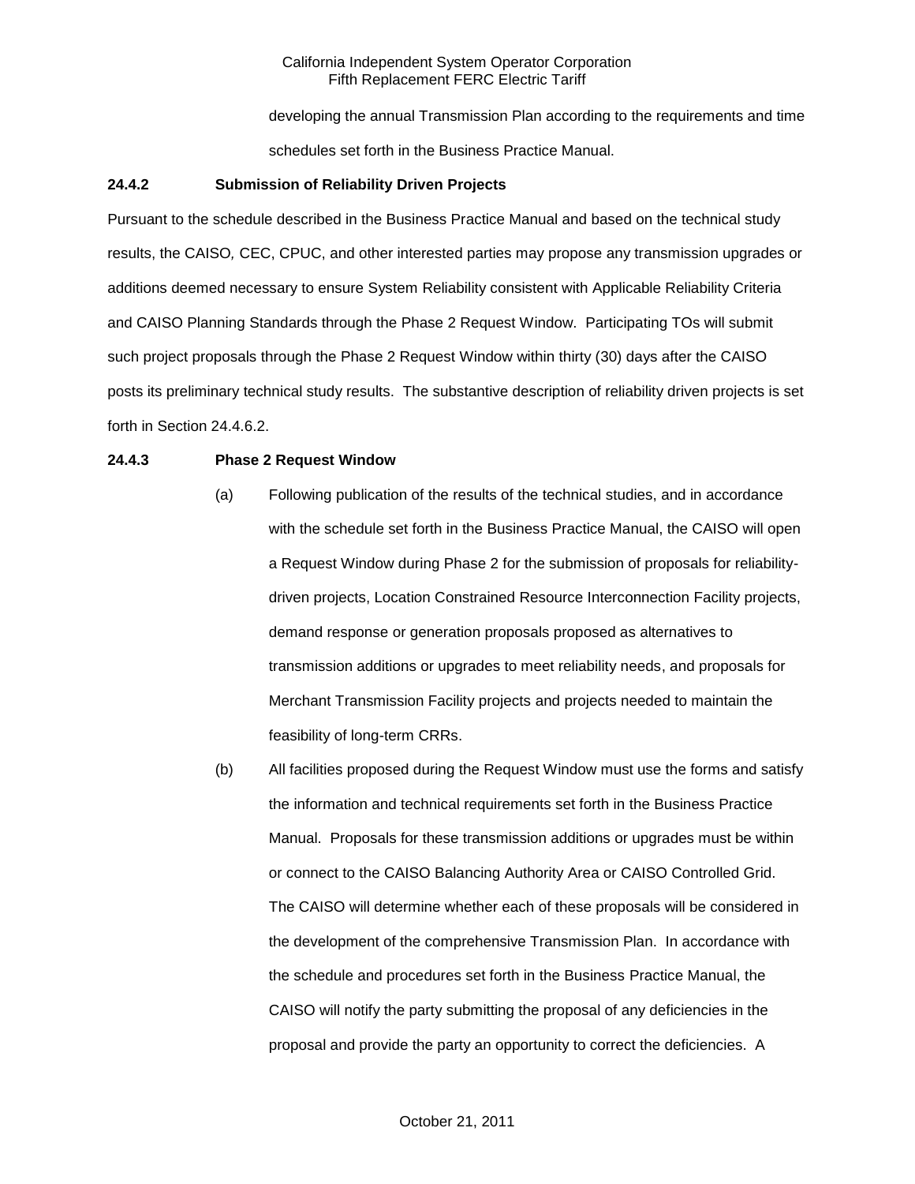developing the annual Transmission Plan according to the requirements and time schedules set forth in the Business Practice Manual.

**24.4.2 Submission of Reliability Driven Projects**

Pursuant to the schedule described in the Business Practice Manual and based on the technical study results, the CAISO*,* CEC, CPUC, and other interested parties may propose any transmission upgrades or additions deemed necessary to ensure System Reliability consistent with Applicable Reliability Criteria and CAISO Planning Standards through the Phase 2 Request Window. Participating TOs will submit such project proposals through the Phase 2 Request Window within thirty (30) days after the CAISO posts its preliminary technical study results. The substantive description of reliability driven projects is set forth in Section 24.4.6.2.

**24.4.3 Phase 2 Request Window**

(a) Following publication of the results of the technical studies, and in accordance with the schedule set forth in the Business Practice Manual, the CAISO will open a Request Window during Phase 2 for the submission of proposals for reliability-driven projects, Location Constrained Resource Interconnection Facility projects, demand response or generation proposals proposed as alternatives to transmission additions or upgrades to meet reliability needs, and proposals for Merchant Transmission Facility projects and projects needed to maintain the feasibility of long-term CRRs.

(b) All facilities proposed during the Request Window must use the forms and satisfy the information and technical requirements set forth in the Business Practice Manual. Proposals for these transmission additions or upgrades must be within or connect to the CAISO Balancing Authority Area or CAISO Controlled Grid. The CAISO will determine whether each of these proposals will be considered in the development of the comprehensive Transmission Plan. In accordance with the schedule and procedures set forth in the Business Practice Manual, the CAISO will notify the party submitting the proposal of any deficiencies in the proposal and provide the party an opportunity to correct the deficiencies. A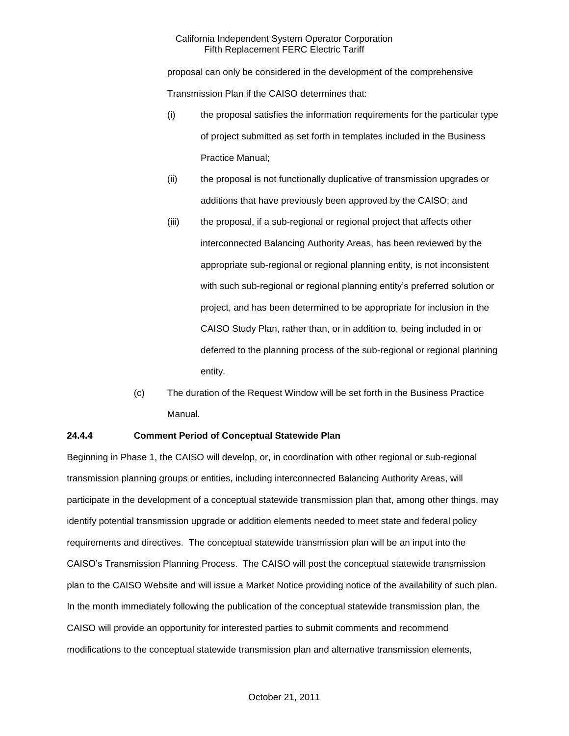proposal can only be considered in the development of the comprehensive Transmission Plan if the CAISO determines that:

(i) the proposal satisfies the information requirements for the particular type of project submitted as set forth in templates included in the Business Practice Manual;

(ii) the proposal is not functionally duplicative of transmission upgrades or additions that have previously been approved by the CAISO; and

(iii) the proposal, if a sub-regional or regional project that affects other interconnected Balancing Authority Areas, has been reviewed by the appropriate sub-regional or regional planning entity, is not inconsistent with such sub-regional or regional planning entity's preferred solution or project, and has been determined to be appropriate for inclusion in the CAISO Study Plan, rather than, or in addition to, being included in or deferred to the planning process of the sub-regional or regional planning entity.

(c) The duration of the Request Window will be set forth in the Business Practice Manual.

### 24.4.4 Comment Period of Conceptual Statewide Plan

Beginning in Phase 1, the CAISO will develop, or, in coordination with other regional or sub-regional transmission planning groups or entities, including interconnected Balancing Authority Areas, will participate in the development of a conceptual statewide transmission plan that, among other things, may identify potential transmission upgrade or addition elements needed to meet state and federal policy requirements and directives. The conceptual statewide transmission plan will be an input into the CAISO's Transmission Planning Process. The CAISO will post the conceptual statewide transmission plan to the CAISO Website and will issue a Market Notice providing notice of the availability of such plan. In the month immediately following the publication of the conceptual statewide transmission plan, the CAISO will provide an opportunity for interested parties to submit comments and recommend modifications to the conceptual statewide transmission plan and alternative transmission elements,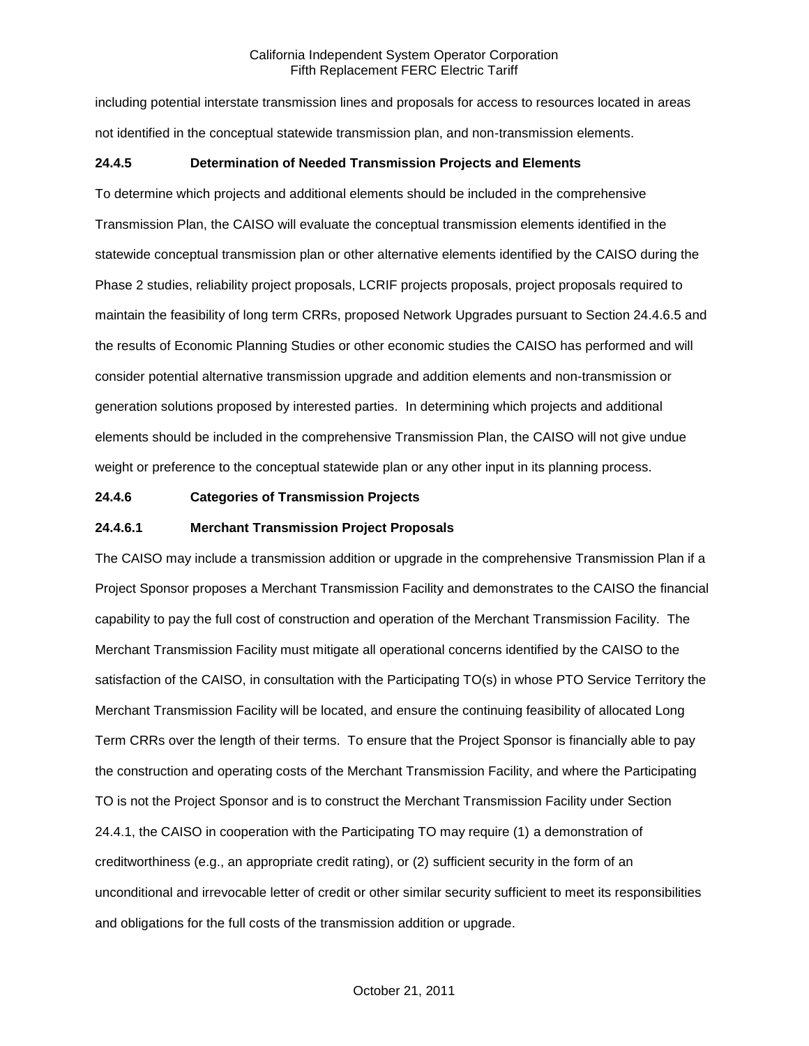including potential interstate transmission lines and proposals for access to resources located in areas not identified in the conceptual statewide transmission plan, and non-transmission elements.

**24.4.5 Determination of Needed Transmission Projects and Elements**

To determine which projects and additional elements should be included in the comprehensive Transmission Plan, the CAISO will evaluate the conceptual transmission elements identified in the statewide conceptual transmission plan or other alternative elements identified by the CAISO during the Phase 2 studies, reliability project proposals, LCRIF projects proposals, project proposals required to maintain the feasibility of long term CRRs, proposed Network Upgrades pursuant to Section 24.4.6.5 and the results of Economic Planning Studies or other economic studies the CAISO has performed and will consider potential alternative transmission upgrade and addition elements and non-transmission or generation solutions proposed by interested parties. In determining which projects and additional elements should be included in the comprehensive Transmission Plan, the CAISO will not give undue weight or preference to the conceptual statewide plan or any other input in its planning process.

**24.4.6 Categories of Transmission Projects**

**24.4.6.1 Merchant Transmission Project Proposals**

The CAISO may include a transmission addition or upgrade in the comprehensive Transmission Plan if a Project Sponsor proposes a Merchant Transmission Facility and demonstrates to the CAISO the financial capability to pay the full cost of construction and operation of the Merchant Transmission Facility. The Merchant Transmission Facility must mitigate all operational concerns identified by the CAISO to the satisfaction of the CAISO, in consultation with the Participating TO(s) in whose PTO Service Territory the Merchant Transmission Facility will be located, and ensure the continuing feasibility of allocated Long Term CRRs over the length of their terms. To ensure that the Project Sponsor is financially able to pay the construction and operating costs of the Merchant Transmission Facility, and where the Participating TO is not the Project Sponsor and is to construct the Merchant Transmission Facility under Section 24.4.1, the CAISO in cooperation with the Participating TO may require (1) a demonstration of creditworthiness (e.g., an appropriate credit rating), or (2) sufficient security in the form of an unconditional and irrevocable letter of credit or other similar security sufficient to meet its responsibilities and obligations for the full costs of the transmission addition or upgrade.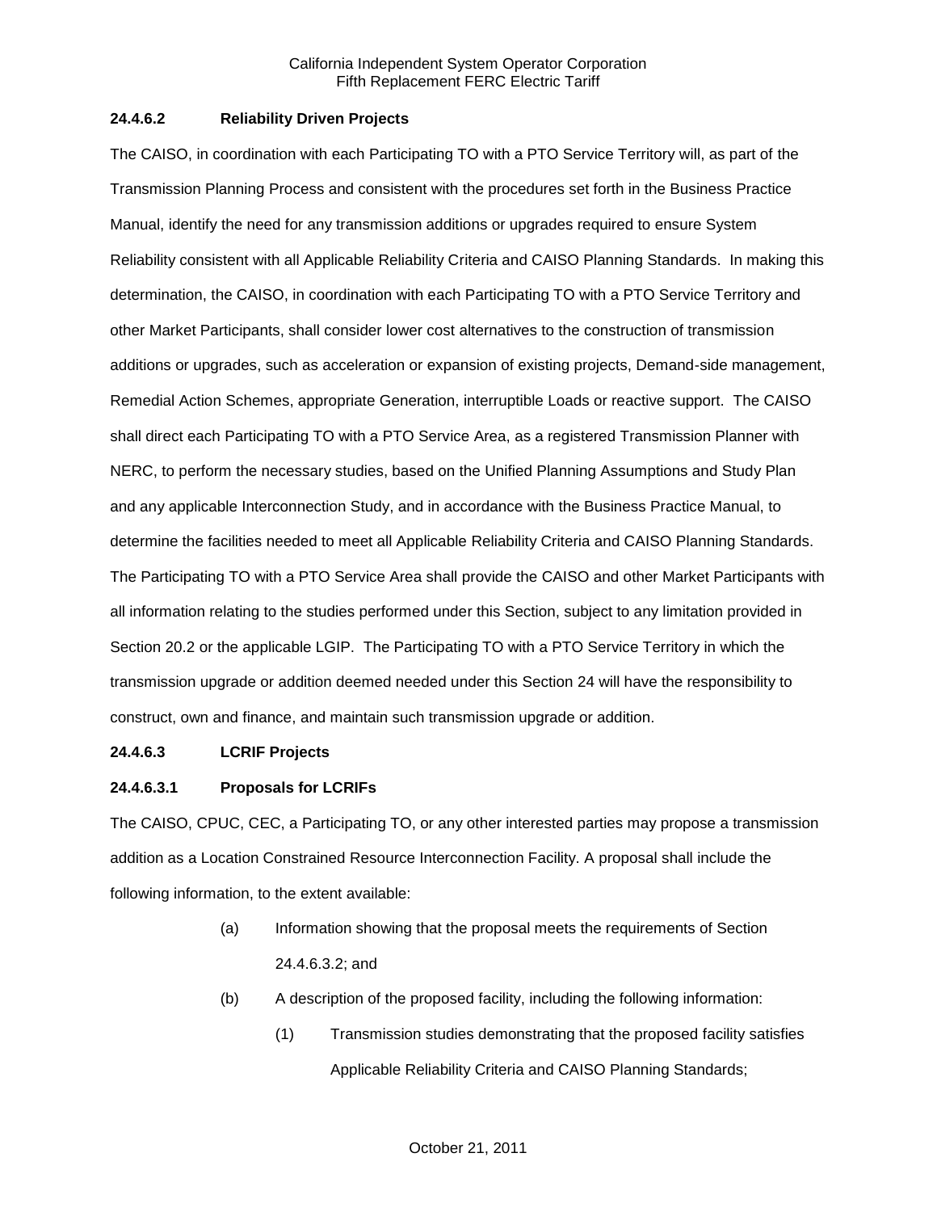**24.4.6.2 Reliability Driven Projects**

The CAISO, in coordination with each Participating TO with a PTO Service Territory will, as part of the Transmission Planning Process and consistent with the procedures set forth in the Business Practice Manual, identify the need for any transmission additions or upgrades required to ensure System Reliability consistent with all Applicable Reliability Criteria and CAISO Planning Standards. In making this determination, the CAISO, in coordination with each Participating TO with a PTO Service Territory and other Market Participants, shall consider lower cost alternatives to the construction of transmission additions or upgrades, such as acceleration or expansion of existing projects, Demand-side management, Remedial Action Schemes, appropriate Generation, interruptible Loads or reactive support. The CAISO shall direct each Participating TO with a PTO Service Area, as a registered Transmission Planner with NERC, to perform the necessary studies, based on the Unified Planning Assumptions and Study Plan and any applicable Interconnection Study, and in accordance with the Business Practice Manual, to determine the facilities needed to meet all Applicable Reliability Criteria and CAISO Planning Standards. The Participating TO with a PTO Service Area shall provide the CAISO and other Market Participants with all information relating to the studies performed under this Section, subject to any limitation provided in Section 20.2 or the applicable LGIP. The Participating TO with a PTO Service Territory in which the transmission upgrade or addition deemed needed under this Section 24 will have the responsibility to construct, own and finance, and maintain such transmission upgrade or addition.

**24.4.6.3 LCRIF Projects**

**24.4.6.3.1 Proposals for LCRIFs**

The CAISO, CPUC, CEC, a Participating TO, or any other interested parties may propose a transmission addition as a Location Constrained Resource Interconnection Facility. A proposal shall include the following information, to the extent available:

(a) Information showing that the proposal meets the requirements of Section 24.4.6.3.2; and

(b) A description of the proposed facility, including the following information:

(1) Transmission studies demonstrating that the proposed facility satisfies Applicable Reliability Criteria and CAISO Planning Standards;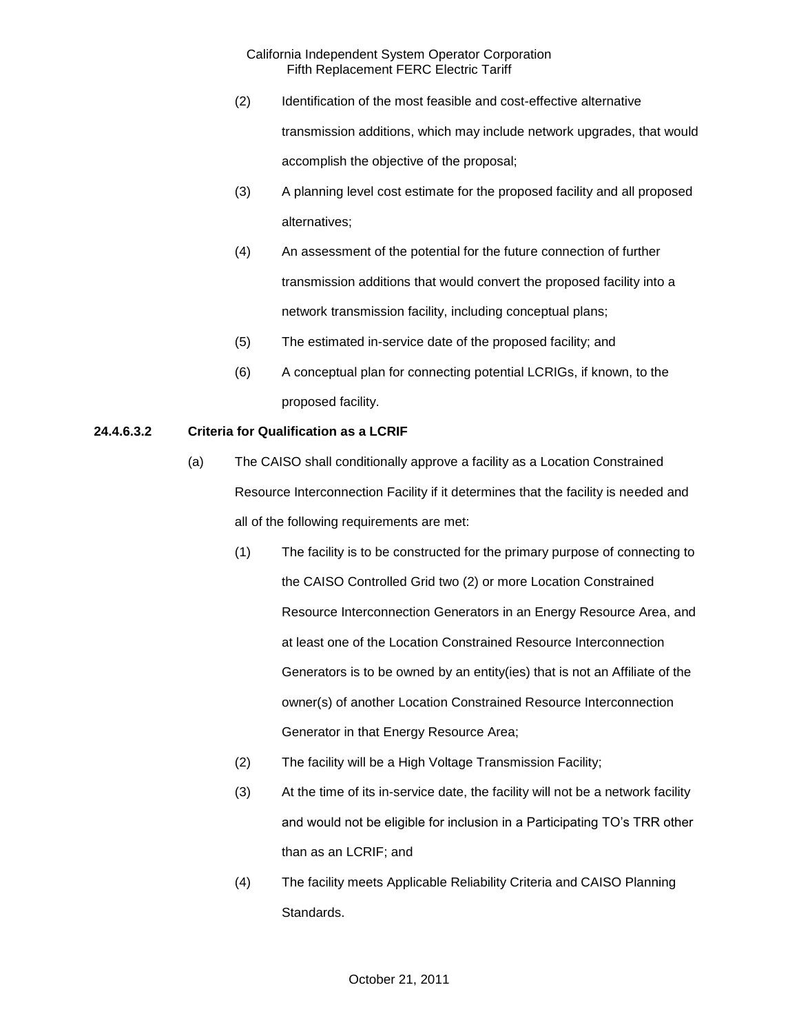(2) Identification of the most feasible and cost-effective alternative transmission additions, which may include network upgrades, that would accomplish the objective of the proposal;

(3) A planning level cost estimate for the proposed facility and all proposed alternatives;

(4) An assessment of the potential for the future connection of further transmission additions that would convert the proposed facility into a network transmission facility, including conceptual plans;

(5) The estimated in-service date of the proposed facility; and

(6) A conceptual plan for connecting potential LCRIGs, if known, to the proposed facility.

**24.4.6.3.2 Criteria for Qualification as a LCRIF**

(a) The CAISO shall conditionally approve a facility as a Location Constrained Resource Interconnection Facility if it determines that the facility is needed and all of the following requirements are met:

(1) The facility is to be constructed for the primary purpose of connecting to the CAISO Controlled Grid two (2) or more Location Constrained Resource Interconnection Generators in an Energy Resource Area, and at least one of the Location Constrained Resource Interconnection Generators is to be owned by an entity(ies) that is not an Affiliate of the owner(s) of another Location Constrained Resource Interconnection Generator in that Energy Resource Area;

(2) The facility will be a High Voltage Transmission Facility;

(3) At the time of its in-service date, the facility will not be a network facility and would not be eligible for inclusion in a Participating TO's TRR other than as an LCRIF; and

(4) The facility meets Applicable Reliability Criteria and CAISO Planning Standards.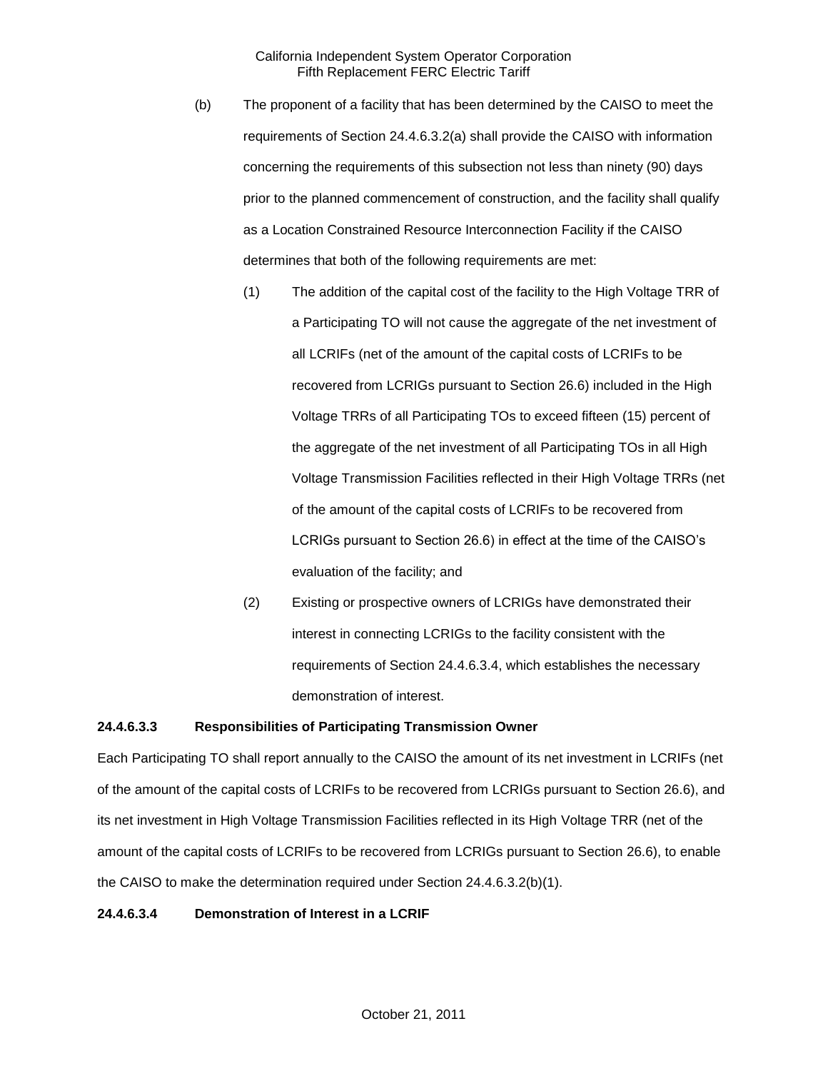(b) The proponent of a facility that has been determined by the CAISO to meet the requirements of Section 24.4.6.3.2(a) shall provide the CAISO with information concerning the requirements of this subsection not less than ninety (90) days prior to the planned commencement of construction, and the facility shall qualify as a Location Constrained Resource Interconnection Facility if the CAISO determines that both of the following requirements are met:

(1) The addition of the capital cost of the facility to the High Voltage TRR of a Participating TO will not cause the aggregate of the net investment of all LCRIFs (net of the amount of the capital costs of LCRIFs to be recovered from LCRIGs pursuant to Section 26.6) included in the High Voltage TRRs of all Participating TOs to exceed fifteen (15) percent of the aggregate of the net investment of all Participating TOs in all High Voltage Transmission Facilities reflected in their High Voltage TRRs (net of the amount of the capital costs of LCRIFs to be recovered from LCRIGs pursuant to Section 26.6) in effect at the time of the CAISO's evaluation of the facility; and

(2) Existing or prospective owners of LCRIGs have demonstrated their interest in connecting LCRIGs to the facility consistent with the requirements of Section 24.4.6.3.4, which establishes the necessary demonstration of interest.

**24.4.6.3.3 Responsibilities of Participating Transmission Owner**

Each Participating TO shall report annually to the CAISO the amount of its net investment in LCRIFs (net of the amount of the capital costs of LCRIFs to be recovered from LCRIGs pursuant to Section 26.6), and its net investment in High Voltage Transmission Facilities reflected in its High Voltage TRR (net of the amount of the capital costs of LCRIFs to be recovered from LCRIGs pursuant to Section 26.6), to enable the CAISO to make the determination required under Section 24.4.6.3.2(b)(1).

**24.4.6.3.4 Demonstration of Interest in a LCRIF**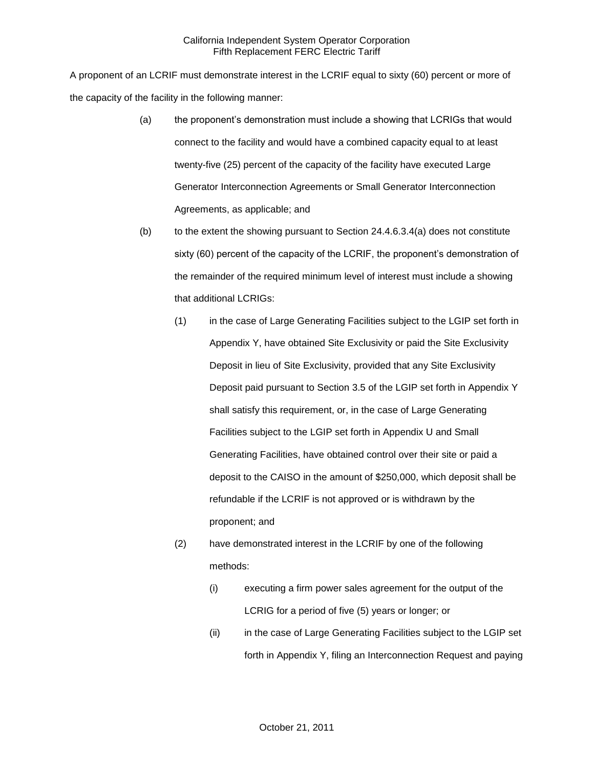A proponent of an LCRIF must demonstrate interest in the LCRIF equal to sixty (60) percent or more of the capacity of the facility in the following manner:

(a) the proponent's demonstration must include a showing that LCRIGs that would connect to the facility and would have a combined capacity equal to at least twenty-five (25) percent of the capacity of the facility have executed Large Generator Interconnection Agreements or Small Generator Interconnection Agreements, as applicable; and

(b) to the extent the showing pursuant to Section 24.4.6.3.4(a) does not constitute sixty (60) percent of the capacity of the LCRIF, the proponent's demonstration of the remainder of the required minimum level of interest must include a showing that additional LCRIGs:

(1) in the case of Large Generating Facilities subject to the LGIP set forth in Appendix Y, have obtained Site Exclusivity or paid the Site Exclusivity Deposit in lieu of Site Exclusivity, provided that any Site Exclusivity Deposit paid pursuant to Section 3.5 of the LGIP set forth in Appendix Y shall satisfy this requirement, or, in the case of Large Generating Facilities subject to the LGIP set forth in Appendix U and Small Generating Facilities, have obtained control over their site or paid a deposit to the CAISO in the amount of $250,000, which deposit shall be refundable if the LCRIF is not approved or is withdrawn by the proponent; and

(2) have demonstrated interest in the LCRIF by one of the following methods:

(i) executing a firm power sales agreement for the output of the LCRIG for a period of five (5) years or longer; or

(ii) in the case of Large Generating Facilities subject to the LGIP set forth in Appendix Y, filing an Interconnection Request and paying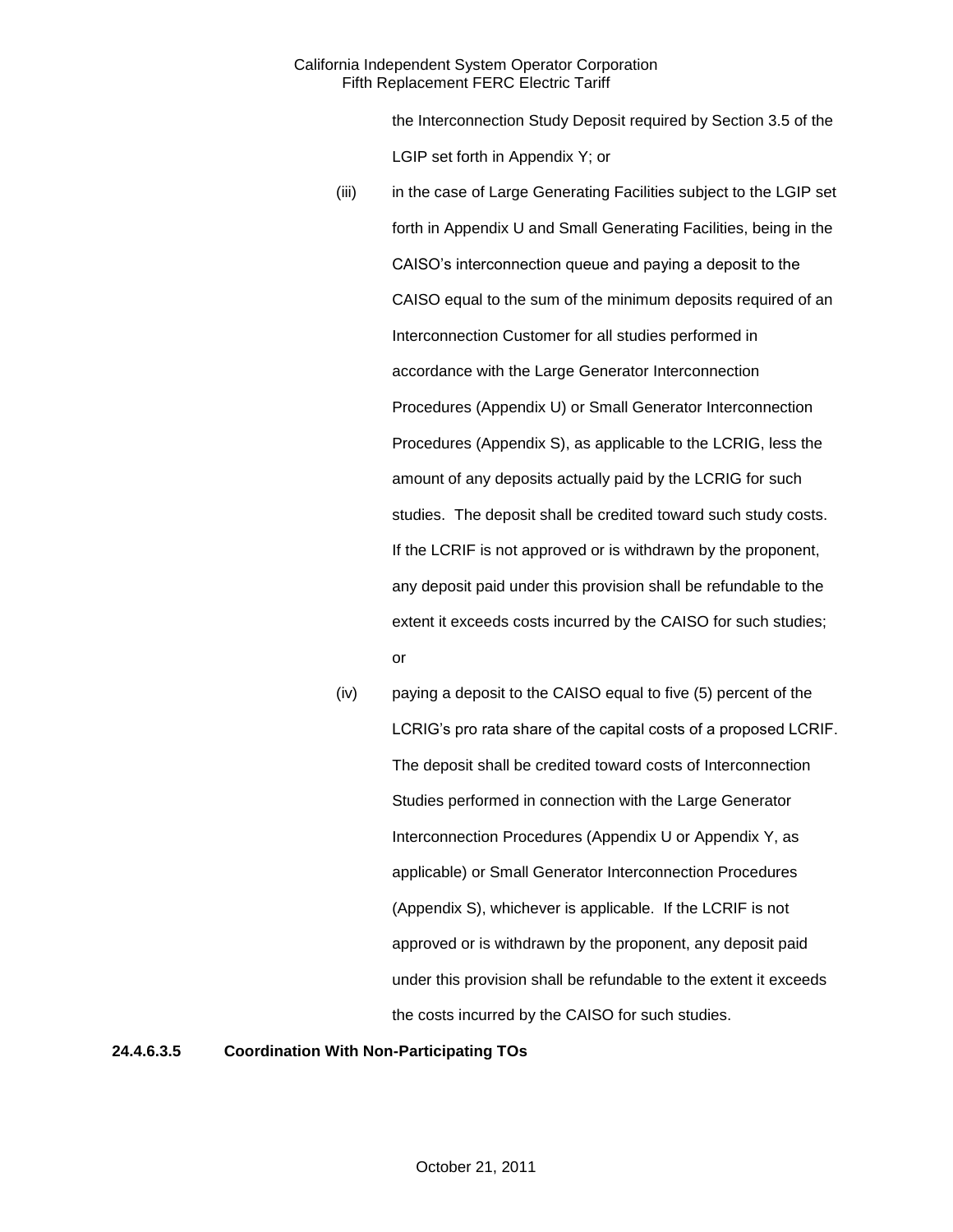the Interconnection Study Deposit required by Section 3.5 of the LGIP set forth in Appendix Y; or

(iii) in the case of Large Generating Facilities subject to the LGIP set forth in Appendix U and Small Generating Facilities, being in the CAISO's interconnection queue and paying a deposit to the CAISO equal to the sum of the minimum deposits required of an Interconnection Customer for all studies performed in accordance with the Large Generator Interconnection Procedures (Appendix U) or Small Generator Interconnection Procedures (Appendix S), as applicable to the LCRIG, less the amount of any deposits actually paid by the LCRIG for such studies. The deposit shall be credited toward such study costs. If the LCRIF is not approved or is withdrawn by the proponent, any deposit paid under this provision shall be refundable to the extent it exceeds costs incurred by the CAISO for such studies; or

(iv) paying a deposit to the CAISO equal to five (5) percent of the LCRIG's pro rata share of the capital costs of a proposed LCRIF. The deposit shall be credited toward costs of Interconnection Studies performed in connection with the Large Generator Interconnection Procedures (Appendix U or Appendix Y, as applicable) or Small Generator Interconnection Procedures (Appendix S), whichever is applicable. If the LCRIF is not approved or is withdrawn by the proponent, any deposit paid under this provision shall be refundable to the extent it exceeds the costs incurred by the CAISO for such studies.

**24.4.6.3.5 Coordination With Non-Participating TOs**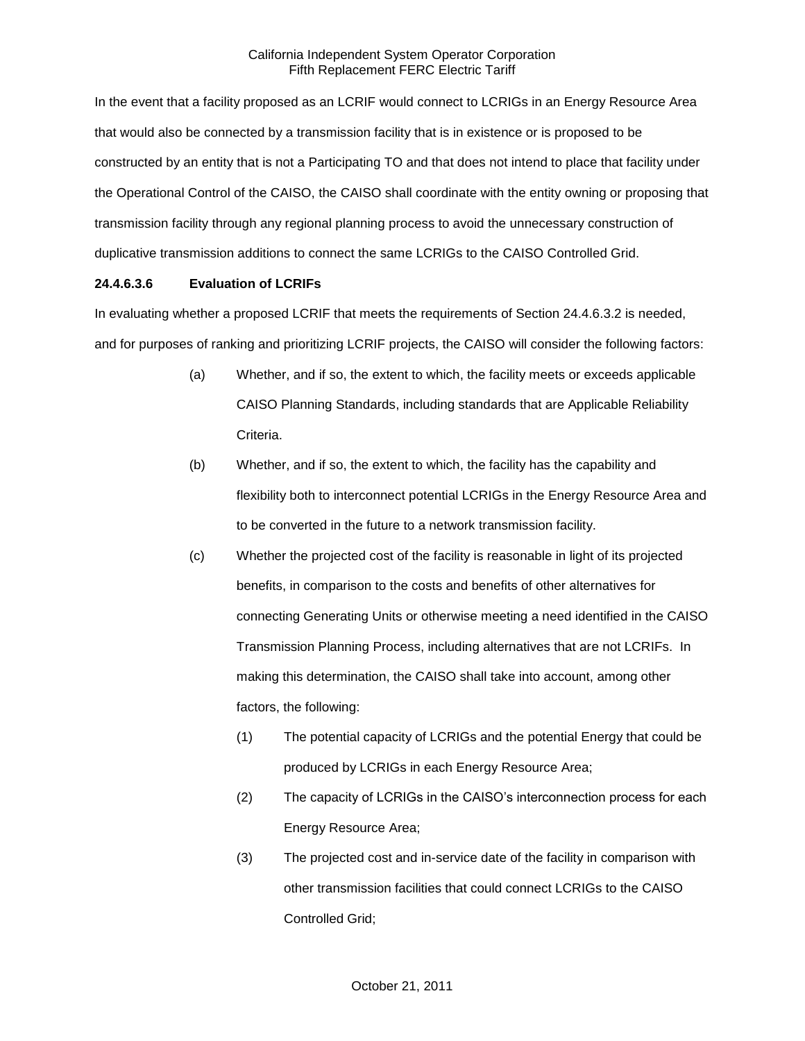In the event that a facility proposed as an LCRIF would connect to LCRIGs in an Energy Resource Area that would also be connected by a transmission facility that is in existence or is proposed to be constructed by an entity that is not a Participating TO and that does not intend to place that facility under the Operational Control of the CAISO, the CAISO shall coordinate with the entity owning or proposing that transmission facility through any regional planning process to avoid the unnecessary construction of duplicative transmission additions to connect the same LCRIGs to the CAISO Controlled Grid.

**24.4.6.3.6 Evaluation of LCRIFs**

In evaluating whether a proposed LCRIF that meets the requirements of Section 24.4.6.3.2 is needed, and for purposes of ranking and prioritizing LCRIF projects, the CAISO will consider the following factors:

(a) Whether, and if so, the extent to which, the facility meets or exceeds applicable CAISO Planning Standards, including standards that are Applicable Reliability Criteria.

(b) Whether, and if so, the extent to which, the facility has the capability and flexibility both to interconnect potential LCRIGs in the Energy Resource Area and to be converted in the future to a network transmission facility.

(c) Whether the projected cost of the facility is reasonable in light of its projected benefits, in comparison to the costs and benefits of other alternatives for connecting Generating Units or otherwise meeting a need identified in the CAISO Transmission Planning Process, including alternatives that are not LCRIFs. In making this determination, the CAISO shall take into account, among other factors, the following:

   (1) The potential capacity of LCRIGs and the potential Energy that could be produced by LCRIGs in each Energy Resource Area;

   (2) The capacity of LCRIGs in the CAISO's interconnection process for each Energy Resource Area;

   (3) The projected cost and in-service date of the facility in comparison with other transmission facilities that could connect LCRIGs to the CAISO Controlled Grid;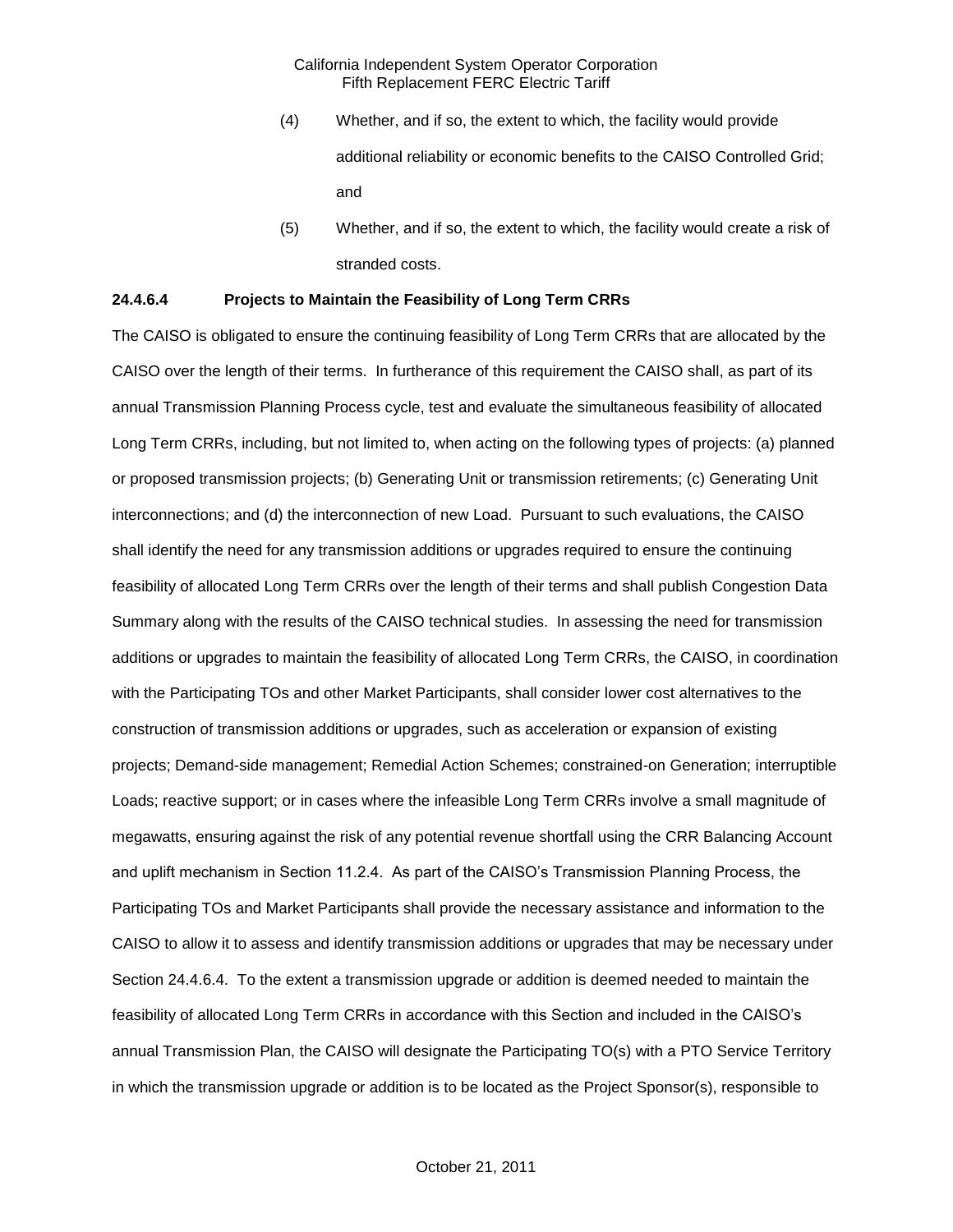(4) Whether, and if so, the extent to which, the facility would provide additional reliability or economic benefits to the CAISO Controlled Grid; and

(5) Whether, and if so, the extent to which, the facility would create a risk of stranded costs.

**24.4.6.4 Projects to Maintain the Feasibility of Long Term CRRs**

The CAISO is obligated to ensure the continuing feasibility of Long Term CRRs that are allocated by the CAISO over the length of their terms. In furtherance of this requirement the CAISO shall, as part of its annual Transmission Planning Process cycle, test and evaluate the simultaneous feasibility of allocated Long Term CRRs, including, but not limited to, when acting on the following types of projects: (a) planned or proposed transmission projects; (b) Generating Unit or transmission retirements; (c) Generating Unit interconnections; and (d) the interconnection of new Load. Pursuant to such evaluations, the CAISO shall identify the need for any transmission additions or upgrades required to ensure the continuing feasibility of allocated Long Term CRRs over the length of their terms and shall publish Congestion Data Summary along with the results of the CAISO technical studies. In assessing the need for transmission additions or upgrades to maintain the feasibility of allocated Long Term CRRs, the CAISO, in coordination with the Participating TOs and other Market Participants, shall consider lower cost alternatives to the construction of transmission additions or upgrades, such as acceleration or expansion of existing projects; Demand-side management; Remedial Action Schemes; constrained-on Generation; interruptible Loads; reactive support; or in cases where the infeasible Long Term CRRs involve a small magnitude of megawatts, ensuring against the risk of any potential revenue shortfall using the CRR Balancing Account and uplift mechanism in Section 11.2.4. As part of the CAISO's Transmission Planning Process, the Participating TOs and Market Participants shall provide the necessary assistance and information to the CAISO to allow it to assess and identify transmission additions or upgrades that may be necessary under Section 24.4.6.4. To the extent a transmission upgrade or addition is deemed needed to maintain the feasibility of allocated Long Term CRRs in accordance with this Section and included in the CAISO's annual Transmission Plan, the CAISO will designate the Participating TO(s) with a PTO Service Territory in which the transmission upgrade or addition is to be located as the Project Sponsor(s), responsible to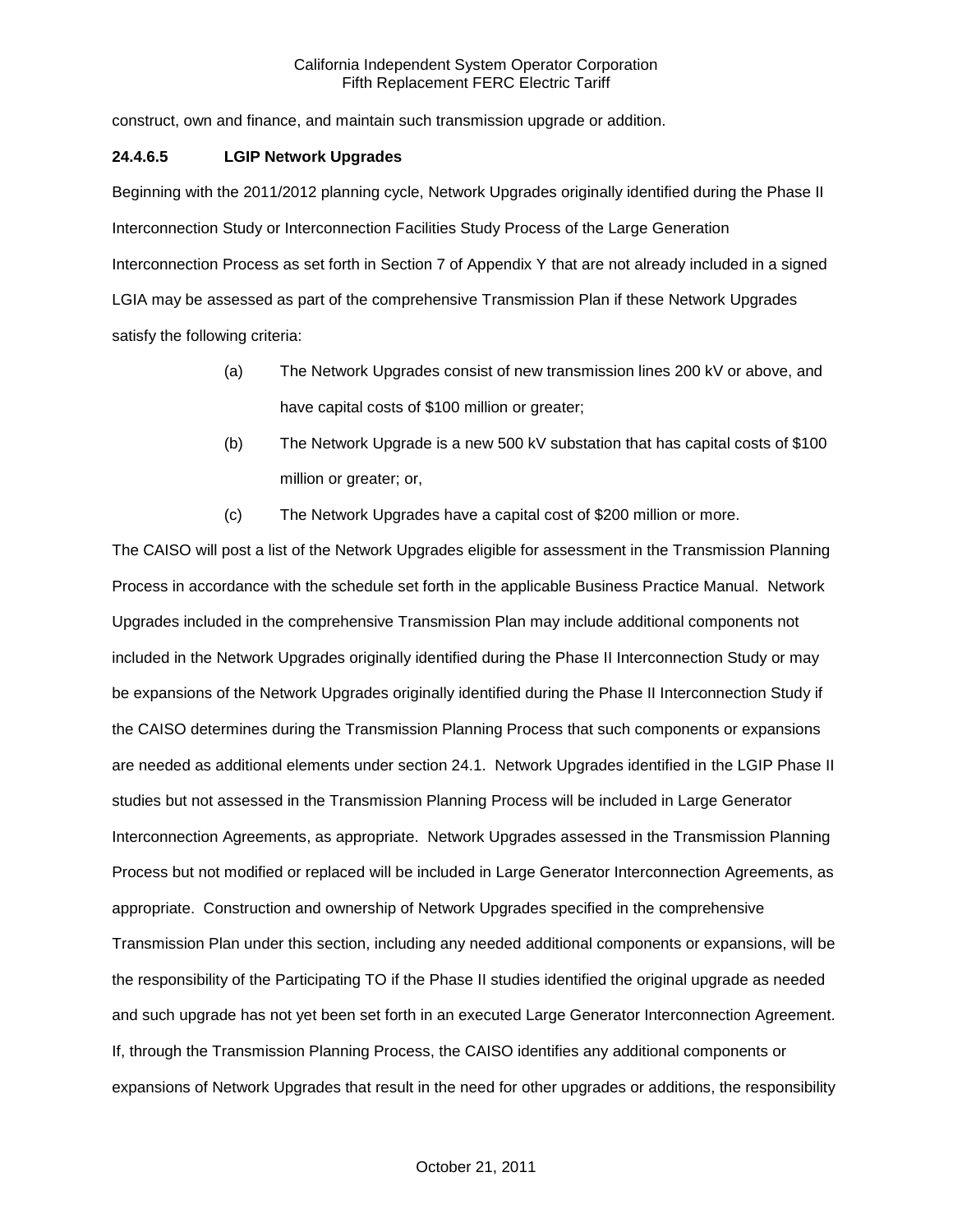construct, own and finance, and maintain such transmission upgrade or addition.

**24.4.6.5 LGIP Network Upgrades**

Beginning with the 2011/2012 planning cycle, Network Upgrades originally identified during the Phase II Interconnection Study or Interconnection Facilities Study Process of the Large Generation Interconnection Process as set forth in Section 7 of Appendix Y that are not already included in a signed LGIA may be assessed as part of the comprehensive Transmission Plan if these Network Upgrades satisfy the following criteria:

(a) The Network Upgrades consist of new transmission lines 200 kV or above, and have capital costs of $100 million or greater;

(b) The Network Upgrade is a new 500 kV substation that has capital costs of $100 million or greater; or,

(c) The Network Upgrades have a capital cost of $200 million or more.

The CAISO will post a list of the Network Upgrades eligible for assessment in the Transmission Planning Process in accordance with the schedule set forth in the applicable Business Practice Manual. Network Upgrades included in the comprehensive Transmission Plan may include additional components not included in the Network Upgrades originally identified during the Phase II Interconnection Study or may be expansions of the Network Upgrades originally identified during the Phase II Interconnection Study if the CAISO determines during the Transmission Planning Process that such components or expansions are needed as additional elements under section 24.1. Network Upgrades identified in the LGIP Phase II studies but not assessed in the Transmission Planning Process will be included in Large Generator Interconnection Agreements, as appropriate. Network Upgrades assessed in the Transmission Planning Process but not modified or replaced will be included in Large Generator Interconnection Agreements, as appropriate. Construction and ownership of Network Upgrades specified in the comprehensive Transmission Plan under this section, including any needed additional components or expansions, will be the responsibility of the Participating TO if the Phase II studies identified the original upgrade as needed and such upgrade has not yet been set forth in an executed Large Generator Interconnection Agreement. If, through the Transmission Planning Process, the CAISO identifies any additional components or expansions of Network Upgrades that result in the need for other upgrades or additions, the responsibility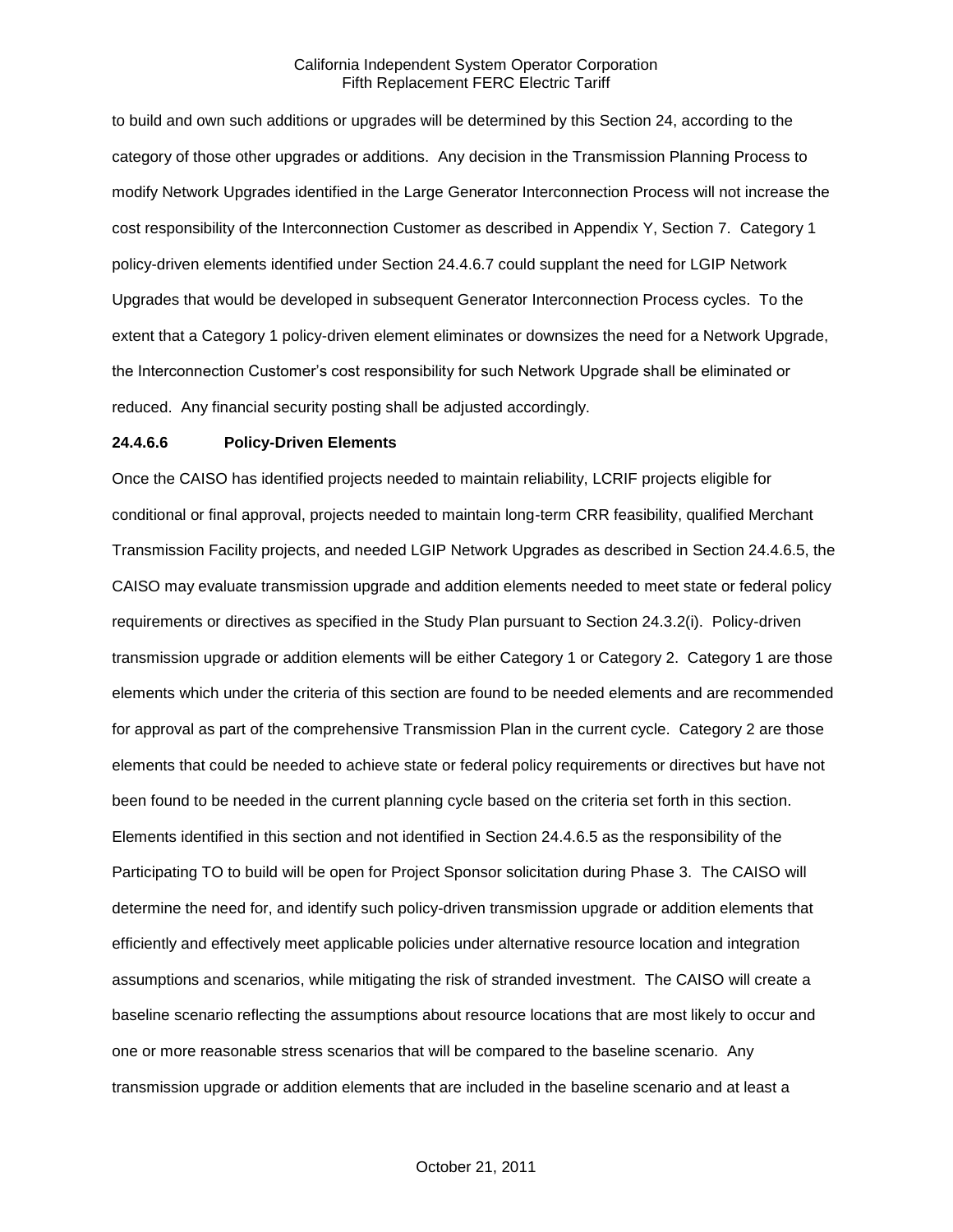to build and own such additions or upgrades will be determined by this Section 24, according to the category of those other upgrades or additions. Any decision in the Transmission Planning Process to modify Network Upgrades identified in the Large Generator Interconnection Process will not increase the cost responsibility of the Interconnection Customer as described in Appendix Y, Section 7. Category 1 policy-driven elements identified under Section 24.4.6.7 could supplant the need for LGIP Network Upgrades that would be developed in subsequent Generator Interconnection Process cycles. To the extent that a Category 1 policy-driven element eliminates or downsizes the need for a Network Upgrade, the Interconnection Customer's cost responsibility for such Network Upgrade shall be eliminated or reduced. Any financial security posting shall be adjusted accordingly.

**24.4.6.6 Policy-Driven Elements**

Once the CAISO has identified projects needed to maintain reliability, LCRIF projects eligible for conditional or final approval, projects needed to maintain long-term CRR feasibility, qualified Merchant Transmission Facility projects, and needed LGIP Network Upgrades as described in Section 24.4.6.5, the CAISO may evaluate transmission upgrade and addition elements needed to meet state or federal policy requirements or directives as specified in the Study Plan pursuant to Section 24.3.2(i). Policy-driven transmission upgrade or addition elements will be either Category 1 or Category 2. Category 1 are those elements which under the criteria of this section are found to be needed elements and are recommended for approval as part of the comprehensive Transmission Plan in the current cycle. Category 2 are those elements that could be needed to achieve state or federal policy requirements or directives but have not been found to be needed in the current planning cycle based on the criteria set forth in this section. Elements identified in this section and not identified in Section 24.4.6.5 as the responsibility of the Participating TO to build will be open for Project Sponsor solicitation during Phase 3. The CAISO will determine the need for, and identify such policy-driven transmission upgrade or addition elements that efficiently and effectively meet applicable policies under alternative resource location and integration assumptions and scenarios, while mitigating the risk of stranded investment. The CAISO will create a baseline scenario reflecting the assumptions about resource locations that are most likely to occur and one or more reasonable stress scenarios that will be compared to the baseline scenario. Any transmission upgrade or addition elements that are included in the baseline scenario and at least a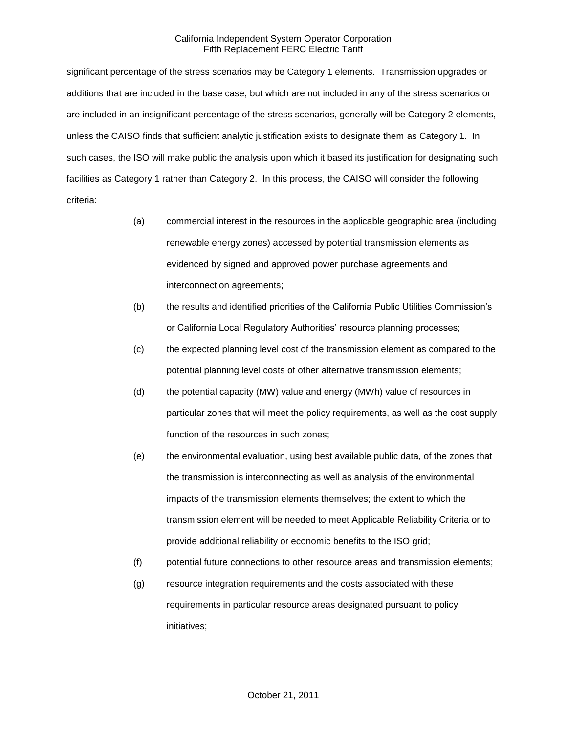significant percentage of the stress scenarios may be Category 1 elements. Transmission upgrades or additions that are included in the base case, but which are not included in any of the stress scenarios or are included in an insignificant percentage of the stress scenarios, generally will be Category 2 elements, unless the CAISO finds that sufficient analytic justification exists to designate them as Category 1. In such cases, the ISO will make public the analysis upon which it based its justification for designating such facilities as Category 1 rather than Category 2. In this process, the CAISO will consider the following criteria:

(a) commercial interest in the resources in the applicable geographic area (including renewable energy zones) accessed by potential transmission elements as evidenced by signed and approved power purchase agreements and interconnection agreements;

(b) the results and identified priorities of the California Public Utilities Commission's or California Local Regulatory Authorities' resource planning processes;

(c) the expected planning level cost of the transmission element as compared to the potential planning level costs of other alternative transmission elements;

(d) the potential capacity (MW) value and energy (MWh) value of resources in particular zones that will meet the policy requirements, as well as the cost supply function of the resources in such zones;

(e) the environmental evaluation, using best available public data, of the zones that the transmission is interconnecting as well as analysis of the environmental impacts of the transmission elements themselves; the extent to which the transmission element will be needed to meet Applicable Reliability Criteria or to provide additional reliability or economic benefits to the ISO grid;

(f) potential future connections to other resource areas and transmission elements;

(g) resource integration requirements and the costs associated with these requirements in particular resource areas designated pursuant to policy initiatives;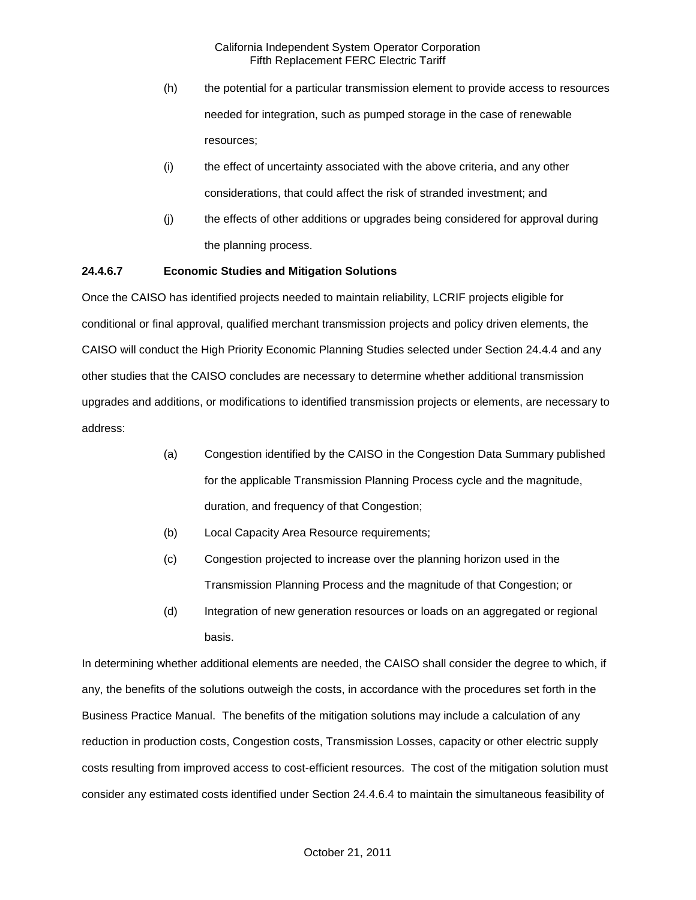(h) the potential for a particular transmission element to provide access to resources needed for integration, such as pumped storage in the case of renewable resources;

(i) the effect of uncertainty associated with the above criteria, and any other considerations, that could affect the risk of stranded investment; and

(j) the effects of other additions or upgrades being considered for approval during the planning process.

**24.4.6.7 Economic Studies and Mitigation Solutions**

Once the CAISO has identified projects needed to maintain reliability, LCRIF projects eligible for conditional or final approval, qualified merchant transmission projects and policy driven elements, the CAISO will conduct the High Priority Economic Planning Studies selected under Section 24.4.4 and any other studies that the CAISO concludes are necessary to determine whether additional transmission upgrades and additions, or modifications to identified transmission projects or elements, are necessary to address:

(a) Congestion identified by the CAISO in the Congestion Data Summary published for the applicable Transmission Planning Process cycle and the magnitude, duration, and frequency of that Congestion;

(b) Local Capacity Area Resource requirements;

(c) Congestion projected to increase over the planning horizon used in the Transmission Planning Process and the magnitude of that Congestion; or

(d) Integration of new generation resources or loads on an aggregated or regional basis.

In determining whether additional elements are needed, the CAISO shall consider the degree to which, if any, the benefits of the solutions outweigh the costs, in accordance with the procedures set forth in the Business Practice Manual. The benefits of the mitigation solutions may include a calculation of any reduction in production costs, Congestion costs, Transmission Losses, capacity or other electric supply costs resulting from improved access to cost-efficient resources. The cost of the mitigation solution must consider any estimated costs identified under Section 24.4.6.4 to maintain the simultaneous feasibility of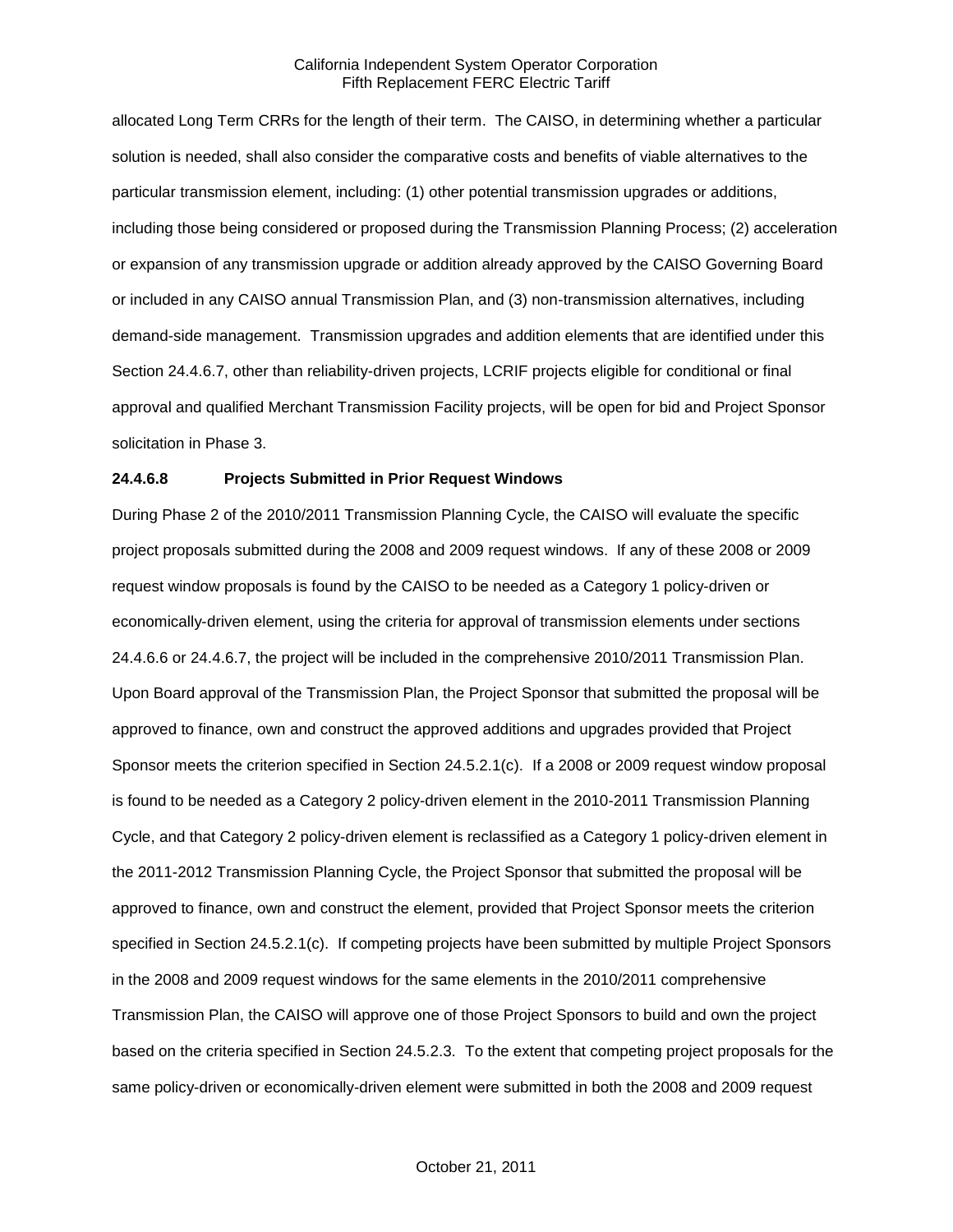allocated Long Term CRRs for the length of their term. The CAISO, in determining whether a particular solution is needed, shall also consider the comparative costs and benefits of viable alternatives to the particular transmission element, including: (1) other potential transmission upgrades or additions, including those being considered or proposed during the Transmission Planning Process; (2) acceleration or expansion of any transmission upgrade or addition already approved by the CAISO Governing Board or included in any CAISO annual Transmission Plan, and (3) non-transmission alternatives, including demand-side management. Transmission upgrades and addition elements that are identified under this Section 24.4.6.7, other than reliability-driven projects, LCRIF projects eligible for conditional or final approval and qualified Merchant Transmission Facility projects, will be open for bid and Project Sponsor solicitation in Phase 3.

**24.4.6.8 Projects Submitted in Prior Request Windows**

During Phase 2 of the 2010/2011 Transmission Planning Cycle, the CAISO will evaluate the specific project proposals submitted during the 2008 and 2009 request windows. If any of these 2008 or 2009 request window proposals is found by the CAISO to be needed as a Category 1 policy-driven or economically-driven element, using the criteria for approval of transmission elements under sections 24.4.6.6 or 24.4.6.7, the project will be included in the comprehensive 2010/2011 Transmission Plan. Upon Board approval of the Transmission Plan, the Project Sponsor that submitted the proposal will be approved to finance, own and construct the approved additions and upgrades provided that Project Sponsor meets the criterion specified in Section 24.5.2.1(c). If a 2008 or 2009 request window proposal is found to be needed as a Category 2 policy-driven element in the 2010-2011 Transmission Planning Cycle, and that Category 2 policy-driven element is reclassified as a Category 1 policy-driven element in the 2011-2012 Transmission Planning Cycle, the Project Sponsor that submitted the proposal will be approved to finance, own and construct the element, provided that Project Sponsor meets the criterion specified in Section 24.5.2.1(c). If competing projects have been submitted by multiple Project Sponsors in the 2008 and 2009 request windows for the same elements in the 2010/2011 comprehensive Transmission Plan, the CAISO will approve one of those Project Sponsors to build and own the project based on the criteria specified in Section 24.5.2.3. To the extent that competing project proposals for the same policy-driven or economically-driven element were submitted in both the 2008 and 2009 request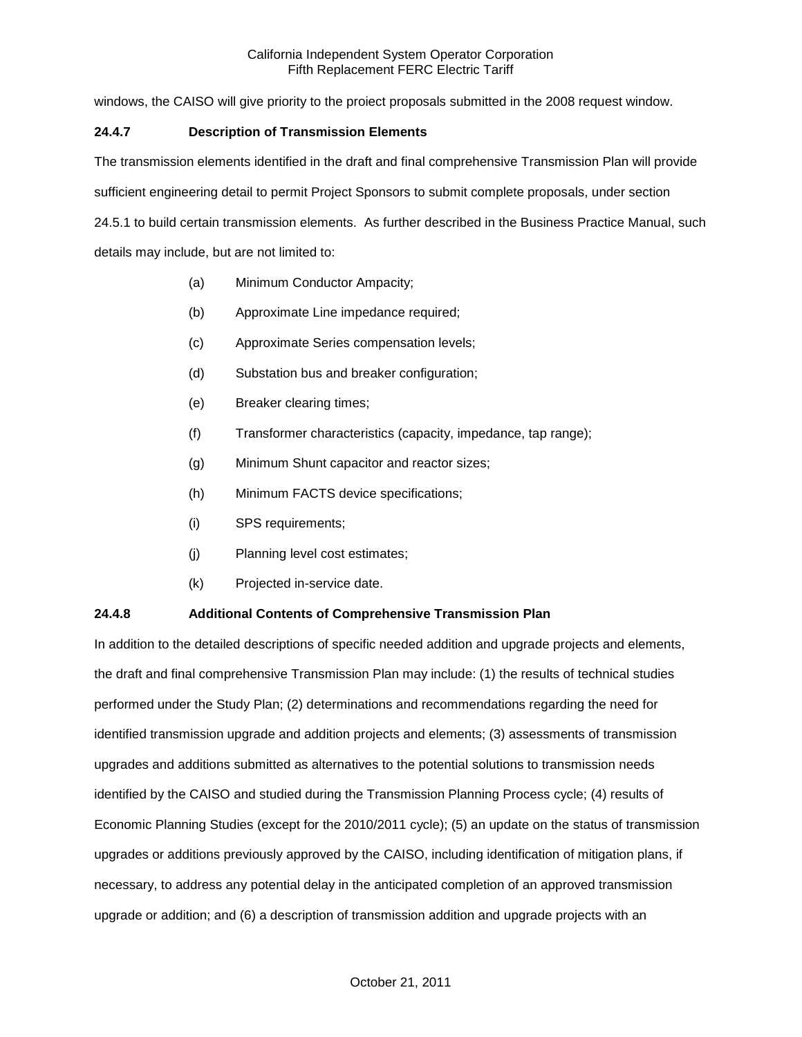windows, the CAISO will give priority to the project proposals submitted in the 2008 request window.

**24.4.7 Description of Transmission Elements**

The transmission elements identified in the draft and final comprehensive Transmission Plan will provide sufficient engineering detail to permit Project Sponsors to submit complete proposals, under section 24.5.1 to build certain transmission elements. As further described in the Business Practice Manual, such details may include, but are not limited to:

(a) Minimum Conductor Ampacity;

(b) Approximate Line impedance required;

(c) Approximate Series compensation levels;

(d) Substation bus and breaker configuration;

(e) Breaker clearing times;

(f) Transformer characteristics (capacity, impedance, tap range);

(g) Minimum Shunt capacitor and reactor sizes;

(h) Minimum FACTS device specifications;

(i) SPS requirements;

(j) Planning level cost estimates;

(k) Projected in-service date.

**24.4.8 Additional Contents of Comprehensive Transmission Plan**

In addition to the detailed descriptions of specific needed addition and upgrade projects and elements, the draft and final comprehensive Transmission Plan may include: (1) the results of technical studies performed under the Study Plan; (2) determinations and recommendations regarding the need for identified transmission upgrade and addition projects and elements; (3) assessments of transmission upgrades and additions submitted as alternatives to the potential solutions to transmission needs identified by the CAISO and studied during the Transmission Planning Process cycle; (4) results of Economic Planning Studies (except for the 2010/2011 cycle); (5) an update on the status of transmission upgrades or additions previously approved by the CAISO, including identification of mitigation plans, if necessary, to address any potential delay in the anticipated completion of an approved transmission upgrade or addition; and (6) a description of transmission addition and upgrade projects with an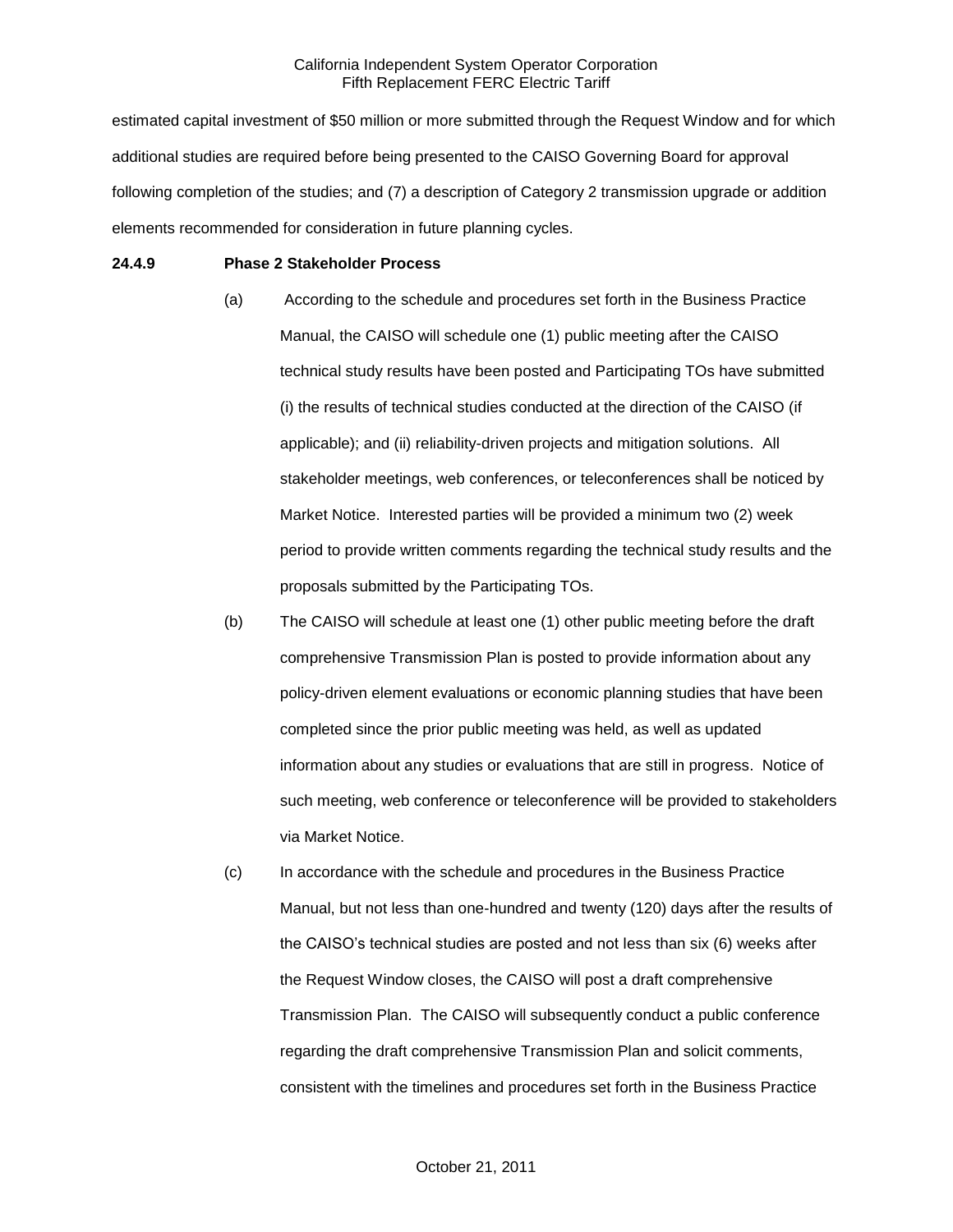estimated capital investment of $50 million or more submitted through the Request Window and for which additional studies are required before being presented to the CAISO Governing Board for approval following completion of the studies; and (7) a description of Category 2 transmission upgrade or addition elements recommended for consideration in future planning cycles.

**24.4.9 Phase 2 Stakeholder Process**

(a) According to the schedule and procedures set forth in the Business Practice Manual, the CAISO will schedule one (1) public meeting after the CAISO technical study results have been posted and Participating TOs have submitted (i) the results of technical studies conducted at the direction of the CAISO (if applicable); and (ii) reliability-driven projects and mitigation solutions. All stakeholder meetings, web conferences, or teleconferences shall be noticed by Market Notice. Interested parties will be provided a minimum two (2) week period to provide written comments regarding the technical study results and the proposals submitted by the Participating TOs.

(b) The CAISO will schedule at least one (1) other public meeting before the draft comprehensive Transmission Plan is posted to provide information about any policy-driven element evaluations or economic planning studies that have been completed since the prior public meeting was held, as well as updated information about any studies or evaluations that are still in progress. Notice of such meeting, web conference or teleconference will be provided to stakeholders via Market Notice.

(c) In accordance with the schedule and procedures in the Business Practice Manual, but not less than one-hundred and twenty (120) days after the results of the CAISO's technical studies are posted and not less than six (6) weeks after the Request Window closes, the CAISO will post a draft comprehensive Transmission Plan. The CAISO will subsequently conduct a public conference regarding the draft comprehensive Transmission Plan and solicit comments, consistent with the timelines and procedures set forth in the Business Practice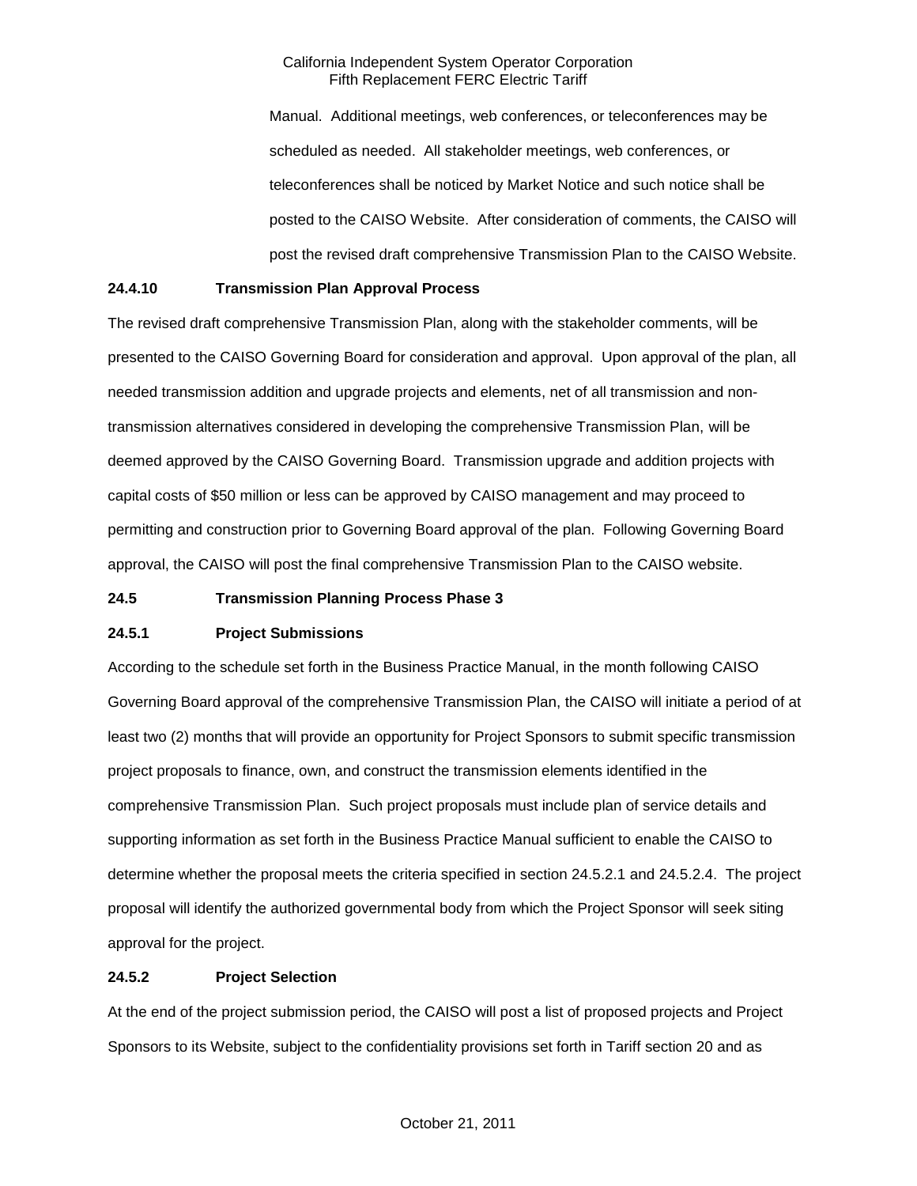Manual. Additional meetings, web conferences, or teleconferences may be scheduled as needed. All stakeholder meetings, web conferences, or teleconferences shall be noticed by Market Notice and such notice shall be posted to the CAISO Website. After consideration of comments, the CAISO will post the revised draft comprehensive Transmission Plan to the CAISO Website.

**24.4.10 Transmission Plan Approval Process**

The revised draft comprehensive Transmission Plan, along with the stakeholder comments, will be presented to the CAISO Governing Board for consideration and approval. Upon approval of the plan, all needed transmission addition and upgrade projects and elements, net of all transmission and non-transmission alternatives considered in developing the comprehensive Transmission Plan, will be deemed approved by the CAISO Governing Board. Transmission upgrade and addition projects with capital costs of $50 million or less can be approved by CAISO management and may proceed to permitting and construction prior to Governing Board approval of the plan. Following Governing Board approval, the CAISO will post the final comprehensive Transmission Plan to the CAISO website.

**24.5 Transmission Planning Process Phase 3**

**24.5.1 Project Submissions**

According to the schedule set forth in the Business Practice Manual, in the month following CAISO Governing Board approval of the comprehensive Transmission Plan, the CAISO will initiate a period of at least two (2) months that will provide an opportunity for Project Sponsors to submit specific transmission project proposals to finance, own, and construct the transmission elements identified in the comprehensive Transmission Plan. Such project proposals must include plan of service details and supporting information as set forth in the Business Practice Manual sufficient to enable the CAISO to determine whether the proposal meets the criteria specified in section 24.5.2.1 and 24.5.2.4. The project proposal will identify the authorized governmental body from which the Project Sponsor will seek siting approval for the project.

**24.5.2 Project Selection**

At the end of the project submission period, the CAISO will post a list of proposed projects and Project Sponsors to its Website, subject to the confidentiality provisions set forth in Tariff section 20 and as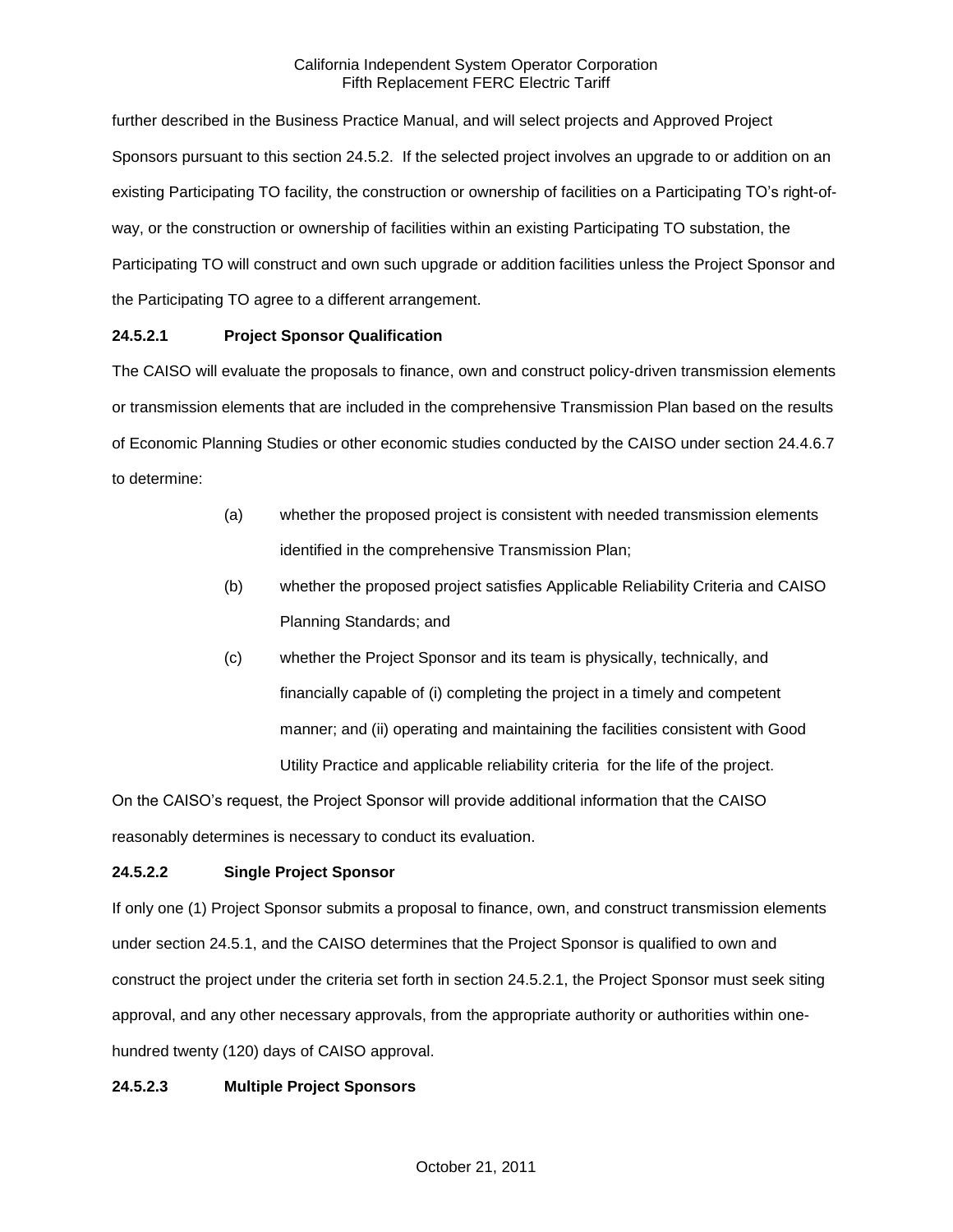further described in the Business Practice Manual, and will select projects and Approved Project Sponsors pursuant to this section 24.5.2. If the selected project involves an upgrade to or addition on an existing Participating TO facility, the construction or ownership of facilities on a Participating TO's right-of-way, or the construction or ownership of facilities within an existing Participating TO substation, the Participating TO will construct and own such upgrade or addition facilities unless the Project Sponsor and the Participating TO agree to a different arrangement.

**24.5.2.1 Project Sponsor Qualification**

The CAISO will evaluate the proposals to finance, own and construct policy-driven transmission elements or transmission elements that are included in the comprehensive Transmission Plan based on the results of Economic Planning Studies or other economic studies conducted by the CAISO under section 24.4.6.7 to determine:

(a) whether the proposed project is consistent with needed transmission elements identified in the comprehensive Transmission Plan;

(b) whether the proposed project satisfies Applicable Reliability Criteria and CAISO Planning Standards; and

(c) whether the Project Sponsor and its team is physically, technically, and financially capable of (i) completing the project in a timely and competent manner; and (ii) operating and maintaining the facilities consistent with Good Utility Practice and applicable reliability criteria for the life of the project.

On the CAISO's request, the Project Sponsor will provide additional information that the CAISO reasonably determines is necessary to conduct its evaluation.

**24.5.2.2 Single Project Sponsor**

If only one (1) Project Sponsor submits a proposal to finance, own, and construct transmission elements under section 24.5.1, and the CAISO determines that the Project Sponsor is qualified to own and construct the project under the criteria set forth in section 24.5.2.1, the Project Sponsor must seek siting approval, and any other necessary approvals, from the appropriate authority or authorities within one-hundred twenty (120) days of CAISO approval.

**24.5.2.3 Multiple Project Sponsors**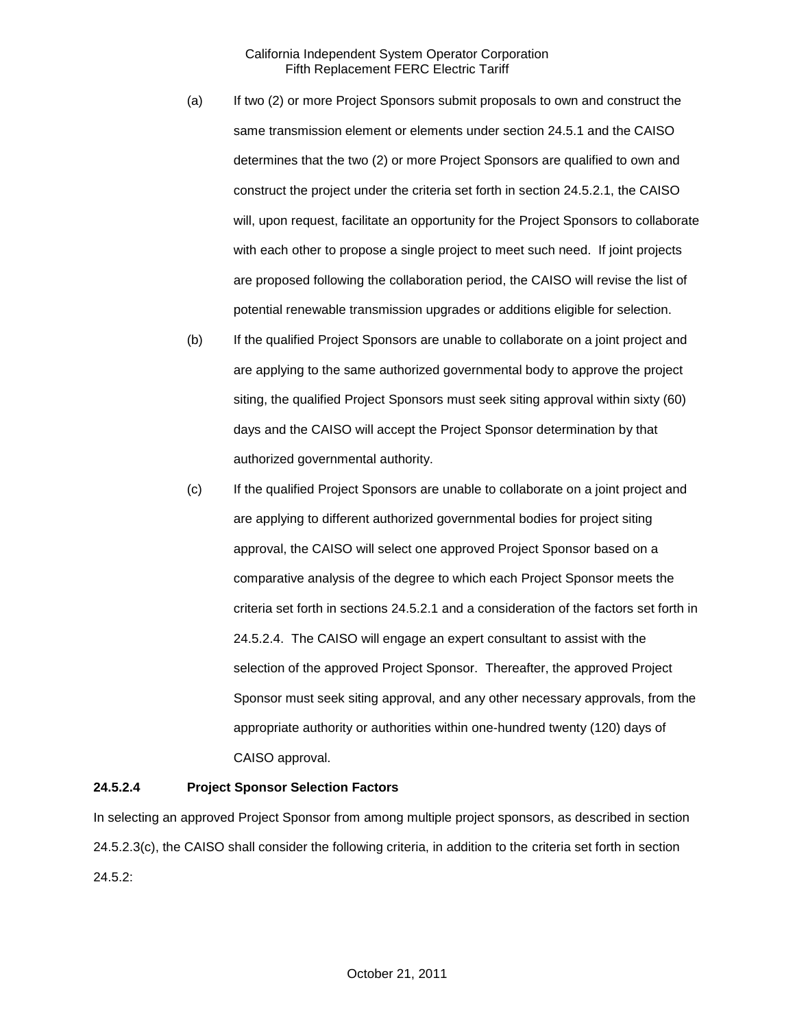(a) If two (2) or more Project Sponsors submit proposals to own and construct the same transmission element or elements under section 24.5.1 and the CAISO determines that the two (2) or more Project Sponsors are qualified to own and construct the project under the criteria set forth in section 24.5.2.1, the CAISO will, upon request, facilitate an opportunity for the Project Sponsors to collaborate with each other to propose a single project to meet such need. If joint projects are proposed following the collaboration period, the CAISO will revise the list of potential renewable transmission upgrades or additions eligible for selection.

(b) If the qualified Project Sponsors are unable to collaborate on a joint project and are applying to the same authorized governmental body to approve the project siting, the qualified Project Sponsors must seek siting approval within sixty (60) days and the CAISO will accept the Project Sponsor determination by that authorized governmental authority.

(c) If the qualified Project Sponsors are unable to collaborate on a joint project and are applying to different authorized governmental bodies for project siting approval, the CAISO will select one approved Project Sponsor based on a comparative analysis of the degree to which each Project Sponsor meets the criteria set forth in sections 24.5.2.1 and a consideration of the factors set forth in 24.5.2.4. The CAISO will engage an expert consultant to assist with the selection of the approved Project Sponsor. Thereafter, the approved Project Sponsor must seek siting approval, and any other necessary approvals, from the appropriate authority or authorities within one-hundred twenty (120) days of CAISO approval.

**24.5.2.4 Project Sponsor Selection Factors**

In selecting an approved Project Sponsor from among multiple project sponsors, as described in section 24.5.2.3(c), the CAISO shall consider the following criteria, in addition to the criteria set forth in section 24.5.2: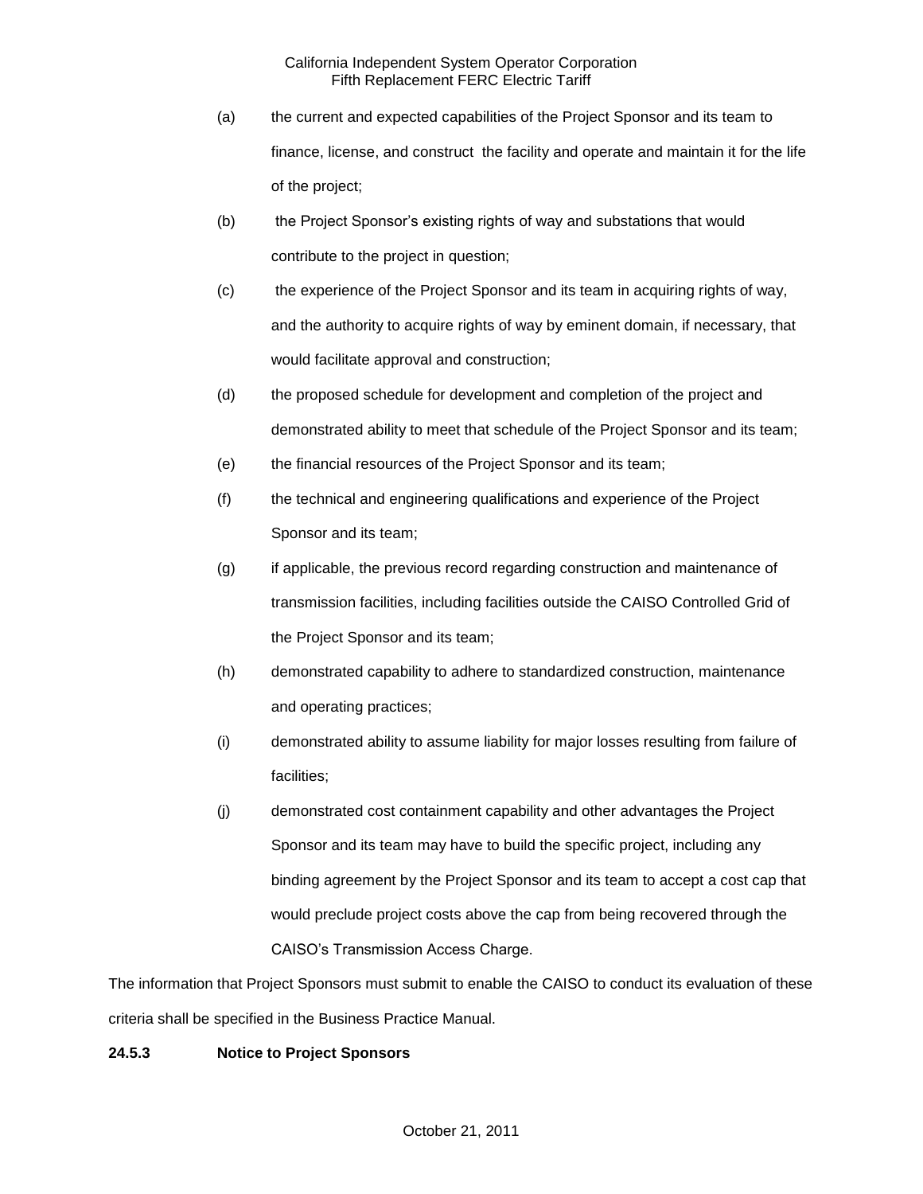(a) the current and expected capabilities of the Project Sponsor and its team to finance, license, and construct the facility and operate and maintain it for the life of the project;

(b) the Project Sponsor's existing rights of way and substations that would contribute to the project in question;

(c) the experience of the Project Sponsor and its team in acquiring rights of way, and the authority to acquire rights of way by eminent domain, if necessary, that would facilitate approval and construction;

(d) the proposed schedule for development and completion of the project and demonstrated ability to meet that schedule of the Project Sponsor and its team;

(e) the financial resources of the Project Sponsor and its team;

(f) the technical and engineering qualifications and experience of the Project Sponsor and its team;

(g) if applicable, the previous record regarding construction and maintenance of transmission facilities, including facilities outside the CAISO Controlled Grid of the Project Sponsor and its team;

(h) demonstrated capability to adhere to standardized construction, maintenance and operating practices;

(i) demonstrated ability to assume liability for major losses resulting from failure of facilities;

(j) demonstrated cost containment capability and other advantages the Project Sponsor and its team may have to build the specific project, including any binding agreement by the Project Sponsor and its team to accept a cost cap that would preclude project costs above the cap from being recovered through the CAISO's Transmission Access Charge.

The information that Project Sponsors must submit to enable the CAISO to conduct its evaluation of these criteria shall be specified in the Business Practice Manual.

**24.5.3 Notice to Project Sponsors**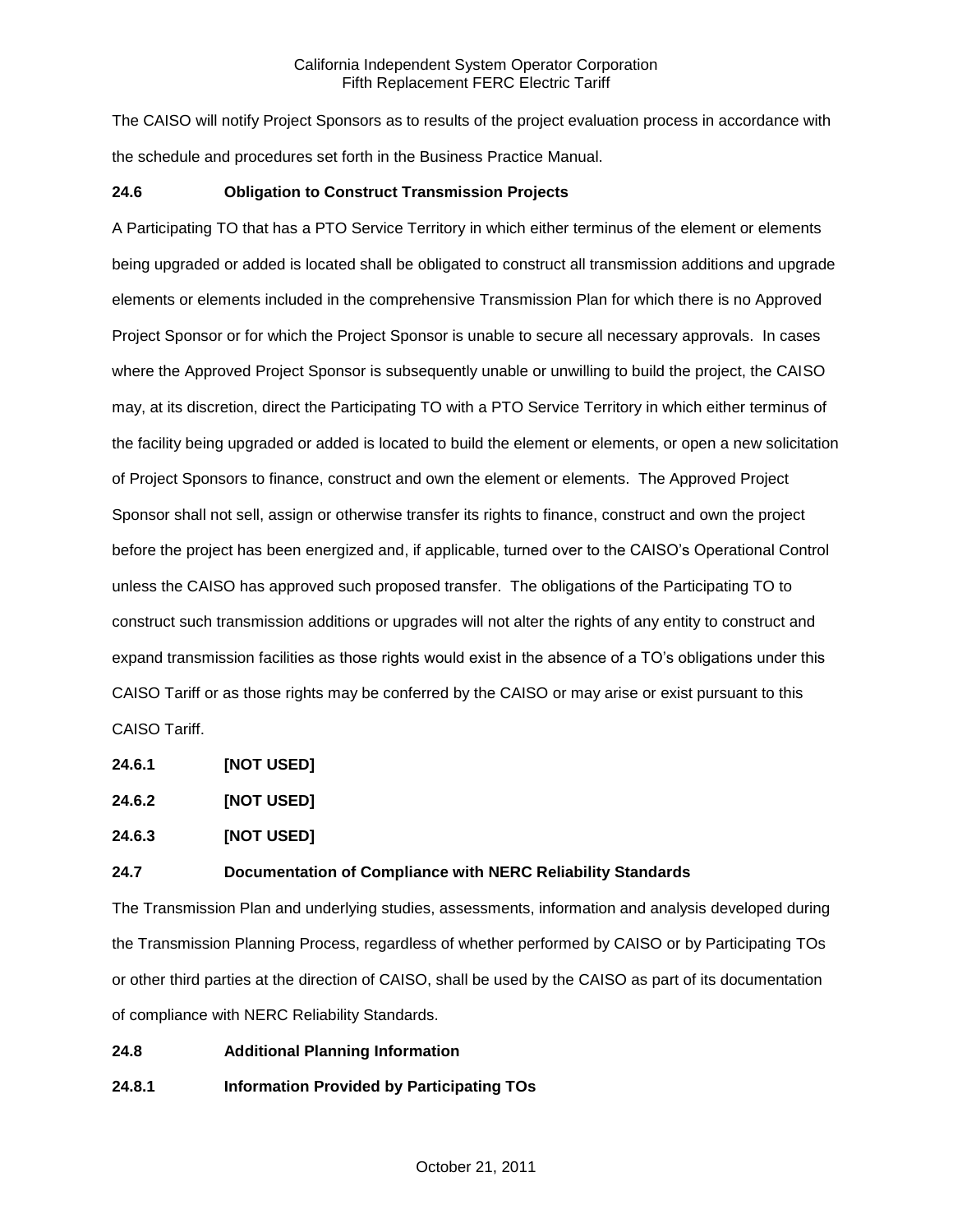The CAISO will notify Project Sponsors as to results of the project evaluation process in accordance with the schedule and procedures set forth in the Business Practice Manual.

**24.6 Obligation to Construct Transmission Projects**

A Participating TO that has a PTO Service Territory in which either terminus of the element or elements being upgraded or added is located shall be obligated to construct all transmission additions and upgrade elements or elements included in the comprehensive Transmission Plan for which there is no Approved Project Sponsor or for which the Project Sponsor is unable to secure all necessary approvals. In cases where the Approved Project Sponsor is subsequently unable or unwilling to build the project, the CAISO may, at its discretion, direct the Participating TO with a PTO Service Territory in which either terminus of the facility being upgraded or added is located to build the element or elements, or open a new solicitation of Project Sponsors to finance, construct and own the element or elements. The Approved Project Sponsor shall not sell, assign or otherwise transfer its rights to finance, construct and own the project before the project has been energized and, if applicable, turned over to the CAISO's Operational Control unless the CAISO has approved such proposed transfer. The obligations of the Participating TO to construct such transmission additions or upgrades will not alter the rights of any entity to construct and expand transmission facilities as those rights would exist in the absence of a TO's obligations under this CAISO Tariff or as those rights may be conferred by the CAISO or may arise or exist pursuant to this CAISO Tariff.

**24.6.1 [NOT USED]**

**24.6.2 [NOT USED]**

**24.6.3 [NOT USED]**

**24.7 Documentation of Compliance with NERC Reliability Standards**

The Transmission Plan and underlying studies, assessments, information and analysis developed during the Transmission Planning Process, regardless of whether performed by CAISO or by Participating TOs or other third parties at the direction of CAISO, shall be used by the CAISO as part of its documentation of compliance with NERC Reliability Standards.

**24.8 Additional Planning Information**

**24.8.1 Information Provided by Participating TOs**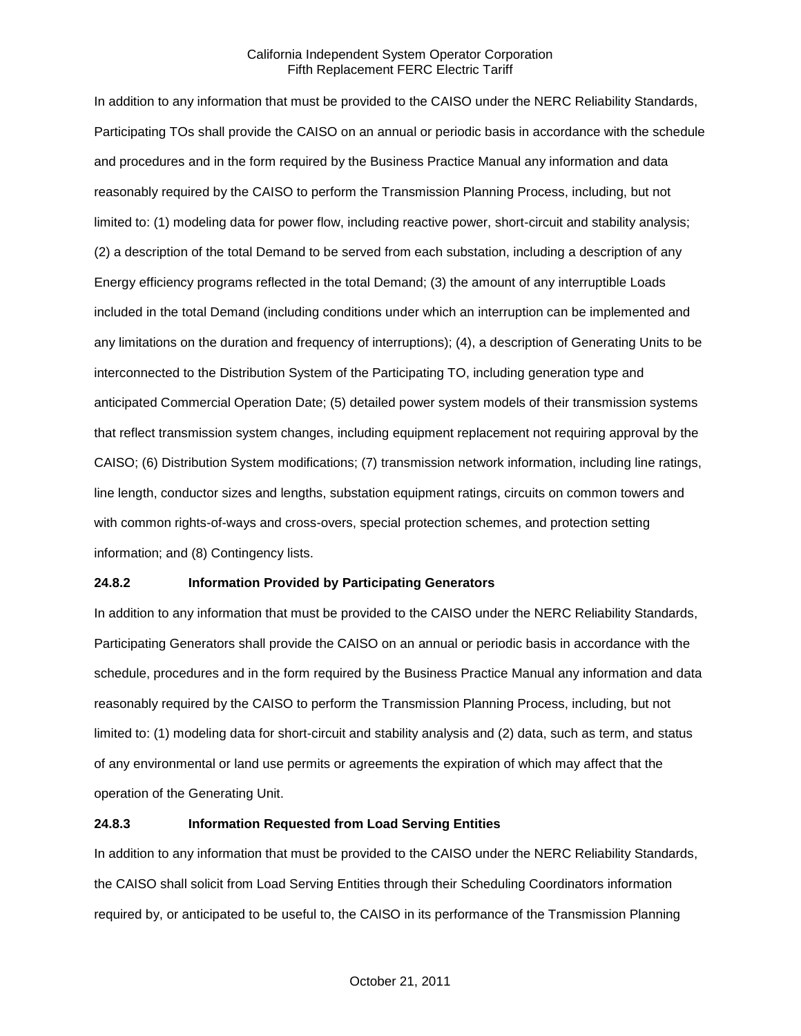In addition to any information that must be provided to the CAISO under the NERC Reliability Standards, Participating TOs shall provide the CAISO on an annual or periodic basis in accordance with the schedule and procedures and in the form required by the Business Practice Manual any information and data reasonably required by the CAISO to perform the Transmission Planning Process, including, but not limited to: (1) modeling data for power flow, including reactive power, short-circuit and stability analysis; (2) a description of the total Demand to be served from each substation, including a description of any Energy efficiency programs reflected in the total Demand; (3) the amount of any interruptible Loads included in the total Demand (including conditions under which an interruption can be implemented and any limitations on the duration and frequency of interruptions); (4), a description of Generating Units to be interconnected to the Distribution System of the Participating TO, including generation type and anticipated Commercial Operation Date; (5) detailed power system models of their transmission systems that reflect transmission system changes, including equipment replacement not requiring approval by the CAISO; (6) Distribution System modifications; (7) transmission network information, including line ratings, line length, conductor sizes and lengths, substation equipment ratings, circuits on common towers and with common rights-of-ways and cross-overs, special protection schemes, and protection setting information; and (8) Contingency lists.

**24.8.2 Information Provided by Participating Generators**

In addition to any information that must be provided to the CAISO under the NERC Reliability Standards, Participating Generators shall provide the CAISO on an annual or periodic basis in accordance with the schedule, procedures and in the form required by the Business Practice Manual any information and data reasonably required by the CAISO to perform the Transmission Planning Process, including, but not limited to: (1) modeling data for short-circuit and stability analysis and (2) data, such as term, and status of any environmental or land use permits or agreements the expiration of which may affect that the operation of the Generating Unit.

**24.8.3 Information Requested from Load Serving Entities**

In addition to any information that must be provided to the CAISO under the NERC Reliability Standards, the CAISO shall solicit from Load Serving Entities through their Scheduling Coordinators information required by, or anticipated to be useful to, the CAISO in its performance of the Transmission Planning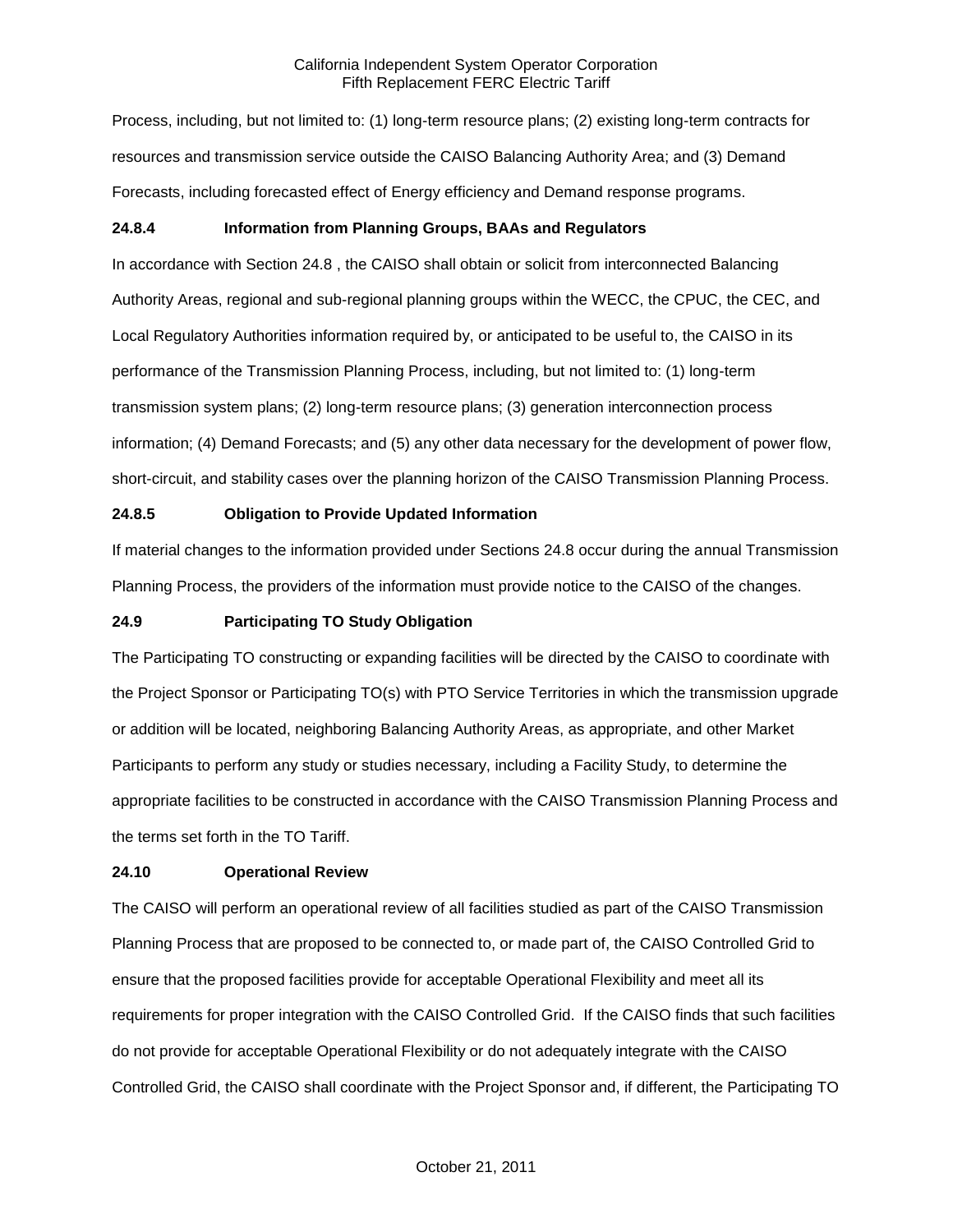Process, including, but not limited to: (1) long-term resource plans; (2) existing long-term contracts for resources and transmission service outside the CAISO Balancing Authority Area; and (3) Demand Forecasts, including forecasted effect of Energy efficiency and Demand response programs.

**24.8.4 Information from Planning Groups, BAAs and Regulators**

In accordance with Section 24.8 , the CAISO shall obtain or solicit from interconnected Balancing Authority Areas, regional and sub-regional planning groups within the WECC, the CPUC, the CEC, and Local Regulatory Authorities information required by, or anticipated to be useful to, the CAISO in its performance of the Transmission Planning Process, including, but not limited to: (1) long-term transmission system plans; (2) long-term resource plans; (3) generation interconnection process information; (4) Demand Forecasts; and (5) any other data necessary for the development of power flow, short-circuit, and stability cases over the planning horizon of the CAISO Transmission Planning Process.

**24.8.5 Obligation to Provide Updated Information**

If material changes to the information provided under Sections 24.8 occur during the annual Transmission Planning Process, the providers of the information must provide notice to the CAISO of the changes.

**24.9 Participating TO Study Obligation**

The Participating TO constructing or expanding facilities will be directed by the CAISO to coordinate with the Project Sponsor or Participating TO(s) with PTO Service Territories in which the transmission upgrade or addition will be located, neighboring Balancing Authority Areas, as appropriate, and other Market Participants to perform any study or studies necessary, including a Facility Study, to determine the appropriate facilities to be constructed in accordance with the CAISO Transmission Planning Process and the terms set forth in the TO Tariff.

**24.10 Operational Review**

The CAISO will perform an operational review of all facilities studied as part of the CAISO Transmission Planning Process that are proposed to be connected to, or made part of, the CAISO Controlled Grid to ensure that the proposed facilities provide for acceptable Operational Flexibility and meet all its requirements for proper integration with the CAISO Controlled Grid. If the CAISO finds that such facilities do not provide for acceptable Operational Flexibility or do not adequately integrate with the CAISO Controlled Grid, the CAISO shall coordinate with the Project Sponsor and, if different, the Participating TO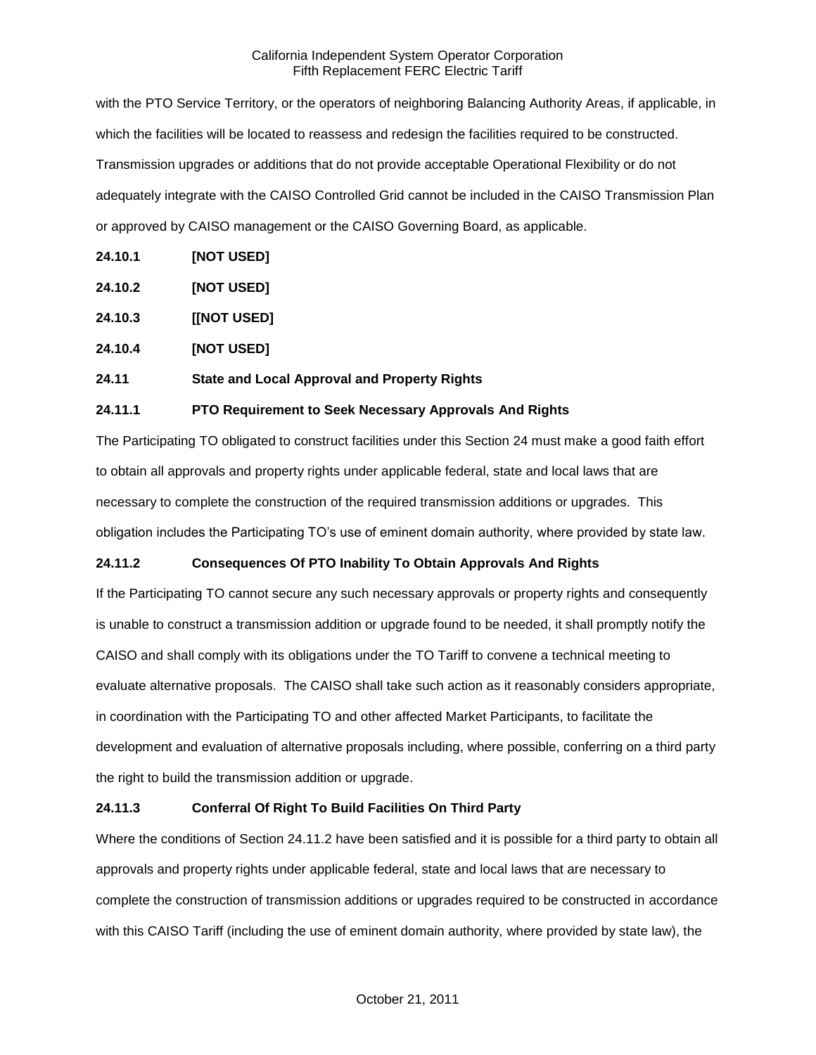with the PTO Service Territory, or the operators of neighboring Balancing Authority Areas, if applicable, in which the facilities will be located to reassess and redesign the facilities required to be constructed. Transmission upgrades or additions that do not provide acceptable Operational Flexibility or do not adequately integrate with the CAISO Controlled Grid cannot be included in the CAISO Transmission Plan or approved by CAISO management or the CAISO Governing Board, as applicable.

**24.10.1 [NOT USED]**

**24.10.2 [NOT USED]**

**24.10.3 [[NOT USED]**

**24.10.4 [NOT USED]**

**24.11 State and Local Approval and Property Rights**

**24.11.1 PTO Requirement to Seek Necessary Approvals And Rights**

The Participating TO obligated to construct facilities under this Section 24 must make a good faith effort to obtain all approvals and property rights under applicable federal, state and local laws that are necessary to complete the construction of the required transmission additions or upgrades. This obligation includes the Participating TO's use of eminent domain authority, where provided by state law.

**24.11.2 Consequences Of PTO Inability To Obtain Approvals And Rights**

If the Participating TO cannot secure any such necessary approvals or property rights and consequently is unable to construct a transmission addition or upgrade found to be needed, it shall promptly notify the CAISO and shall comply with its obligations under the TO Tariff to convene a technical meeting to evaluate alternative proposals. The CAISO shall take such action as it reasonably considers appropriate, in coordination with the Participating TO and other affected Market Participants, to facilitate the development and evaluation of alternative proposals including, where possible, conferring on a third party the right to build the transmission addition or upgrade.

**24.11.3 Conferral Of Right To Build Facilities On Third Party**

Where the conditions of Section 24.11.2 have been satisfied and it is possible for a third party to obtain all approvals and property rights under applicable federal, state and local laws that are necessary to complete the construction of transmission additions or upgrades required to be constructed in accordance with this CAISO Tariff (including the use of eminent domain authority, where provided by state law), the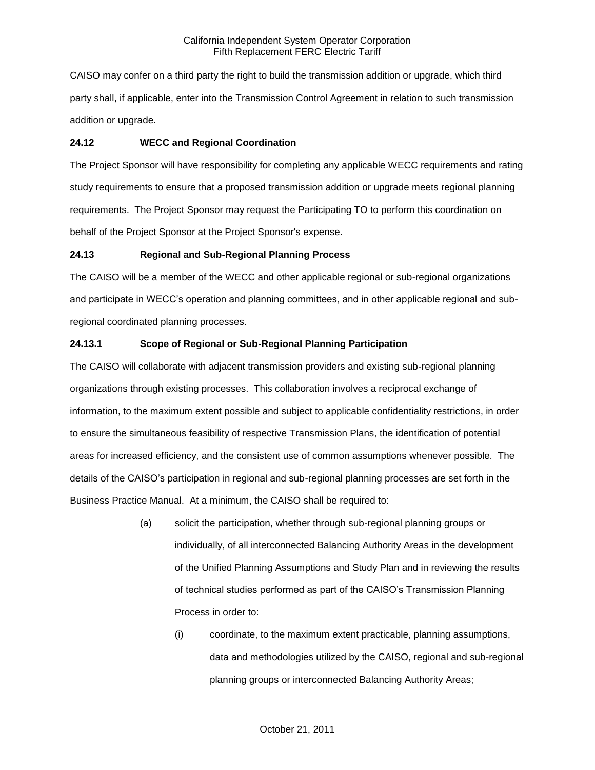CAISO may confer on a third party the right to build the transmission addition or upgrade, which third party shall, if applicable, enter into the Transmission Control Agreement in relation to such transmission addition or upgrade.

**24.12 WECC and Regional Coordination**

The Project Sponsor will have responsibility for completing any applicable WECC requirements and rating study requirements to ensure that a proposed transmission addition or upgrade meets regional planning requirements. The Project Sponsor may request the Participating TO to perform this coordination on behalf of the Project Sponsor at the Project Sponsor's expense.

**24.13 Regional and Sub-Regional Planning Process**

The CAISO will be a member of the WECC and other applicable regional or sub-regional organizations and participate in WECC's operation and planning committees, and in other applicable regional and sub-regional coordinated planning processes.

**24.13.1 Scope of Regional or Sub-Regional Planning Participation**

The CAISO will collaborate with adjacent transmission providers and existing sub-regional planning organizations through existing processes. This collaboration involves a reciprocal exchange of information, to the maximum extent possible and subject to applicable confidentiality restrictions, in order to ensure the simultaneous feasibility of respective Transmission Plans, the identification of potential areas for increased efficiency, and the consistent use of common assumptions whenever possible. The details of the CAISO's participation in regional and sub-regional planning processes are set forth in the Business Practice Manual. At a minimum, the CAISO shall be required to:

(a) solicit the participation, whether through sub-regional planning groups or individually, of all interconnected Balancing Authority Areas in the development of the Unified Planning Assumptions and Study Plan and in reviewing the results of technical studies performed as part of the CAISO's Transmission Planning Process in order to:

(i) coordinate, to the maximum extent practicable, planning assumptions, data and methodologies utilized by the CAISO, regional and sub-regional planning groups or interconnected Balancing Authority Areas;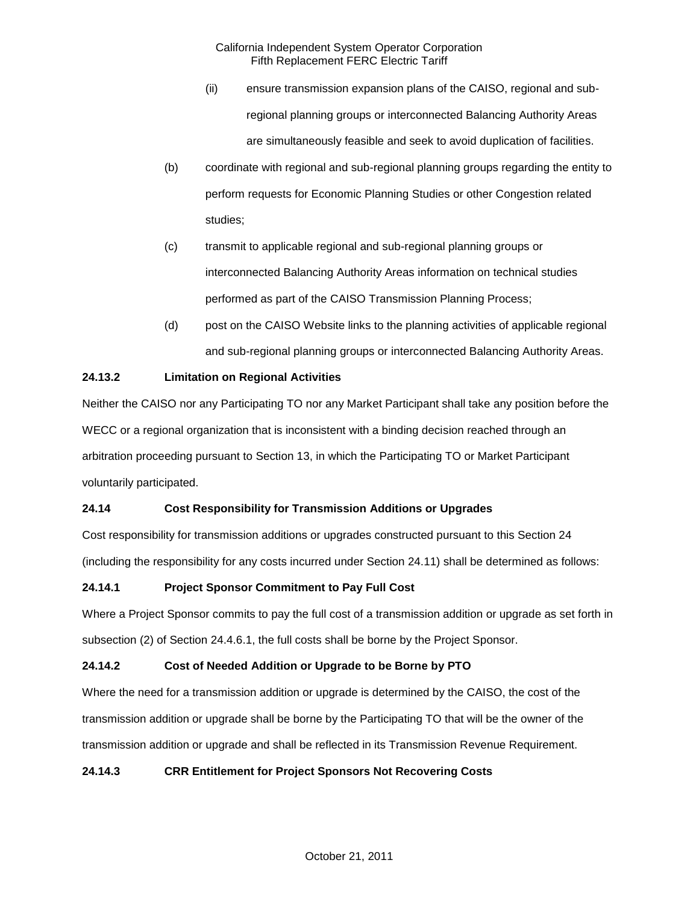(ii) ensure transmission expansion plans of the CAISO, regional and sub-regional planning groups or interconnected Balancing Authority Areas are simultaneously feasible and seek to avoid duplication of facilities.

(b) coordinate with regional and sub-regional planning groups regarding the entity to perform requests for Economic Planning Studies or other Congestion related studies;

(c) transmit to applicable regional and sub-regional planning groups or interconnected Balancing Authority Areas information on technical studies performed as part of the CAISO Transmission Planning Process;

(d) post on the CAISO Website links to the planning activities of applicable regional and sub-regional planning groups or interconnected Balancing Authority Areas.

**24.13.2 Limitation on Regional Activities**

Neither the CAISO nor any Participating TO nor any Market Participant shall take any position before the WECC or a regional organization that is inconsistent with a binding decision reached through an arbitration proceeding pursuant to Section 13, in which the Participating TO or Market Participant voluntarily participated.

**24.14 Cost Responsibility for Transmission Additions or Upgrades**

Cost responsibility for transmission additions or upgrades constructed pursuant to this Section 24 (including the responsibility for any costs incurred under Section 24.11) shall be determined as follows:

**24.14.1 Project Sponsor Commitment to Pay Full Cost**

Where a Project Sponsor commits to pay the full cost of a transmission addition or upgrade as set forth in subsection (2) of Section 24.4.6.1, the full costs shall be borne by the Project Sponsor.

**24.14.2 Cost of Needed Addition or Upgrade to be Borne by PTO**

Where the need for a transmission addition or upgrade is determined by the CAISO, the cost of the transmission addition or upgrade shall be borne by the Participating TO that will be the owner of the transmission addition or upgrade and shall be reflected in its Transmission Revenue Requirement.

**24.14.3 CRR Entitlement for Project Sponsors Not Recovering Costs**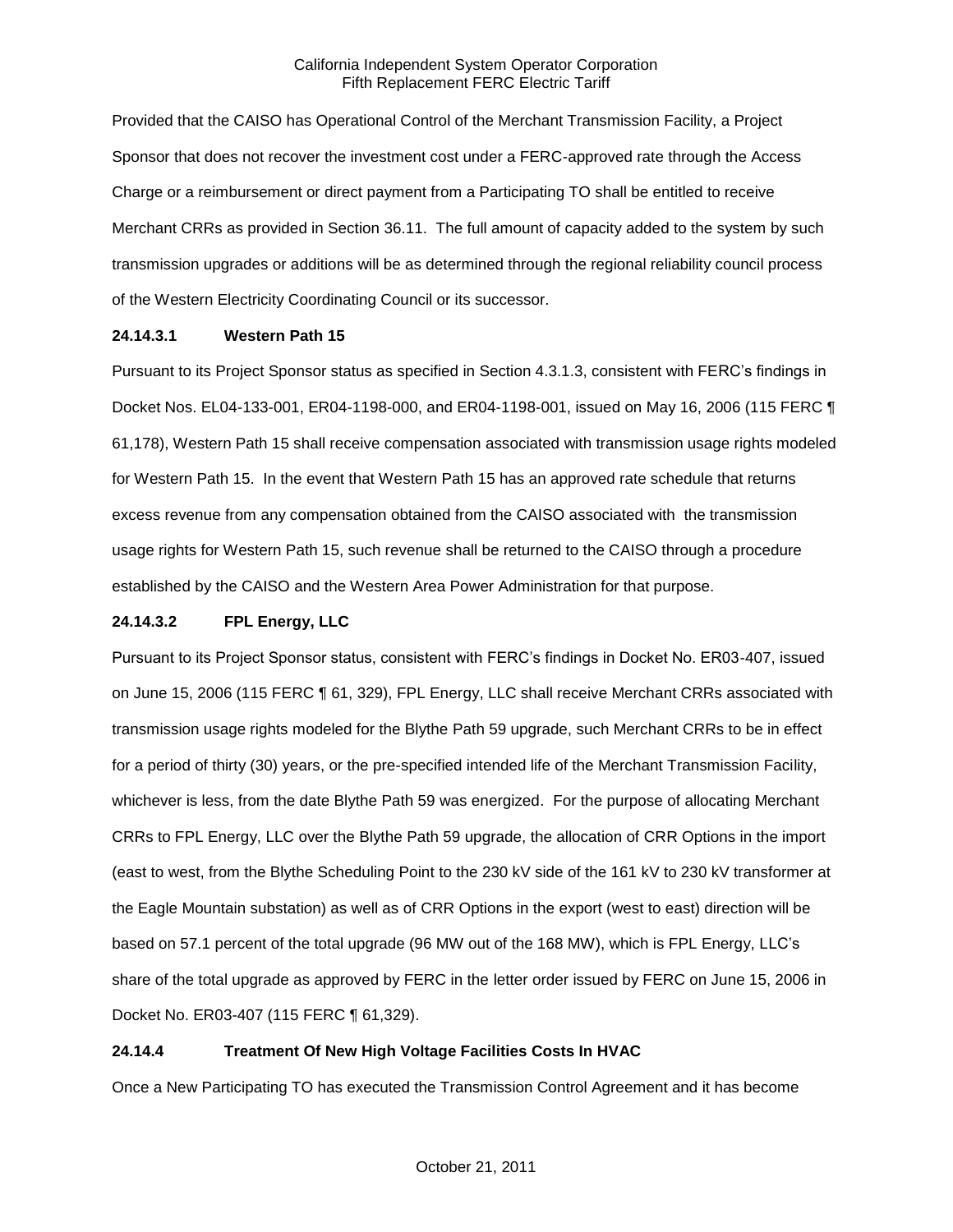Provided that the CAISO has Operational Control of the Merchant Transmission Facility, a Project Sponsor that does not recover the investment cost under a FERC-approved rate through the Access Charge or a reimbursement or direct payment from a Participating TO shall be entitled to receive Merchant CRRs as provided in Section 36.11. The full amount of capacity added to the system by such transmission upgrades or additions will be as determined through the regional reliability council process of the Western Electricity Coordinating Council or its successor.

### 24.14.3.1 Western Path 15

Pursuant to its Project Sponsor status as specified in Section 4.3.1.3, consistent with FERC's findings in Docket Nos. EL04-133-001, ER04-1198-000, and ER04-1198-001, issued on May 16, 2006 (115 FERC ¶ 61,178), Western Path 15 shall receive compensation associated with transmission usage rights modeled for Western Path 15. In the event that Western Path 15 has an approved rate schedule that returns excess revenue from any compensation obtained from the CAISO associated with the transmission usage rights for Western Path 15, such revenue shall be returned to the CAISO through a procedure established by the CAISO and the Western Area Power Administration for that purpose.

### 24.14.3.2 FPL Energy, LLC

Pursuant to its Project Sponsor status, consistent with FERC's findings in Docket No. ER03-407, issued on June 15, 2006 (115 FERC ¶ 61, 329), FPL Energy, LLC shall receive Merchant CRRs associated with transmission usage rights modeled for the Blythe Path 59 upgrade, such Merchant CRRs to be in effect for a period of thirty (30) years, or the pre-specified intended life of the Merchant Transmission Facility, whichever is less, from the date Blythe Path 59 was energized. For the purpose of allocating Merchant CRRs to FPL Energy, LLC over the Blythe Path 59 upgrade, the allocation of CRR Options in the import (east to west, from the Blythe Scheduling Point to the 230 kV side of the 161 kV to 230 kV transformer at the Eagle Mountain substation) as well as of CRR Options in the export (west to east) direction will be based on 57.1 percent of the total upgrade (96 MW out of the 168 MW), which is FPL Energy, LLC's share of the total upgrade as approved by FERC in the letter order issued by FERC on June 15, 2006 in Docket No. ER03-407 (115 FERC ¶ 61,329).

### 24.14.4 Treatment Of New High Voltage Facilities Costs In HVAC

Once a New Participating TO has executed the Transmission Control Agreement and it has become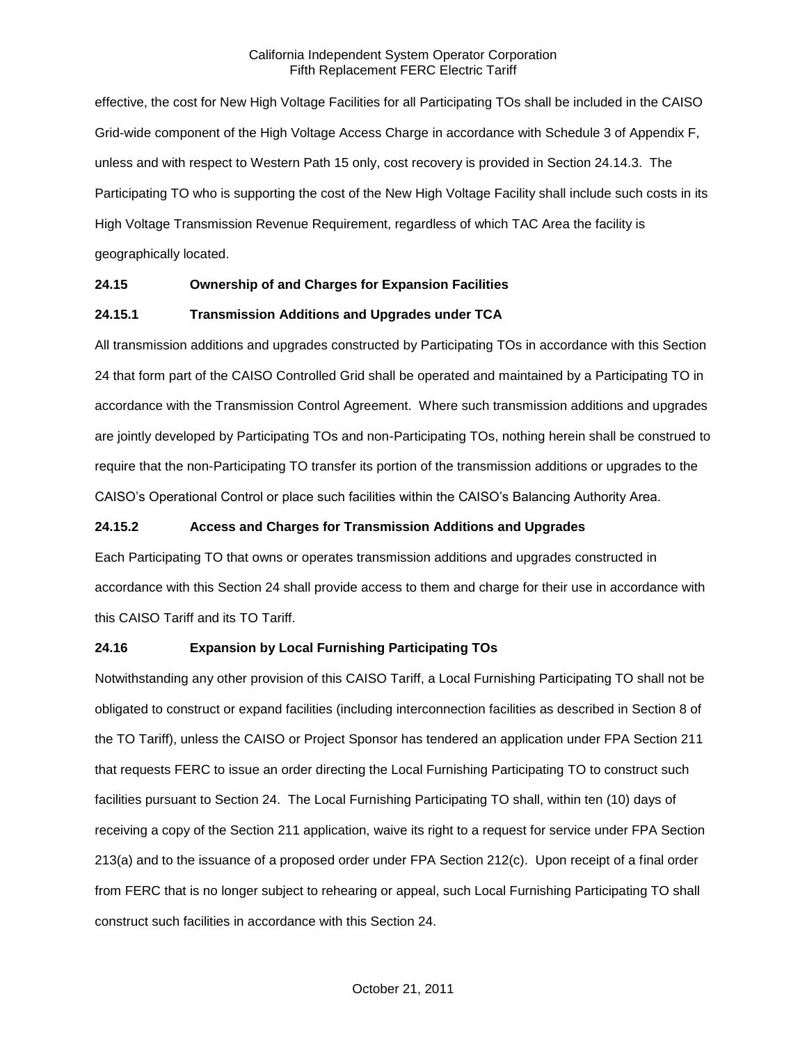effective, the cost for New High Voltage Facilities for all Participating TOs shall be included in the CAISO Grid-wide component of the High Voltage Access Charge in accordance with Schedule 3 of Appendix F, unless and with respect to Western Path 15 only, cost recovery is provided in Section 24.14.3. The Participating TO who is supporting the cost of the New High Voltage Facility shall include such costs in its High Voltage Transmission Revenue Requirement, regardless of which TAC Area the facility is geographically located.

**24.15 Ownership of and Charges for Expansion Facilities**

**24.15.1 Transmission Additions and Upgrades under TCA**

All transmission additions and upgrades constructed by Participating TOs in accordance with this Section 24 that form part of the CAISO Controlled Grid shall be operated and maintained by a Participating TO in accordance with the Transmission Control Agreement. Where such transmission additions and upgrades are jointly developed by Participating TOs and non-Participating TOs, nothing herein shall be construed to require that the non-Participating TO transfer its portion of the transmission additions or upgrades to the CAISO's Operational Control or place such facilities within the CAISO's Balancing Authority Area.

**24.15.2 Access and Charges for Transmission Additions and Upgrades**

Each Participating TO that owns or operates transmission additions and upgrades constructed in accordance with this Section 24 shall provide access to them and charge for their use in accordance with this CAISO Tariff and its TO Tariff.

**24.16 Expansion by Local Furnishing Participating TOs**

Notwithstanding any other provision of this CAISO Tariff, a Local Furnishing Participating TO shall not be obligated to construct or expand facilities (including interconnection facilities as described in Section 8 of the TO Tariff), unless the CAISO or Project Sponsor has tendered an application under FPA Section 211 that requests FERC to issue an order directing the Local Furnishing Participating TO to construct such facilities pursuant to Section 24. The Local Furnishing Participating TO shall, within ten (10) days of receiving a copy of the Section 211 application, waive its right to a request for service under FPA Section 213(a) and to the issuance of a proposed order under FPA Section 212(c). Upon receipt of a final order from FERC that is no longer subject to rehearing or appeal, such Local Furnishing Participating TO shall construct such facilities in accordance with this Section 24.